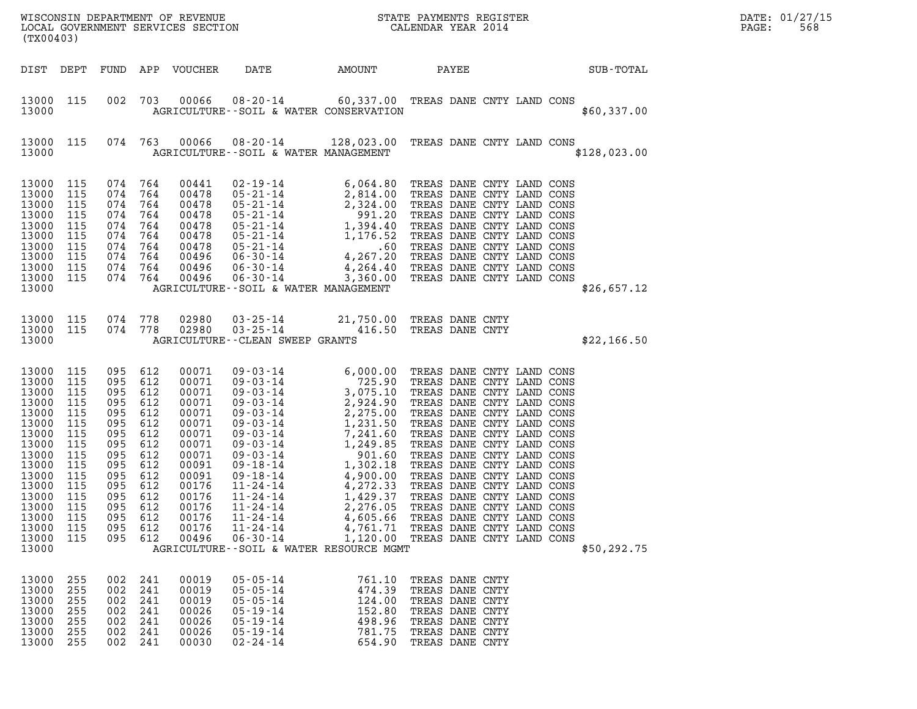WISCONSIN DEPARTMENT OF REVENUE
LOCAL GOVERNMENT SERVICES SECTION
(TX00403)

STATE PAYMENTS REGISTER
CALENDAR YEAR 2014

DATE: 01/27/15

| DIST | DEPT | FUND | APP | VOUCHER | DATE | AMOUNT | PAYEE | SUB-TOTAL |
|---|---|---|---|---|---|---|---|---|
| 13000 | 115 | 002 | 703 | 00066 | 08-20-14 | 60,337.00 | TREAS DANE CNTY LAND CONS | |
| 13000 | | | | | AGRICULTURE--SOIL & WATER CONSERVATION | | | $60,337.00 |
| 13000 | 115 | 074 | 763 | 00066 | 08-20-14 | 128,023.00 | TREAS DANE CNTY LAND CONS | |
| 13000 | | | | | AGRICULTURE--SOIL & WATER MANAGEMENT | | | $128,023.00 |
| 13000 | 115 | 074 | 764 | 00441 | 02-19-14 | 6,064.80 | TREAS DANE CNTY LAND CONS | |
| 13000 | 115 | 074 | 764 | 00478 | 05-21-14 | 2,814.00 | TREAS DANE CNTY LAND CONS | |
| 13000 | 115 | 074 | 764 | 00478 | 05-21-14 | 2,324.00 | TREAS DANE CNTY LAND CONS | |
| 13000 | 115 | 074 | 764 | 00478 | 05-21-14 | 991.20 | TREAS DANE CNTY LAND CONS | |
| 13000 | 115 | 074 | 764 | 00478 | 05-21-14 | 1,394.40 | TREAS DANE CNTY LAND CONS | |
| 13000 | 115 | 074 | 764 | 00478 | 05-21-14 | 1,176.52 | TREAS DANE CNTY LAND CONS | |
| 13000 | 115 | 074 | 764 | 00478 | 05-21-14 | .60 | TREAS DANE CNTY LAND CONS | |
| 13000 | 115 | 074 | 764 | 00496 | 06-30-14 | 4,267.20 | TREAS DANE CNTY LAND CONS | |
| 13000 | 115 | 074 | 764 | 00496 | 06-30-14 | 4,264.40 | TREAS DANE CNTY LAND CONS | |
| 13000 | 115 | 074 | 764 | 00496 | 06-30-14 | 3,360.00 | TREAS DANE CNTY LAND CONS | |
| 13000 | | | | | AGRICULTURE--SOIL & WATER MANAGEMENT | | | $26,657.12 |
| 13000 | 115 | 074 | 778 | 02980 | 03-25-14 | 21,750.00 | TREAS DANE CNTY | |
| 13000 | 115 | 074 | 778 | 02980 | 03-25-14 | 416.50 | TREAS DANE CNTY | |
| 13000 | | | | | AGRICULTURE--CLEAN SWEEP GRANTS | | | $22,166.50 |
| 13000 | 115 | 095 | 612 | 00071 | 09-03-14 | 6,000.00 | TREAS DANE CNTY LAND CONS | |
| 13000 | 115 | 095 | 612 | 00071 | 09-03-14 | 725.90 | TREAS DANE CNTY LAND CONS | |
| 13000 | 115 | 095 | 612 | 00071 | 09-03-14 | 3,075.10 | TREAS DANE CNTY LAND CONS | |
| 13000 | 115 | 095 | 612 | 00071 | 09-03-14 | 2,924.90 | TREAS DANE CNTY LAND CONS | |
| 13000 | 115 | 095 | 612 | 00071 | 09-03-14 | 2,275.00 | TREAS DANE CNTY LAND CONS | |
| 13000 | 115 | 095 | 612 | 00071 | 09-03-14 | 1,231.50 | TREAS DANE CNTY LAND CONS | |
| 13000 | 115 | 095 | 612 | 00071 | 09-03-14 | 7,241.60 | TREAS DANE CNTY LAND CONS | |
| 13000 | 115 | 095 | 612 | 00071 | 09-03-14 | 1,249.85 | TREAS DANE CNTY LAND CONS | |
| 13000 | 115 | 095 | 612 | 00071 | 09-03-14 | 901.60 | TREAS DANE CNTY LAND CONS | |
| 13000 | 115 | 095 | 612 | 00091 | 09-18-14 | 1,302.18 | TREAS DANE CNTY LAND CONS | |
| 13000 | 115 | 095 | 612 | 00091 | 09-18-14 | 4,900.00 | TREAS DANE CNTY LAND CONS | |
| 13000 | 115 | 095 | 612 | 00176 | 11-24-14 | 4,272.33 | TREAS DANE CNTY LAND CONS | |
| 13000 | 115 | 095 | 612 | 00176 | 11-24-14 | 1,429.37 | TREAS DANE CNTY LAND CONS | |
| 13000 | 115 | 095 | 612 | 00176 | 11-24-14 | 2,276.05 | TREAS DANE CNTY LAND CONS | |
| 13000 | 115 | 095 | 612 | 00176 | 11-24-14 | 4,605.66 | TREAS DANE CNTY LAND CONS | |
| 13000 | 115 | 095 | 612 | 00176 | 11-24-14 | 4,761.71 | TREAS DANE CNTY LAND CONS | |
| 13000 | 115 | 095 | 612 | 00496 | 06-30-14 | 1,120.00 | TREAS DANE CNTY LAND CONS | |
| 13000 | | | | | AGRICULTURE--SOIL & WATER RESOURCE MGMT | | | $50,292.75 |
| 13000 | 255 | 002 | 241 | 00019 | 05-05-14 | 761.10 | TREAS DANE CNTY | |
| 13000 | 255 | 002 | 241 | 00019 | 05-05-14 | 474.39 | TREAS DANE CNTY | |
| 13000 | 255 | 002 | 241 | 00019 | 05-05-14 | 124.00 | TREAS DANE CNTY | |
| 13000 | 255 | 002 | 241 | 00026 | 05-19-14 | 152.80 | TREAS DANE CNTY | |
| 13000 | 255 | 002 | 241 | 00026 | 05-19-14 | 498.96 | TREAS DANE CNTY | |
| 13000 | 255 | 002 | 241 | 00026 | 05-19-14 | 781.75 | TREAS DANE CNTY | |
| 13000 | 255 | 002 | 241 | 00030 | 02-24-14 | 654.90 | TREAS DANE CNTY | |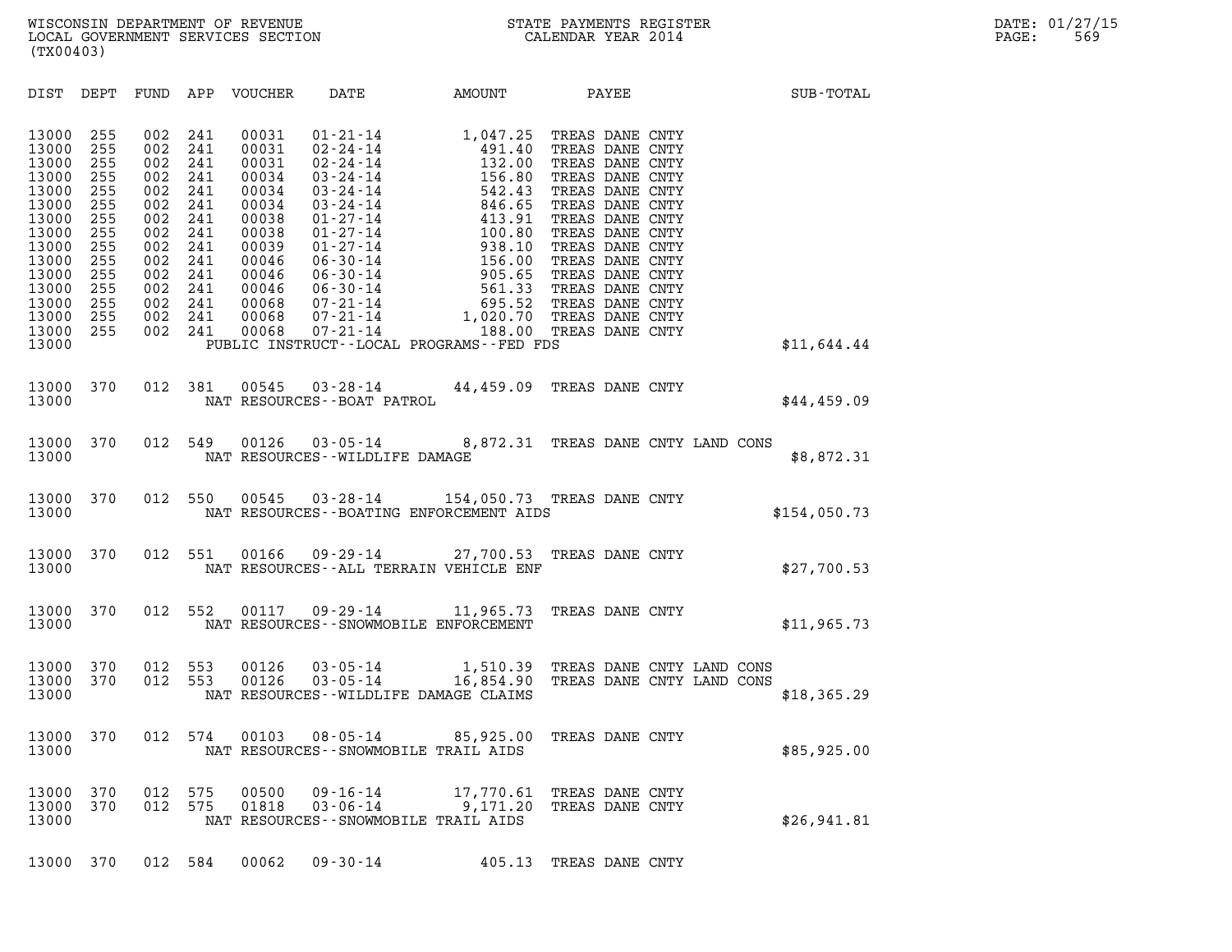WISCONSIN DEPARTMENT OF REVENUE
LOCAL GOVERNMENT SERVICES SECTION
(TX00403)

STATE PAYMENTS REGISTER
CALENDAR YEAR 2014

DATE: 01/27/15
PAGE: 569

| DIST | DEPT | FUND | APP | VOUCHER | DATE | AMOUNT | PAYEE | SUB-TOTAL |
|---|---|---|---|---|---|---|---|---|
| 13000 | 255 | 002 | 241 | 00031 | 01-21-14 | 1,047.25 | TREAS DANE CNTY | |
| 13000 | 255 | 002 | 241 | 00031 | 02-24-14 | 491.40 | TREAS DANE CNTY | |
| 13000 | 255 | 002 | 241 | 00031 | 02-24-14 | 132.00 | TREAS DANE CNTY | |
| 13000 | 255 | 002 | 241 | 00034 | 03-24-14 | 156.80 | TREAS DANE CNTY | |
| 13000 | 255 | 002 | 241 | 00034 | 03-24-14 | 542.43 | TREAS DANE CNTY | |
| 13000 | 255 | 002 | 241 | 00034 | 03-24-14 | 846.65 | TREAS DANE CNTY | |
| 13000 | 255 | 002 | 241 | 00038 | 01-27-14 | 413.91 | TREAS DANE CNTY | |
| 13000 | 255 | 002 | 241 | 00038 | 01-27-14 | 100.80 | TREAS DANE CNTY | |
| 13000 | 255 | 002 | 241 | 00039 | 01-27-14 | 938.10 | TREAS DANE CNTY | |
| 13000 | 255 | 002 | 241 | 00046 | 06-30-14 | 156.00 | TREAS DANE CNTY | |
| 13000 | 255 | 002 | 241 | 00046 | 06-30-14 | 905.65 | TREAS DANE CNTY | |
| 13000 | 255 | 002 | 241 | 00046 | 06-30-14 | 561.33 | TREAS DANE CNTY | |
| 13000 | 255 | 002 | 241 | 00068 | 07-21-14 | 695.52 | TREAS DANE CNTY | |
| 13000 | 255 | 002 | 241 | 00068 | 07-21-14 | 1,020.70 | TREAS DANE CNTY | |
| 13000 | 255 | 002 | 241 | 00068 | 07-21-14 | 188.00 | TREAS DANE CNTY | |
| 13000 | | | | | PUBLIC INSTRUCT--LOCAL PROGRAMS--FED FDS | | | $11,644.44 |
| 13000 | 370 | 012 | 381 | 00545 | 03-28-14 | 44,459.09 | TREAS DANE CNTY | |
| 13000 | | | | | NAT RESOURCES--BOAT PATROL | | | $44,459.09 |
| 13000 | 370 | 012 | 549 | 00126 | 03-05-14 | 8,872.31 | TREAS DANE CNTY LAND CONS | |
| 13000 | | | | | NAT RESOURCES--WILDLIFE DAMAGE | | | $8,872.31 |
| 13000 | 370 | 012 | 550 | 00545 | 03-28-14 | 154,050.73 | TREAS DANE CNTY | |
| 13000 | | | | | NAT RESOURCES--BOATING ENFORCEMENT AIDS | | | $154,050.73 |
| 13000 | 370 | 012 | 551 | 00166 | 09-29-14 | 27,700.53 | TREAS DANE CNTY | |
| 13000 | | | | | NAT RESOURCES--ALL TERRAIN VEHICLE ENF | | | $27,700.53 |
| 13000 | 370 | 012 | 552 | 00117 | 09-29-14 | 11,965.73 | TREAS DANE CNTY | |
| 13000 | | | | | NAT RESOURCES--SNOWMOBILE ENFORCEMENT | | | $11,965.73 |
| 13000 | 370 | 012 | 553 | 00126 | 03-05-14 | 1,510.39 | TREAS DANE CNTY LAND CONS | |
| 13000 | 370 | 012 | 553 | 00126 | 03-05-14 | 16,854.90 | TREAS DANE CNTY LAND CONS | |
| 13000 | | | | | NAT RESOURCES--WILDLIFE DAMAGE CLAIMS | | | $18,365.29 |
| 13000 | 370 | 012 | 574 | 00103 | 08-05-14 | 85,925.00 | TREAS DANE CNTY | |
| 13000 | | | | | NAT RESOURCES--SNOWMOBILE TRAIL AIDS | | | $85,925.00 |
| 13000 | 370 | 012 | 575 | 00500 | 09-16-14 | 17,770.61 | TREAS DANE CNTY | |
| 13000 | 370 | 012 | 575 | 01818 | 03-06-14 | 9,171.20 | TREAS DANE CNTY | |
| 13000 | | | | | NAT RESOURCES--SNOWMOBILE TRAIL AIDS | | | $26,941.81 |
| 13000 | 370 | 012 | 584 | 00062 | 09-30-14 | 405.13 | TREAS DANE CNTY | |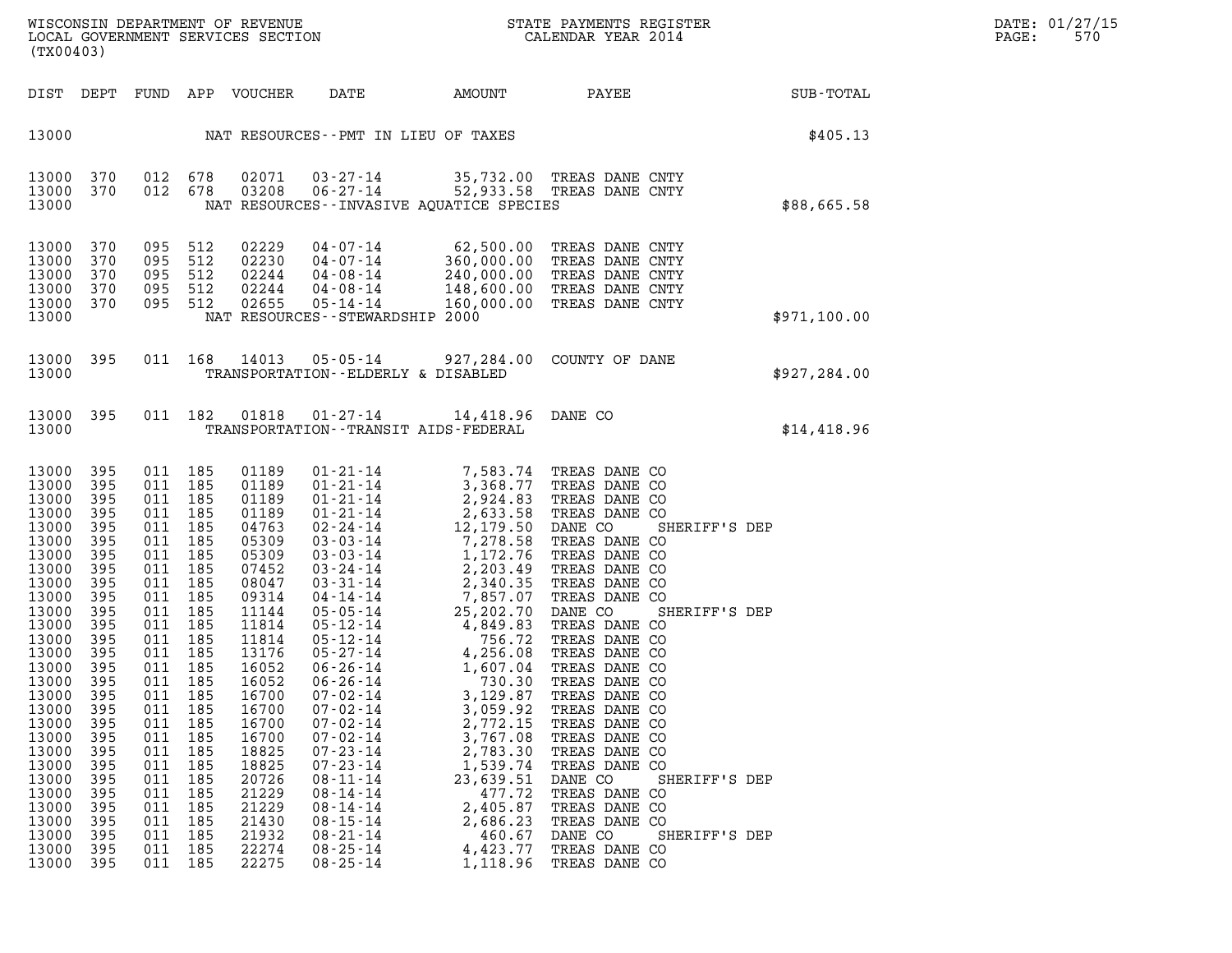WISCONSIN DEPARTMENT OF REVENUE
LOCAL GOVERNMENT SERVICES SECTION
(TX00403)

STATE PAYMENTS REGISTER
CALENDAR YEAR 2014

DATE: 01/27/15
PAGE: 570

| DIST | DEPT | FUND | APP | VOUCHER | DATE | AMOUNT | PAYEE | SUB-TOTAL |
|---|---|---|---|---|---|---|---|---|
| 13000 | | | | | NAT RESOURCES--PMT IN LIEU OF TAXES | | | $405.13 |
| 13000 | 370 | 012 | 678 | 02071 | 03-27-14 | 35,732.00 | TREAS DANE CNTY | |
| 13000 | 370 | 012 | 678 | 03208 | 06-27-14 | 52,933.58 | TREAS DANE CNTY | |
| 13000 | | | | | NAT RESOURCES--INVASIVE AQUATICE SPECIES | | | $88,665.58 |
| 13000 | 370 | 095 | 512 | 02229 | 04-07-14 | 62,500.00 | TREAS DANE CNTY | |
| 13000 | 370 | 095 | 512 | 02230 | 04-07-14 | 360,000.00 | TREAS DANE CNTY | |
| 13000 | 370 | 095 | 512 | 02244 | 04-08-14 | 240,000.00 | TREAS DANE CNTY | |
| 13000 | 370 | 095 | 512 | 02244 | 04-08-14 | 148,600.00 | TREAS DANE CNTY | |
| 13000 | 370 | 095 | 512 | 02655 | 05-14-14 | 160,000.00 | TREAS DANE CNTY | |
| 13000 | | | | | NAT RESOURCES--STEWARDSHIP 2000 | | | $971,100.00 |
| 13000 | 395 | 011 | 168 | 14013 | 05-05-14 | 927,284.00 | COUNTY OF DANE | |
| 13000 | | | | | TRANSPORTATION--ELDERLY & DISABLED | | | $927,284.00 |
| 13000 | 395 | 011 | 182 | 01818 | 01-27-14 | 14,418.96 | DANE CO | |
| 13000 | | | | | TRANSPORTATION--TRANSIT AIDS-FEDERAL | | | $14,418.96 |
| 13000 | 395 | 011 | 185 | 01189 | 01-21-14 | 7,583.74 | TREAS DANE CO | |
| 13000 | 395 | 011 | 185 | 01189 | 01-21-14 | 3,368.77 | TREAS DANE CO | |
| 13000 | 395 | 011 | 185 | 01189 | 01-21-14 | 2,924.83 | TREAS DANE CO | |
| 13000 | 395 | 011 | 185 | 01189 | 01-21-14 | 2,633.58 | TREAS DANE CO | |
| 13000 | 395 | 011 | 185 | 04763 | 02-24-14 | 12,179.50 | DANE CO SHERIFF'S DEP | |
| 13000 | 395 | 011 | 185 | 05309 | 03-03-14 | 7,278.58 | TREAS DANE CO | |
| 13000 | 395 | 011 | 185 | 05309 | 03-03-14 | 1,172.76 | TREAS DANE CO | |
| 13000 | 395 | 011 | 185 | 07452 | 03-24-14 | 2,203.49 | TREAS DANE CO | |
| 13000 | 395 | 011 | 185 | 08047 | 03-31-14 | 2,340.35 | TREAS DANE CO | |
| 13000 | 395 | 011 | 185 | 09314 | 04-14-14 | 7,857.07 | TREAS DANE CO | |
| 13000 | 395 | 011 | 185 | 11144 | 05-05-14 | 25,202.70 | DANE CO SHERIFF'S DEP | |
| 13000 | 395 | 011 | 185 | 11814 | 05-12-14 | 4,849.83 | TREAS DANE CO | |
| 13000 | 395 | 011 | 185 | 11814 | 05-12-14 | 756.72 | TREAS DANE CO | |
| 13000 | 395 | 011 | 185 | 13176 | 05-27-14 | 4,256.08 | TREAS DANE CO | |
| 13000 | 395 | 011 | 185 | 16052 | 06-26-14 | 1,607.04 | TREAS DANE CO | |
| 13000 | 395 | 011 | 185 | 16052 | 06-26-14 | 730.30 | TREAS DANE CO | |
| 13000 | 395 | 011 | 185 | 16700 | 07-02-14 | 3,129.87 | TREAS DANE CO | |
| 13000 | 395 | 011 | 185 | 16700 | 07-02-14 | 3,059.92 | TREAS DANE CO | |
| 13000 | 395 | 011 | 185 | 16700 | 07-02-14 | 2,772.15 | TREAS DANE CO | |
| 13000 | 395 | 011 | 185 | 16700 | 07-02-14 | 3,767.08 | TREAS DANE CO | |
| 13000 | 395 | 011 | 185 | 18825 | 07-23-14 | 2,783.30 | TREAS DANE CO | |
| 13000 | 395 | 011 | 185 | 18825 | 07-23-14 | 1,539.74 | TREAS DANE CO | |
| 13000 | 395 | 011 | 185 | 20726 | 08-11-14 | 23,639.51 | DANE CO SHERIFF'S DEP | |
| 13000 | 395 | 011 | 185 | 21229 | 08-14-14 | 477.72 | TREAS DANE CO | |
| 13000 | 395 | 011 | 185 | 21229 | 08-14-14 | 2,405.87 | TREAS DANE CO | |
| 13000 | 395 | 011 | 185 | 21430 | 08-15-14 | 2,686.23 | TREAS DANE CO | |
| 13000 | 395 | 011 | 185 | 21932 | 08-21-14 | 460.67 | DANE CO SHERIFF'S DEP | |
| 13000 | 395 | 011 | 185 | 22274 | 08-25-14 | 4,423.77 | TREAS DANE CO | |
| 13000 | 395 | 011 | 185 | 22275 | 08-25-14 | 1,118.96 | TREAS DANE CO | |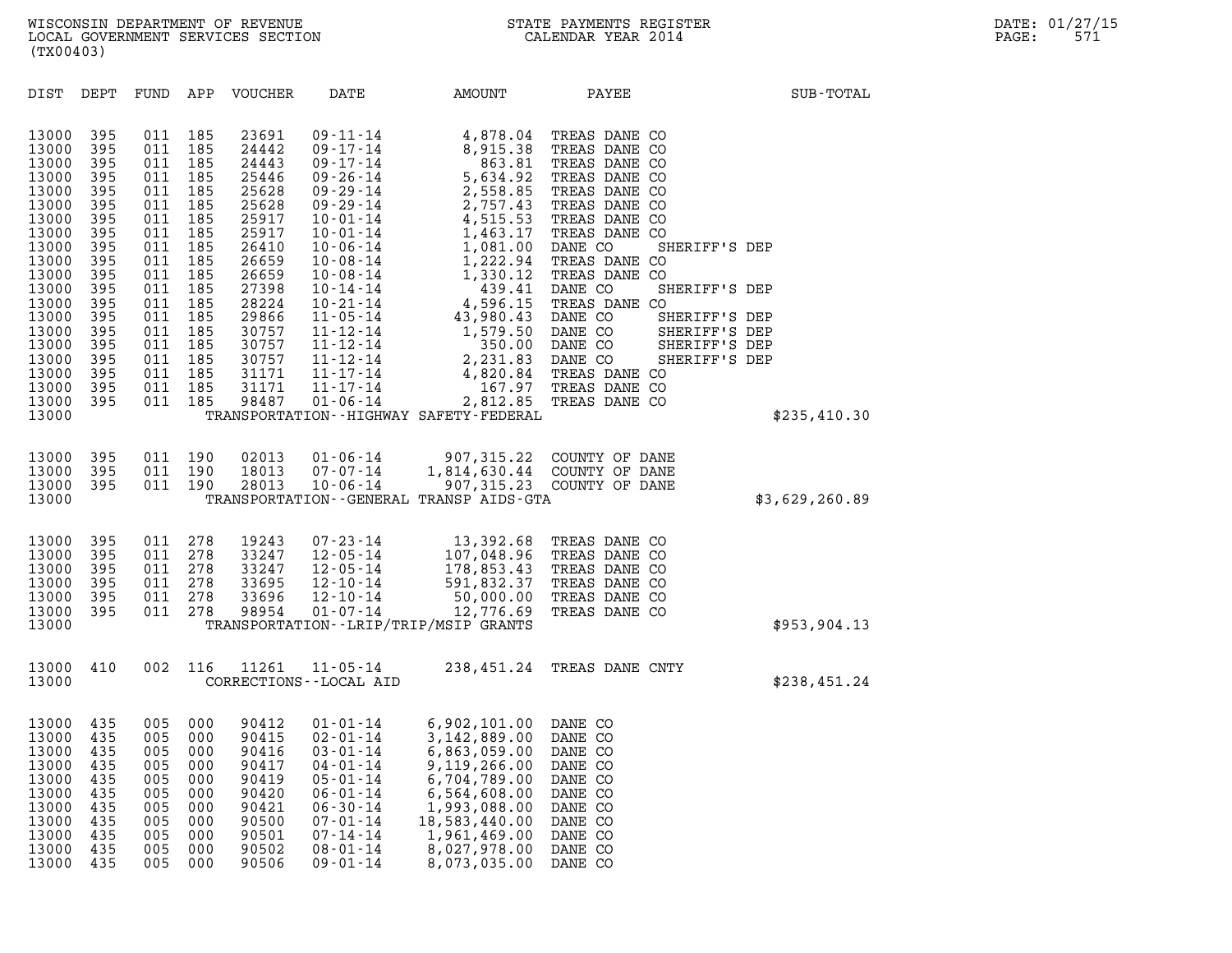WISCONSIN DEPARTMENT OF REVENUE
LOCAL GOVERNMENT SERVICES SECTION
(TX00403)

STATE PAYMENTS REGISTER
CALENDAR YEAR 2014

DATE: 01/27/15

| DIST | DEPT | FUND | APP | VOUCHER | DATE | AMOUNT | PAYEE | SUB-TOTAL |
|---|---|---|---|---|---|---|---|---|
| 13000 | 395 | 011 | 185 | 23691 | 09-11-14 | 4,878.04 | TREAS DANE CO | |
| 13000 | 395 | 011 | 185 | 24442 | 09-17-14 | 8,915.38 | TREAS DANE CO | |
| 13000 | 395 | 011 | 185 | 24443 | 09-17-14 | 863.81 | TREAS DANE CO | |
| 13000 | 395 | 011 | 185 | 25446 | 09-26-14 | 5,634.92 | TREAS DANE CO | |
| 13000 | 395 | 011 | 185 | 25628 | 09-29-14 | 2,558.85 | TREAS DANE CO | |
| 13000 | 395 | 011 | 185 | 25628 | 09-29-14 | 2,757.43 | TREAS DANE CO | |
| 13000 | 395 | 011 | 185 | 25917 | 10-01-14 | 4,515.53 | TREAS DANE CO | |
| 13000 | 395 | 011 | 185 | 25917 | 10-01-14 | 1,463.17 | TREAS DANE CO | |
| 13000 | 395 | 011 | 185 | 26410 | 10-06-14 | 1,081.00 | DANE CO SHERIFF'S DEP | |
| 13000 | 395 | 011 | 185 | 26659 | 10-08-14 | 1,222.94 | TREAS DANE CO | |
| 13000 | 395 | 011 | 185 | 26659 | 10-08-14 | 1,330.12 | TREAS DANE CO | |
| 13000 | 395 | 011 | 185 | 27398 | 10-14-14 | 439.41 | DANE CO SHERIFF'S DEP | |
| 13000 | 395 | 011 | 185 | 28224 | 10-21-14 | 4,596.15 | TREAS DANE CO | |
| 13000 | 395 | 011 | 185 | 29866 | 11-05-14 | 43,980.43 | DANE CO SHERIFF'S DEP | |
| 13000 | 395 | 011 | 185 | 30757 | 11-12-14 | 1,579.50 | DANE CO SHERIFF'S DEP | |
| 13000 | 395 | 011 | 185 | 30757 | 11-12-14 | 350.00 | DANE CO SHERIFF'S DEP | |
| 13000 | 395 | 011 | 185 | 30757 | 11-12-14 | 2,231.83 | DANE CO SHERIFF'S DEP | |
| 13000 | 395 | 011 | 185 | 31171 | 11-17-14 | 4,820.84 | TREAS DANE CO | |
| 13000 | 395 | 011 | 185 | 31171 | 11-17-14 | 167.97 | TREAS DANE CO | |
| 13000 | 395 | 011 | 185 | 98487 | 01-06-14 | 2,812.85 | TREAS DANE CO | |
| 13000 | | | | | TRANSPORTATION--HIGHWAY SAFETY-FEDERAL | | | $235,410.30 |
| 13000 | 395 | 011 | 190 | 02013 | 01-06-14 | 907,315.22 | COUNTY OF DANE | |
| 13000 | 395 | 011 | 190 | 18013 | 07-07-14 | 1,814,630.44 | COUNTY OF DANE | |
| 13000 | 395 | 011 | 190 | 28013 | 10-06-14 | 907,315.23 | COUNTY OF DANE | |
| 13000 | | | | | TRANSPORTATION--GENERAL TRANSP AIDS-GTA | | | $3,629,260.89 |
| 13000 | 395 | 011 | 278 | 19243 | 07-23-14 | 13,392.68 | TREAS DANE CO | |
| 13000 | 395 | 011 | 278 | 33247 | 12-05-14 | 107,048.96 | TREAS DANE CO | |
| 13000 | 395 | 011 | 278 | 33247 | 12-05-14 | 178,853.43 | TREAS DANE CO | |
| 13000 | 395 | 011 | 278 | 33695 | 12-10-14 | 591,832.37 | TREAS DANE CO | |
| 13000 | 395 | 011 | 278 | 33696 | 12-10-14 | 50,000.00 | TREAS DANE CO | |
| 13000 | 395 | 011 | 278 | 98954 | 01-07-14 | 12,776.69 | TREAS DANE CO | |
| 13000 | | | | | TRANSPORTATION--LRIP/TRIP/MSIP GRANTS | | | $953,904.13 |
| 13000 | 410 | 002 | 116 | 11261 | 11-05-14 | 238,451.24 | TREAS DANE CNTY | |
| 13000 | | | | | CORRECTIONS--LOCAL AID | | | $238,451.24 |
| 13000 | 435 | 005 | 000 | 90412 | 01-01-14 | 6,902,101.00 | DANE CO | |
| 13000 | 435 | 005 | 000 | 90415 | 02-01-14 | 3,142,889.00 | DANE CO | |
| 13000 | 435 | 005 | 000 | 90416 | 03-01-14 | 6,863,059.00 | DANE CO | |
| 13000 | 435 | 005 | 000 | 90417 | 04-01-14 | 9,119,266.00 | DANE CO | |
| 13000 | 435 | 005 | 000 | 90419 | 05-01-14 | 6,704,789.00 | DANE CO | |
| 13000 | 435 | 005 | 000 | 90420 | 06-01-14 | 6,564,608.00 | DANE CO | |
| 13000 | 435 | 005 | 000 | 90421 | 06-30-14 | 1,993,088.00 | DANE CO | |
| 13000 | 435 | 005 | 000 | 90500 | 07-01-14 | 18,583,440.00 | DANE CO | |
| 13000 | 435 | 005 | 000 | 90501 | 07-14-14 | 1,961,469.00 | DANE CO | |
| 13000 | 435 | 005 | 000 | 90502 | 08-01-14 | 8,027,978.00 | DANE CO | |
| 13000 | 435 | 005 | 000 | 90506 | 09-01-14 | 8,073,035.00 | DANE CO | |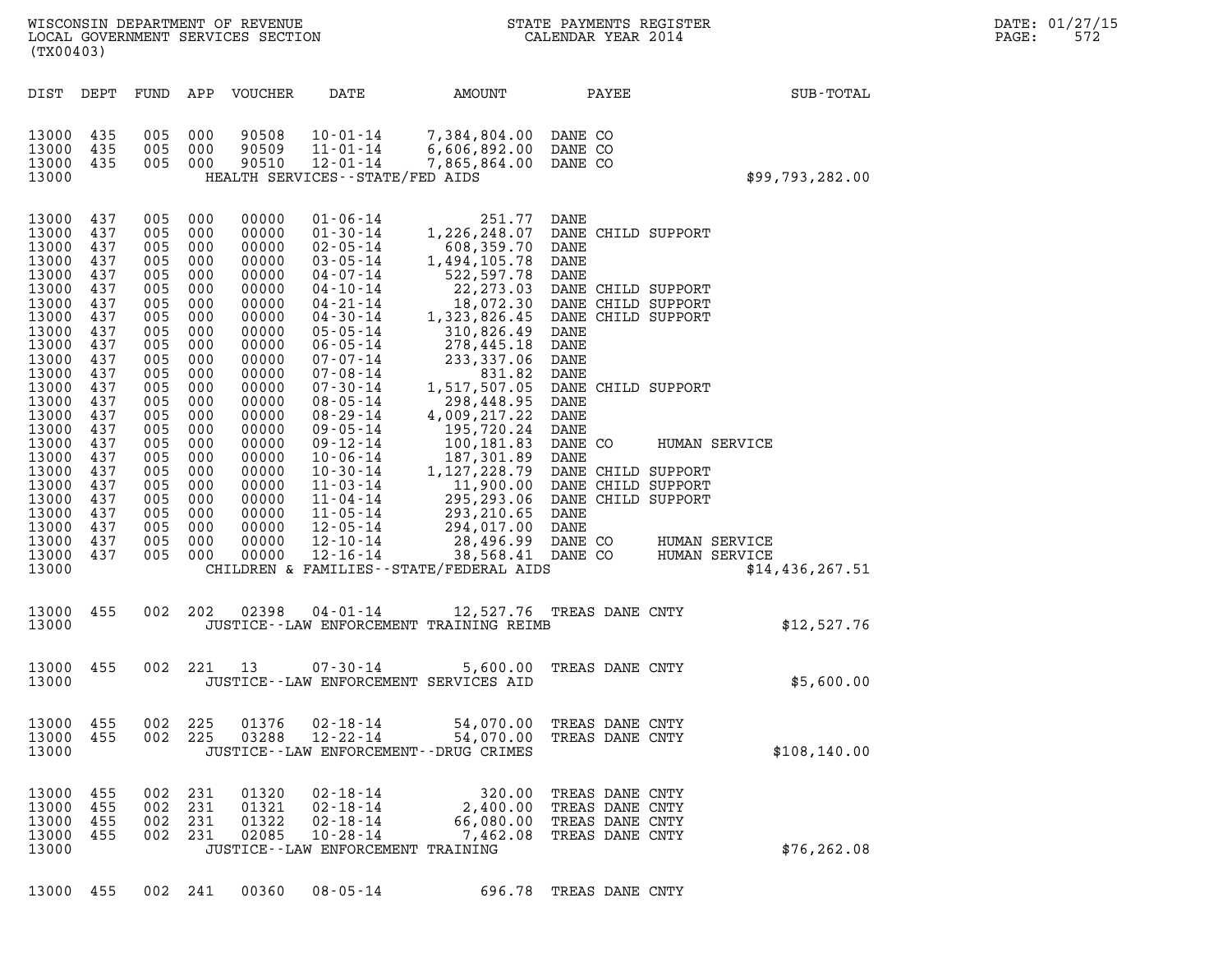WISCONSIN DEPARTMENT OF REVENUE
LOCAL GOVERNMENT SERVICES SECTION
(TX00403)

STATE PAYMENTS REGISTER
CALENDAR YEAR 2014

DATE: 01/27/15

| DIST | DEPT | FUND | APP | VOUCHER | DATE | AMOUNT | PAYEE | SUB-TOTAL |
|---|---|---|---|---|---|---|---|---|
| 13000 | 435 | 005 | 000 | 90508 | 10-01-14 | 7,384,804.00 | DANE CO | |
| 13000 | 435 | 005 | 000 | 90509 | 11-01-14 | 6,606,892.00 | DANE CO | |
| 13000 | 435 | 005 | 000 | 90510 | 12-01-14 | 7,865,864.00 | DANE CO | |
| 13000 | | | | | HEALTH SERVICES--STATE/FED AIDS | | | $99,793,282.00 |
| 13000 | 437 | 005 | 000 | 00000 | 01-06-14 | 251.77 | DANE | |
| 13000 | 437 | 005 | 000 | 00000 | 01-30-14 | 1,226,248.07 | DANE CHILD SUPPORT | |
| 13000 | 437 | 005 | 000 | 00000 | 02-05-14 | 608,359.70 | DANE | |
| 13000 | 437 | 005 | 000 | 00000 | 03-05-14 | 1,494,105.78 | DANE | |
| 13000 | 437 | 005 | 000 | 00000 | 04-07-14 | 522,597.78 | DANE | |
| 13000 | 437 | 005 | 000 | 00000 | 04-10-14 | 22,273.03 | DANE CHILD SUPPORT | |
| 13000 | 437 | 005 | 000 | 00000 | 04-21-14 | 18,072.30 | DANE CHILD SUPPORT | |
| 13000 | 437 | 005 | 000 | 00000 | 04-30-14 | 1,323,826.45 | DANE CHILD SUPPORT | |
| 13000 | 437 | 005 | 000 | 00000 | 05-05-14 | 310,826.49 | DANE | |
| 13000 | 437 | 005 | 000 | 00000 | 06-05-14 | 278,445.18 | DANE | |
| 13000 | 437 | 005 | 000 | 00000 | 07-07-14 | 233,337.06 | DANE | |
| 13000 | 437 | 005 | 000 | 00000 | 07-08-14 | 831.82 | DANE | |
| 13000 | 437 | 005 | 000 | 00000 | 07-30-14 | 1,517,507.05 | DANE CHILD SUPPORT | |
| 13000 | 437 | 005 | 000 | 00000 | 08-05-14 | 298,448.95 | DANE | |
| 13000 | 437 | 005 | 000 | 00000 | 08-29-14 | 4,009,217.22 | DANE | |
| 13000 | 437 | 005 | 000 | 00000 | 09-05-14 | 195,720.24 | DANE | |
| 13000 | 437 | 005 | 000 | 00000 | 09-12-14 | 100,181.83 | DANE CO HUMAN SERVICE | |
| 13000 | 437 | 005 | 000 | 00000 | 10-06-14 | 187,301.89 | DANE | |
| 13000 | 437 | 005 | 000 | 00000 | 10-30-14 | 1,127,228.79 | DANE CHILD SUPPORT | |
| 13000 | 437 | 005 | 000 | 00000 | 11-03-14 | 11,900.00 | DANE CHILD SUPPORT | |
| 13000 | 437 | 005 | 000 | 00000 | 11-04-14 | 295,293.06 | DANE CHILD SUPPORT | |
| 13000 | 437 | 005 | 000 | 00000 | 11-05-14 | 293,210.65 | DANE | |
| 13000 | 437 | 005 | 000 | 00000 | 12-05-14 | 294,017.00 | DANE | |
| 13000 | 437 | 005 | 000 | 00000 | 12-10-14 | 28,496.99 | DANE CO HUMAN SERVICE | |
| 13000 | 437 | 005 | 000 | 00000 | 12-16-14 | 38,568.41 | DANE CO HUMAN SERVICE | |
| 13000 | | | | | CHILDREN & FAMILIES--STATE/FEDERAL AIDS | | | $14,436,267.51 |
| 13000 | 455 | 002 | 202 | 02398 | 04-01-14 | 12,527.76 | TREAS DANE CNTY | |
| 13000 | | | | | JUSTICE--LAW ENFORCEMENT TRAINING REIMB | | | $12,527.76 |
| 13000 | 455 | 002 | 221 | 13 | 07-30-14 | 5,600.00 | TREAS DANE CNTY | |
| 13000 | | | | | JUSTICE--LAW ENFORCEMENT SERVICES AID | | | $5,600.00 |
| 13000 | 455 | 002 | 225 | 01376 | 02-18-14 | 54,070.00 | TREAS DANE CNTY | |
| 13000 | 455 | 002 | 225 | 03288 | 12-22-14 | 54,070.00 | TREAS DANE CNTY | |
| 13000 | | | | | JUSTICE--LAW ENFORCEMENT--DRUG CRIMES | | | $108,140.00 |
| 13000 | 455 | 002 | 231 | 01320 | 02-18-14 | 320.00 | TREAS DANE CNTY | |
| 13000 | 455 | 002 | 231 | 01321 | 02-18-14 | 2,400.00 | TREAS DANE CNTY | |
| 13000 | 455 | 002 | 231 | 01322 | 02-18-14 | 66,080.00 | TREAS DANE CNTY | |
| 13000 | 455 | 002 | 231 | 02085 | 10-28-14 | 7,462.08 | TREAS DANE CNTY | |
| 13000 | | | | | JUSTICE--LAW ENFORCEMENT TRAINING | | | $76,262.08 |
| 13000 | 455 | 002 | 241 | 00360 | 08-05-14 | 696.78 | TREAS DANE CNTY | |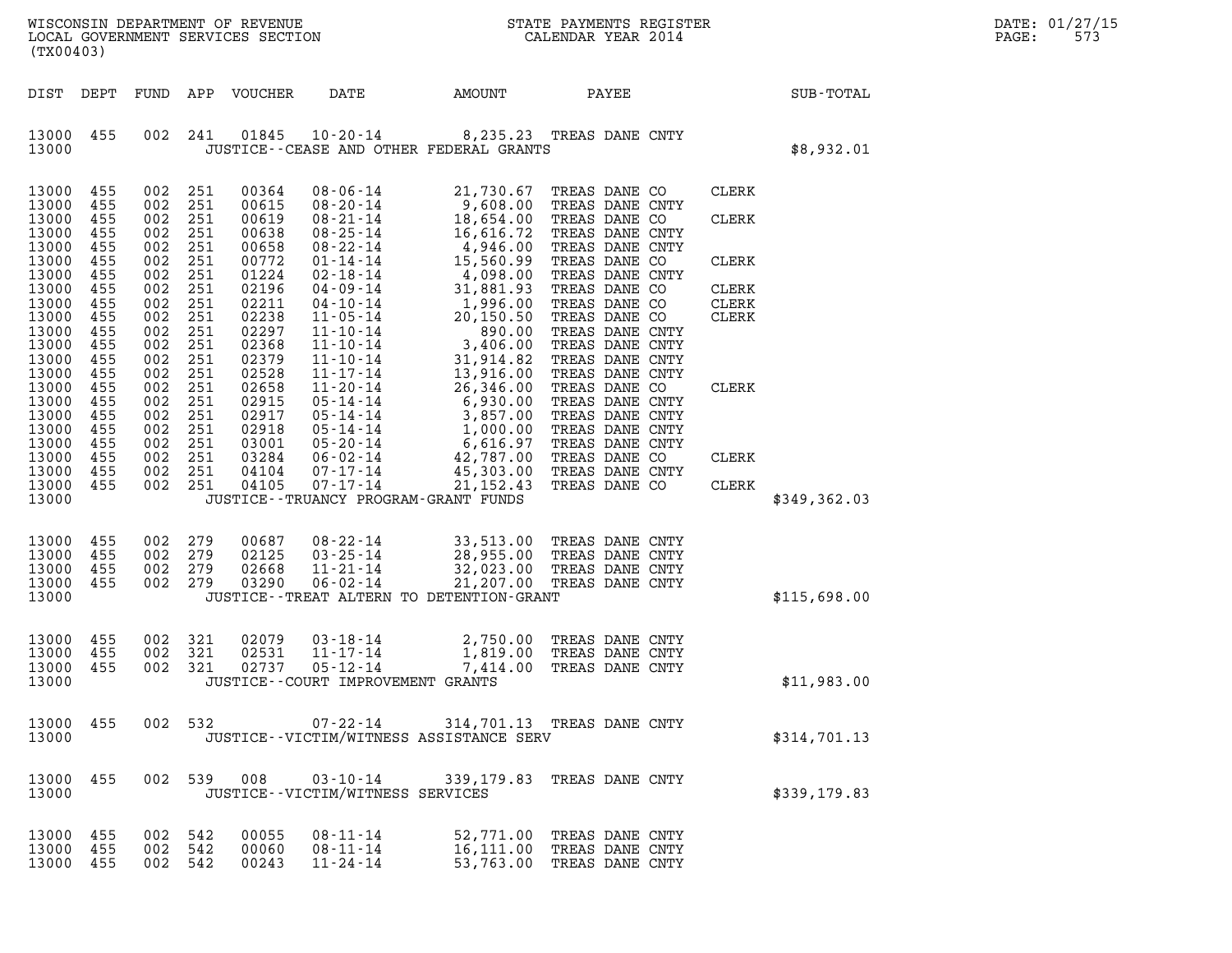WISCONSIN DEPARTMENT OF REVENUE
LOCAL GOVERNMENT SERVICES SECTION
(TX00403)

STATE PAYMENTS REGISTER
CALENDAR YEAR 2014

DATE: 01/27/15
PAGE: 573

| DIST | DEPT | FUND | APP | VOUCHER | DATE | AMOUNT | PAYEE | | SUB-TOTAL |
|---|---|---|---|---|---|---|---|---|---|
| 13000 | 455 | 002 | 241 | 01845 | 10-20-14 | 8,235.23 | TREAS DANE CNTY | | |
| 13000 | | | | | JUSTICE--CEASE AND OTHER FEDERAL GRANTS | | | | $8,932.01 |
| 13000 | 455 | 002 | 251 | 00364 | 08-06-14 | 21,730.67 | TREAS DANE CO | CLERK | |
| 13000 | 455 | 002 | 251 | 00615 | 08-20-14 | 9,608.00 | TREAS DANE CNTY | | |
| 13000 | 455 | 002 | 251 | 00619 | 08-21-14 | 18,654.00 | TREAS DANE CO | CLERK | |
| 13000 | 455 | 002 | 251 | 00638 | 08-25-14 | 16,616.72 | TREAS DANE CNTY | | |
| 13000 | 455 | 002 | 251 | 00658 | 08-22-14 | 4,946.00 | TREAS DANE CNTY | | |
| 13000 | 455 | 002 | 251 | 00772 | 01-14-14 | 15,560.99 | TREAS DANE CO | CLERK | |
| 13000 | 455 | 002 | 251 | 01224 | 02-18-14 | 4,098.00 | TREAS DANE CNTY | | |
| 13000 | 455 | 002 | 251 | 02196 | 04-09-14 | 31,881.93 | TREAS DANE CO | CLERK | |
| 13000 | 455 | 002 | 251 | 02211 | 04-10-14 | 1,996.00 | TREAS DANE CO | CLERK | |
| 13000 | 455 | 002 | 251 | 02238 | 11-05-14 | 20,150.50 | TREAS DANE CO | CLERK | |
| 13000 | 455 | 002 | 251 | 02297 | 11-10-14 | 890.00 | TREAS DANE CNTY | | |
| 13000 | 455 | 002 | 251 | 02368 | 11-10-14 | 3,406.00 | TREAS DANE CNTY | | |
| 13000 | 455 | 002 | 251 | 02379 | 11-10-14 | 31,914.82 | TREAS DANE CNTY | | |
| 13000 | 455 | 002 | 251 | 02528 | 11-17-14 | 13,916.00 | TREAS DANE CNTY | | |
| 13000 | 455 | 002 | 251 | 02658 | 11-20-14 | 26,346.00 | TREAS DANE CO | CLERK | |
| 13000 | 455 | 002 | 251 | 02915 | 05-14-14 | 6,930.00 | TREAS DANE CNTY | | |
| 13000 | 455 | 002 | 251 | 02917 | 05-14-14 | 3,857.00 | TREAS DANE CNTY | | |
| 13000 | 455 | 002 | 251 | 02918 | 05-14-14 | 1,000.00 | TREAS DANE CNTY | | |
| 13000 | 455 | 002 | 251 | 03001 | 05-20-14 | 6,616.97 | TREAS DANE CNTY | | |
| 13000 | 455 | 002 | 251 | 03284 | 06-02-14 | 42,787.00 | TREAS DANE CO | CLERK | |
| 13000 | 455 | 002 | 251 | 04104 | 07-17-14 | 45,303.00 | TREAS DANE CNTY | | |
| 13000 | 455 | 002 | 251 | 04105 | 07-17-14 | 21,152.43 | TREAS DANE CO | CLERK | |
| 13000 | | | | | JUSTICE--TRUANCY PROGRAM-GRANT FUNDS | | | | $349,362.03 |
| 13000 | 455 | 002 | 279 | 00687 | 08-22-14 | 33,513.00 | TREAS DANE CNTY | | |
| 13000 | 455 | 002 | 279 | 02125 | 03-25-14 | 28,955.00 | TREAS DANE CNTY | | |
| 13000 | 455 | 002 | 279 | 02668 | 11-21-14 | 32,023.00 | TREAS DANE CNTY | | |
| 13000 | 455 | 002 | 279 | 03290 | 06-02-14 | 21,207.00 | TREAS DANE CNTY | | |
| 13000 | | | | | JUSTICE--TREAT ALTERN TO DETENTION-GRANT | | | | $115,698.00 |
| 13000 | 455 | 002 | 321 | 02079 | 03-18-14 | 2,750.00 | TREAS DANE CNTY | | |
| 13000 | 455 | 002 | 321 | 02531 | 11-17-14 | 1,819.00 | TREAS DANE CNTY | | |
| 13000 | 455 | 002 | 321 | 02737 | 05-12-14 | 7,414.00 | TREAS DANE CNTY | | |
| 13000 | | | | | JUSTICE--COURT IMPROVEMENT GRANTS | | | | $11,983.00 |
| 13000 | 455 | 002 | 532 | | 07-22-14 | 314,701.13 | TREAS DANE CNTY | | |
| 13000 | | | | | JUSTICE--VICTIM/WITNESS ASSISTANCE SERV | | | | $314,701.13 |
| 13000 | 455 | 002 | 539 | 008 | 03-10-14 | 339,179.83 | TREAS DANE CNTY | | |
| 13000 | | | | | JUSTICE--VICTIM/WITNESS SERVICES | | | | $339,179.83 |
| 13000 | 455 | 002 | 542 | 00055 | 08-11-14 | 52,771.00 | TREAS DANE CNTY | | |
| 13000 | 455 | 002 | 542 | 00060 | 08-11-14 | 16,111.00 | TREAS DANE CNTY | | |
| 13000 | 455 | 002 | 542 | 00243 | 11-24-14 | 53,763.00 | TREAS DANE CNTY | | |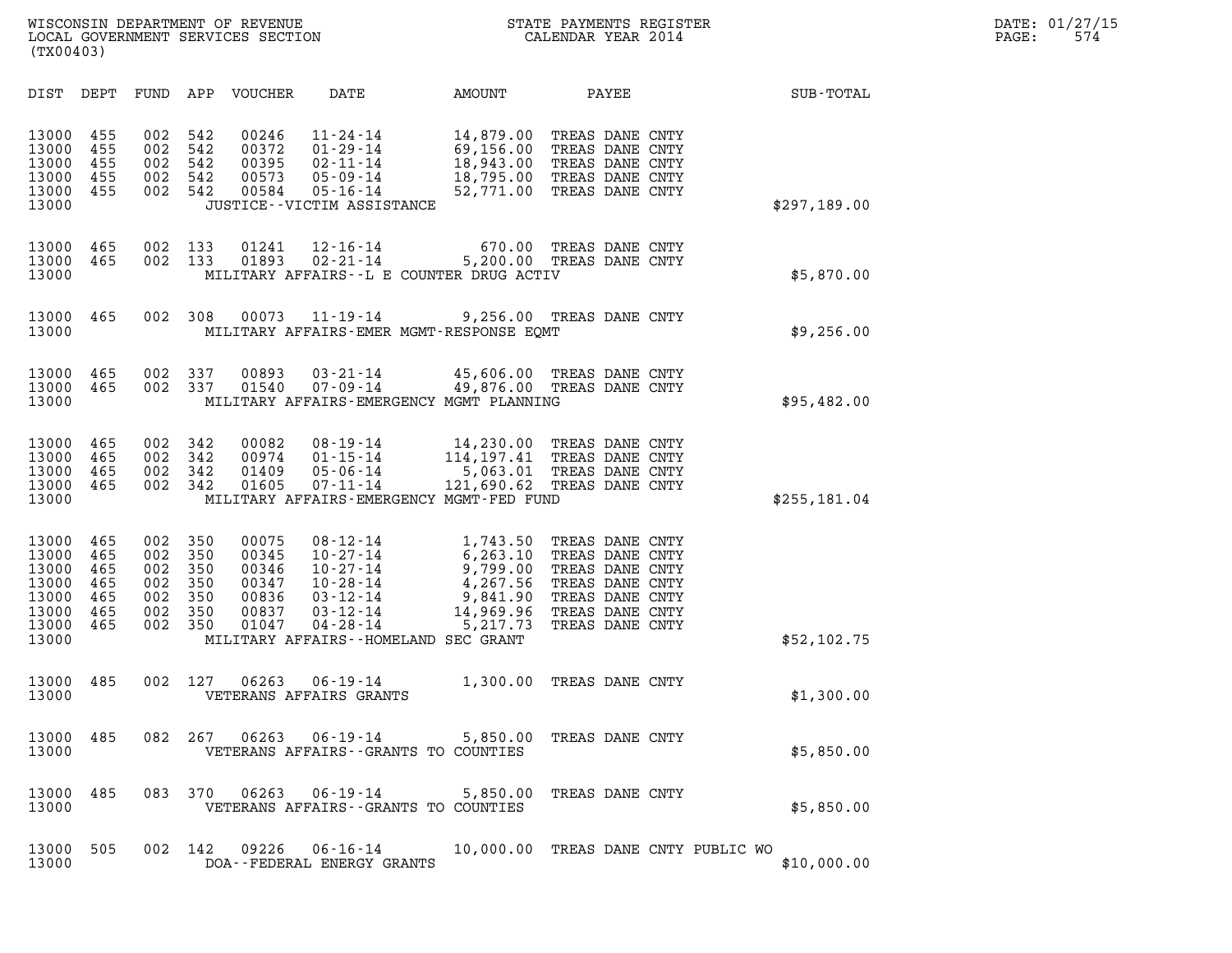WISCONSIN DEPARTMENT OF REVENUE
LOCAL GOVERNMENT SERVICES SECTION
(TX00403)

STATE PAYMENTS REGISTER
CALENDAR YEAR 2014

| DIST | DEPT | FUND | APP | VOUCHER | DATE | AMOUNT | PAYEE | SUB-TOTAL |
|---|---|---|---|---|---|---|---|---|
| 13000 | 455 | 002 | 542 | 00246 | 11-24-14 | 14,879.00 | TREAS DANE CNTY | |
| 13000 | 455 | 002 | 542 | 00372 | 01-29-14 | 69,156.00 | TREAS DANE CNTY | |
| 13000 | 455 | 002 | 542 | 00395 | 02-11-14 | 18,943.00 | TREAS DANE CNTY | |
| 13000 | 455 | 002 | 542 | 00573 | 05-09-14 | 18,795.00 | TREAS DANE CNTY | |
| 13000 | 455 | 002 | 542 | 00584 | 05-16-14 | 52,771.00 | TREAS DANE CNTY | |
| 13000 | | | | | JUSTICE--VICTIM ASSISTANCE | | | $297,189.00 |
| 13000 | 465 | 002 | 133 | 01241 | 12-16-14 | 670.00 | TREAS DANE CNTY | |
| 13000 | 465 | 002 | 133 | 01893 | 02-21-14 | 5,200.00 | TREAS DANE CNTY | |
| 13000 | | | | | MILITARY AFFAIRS--L E COUNTER DRUG ACTIV | | | $5,870.00 |
| 13000 | 465 | 002 | 308 | 00073 | 11-19-14 | 9,256.00 | TREAS DANE CNTY | |
| 13000 | | | | | MILITARY AFFAIRS-EMER MGMT-RESPONSE EQMT | | | $9,256.00 |
| 13000 | 465 | 002 | 337 | 00893 | 03-21-14 | 45,606.00 | TREAS DANE CNTY | |
| 13000 | 465 | 002 | 337 | 01540 | 07-09-14 | 49,876.00 | TREAS DANE CNTY | |
| 13000 | | | | | MILITARY AFFAIRS-EMERGENCY MGMT PLANNING | | | $95,482.00 |
| 13000 | 465 | 002 | 342 | 00082 | 08-19-14 | 14,230.00 | TREAS DANE CNTY | |
| 13000 | 465 | 002 | 342 | 00974 | 01-15-14 | 114,197.41 | TREAS DANE CNTY | |
| 13000 | 465 | 002 | 342 | 01409 | 05-06-14 | 5,063.01 | TREAS DANE CNTY | |
| 13000 | 465 | 002 | 342 | 01605 | 07-11-14 | 121,690.62 | TREAS DANE CNTY | |
| 13000 | | | | | MILITARY AFFAIRS-EMERGENCY MGMT-FED FUND | | | $255,181.04 |
| 13000 | 465 | 002 | 350 | 00075 | 08-12-14 | 1,743.50 | TREAS DANE CNTY | |
| 13000 | 465 | 002 | 350 | 00345 | 10-27-14 | 6,263.10 | TREAS DANE CNTY | |
| 13000 | 465 | 002 | 350 | 00346 | 10-27-14 | 9,799.00 | TREAS DANE CNTY | |
| 13000 | 465 | 002 | 350 | 00347 | 10-28-14 | 4,267.56 | TREAS DANE CNTY | |
| 13000 | 465 | 002 | 350 | 00836 | 03-12-14 | 9,841.90 | TREAS DANE CNTY | |
| 13000 | 465 | 002 | 350 | 00837 | 03-12-14 | 14,969.96 | TREAS DANE CNTY | |
| 13000 | 465 | 002 | 350 | 01047 | 04-28-14 | 5,217.73 | TREAS DANE CNTY | |
| 13000 | | | | | MILITARY AFFAIRS--HOMELAND SEC GRANT | | | $52,102.75 |
| 13000 | 485 | 002 | 127 | 06263 | 06-19-14 | 1,300.00 | TREAS DANE CNTY | |
| 13000 | | | | | VETERANS AFFAIRS GRANTS | | | $1,300.00 |
| 13000 | 485 | 082 | 267 | 06263 | 06-19-14 | 5,850.00 | TREAS DANE CNTY | |
| 13000 | | | | | VETERANS AFFAIRS--GRANTS TO COUNTIES | | | $5,850.00 |
| 13000 | 485 | 083 | 370 | 06263 | 06-19-14 | 5,850.00 | TREAS DANE CNTY | |
| 13000 | | | | | VETERANS AFFAIRS--GRANTS TO COUNTIES | | | $5,850.00 |
| 13000 | 505 | 002 | 142 | 09226 | 06-16-14 | 10,000.00 | TREAS DANE CNTY PUBLIC WO | |
| 13000 | | | | | DOA--FEDERAL ENERGY GRANTS | | | $10,000.00 |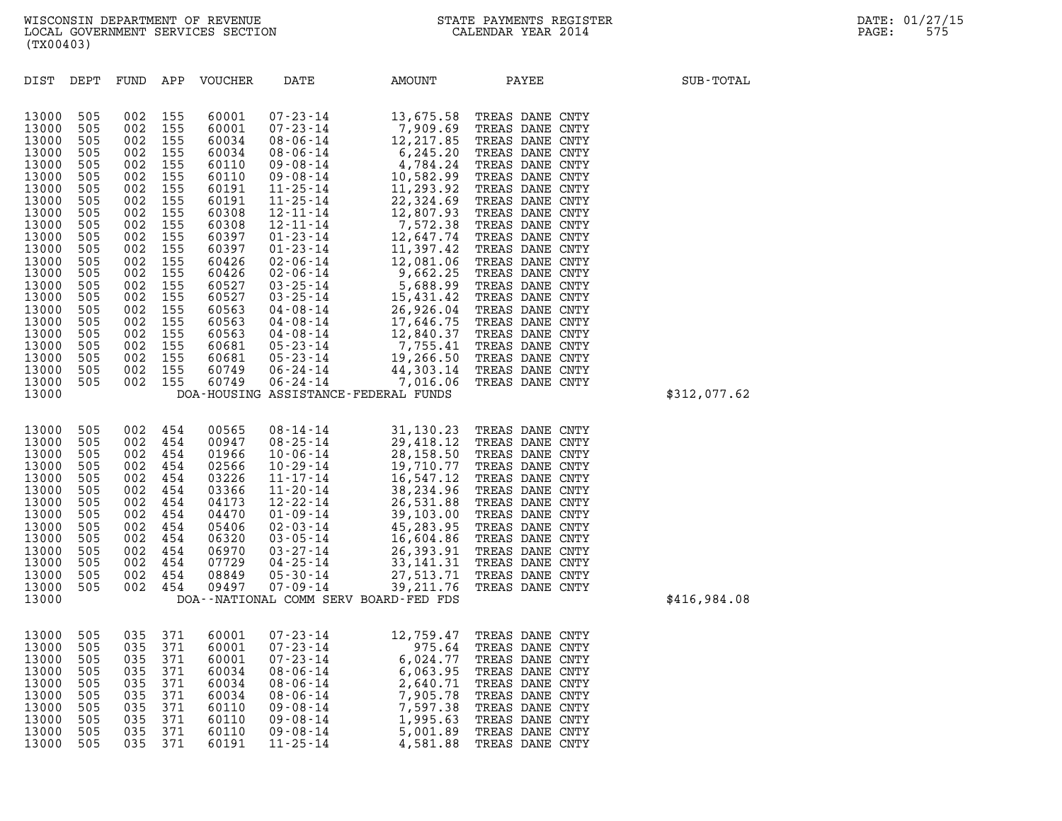WISCONSIN DEPARTMENT OF REVENUE
LOCAL GOVERNMENT SERVICES SECTION
(TX00403)

STATE PAYMENTS REGISTER
CALENDAR YEAR 2014

DATE: 01/27/15

| DIST | DEPT | FUND | APP | VOUCHER | DATE | AMOUNT | PAYEE | SUB-TOTAL |
|---|---|---|---|---|---|---|---|---|
| 13000 | 505 | 002 | 155 | 60001 | 07-23-14 | 13,675.58 | TREAS DANE CNTY | |
| 13000 | 505 | 002 | 155 | 60001 | 07-23-14 | 7,909.69 | TREAS DANE CNTY | |
| 13000 | 505 | 002 | 155 | 60034 | 08-06-14 | 12,217.85 | TREAS DANE CNTY | |
| 13000 | 505 | 002 | 155 | 60034 | 08-06-14 | 6,245.20 | TREAS DANE CNTY | |
| 13000 | 505 | 002 | 155 | 60110 | 09-08-14 | 4,784.24 | TREAS DANE CNTY | |
| 13000 | 505 | 002 | 155 | 60110 | 09-08-14 | 10,582.99 | TREAS DANE CNTY | |
| 13000 | 505 | 002 | 155 | 60191 | 11-25-14 | 11,293.92 | TREAS DANE CNTY | |
| 13000 | 505 | 002 | 155 | 60191 | 11-25-14 | 22,324.69 | TREAS DANE CNTY | |
| 13000 | 505 | 002 | 155 | 60308 | 12-11-14 | 12,807.93 | TREAS DANE CNTY | |
| 13000 | 505 | 002 | 155 | 60308 | 12-11-14 | 7,572.38 | TREAS DANE CNTY | |
| 13000 | 505 | 002 | 155 | 60397 | 01-23-14 | 12,647.74 | TREAS DANE CNTY | |
| 13000 | 505 | 002 | 155 | 60397 | 01-23-14 | 11,397.42 | TREAS DANE CNTY | |
| 13000 | 505 | 002 | 155 | 60426 | 02-06-14 | 12,081.06 | TREAS DANE CNTY | |
| 13000 | 505 | 002 | 155 | 60426 | 02-06-14 | 9,662.25 | TREAS DANE CNTY | |
| 13000 | 505 | 002 | 155 | 60527 | 03-25-14 | 5,688.99 | TREAS DANE CNTY | |
| 13000 | 505 | 002 | 155 | 60527 | 03-25-14 | 15,431.42 | TREAS DANE CNTY | |
| 13000 | 505 | 002 | 155 | 60563 | 04-08-14 | 26,926.04 | TREAS DANE CNTY | |
| 13000 | 505 | 002 | 155 | 60563 | 04-08-14 | 17,646.75 | TREAS DANE CNTY | |
| 13000 | 505 | 002 | 155 | 60563 | 04-08-14 | 12,840.37 | TREAS DANE CNTY | |
| 13000 | 505 | 002 | 155 | 60681 | 05-23-14 | 7,755.41 | TREAS DANE CNTY | |
| 13000 | 505 | 002 | 155 | 60681 | 05-23-14 | 19,266.50 | TREAS DANE CNTY | |
| 13000 | 505 | 002 | 155 | 60749 | 06-24-14 | 44,303.14 | TREAS DANE CNTY | |
| 13000 | 505 | 002 | 155 | 60749 | 06-24-14 | 7,016.06 | TREAS DANE CNTY | |
| 13000 | | | | | DOA-HOUSING ASSISTANCE-FEDERAL FUNDS | | | $312,077.62 |
| 13000 | 505 | 002 | 454 | 00565 | 08-14-14 | 31,130.23 | TREAS DANE CNTY | |
| 13000 | 505 | 002 | 454 | 00947 | 08-25-14 | 29,418.12 | TREAS DANE CNTY | |
| 13000 | 505 | 002 | 454 | 01966 | 10-06-14 | 28,158.50 | TREAS DANE CNTY | |
| 13000 | 505 | 002 | 454 | 02566 | 10-29-14 | 19,710.77 | TREAS DANE CNTY | |
| 13000 | 505 | 002 | 454 | 03226 | 11-17-14 | 16,547.12 | TREAS DANE CNTY | |
| 13000 | 505 | 002 | 454 | 03366 | 11-20-14 | 38,234.96 | TREAS DANE CNTY | |
| 13000 | 505 | 002 | 454 | 04173 | 12-22-14 | 26,531.88 | TREAS DANE CNTY | |
| 13000 | 505 | 002 | 454 | 04470 | 01-09-14 | 39,103.00 | TREAS DANE CNTY | |
| 13000 | 505 | 002 | 454 | 05406 | 02-03-14 | 45,283.95 | TREAS DANE CNTY | |
| 13000 | 505 | 002 | 454 | 06320 | 03-05-14 | 16,604.86 | TREAS DANE CNTY | |
| 13000 | 505 | 002 | 454 | 06970 | 03-27-14 | 26,393.91 | TREAS DANE CNTY | |
| 13000 | 505 | 002 | 454 | 07729 | 04-25-14 | 33,141.31 | TREAS DANE CNTY | |
| 13000 | 505 | 002 | 454 | 08849 | 05-30-14 | 27,513.71 | TREAS DANE CNTY | |
| 13000 | 505 | 002 | 454 | 09497 | 07-09-14 | 39,211.76 | TREAS DANE CNTY | |
| 13000 | | | | | DOA--NATIONAL COMM SERV BOARD-FED FDS | | | $416,984.08 |
| 13000 | 505 | 035 | 371 | 60001 | 07-23-14 | 12,759.47 | TREAS DANE CNTY | |
| 13000 | 505 | 035 | 371 | 60001 | 07-23-14 | 975.64 | TREAS DANE CNTY | |
| 13000 | 505 | 035 | 371 | 60001 | 07-23-14 | 6,024.77 | TREAS DANE CNTY | |
| 13000 | 505 | 035 | 371 | 60034 | 08-06-14 | 6,063.95 | TREAS DANE CNTY | |
| 13000 | 505 | 035 | 371 | 60034 | 08-06-14 | 2,640.71 | TREAS DANE CNTY | |
| 13000 | 505 | 035 | 371 | 60034 | 08-06-14 | 7,905.78 | TREAS DANE CNTY | |
| 13000 | 505 | 035 | 371 | 60110 | 09-08-14 | 7,597.38 | TREAS DANE CNTY | |
| 13000 | 505 | 035 | 371 | 60110 | 09-08-14 | 1,995.63 | TREAS DANE CNTY | |
| 13000 | 505 | 035 | 371 | 60110 | 09-08-14 | 5,001.89 | TREAS DANE CNTY | |
| 13000 | 505 | 035 | 371 | 60191 | 11-25-14 | 4,581.88 | TREAS DANE CNTY | |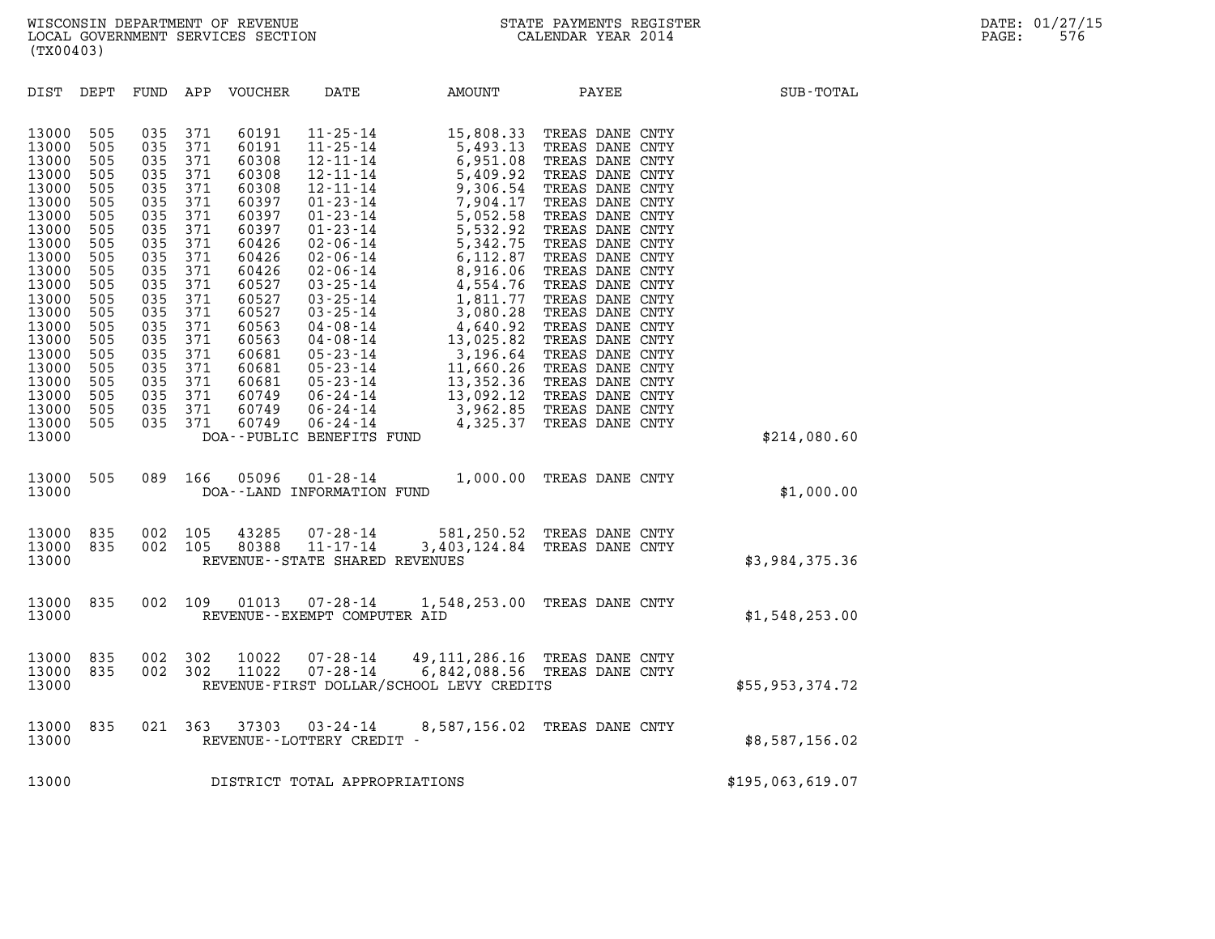WISCONSIN DEPARTMENT OF REVENUE
LOCAL GOVERNMENT SERVICES SECTION
(TX00403)

STATE PAYMENTS REGISTER
CALENDAR YEAR 2014

DATE: 01/27/15
PAGE: 576

| DIST | DEPT | FUND | APP | VOUCHER | DATE | AMOUNT | PAYEE | SUB-TOTAL |
|---|---|---|---|---|---|---|---|---|
| 13000 | 505 | 035 | 371 | 60191 | 11-25-14 | 15,808.33 | TREAS DANE CNTY | |
| 13000 | 505 | 035 | 371 | 60191 | 11-25-14 | 5,493.13 | TREAS DANE CNTY | |
| 13000 | 505 | 035 | 371 | 60308 | 12-11-14 | 6,951.08 | TREAS DANE CNTY | |
| 13000 | 505 | 035 | 371 | 60308 | 12-11-14 | 5,409.92 | TREAS DANE CNTY | |
| 13000 | 505 | 035 | 371 | 60308 | 12-11-14 | 9,306.54 | TREAS DANE CNTY | |
| 13000 | 505 | 035 | 371 | 60397 | 01-23-14 | 7,904.17 | TREAS DANE CNTY | |
| 13000 | 505 | 035 | 371 | 60397 | 01-23-14 | 5,052.58 | TREAS DANE CNTY | |
| 13000 | 505 | 035 | 371 | 60397 | 01-23-14 | 5,532.92 | TREAS DANE CNTY | |
| 13000 | 505 | 035 | 371 | 60426 | 02-06-14 | 5,342.75 | TREAS DANE CNTY | |
| 13000 | 505 | 035 | 371 | 60426 | 02-06-14 | 6,112.87 | TREAS DANE CNTY | |
| 13000 | 505 | 035 | 371 | 60426 | 02-06-14 | 8,916.06 | TREAS DANE CNTY | |
| 13000 | 505 | 035 | 371 | 60527 | 03-25-14 | 4,554.76 | TREAS DANE CNTY | |
| 13000 | 505 | 035 | 371 | 60527 | 03-25-14 | 1,811.77 | TREAS DANE CNTY | |
| 13000 | 505 | 035 | 371 | 60527 | 03-25-14 | 3,080.28 | TREAS DANE CNTY | |
| 13000 | 505 | 035 | 371 | 60563 | 04-08-14 | 4,640.92 | TREAS DANE CNTY | |
| 13000 | 505 | 035 | 371 | 60563 | 04-08-14 | 13,025.82 | TREAS DANE CNTY | |
| 13000 | 505 | 035 | 371 | 60681 | 05-23-14 | 3,196.64 | TREAS DANE CNTY | |
| 13000 | 505 | 035 | 371 | 60681 | 05-23-14 | 11,660.26 | TREAS DANE CNTY | |
| 13000 | 505 | 035 | 371 | 60681 | 05-23-14 | 13,352.36 | TREAS DANE CNTY | |
| 13000 | 505 | 035 | 371 | 60749 | 06-24-14 | 13,092.12 | TREAS DANE CNTY | |
| 13000 | 505 | 035 | 371 | 60749 | 06-24-14 | 3,962.85 | TREAS DANE CNTY | |
| 13000 | 505 | 035 | 371 | 60749 | 06-24-14 | 4,325.37 | TREAS DANE CNTY | |
| 13000 | | | | DOA--PUBLIC BENEFITS FUND | | | | $214,080.60 |
| 13000 | 505 | 089 | 166 | 05096 | 01-28-14 | 1,000.00 | TREAS DANE CNTY | |
| 13000 | | | | DOA--LAND INFORMATION FUND | | | | $1,000.00 |
| 13000 | 835 | 002 | 105 | 43285 | 07-28-14 | 581,250.52 | TREAS DANE CNTY | |
| 13000 | 835 | 002 | 105 | 80388 | 11-17-14 | 3,403,124.84 | TREAS DANE CNTY | |
| 13000 | | | | REVENUE--STATE SHARED REVENUES | | | | $3,984,375.36 |
| 13000 | 835 | 002 | 109 | 01013 | 07-28-14 | 1,548,253.00 | TREAS DANE CNTY | |
| 13000 | | | | REVENUE--EXEMPT COMPUTER AID | | | | $1,548,253.00 |
| 13000 | 835 | 002 | 302 | 10022 | 07-28-14 | 49,111,286.16 | TREAS DANE CNTY | |
| 13000 | 835 | 002 | 302 | 11022 | 07-28-14 | 6,842,088.56 | TREAS DANE CNTY | |
| 13000 | | | | REVENUE-FIRST DOLLAR/SCHOOL LEVY CREDITS | | | | $55,953,374.72 |
| 13000 | 835 | 021 | 363 | 37303 | 03-24-14 | 8,587,156.02 | TREAS DANE CNTY | |
| 13000 | | | | REVENUE--LOTTERY CREDIT - | | | | $8,587,156.02 |
| 13000 | | | | DISTRICT TOTAL APPROPRIATIONS | | | | $195,063,619.07 |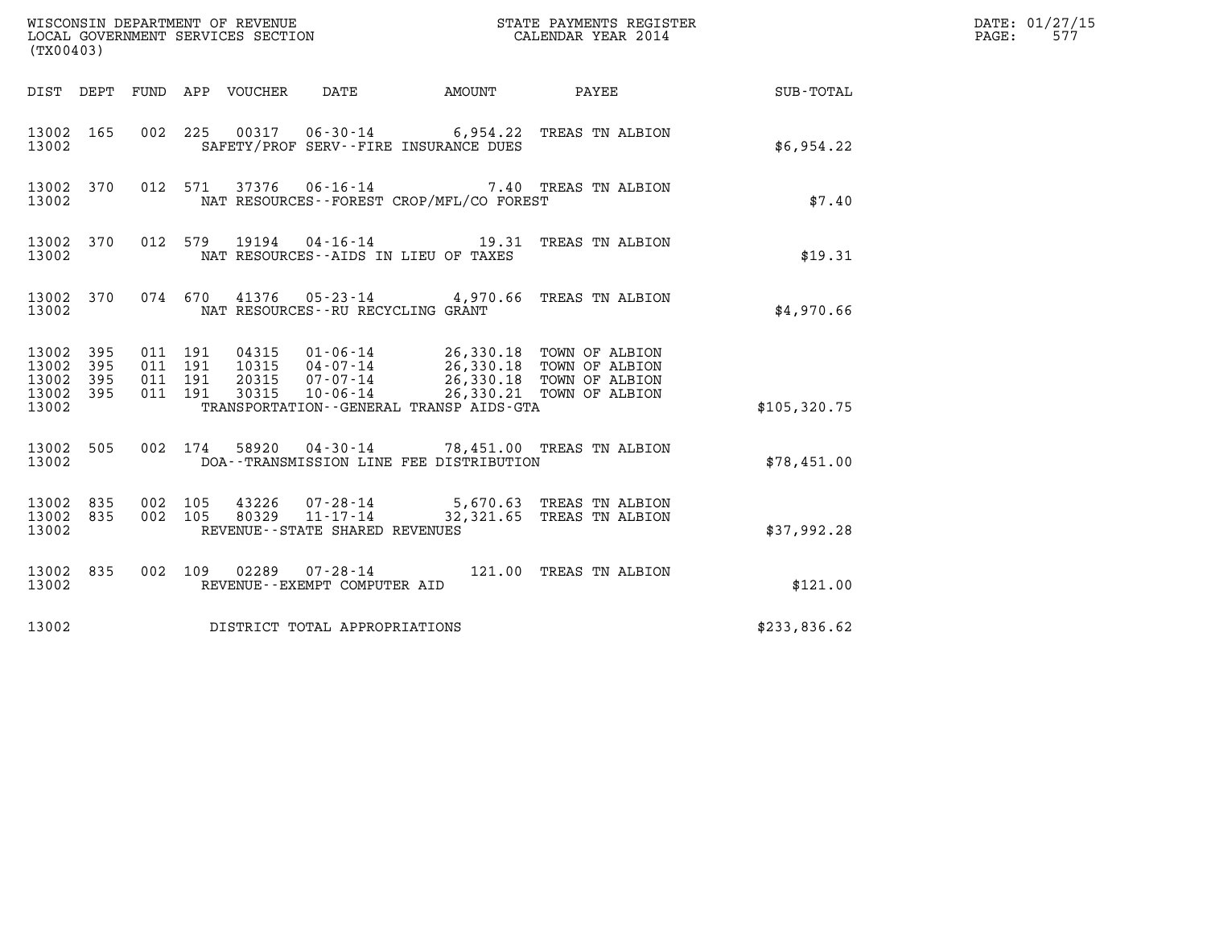WISCONSIN DEPARTMENT OF REVENUE
LOCAL GOVERNMENT SERVICES SECTION
(TX00403)

STATE PAYMENTS REGISTER
CALENDAR YEAR 2014

DATE: 01/27/15
PAGE: 577

| DIST | DEPT | FUND | APP | VOUCHER | DATE | AMOUNT | PAYEE | SUB-TOTAL |
|---|---|---|---|---|---|---|---|---|
| 13002 | 165 | 002 | 225 | 00317 | 06-30-14 | 6,954.22 | TREAS TN ALBION | |
| 13002 | | | | SAFETY/PROF SERV--FIRE INSURANCE DUES | | | | $6,954.22 |
| 13002 | 370 | 012 | 571 | 37376 | 06-16-14 | 7.40 | TREAS TN ALBION | |
| 13002 | | | | NAT RESOURCES--FOREST CROP/MFL/CO FOREST | | | | $7.40 |
| 13002 | 370 | 012 | 579 | 19194 | 04-16-14 | 19.31 | TREAS TN ALBION | |
| 13002 | | | | NAT RESOURCES--AIDS IN LIEU OF TAXES | | | | $19.31 |
| 13002 | 370 | 074 | 670 | 41376 | 05-23-14 | 4,970.66 | TREAS TN ALBION | |
| 13002 | | | | NAT RESOURCES--RU RECYCLING GRANT | | | | $4,970.66 |
| 13002 | 395 | 011 | 191 | 04315 | 01-06-14 | 26,330.18 | TOWN OF ALBION | |
| 13002 | 395 | 011 | 191 | 10315 | 04-07-14 | 26,330.18 | TOWN OF ALBION | |
| 13002 | 395 | 011 | 191 | 20315 | 07-07-14 | 26,330.18 | TOWN OF ALBION | |
| 13002 | 395 | 011 | 191 | 30315 | 10-06-14 | 26,330.21 | TOWN OF ALBION | |
| 13002 | | | | TRANSPORTATION--GENERAL TRANSP AIDS-GTA | | | | $105,320.75 |
| 13002 | 505 | 002 | 174 | 58920 | 04-30-14 | 78,451.00 | TREAS TN ALBION | |
| 13002 | | | | DOA--TRANSMISSION LINE FEE DISTRIBUTION | | | | $78,451.00 |
| 13002 | 835 | 002 | 105 | 43226 | 07-28-14 | 5,670.63 | TREAS TN ALBION | |
| 13002 | 835 | 002 | 105 | 80329 | 11-17-14 | 32,321.65 | TREAS TN ALBION | |
| 13002 | | | | REVENUE--STATE SHARED REVENUES | | | | $37,992.28 |
| 13002 | 835 | 002 | 109 | 02289 | 07-28-14 | 121.00 | TREAS TN ALBION | |
| 13002 | | | | REVENUE--EXEMPT COMPUTER AID | | | | $121.00 |
| 13002 | | | | DISTRICT TOTAL APPROPRIATIONS | | | | $233,836.62 |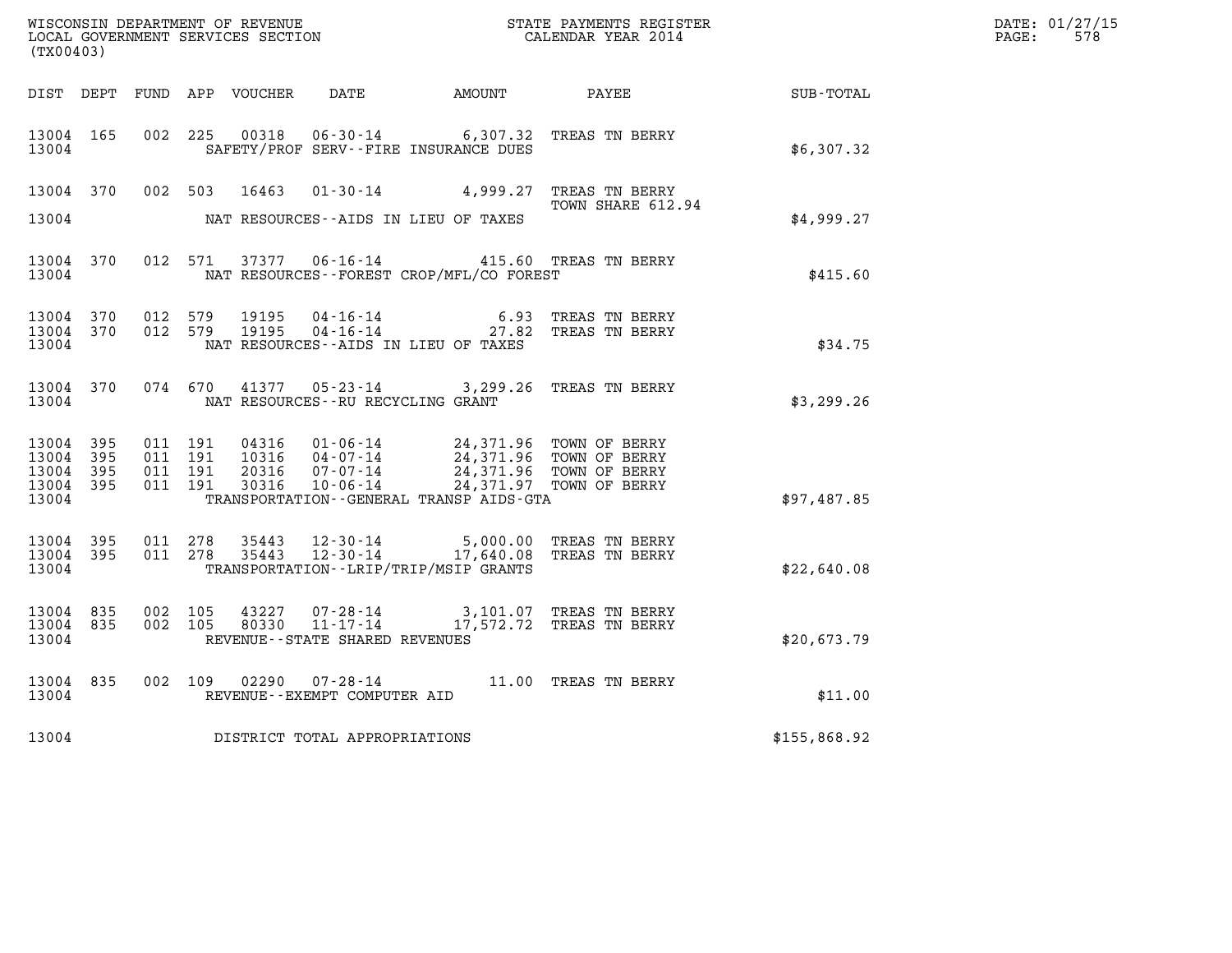WISCONSIN DEPARTMENT OF REVENUE
LOCAL GOVERNMENT SERVICES SECTION
(TX00403)

STATE PAYMENTS REGISTER
CALENDAR YEAR 2014

DATE: 01/27/15
PAGE: 578

| DIST | DEPT | FUND | APP | VOUCHER | DATE | AMOUNT | PAYEE | SUB-TOTAL |
|---|---|---|---|---|---|---|---|---|
| 13004 | 165 | 002 | 225 | 00318 | 06-30-14 | 6,307.32 | TREAS TN BERRY | |
| 13004 | | | | | SAFETY/PROF SERV--FIRE INSURANCE DUES | | | $6,307.32 |
| 13004 | 370 | 002 | 503 | 16463 | 01-30-14 | 4,999.27 | TREAS TN BERRY TOWN SHARE 612.94 | |
| 13004 | | | | | NAT RESOURCES--AIDS IN LIEU OF TAXES | | | $4,999.27 |
| 13004 | 370 | 012 | 571 | 37377 | 06-16-14 | 415.60 | TREAS TN BERRY | |
| 13004 | | | | | NAT RESOURCES--FOREST CROP/MFL/CO FOREST | | | $415.60 |
| 13004 | 370 | 012 | 579 | 19195 | 04-16-14 | 6.93 | TREAS TN BERRY | |
| 13004 | 370 | 012 | 579 | 19195 | 04-16-14 | 27.82 | TREAS TN BERRY | |
| 13004 | | | | | NAT RESOURCES--AIDS IN LIEU OF TAXES | | | $34.75 |
| 13004 | 370 | 074 | 670 | 41377 | 05-23-14 | 3,299.26 | TREAS TN BERRY | |
| 13004 | | | | | NAT RESOURCES--RU RECYCLING GRANT | | | $3,299.26 |
| 13004 | 395 | 011 | 191 | 04316 | 01-06-14 | 24,371.96 | TOWN OF BERRY | |
| 13004 | 395 | 011 | 191 | 10316 | 04-07-14 | 24,371.96 | TOWN OF BERRY | |
| 13004 | 395 | 011 | 191 | 20316 | 07-07-14 | 24,371.96 | TOWN OF BERRY | |
| 13004 | 395 | 011 | 191 | 30316 | 10-06-14 | 24,371.97 | TOWN OF BERRY | |
| 13004 | | | | | TRANSPORTATION--GENERAL TRANSP AIDS-GTA | | | $97,487.85 |
| 13004 | 395 | 011 | 278 | 35443 | 12-30-14 | 5,000.00 | TREAS TN BERRY | |
| 13004 | 395 | 011 | 278 | 35443 | 12-30-14 | 17,640.08 | TREAS TN BERRY | |
| 13004 | | | | | TRANSPORTATION--LRIP/TRIP/MSIP GRANTS | | | $22,640.08 |
| 13004 | 835 | 002 | 105 | 43227 | 07-28-14 | 3,101.07 | TREAS TN BERRY | |
| 13004 | 835 | 002 | 105 | 80330 | 11-17-14 | 17,572.72 | TREAS TN BERRY | |
| 13004 | | | | | REVENUE--STATE SHARED REVENUES | | | $20,673.79 |
| 13004 | 835 | 002 | 109 | 02290 | 07-28-14 | 11.00 | TREAS TN BERRY | |
| 13004 | | | | | REVENUE--EXEMPT COMPUTER AID | | | $11.00 |
| 13004 | | | | | DISTRICT TOTAL APPROPRIATIONS | | | $155,868.92 |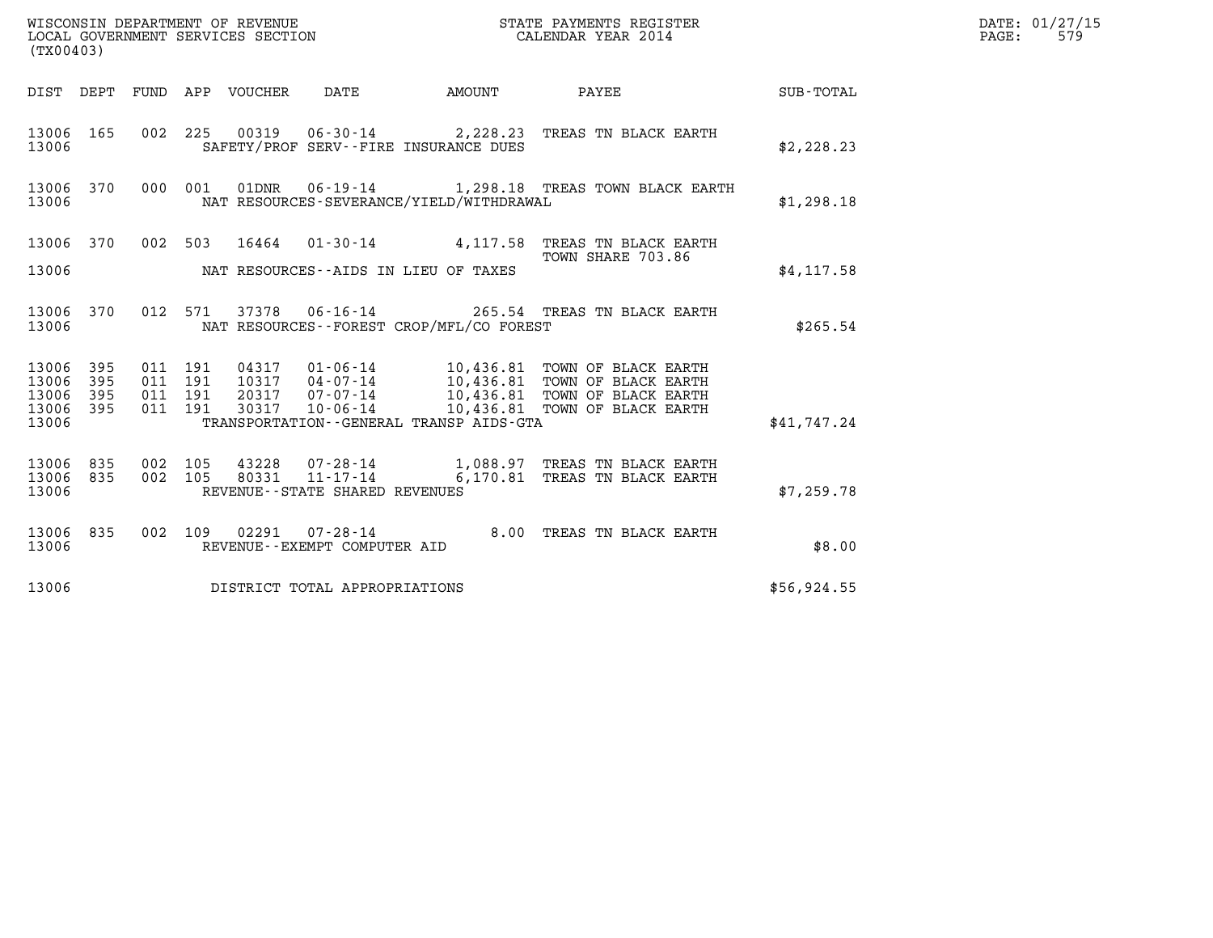WISCONSIN DEPARTMENT OF REVENUE
LOCAL GOVERNMENT SERVICES SECTION
(TX00403)

STATE PAYMENTS REGISTER
CALENDAR YEAR 2014

DATE: 01/27/15
PAGE: 579

| DIST | DEPT | FUND | APP | VOUCHER | DATE | AMOUNT | PAYEE | SUB-TOTAL |
|---|---|---|---|---|---|---|---|---|
| 13006 | 165 | 002 | 225 | 00319 | 06-30-14 | 2,228.23 | TREAS TN BLACK EARTH | |
| 13006 | | | | | SAFETY/PROF SERV--FIRE INSURANCE DUES | | | $2,228.23 |
| 13006 | 370 | 000 | 001 | 01DNR | 06-19-14 | 1,298.18 | TREAS TOWN BLACK EARTH | |
| 13006 | | | | | NAT RESOURCES-SEVERANCE/YIELD/WITHDRAWAL | | | $1,298.18 |
| 13006 | 370 | 002 | 503 | 16464 | 01-30-14 | 4,117.58 | TREAS TN BLACK EARTH TOWN SHARE 703.86 | |
| 13006 | | | | | NAT RESOURCES--AIDS IN LIEU OF TAXES | | | $4,117.58 |
| 13006 | 370 | 012 | 571 | 37378 | 06-16-14 | 265.54 | TREAS TN BLACK EARTH | |
| 13006 | | | | | NAT RESOURCES--FOREST CROP/MFL/CO FOREST | | | $265.54 |
| 13006 | 395 | 011 | 191 | 04317 | 01-06-14 | 10,436.81 | TOWN OF BLACK EARTH | |
| 13006 | 395 | 011 | 191 | 10317 | 04-07-14 | 10,436.81 | TOWN OF BLACK EARTH | |
| 13006 | 395 | 011 | 191 | 20317 | 07-07-14 | 10,436.81 | TOWN OF BLACK EARTH | |
| 13006 | 395 | 011 | 191 | 30317 | 10-06-14 | 10,436.81 | TOWN OF BLACK EARTH | |
| 13006 | | | | | TRANSPORTATION--GENERAL TRANSP AIDS-GTA | | | $41,747.24 |
| 13006 | 835 | 002 | 105 | 43228 | 07-28-14 | 1,088.97 | TREAS TN BLACK EARTH | |
| 13006 | 835 | 002 | 105 | 80331 | 11-17-14 | 6,170.81 | TREAS TN BLACK EARTH | |
| 13006 | | | | | REVENUE--STATE SHARED REVENUES | | | $7,259.78 |
| 13006 | 835 | 002 | 109 | 02291 | 07-28-14 | 8.00 | TREAS TN BLACK EARTH | |
| 13006 | | | | | REVENUE--EXEMPT COMPUTER AID | | | $8.00 |
| 13006 | | | | | DISTRICT TOTAL APPROPRIATIONS | | | $56,924.55 |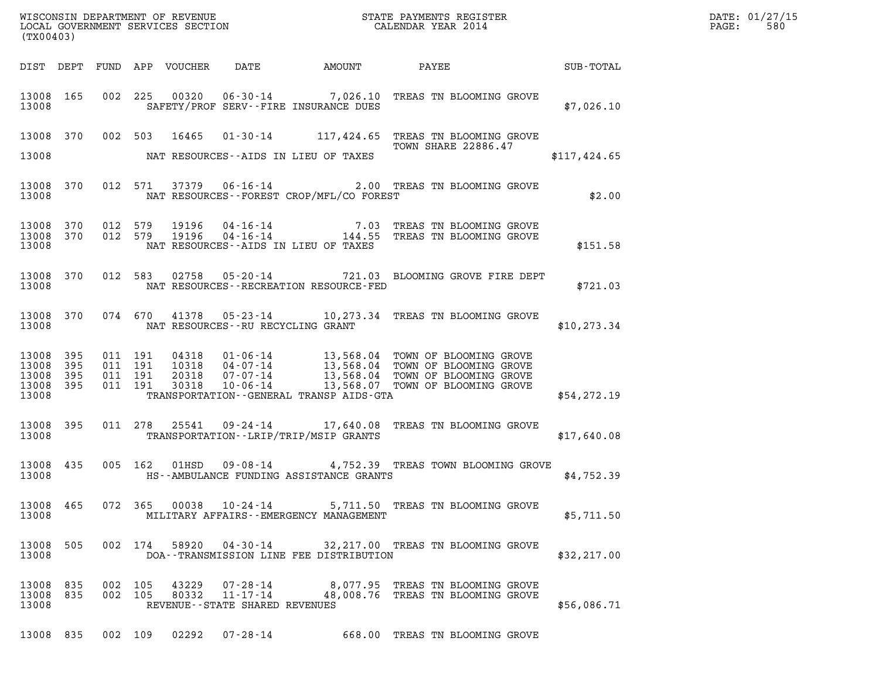WISCONSIN DEPARTMENT OF REVENUE
LOCAL GOVERNMENT SERVICES SECTION
(TX00403)

STATE PAYMENTS REGISTER
CALENDAR YEAR 2014

DATE: 01/27/15
PAGE: 580

| DIST | DEPT | FUND | APP | VOUCHER | DATE | AMOUNT | PAYEE | SUB-TOTAL |
|---|---|---|---|---|---|---|---|---|
| 13008 | 165 | 002 | 225 | 00320 | 06-30-14 | 7,026.10 | TREAS TN BLOOMING GROVE | |
| 13008 | | | | SAFETY/PROF SERV--FIRE INSURANCE DUES | | | | $7,026.10 |
| 13008 | 370 | 002 | 503 | 16465 | 01-30-14 | 117,424.65 | TREAS TN BLOOMING GROVE TOWN SHARE 22886.47 | |
| 13008 | | | | NAT RESOURCES--AIDS IN LIEU OF TAXES | | | | $117,424.65 |
| 13008 | 370 | 012 | 571 | 37379 | 06-16-14 | 2.00 | TREAS TN BLOOMING GROVE | |
| 13008 | | | | NAT RESOURCES--FOREST CROP/MFL/CO FOREST | | | | $2.00 |
| 13008 | 370 | 012 | 579 | 19196 | 04-16-14 | 7.03 | TREAS TN BLOOMING GROVE | |
| 13008 | 370 | 012 | 579 | 19196 | 04-16-14 | 144.55 | TREAS TN BLOOMING GROVE | |
| 13008 | | | | NAT RESOURCES--AIDS IN LIEU OF TAXES | | | | $151.58 |
| 13008 | 370 | 012 | 583 | 02758 | 05-20-14 | 721.03 | BLOOMING GROVE FIRE DEPT | |
| 13008 | | | | NAT RESOURCES--RECREATION RESOURCE-FED | | | | $721.03 |
| 13008 | 370 | 074 | 670 | 41378 | 05-23-14 | 10,273.34 | TREAS TN BLOOMING GROVE | |
| 13008 | | | | NAT RESOURCES--RU RECYCLING GRANT | | | | $10,273.34 |
| 13008 | 395 | 011 | 191 | 04318 | 01-06-14 | 13,568.04 | TOWN OF BLOOMING GROVE | |
| 13008 | 395 | 011 | 191 | 10318 | 04-07-14 | 13,568.04 | TOWN OF BLOOMING GROVE | |
| 13008 | 395 | 011 | 191 | 20318 | 07-07-14 | 13,568.04 | TOWN OF BLOOMING GROVE | |
| 13008 | 395 | 011 | 191 | 30318 | 10-06-14 | 13,568.07 | TOWN OF BLOOMING GROVE | |
| 13008 | | | | TRANSPORTATION--GENERAL TRANSP AIDS-GTA | | | | $54,272.19 |
| 13008 | 395 | 011 | 278 | 25541 | 09-24-14 | 17,640.08 | TREAS TN BLOOMING GROVE | |
| 13008 | | | | TRANSPORTATION--LRIP/TRIP/MSIP GRANTS | | | | $17,640.08 |
| 13008 | 435 | 005 | 162 | 01HSD | 09-08-14 | 4,752.39 | TREAS TOWN BLOOMING GROVE | |
| 13008 | | | | HS--AMBULANCE FUNDING ASSISTANCE GRANTS | | | | $4,752.39 |
| 13008 | 465 | 072 | 365 | 00038 | 10-24-14 | 5,711.50 | TREAS TN BLOOMING GROVE | |
| 13008 | | | | MILITARY AFFAIRS--EMERGENCY MANAGEMENT | | | | $5,711.50 |
| 13008 | 505 | 002 | 174 | 58920 | 04-30-14 | 32,217.00 | TREAS TN BLOOMING GROVE | |
| 13008 | | | | DOA--TRANSMISSION LINE FEE DISTRIBUTION | | | | $32,217.00 |
| 13008 | 835 | 002 | 105 | 43229 | 07-28-14 | 8,077.95 | TREAS TN BLOOMING GROVE | |
| 13008 | 835 | 002 | 105 | 80332 | 11-17-14 | 48,008.76 | TREAS TN BLOOMING GROVE | |
| 13008 | | | | REVENUE--STATE SHARED REVENUES | | | | $56,086.71 |
| 13008 | 835 | 002 | 109 | 02292 | 07-28-14 | 668.00 | TREAS TN BLOOMING GROVE | |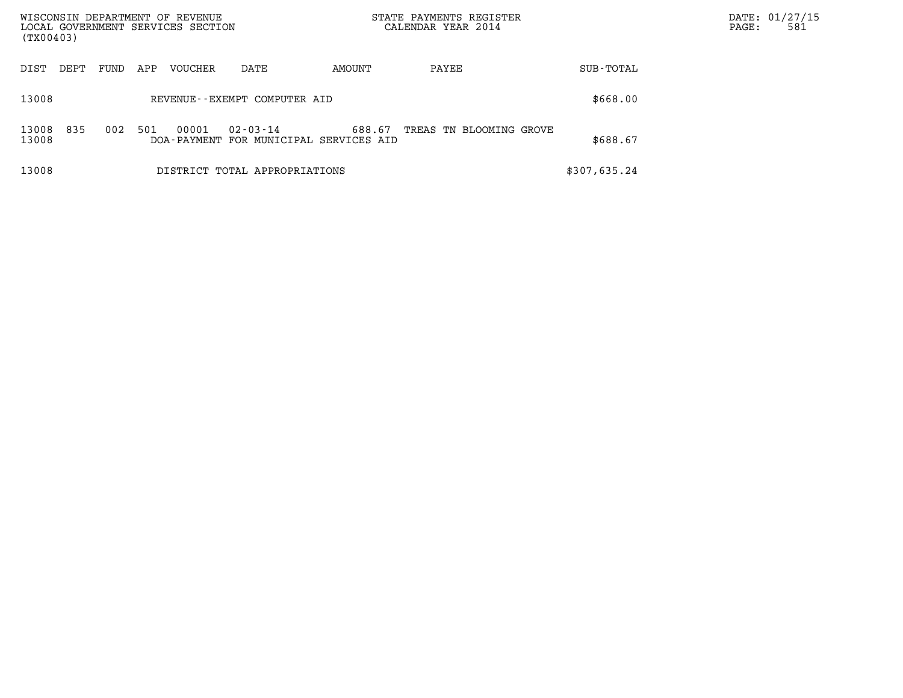WISCONSIN DEPARTMENT OF REVENUE
LOCAL GOVERNMENT SERVICES SECTION
(TX00403)

STATE PAYMENTS REGISTER
CALENDAR YEAR 2014

DATE: 01/27/15
PAGE: 581

| DIST | DEPT | FUND | APP | VOUCHER | DATE | AMOUNT | PAYEE | SUB-TOTAL |
|---|---|---|---|---|---|---|---|---|
| 13008 | | | | REVENUE--EXEMPT COMPUTER AID | | | | $668.00 |
| 13008 | 835 | 002 | 501 | 00001 | 02-03-14 | 688.67 | TREAS TN BLOOMING GROVE | |
| 13008 | | | | DOA-PAYMENT FOR MUNICIPAL SERVICES AID | | | | $688.67 |
| 13008 | | | | DISTRICT TOTAL APPROPRIATIONS | | | | $307,635.24 |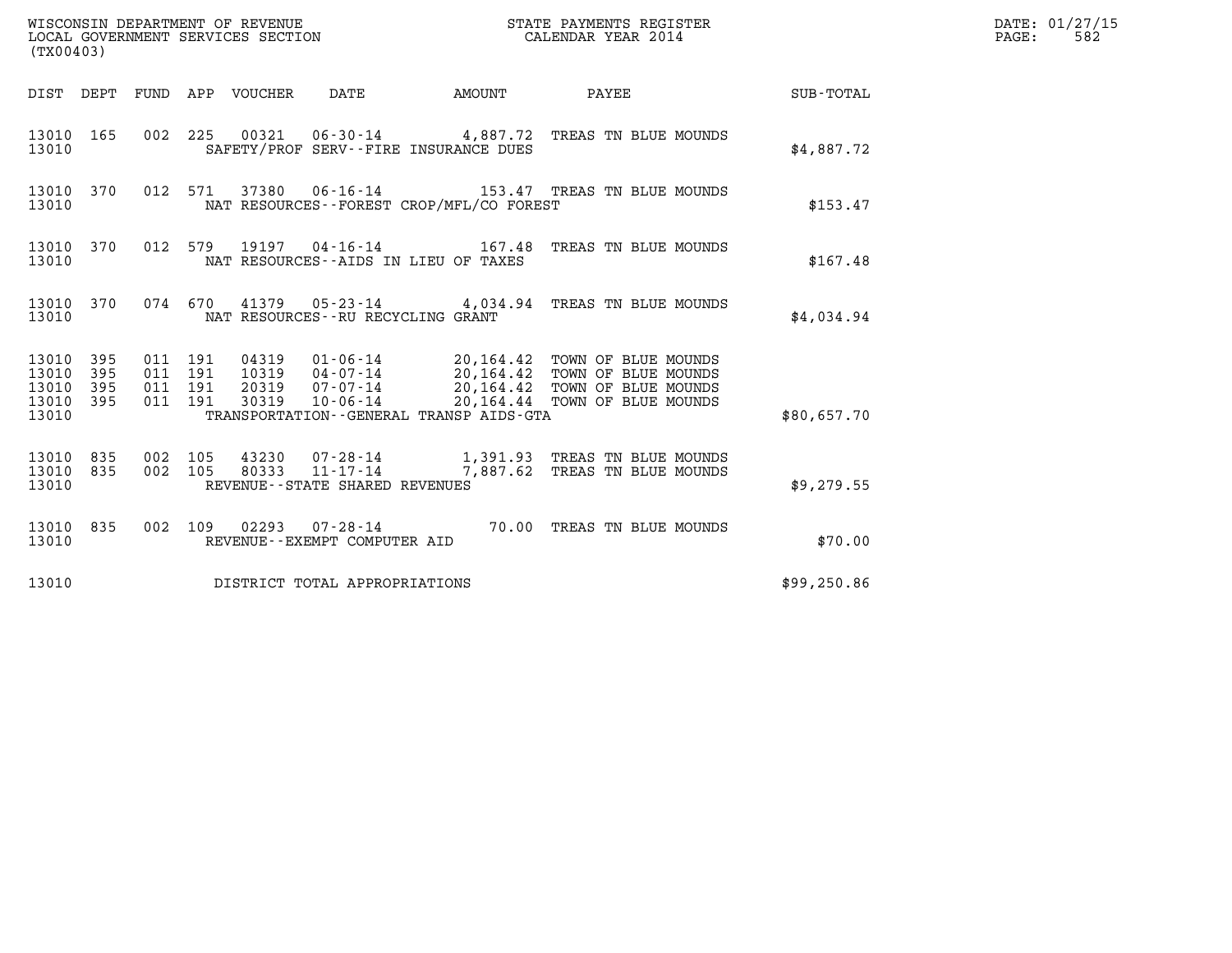WISCONSIN DEPARTMENT OF REVENUE
LOCAL GOVERNMENT SERVICES SECTION
(TX00403)

STATE PAYMENTS REGISTER
CALENDAR YEAR 2014

| DIST | DEPT | FUND | APP | VOUCHER | DATE | AMOUNT | PAYEE | SUB-TOTAL |
|---|---|---|---|---|---|---|---|---|
| 13010 | 165 | 002 | 225 | 00321 | 06-30-14 | 4,887.72 | TREAS TN BLUE MOUNDS | |
| 13010 | | | | | SAFETY/PROF SERV--FIRE INSURANCE DUES | | | $4,887.72 |
| 13010 | 370 | 012 | 571 | 37380 | 06-16-14 | 153.47 | TREAS TN BLUE MOUNDS | |
| 13010 | | | | | NAT RESOURCES--FOREST CROP/MFL/CO FOREST | | | $153.47 |
| 13010 | 370 | 012 | 579 | 19197 | 04-16-14 | 167.48 | TREAS TN BLUE MOUNDS | |
| 13010 | | | | | NAT RESOURCES--AIDS IN LIEU OF TAXES | | | $167.48 |
| 13010 | 370 | 074 | 670 | 41379 | 05-23-14 | 4,034.94 | TREAS TN BLUE MOUNDS | |
| 13010 | | | | | NAT RESOURCES--RU RECYCLING GRANT | | | $4,034.94 |
| 13010 | 395 | 011 | 191 | 04319 | 01-06-14 | 20,164.42 | TOWN OF BLUE MOUNDS | |
| 13010 | 395 | 011 | 191 | 10319 | 04-07-14 | 20,164.42 | TOWN OF BLUE MOUNDS | |
| 13010 | 395 | 011 | 191 | 20319 | 07-07-14 | 20,164.42 | TOWN OF BLUE MOUNDS | |
| 13010 | 395 | 011 | 191 | 30319 | 10-06-14 | 20,164.44 | TOWN OF BLUE MOUNDS | |
| 13010 | | | | | TRANSPORTATION--GENERAL TRANSP AIDS-GTA | | | $80,657.70 |
| 13010 | 835 | 002 | 105 | 43230 | 07-28-14 | 1,391.93 | TREAS TN BLUE MOUNDS | |
| 13010 | 835 | 002 | 105 | 80333 | 11-17-14 | 7,887.62 | TREAS TN BLUE MOUNDS | |
| 13010 | | | | | REVENUE--STATE SHARED REVENUES | | | $9,279.55 |
| 13010 | 835 | 002 | 109 | 02293 | 07-28-14 | 70.00 | TREAS TN BLUE MOUNDS | |
| 13010 | | | | | REVENUE--EXEMPT COMPUTER AID | | | $70.00 |
| 13010 | | | | | DISTRICT TOTAL APPROPRIATIONS | | | $99,250.86 |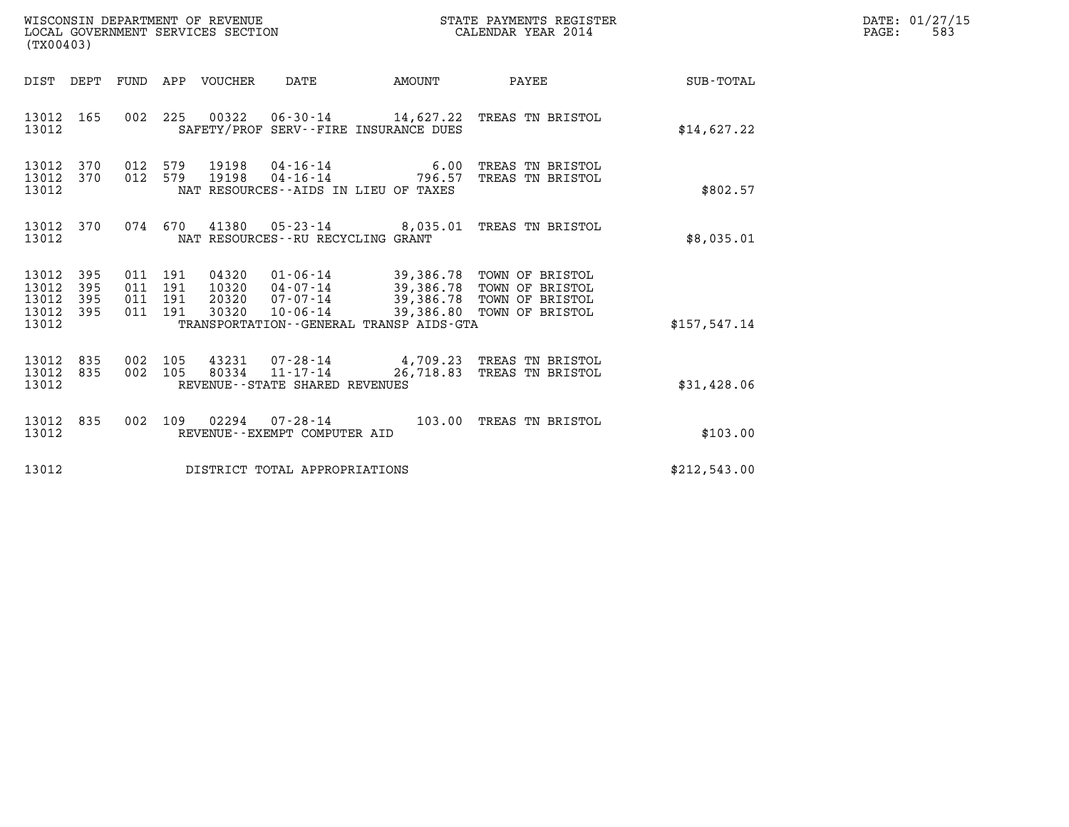WISCONSIN DEPARTMENT OF REVENUE
LOCAL GOVERNMENT SERVICES SECTION
(TX00403)

STATE PAYMENTS REGISTER
CALENDAR YEAR 2014

DATE: 01/27/15
PAGE: 583

| DIST | DEPT | FUND | APP | VOUCHER | DATE | AMOUNT | PAYEE | SUB-TOTAL |
|---|---|---|---|---|---|---|---|---|
| 13012 | 165 | 002 | 225 | 00322 | 06-30-14 | 14,627.22 | TREAS TN BRISTOL | |
| 13012 | | | | SAFETY/PROF SERV--FIRE INSURANCE DUES | | | | $14,627.22 |
| 13012 | 370 | 012 | 579 | 19198 | 04-16-14 | 6.00 | TREAS TN BRISTOL | |
| 13012 | 370 | 012 | 579 | 19198 | 04-16-14 | 796.57 | TREAS TN BRISTOL | |
| 13012 | | | | NAT RESOURCES--AIDS IN LIEU OF TAXES | | | | $802.57 |
| 13012 | 370 | 074 | 670 | 41380 | 05-23-14 | 8,035.01 | TREAS TN BRISTOL | |
| 13012 | | | | NAT RESOURCES--RU RECYCLING GRANT | | | | $8,035.01 |
| 13012 | 395 | 011 | 191 | 04320 | 01-06-14 | 39,386.78 | TOWN OF BRISTOL | |
| 13012 | 395 | 011 | 191 | 10320 | 04-07-14 | 39,386.78 | TOWN OF BRISTOL | |
| 13012 | 395 | 011 | 191 | 20320 | 07-07-14 | 39,386.78 | TOWN OF BRISTOL | |
| 13012 | 395 | 011 | 191 | 30320 | 10-06-14 | 39,386.80 | TOWN OF BRISTOL | |
| 13012 | | | | TRANSPORTATION--GENERAL TRANSP AIDS-GTA | | | | $157,547.14 |
| 13012 | 835 | 002 | 105 | 43231 | 07-28-14 | 4,709.23 | TREAS TN BRISTOL | |
| 13012 | 835 | 002 | 105 | 80334 | 11-17-14 | 26,718.83 | TREAS TN BRISTOL | |
| 13012 | | | | REVENUE--STATE SHARED REVENUES | | | | $31,428.06 |
| 13012 | 835 | 002 | 109 | 02294 | 07-28-14 | 103.00 | TREAS TN BRISTOL | |
| 13012 | | | | REVENUE--EXEMPT COMPUTER AID | | | | $103.00 |
| 13012 | | | | DISTRICT TOTAL APPROPRIATIONS | | | | $212,543.00 |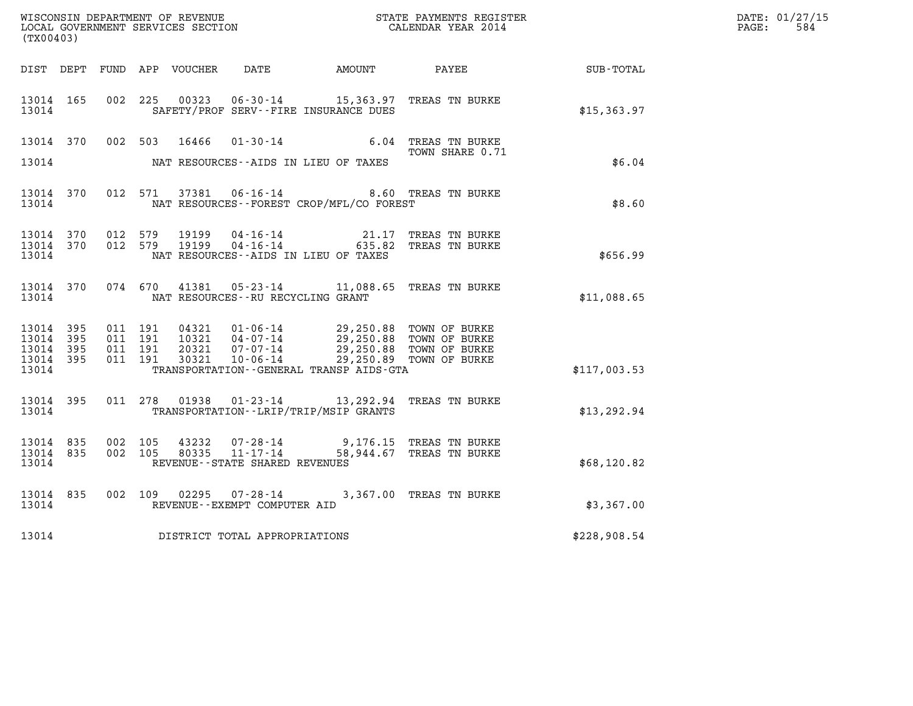WISCONSIN DEPARTMENT OF REVENUE
LOCAL GOVERNMENT SERVICES SECTION
(TX00403)

STATE PAYMENTS REGISTER
CALENDAR YEAR 2014

DATE: 01/27/15
PAGE: 584

| DIST | DEPT | FUND | APP | VOUCHER | DATE | AMOUNT | PAYEE | SUB-TOTAL |
|---|---|---|---|---|---|---|---|---|
| 13014 | 165 | 002 | 225 | 00323 | 06-30-14 | 15,363.97 | TREAS TN BURKE | |
| 13014 | | | | | SAFETY/PROF SERV--FIRE INSURANCE DUES | | | $15,363.97 |
| 13014 | 370 | 002 | 503 | 16466 | 01-30-14 | 6.04 | TREAS TN BURKE TOWN SHARE 0.71 | |
| 13014 | | | | | NAT RESOURCES--AIDS IN LIEU OF TAXES | | | $6.04 |
| 13014 | 370 | 012 | 571 | 37381 | 06-16-14 | 8.60 | TREAS TN BURKE | |
| 13014 | | | | | NAT RESOURCES--FOREST CROP/MFL/CO FOREST | | | $8.60 |
| 13014 | 370 | 012 | 579 | 19199 | 04-16-14 | 21.17 | TREAS TN BURKE | |
| 13014 | 370 | 012 | 579 | 19199 | 04-16-14 | 635.82 | TREAS TN BURKE | |
| 13014 | | | | | NAT RESOURCES--AIDS IN LIEU OF TAXES | | | $656.99 |
| 13014 | 370 | 074 | 670 | 41381 | 05-23-14 | 11,088.65 | TREAS TN BURKE | |
| 13014 | | | | | NAT RESOURCES--RU RECYCLING GRANT | | | $11,088.65 |
| 13014 | 395 | 011 | 191 | 04321 | 01-06-14 | 29,250.88 | TOWN OF BURKE | |
| 13014 | 395 | 011 | 191 | 10321 | 04-07-14 | 29,250.88 | TOWN OF BURKE | |
| 13014 | 395 | 011 | 191 | 20321 | 07-07-14 | 29,250.88 | TOWN OF BURKE | |
| 13014 | 395 | 011 | 191 | 30321 | 10-06-14 | 29,250.89 | TOWN OF BURKE | |
| 13014 | | | | | TRANSPORTATION--GENERAL TRANSP AIDS-GTA | | | $117,003.53 |
| 13014 | 395 | 011 | 278 | 01938 | 01-23-14 | 13,292.94 | TREAS TN BURKE | |
| 13014 | | | | | TRANSPORTATION--LRIP/TRIP/MSIP GRANTS | | | $13,292.94 |
| 13014 | 835 | 002 | 105 | 43232 | 07-28-14 | 9,176.15 | TREAS TN BURKE | |
| 13014 | 835 | 002 | 105 | 80335 | 11-17-14 | 58,944.67 | TREAS TN BURKE | |
| 13014 | | | | | REVENUE--STATE SHARED REVENUES | | | $68,120.82 |
| 13014 | 835 | 002 | 109 | 02295 | 07-28-14 | 3,367.00 | TREAS TN BURKE | |
| 13014 | | | | | REVENUE--EXEMPT COMPUTER AID | | | $3,367.00 |
| 13014 | | | | | DISTRICT TOTAL APPROPRIATIONS | | | $228,908.54 |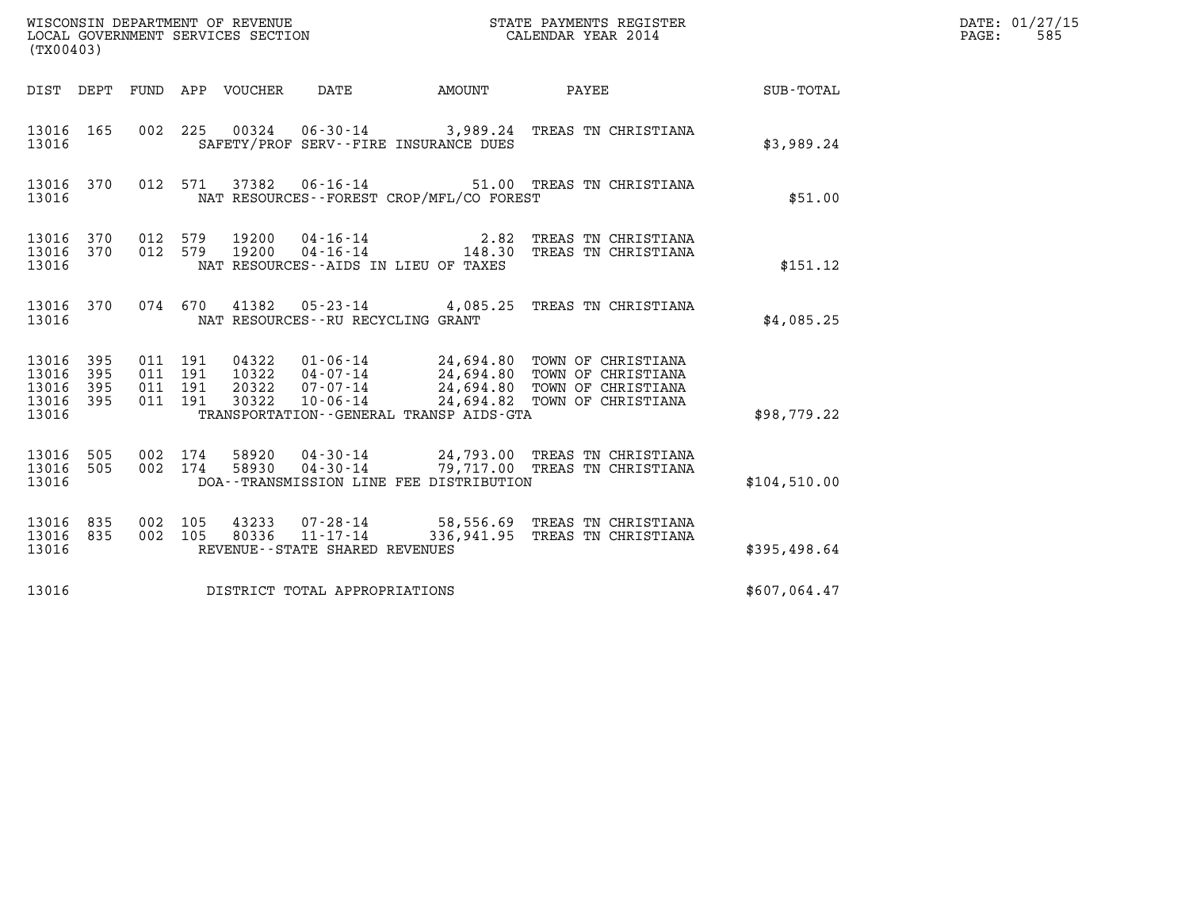WISCONSIN DEPARTMENT OF REVENUE
LOCAL GOVERNMENT SERVICES SECTION
(TX00403)

STATE PAYMENTS REGISTER
CALENDAR YEAR 2014

DATE: 01/27/15
PAGE: 585

| DIST | DEPT | FUND | APP | VOUCHER | DATE | AMOUNT | PAYEE | SUB-TOTAL |
|---|---|---|---|---|---|---|---|---|
| 13016 | 165 | 002 | 225 | 00324 | 06-30-14 | 3,989.24 | TREAS TN CHRISTIANA | |
| 13016 | | | | | SAFETY/PROF SERV--FIRE INSURANCE DUES | | | $3,989.24 |
| 13016 | 370 | 012 | 571 | 37382 | 06-16-14 | 51.00 | TREAS TN CHRISTIANA | |
| 13016 | | | | | NAT RESOURCES--FOREST CROP/MFL/CO FOREST | | | $51.00 |
| 13016 | 370 | 012 | 579 | 19200 | 04-16-14 | 2.82 | TREAS TN CHRISTIANA | |
| 13016 | 370 | 012 | 579 | 19200 | 04-16-14 | 148.30 | TREAS TN CHRISTIANA | |
| 13016 | | | | | NAT RESOURCES--AIDS IN LIEU OF TAXES | | | $151.12 |
| 13016 | 370 | 074 | 670 | 41382 | 05-23-14 | 4,085.25 | TREAS TN CHRISTIANA | |
| 13016 | | | | | NAT RESOURCES--RU RECYCLING GRANT | | | $4,085.25 |
| 13016 | 395 | 011 | 191 | 04322 | 01-06-14 | 24,694.80 | TOWN OF CHRISTIANA | |
| 13016 | 395 | 011 | 191 | 10322 | 04-07-14 | 24,694.80 | TOWN OF CHRISTIANA | |
| 13016 | 395 | 011 | 191 | 20322 | 07-07-14 | 24,694.80 | TOWN OF CHRISTIANA | |
| 13016 | 395 | 011 | 191 | 30322 | 10-06-14 | 24,694.82 | TOWN OF CHRISTIANA | |
| 13016 | | | | | TRANSPORTATION--GENERAL TRANSP AIDS-GTA | | | $98,779.22 |
| 13016 | 505 | 002 | 174 | 58920 | 04-30-14 | 24,793.00 | TREAS TN CHRISTIANA | |
| 13016 | 505 | 002 | 174 | 58930 | 04-30-14 | 79,717.00 | TREAS TN CHRISTIANA | |
| 13016 | | | | | DOA--TRANSMISSION LINE FEE DISTRIBUTION | | | $104,510.00 |
| 13016 | 835 | 002 | 105 | 43233 | 07-28-14 | 58,556.69 | TREAS TN CHRISTIANA | |
| 13016 | 835 | 002 | 105 | 80336 | 11-17-14 | 336,941.95 | TREAS TN CHRISTIANA | |
| 13016 | | | | | REVENUE--STATE SHARED REVENUES | | | $395,498.64 |
| 13016 | | | | | DISTRICT TOTAL APPROPRIATIONS | | | $607,064.47 |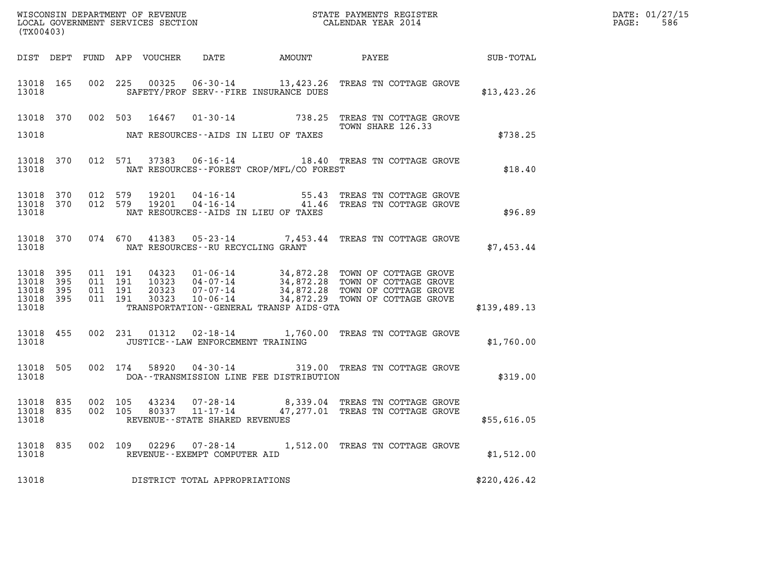WISCONSIN DEPARTMENT OF REVENUE
LOCAL GOVERNMENT SERVICES SECTION
(TX00403)

STATE PAYMENTS REGISTER
CALENDAR YEAR 2014

DATE: 01/27/15
PAGE: 586

| DIST | DEPT | FUND | APP | VOUCHER | DATE | AMOUNT | PAYEE | SUB-TOTAL |
|---|---|---|---|---|---|---|---|---|
| 13018 | 165 | 002 | 225 | 00325 | 06-30-14 | 13,423.26 | TREAS TN COTTAGE GROVE | |
| 13018 | | | | | SAFETY/PROF SERV--FIRE INSURANCE DUES | | | $13,423.26 |
| 13018 | 370 | 002 | 503 | 16467 | 01-30-14 | 738.25 | TREAS TN COTTAGE GROVE TOWN SHARE 126.33 | |
| 13018 | | | | | NAT RESOURCES--AIDS IN LIEU OF TAXES | | | $738.25 |
| 13018 | 370 | 012 | 571 | 37383 | 06-16-14 | 18.40 | TREAS TN COTTAGE GROVE | |
| 13018 | | | | | NAT RESOURCES--FOREST CROP/MFL/CO FOREST | | | $18.40 |
| 13018 | 370 | 012 | 579 | 19201 | 04-16-14 | 55.43 | TREAS TN COTTAGE GROVE | |
| 13018 | 370 | 012 | 579 | 19201 | 04-16-14 | 41.46 | TREAS TN COTTAGE GROVE | |
| 13018 | | | | | NAT RESOURCES--AIDS IN LIEU OF TAXES | | | $96.89 |
| 13018 | 370 | 074 | 670 | 41383 | 05-23-14 | 7,453.44 | TREAS TN COTTAGE GROVE | |
| 13018 | | | | | NAT RESOURCES--RU RECYCLING GRANT | | | $7,453.44 |
| 13018 | 395 | 011 | 191 | 04323 | 01-06-14 | 34,872.28 | TOWN OF COTTAGE GROVE | |
| 13018 | 395 | 011 | 191 | 10323 | 04-07-14 | 34,872.28 | TOWN OF COTTAGE GROVE | |
| 13018 | 395 | 011 | 191 | 20323 | 07-07-14 | 34,872.28 | TOWN OF COTTAGE GROVE | |
| 13018 | 395 | 011 | 191 | 30323 | 10-06-14 | 34,872.29 | TOWN OF COTTAGE GROVE | |
| 13018 | | | | | TRANSPORTATION--GENERAL TRANSP AIDS-GTA | | | $139,489.13 |
| 13018 | 455 | 002 | 231 | 01312 | 02-18-14 | 1,760.00 | TREAS TN COTTAGE GROVE | |
| 13018 | | | | | JUSTICE--LAW ENFORCEMENT TRAINING | | | $1,760.00 |
| 13018 | 505 | 002 | 174 | 58920 | 04-30-14 | 319.00 | TREAS TN COTTAGE GROVE | |
| 13018 | | | | | DOA--TRANSMISSION LINE FEE DISTRIBUTION | | | $319.00 |
| 13018 | 835 | 002 | 105 | 43234 | 07-28-14 | 8,339.04 | TREAS TN COTTAGE GROVE | |
| 13018 | 835 | 002 | 105 | 80337 | 11-17-14 | 47,277.01 | TREAS TN COTTAGE GROVE | |
| 13018 | | | | | REVENUE--STATE SHARED REVENUES | | | $55,616.05 |
| 13018 | 835 | 002 | 109 | 02296 | 07-28-14 | 1,512.00 | TREAS TN COTTAGE GROVE | |
| 13018 | | | | | REVENUE--EXEMPT COMPUTER AID | | | $1,512.00 |
| 13018 | | | | | DISTRICT TOTAL APPROPRIATIONS | | | $220,426.42 |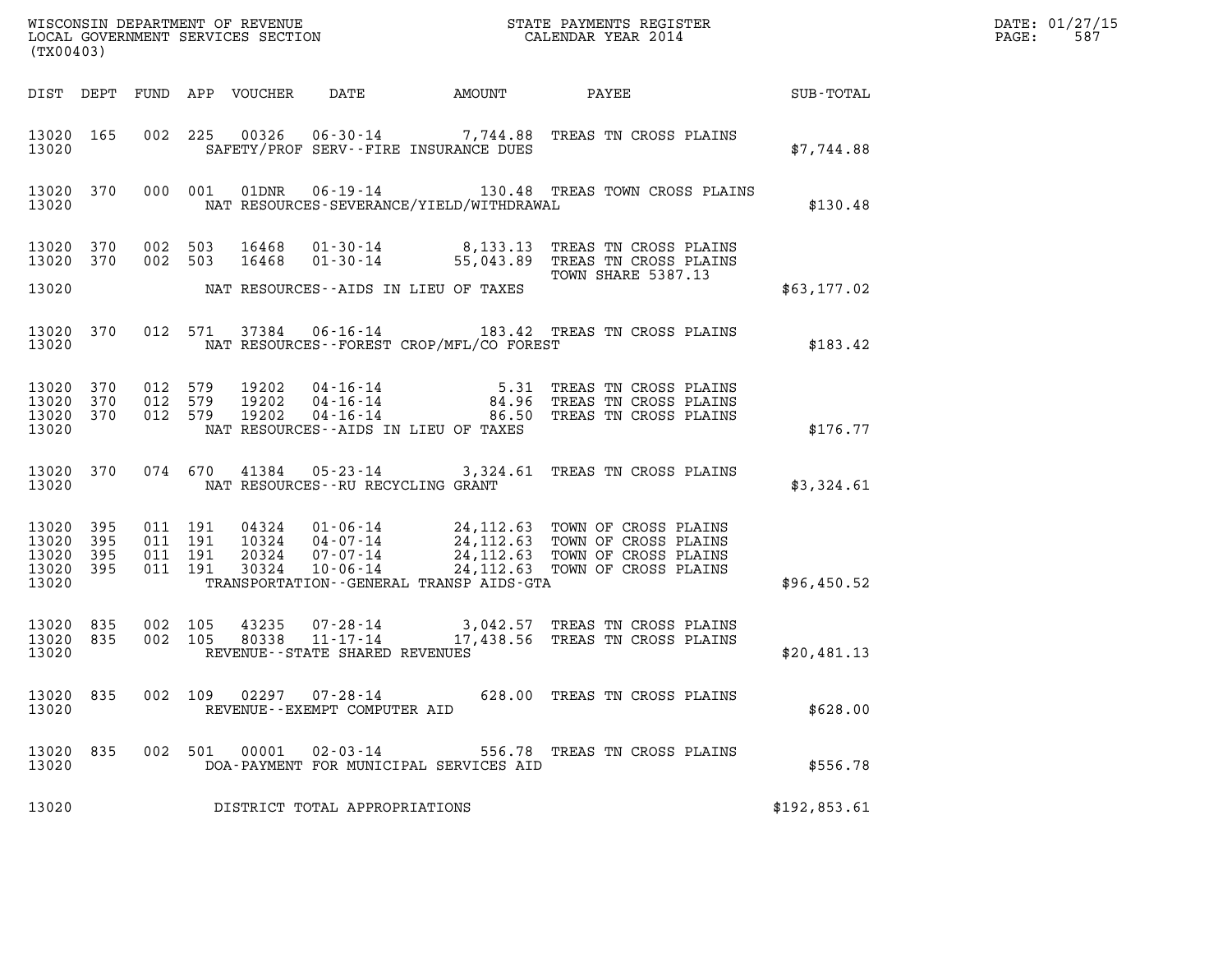WISCONSIN DEPARTMENT OF REVENUE
LOCAL GOVERNMENT SERVICES SECTION
(TX00403)

STATE PAYMENTS REGISTER
CALENDAR YEAR 2014

DATE: 01/27/15
PAGE: 587

| DIST | DEPT | FUND | APP | VOUCHER | DATE | AMOUNT | PAYEE | SUB-TOTAL |
|---|---|---|---|---|---|---|---|---|
| 13020 | 165 | 002 | 225 | 00326 | 06-30-14 | 7,744.88 | TREAS TN CROSS PLAINS | |
| 13020 | | | | | SAFETY/PROF SERV--FIRE INSURANCE DUES | | | $7,744.88 |
| 13020 | 370 | 000 | 001 | 01DNR | 06-19-14 | 130.48 | TREAS TOWN CROSS PLAINS | |
| 13020 | | | | | NAT RESOURCES-SEVERANCE/YIELD/WITHDRAWAL | | | $130.48 |
| 13020 | 370 | 002 | 503 | 16468 | 01-30-14 | 8,133.13 | TREAS TN CROSS PLAINS | |
| 13020 | 370 | 002 | 503 | 16468 | 01-30-14 | 55,043.89 | TREAS TN CROSS PLAINS TOWN SHARE 5387.13 | |
| 13020 | | | | | NAT RESOURCES--AIDS IN LIEU OF TAXES | | | $63,177.02 |
| 13020 | 370 | 012 | 571 | 37384 | 06-16-14 | 183.42 | TREAS TN CROSS PLAINS | |
| 13020 | | | | | NAT RESOURCES--FOREST CROP/MFL/CO FOREST | | | $183.42 |
| 13020 | 370 | 012 | 579 | 19202 | 04-16-14 | 5.31 | TREAS TN CROSS PLAINS | |
| 13020 | 370 | 012 | 579 | 19202 | 04-16-14 | 84.96 | TREAS TN CROSS PLAINS | |
| 13020 | 370 | 012 | 579 | 19202 | 04-16-14 | 86.50 | TREAS TN CROSS PLAINS | |
| 13020 | | | | | NAT RESOURCES--AIDS IN LIEU OF TAXES | | | $176.77 |
| 13020 | 370 | 074 | 670 | 41384 | 05-23-14 | 3,324.61 | TREAS TN CROSS PLAINS | |
| 13020 | | | | | NAT RESOURCES--RU RECYCLING GRANT | | | $3,324.61 |
| 13020 | 395 | 011 | 191 | 04324 | 01-06-14 | 24,112.63 | TOWN OF CROSS PLAINS | |
| 13020 | 395 | 011 | 191 | 10324 | 04-07-14 | 24,112.63 | TOWN OF CROSS PLAINS | |
| 13020 | 395 | 011 | 191 | 20324 | 07-07-14 | 24,112.63 | TOWN OF CROSS PLAINS | |
| 13020 | 395 | 011 | 191 | 30324 | 10-06-14 | 24,112.63 | TOWN OF CROSS PLAINS | |
| 13020 | | | | | TRANSPORTATION--GENERAL TRANSP AIDS-GTA | | | $96,450.52 |
| 13020 | 835 | 002 | 105 | 43235 | 07-28-14 | 3,042.57 | TREAS TN CROSS PLAINS | |
| 13020 | 835 | 002 | 105 | 80338 | 11-17-14 | 17,438.56 | TREAS TN CROSS PLAINS | |
| 13020 | | | | | REVENUE--STATE SHARED REVENUES | | | $20,481.13 |
| 13020 | 835 | 002 | 109 | 02297 | 07-28-14 | 628.00 | TREAS TN CROSS PLAINS | |
| 13020 | | | | | REVENUE--EXEMPT COMPUTER AID | | | $628.00 |
| 13020 | 835 | 002 | 501 | 00001 | 02-03-14 | 556.78 | TREAS TN CROSS PLAINS | |
| 13020 | | | | | DOA-PAYMENT FOR MUNICIPAL SERVICES AID | | | $556.78 |
| 13020 | | | | | DISTRICT TOTAL APPROPRIATIONS | | | $192,853.61 |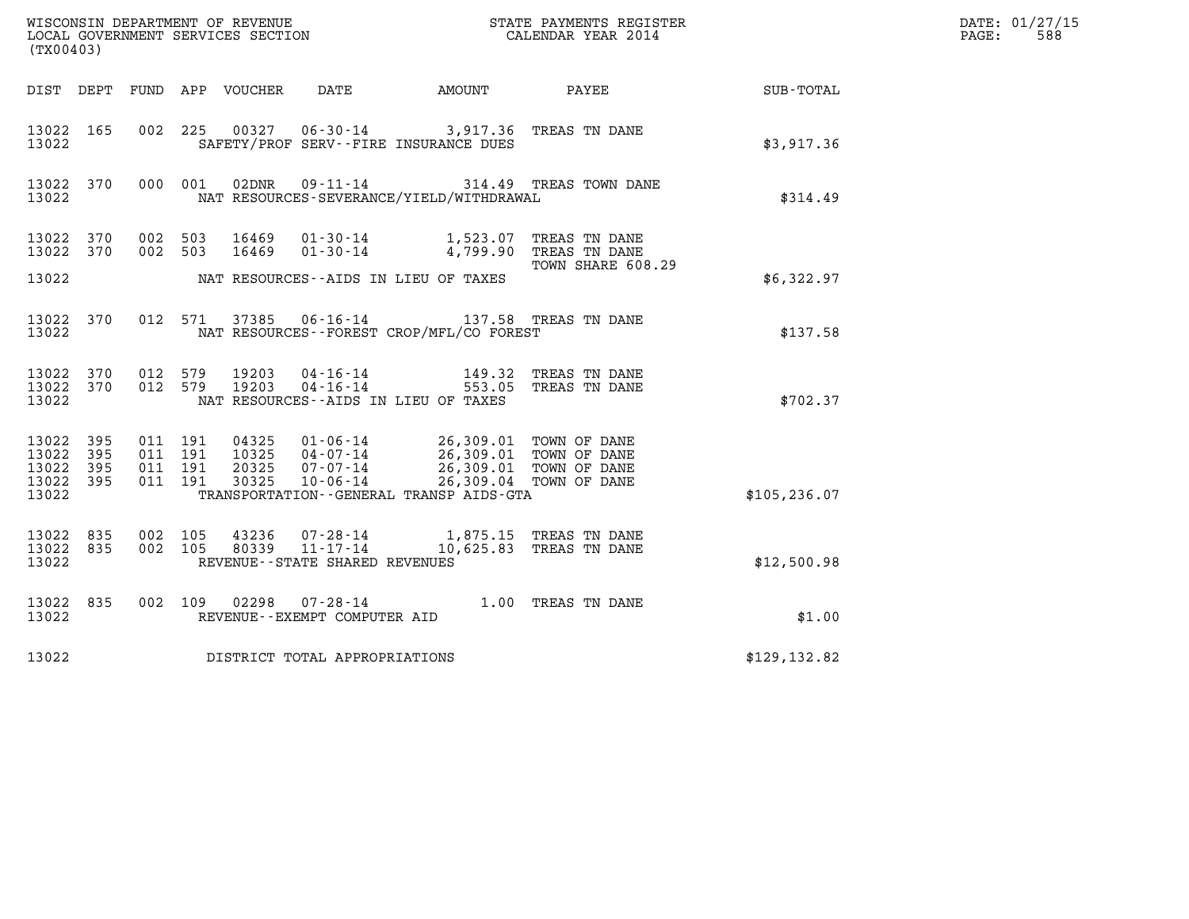WISCONSIN DEPARTMENT OF REVENUE
LOCAL GOVERNMENT SERVICES SECTION
(TX00403)

STATE PAYMENTS REGISTER
CALENDAR YEAR 2014

| DIST | DEPT | FUND | APP | VOUCHER | DATE | AMOUNT | PAYEE | SUB-TOTAL |
|---|---|---|---|---|---|---|---|---|
| 13022 | 165 | 002 | 225 | 00327 | 06-30-14 | 3,917.36 | TREAS TN DANE | |
| 13022 | | | | | SAFETY/PROF SERV--FIRE INSURANCE DUES | | | $3,917.36 |
| 13022 | 370 | 000 | 001 | 02DNR | 09-11-14 | 314.49 | TREAS TOWN DANE | |
| 13022 | | | | | NAT RESOURCES-SEVERANCE/YIELD/WITHDRAWAL | | | $314.49 |
| 13022 | 370 | 002 | 503 | 16469 | 01-30-14 | 1,523.07 | TREAS TN DANE | |
| 13022 | 370 | 002 | 503 | 16469 | 01-30-14 | 4,799.90 | TREAS TN DANE TOWN SHARE 608.29 | |
| 13022 | | | | | NAT RESOURCES--AIDS IN LIEU OF TAXES | | | $6,322.97 |
| 13022 | 370 | 012 | 571 | 37385 | 06-16-14 | 137.58 | TREAS TN DANE | |
| 13022 | | | | | NAT RESOURCES--FOREST CROP/MFL/CO FOREST | | | $137.58 |
| 13022 | 370 | 012 | 579 | 19203 | 04-16-14 | 149.32 | TREAS TN DANE | |
| 13022 | 370 | 012 | 579 | 19203 | 04-16-14 | 553.05 | TREAS TN DANE | |
| 13022 | | | | | NAT RESOURCES--AIDS IN LIEU OF TAXES | | | $702.37 |
| 13022 | 395 | 011 | 191 | 04325 | 01-06-14 | 26,309.01 | TOWN OF DANE | |
| 13022 | 395 | 011 | 191 | 10325 | 04-07-14 | 26,309.01 | TOWN OF DANE | |
| 13022 | 395 | 011 | 191 | 20325 | 07-07-14 | 26,309.01 | TOWN OF DANE | |
| 13022 | 395 | 011 | 191 | 30325 | 10-06-14 | 26,309.04 | TOWN OF DANE | |
| 13022 | | | | | TRANSPORTATION--GENERAL TRANSP AIDS-GTA | | | $105,236.07 |
| 13022 | 835 | 002 | 105 | 43236 | 07-28-14 | 1,875.15 | TREAS TN DANE | |
| 13022 | 835 | 002 | 105 | 80339 | 11-17-14 | 10,625.83 | TREAS TN DANE | |
| 13022 | | | | | REVENUE--STATE SHARED REVENUES | | | $12,500.98 |
| 13022 | 835 | 002 | 109 | 02298 | 07-28-14 | 1.00 | TREAS TN DANE | |
| 13022 | | | | | REVENUE--EXEMPT COMPUTER AID | | | $1.00 |
| 13022 | | | | | DISTRICT TOTAL APPROPRIATIONS | | | $129,132.82 |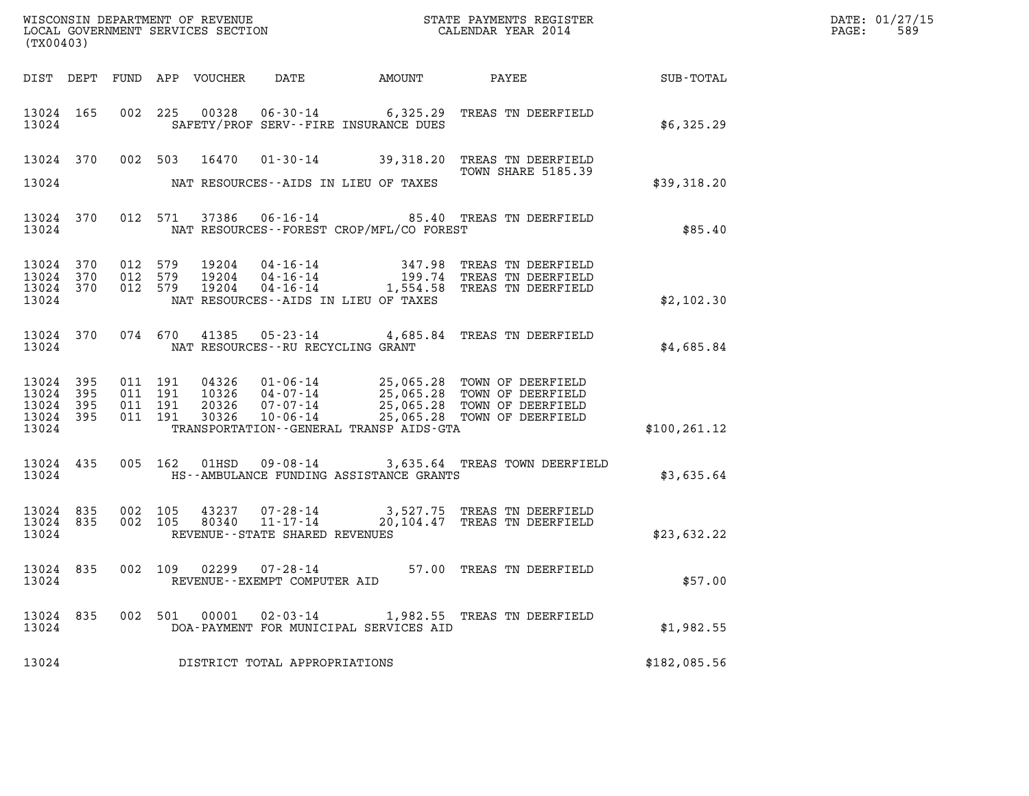WISCONSIN DEPARTMENT OF REVENUE
LOCAL GOVERNMENT SERVICES SECTION
(TX00403)

STATE PAYMENTS REGISTER
CALENDAR YEAR 2014

DATE: 01/27/15

| DIST | DEPT | FUND | APP | VOUCHER | DATE | AMOUNT | PAYEE | SUB-TOTAL |
|---|---|---|---|---|---|---|---|---|
| 13024 | 165 | 002 | 225 | 00328 | 06-30-14 | 6,325.29 | TREAS TN DEERFIELD | |
| 13024 | | | | | SAFETY/PROF SERV--FIRE INSURANCE DUES | | | $6,325.29 |
| 13024 | 370 | 002 | 503 | 16470 | 01-30-14 | 39,318.20 | TREAS TN DEERFIELD TOWN SHARE 5185.39 | |
| 13024 | | | | | NAT RESOURCES--AIDS IN LIEU OF TAXES | | | $39,318.20 |
| 13024 | 370 | 012 | 571 | 37386 | 06-16-14 | 85.40 | TREAS TN DEERFIELD | |
| 13024 | | | | | NAT RESOURCES--FOREST CROP/MFL/CO FOREST | | | $85.40 |
| 13024 | 370 | 012 | 579 | 19204 | 04-16-14 | 347.98 | TREAS TN DEERFIELD | |
| 13024 | 370 | 012 | 579 | 19204 | 04-16-14 | 199.74 | TREAS TN DEERFIELD | |
| 13024 | 370 | 012 | 579 | 19204 | 04-16-14 | 1,554.58 | TREAS TN DEERFIELD | |
| 13024 | | | | | NAT RESOURCES--AIDS IN LIEU OF TAXES | | | $2,102.30 |
| 13024 | 370 | 074 | 670 | 41385 | 05-23-14 | 4,685.84 | TREAS TN DEERFIELD | |
| 13024 | | | | | NAT RESOURCES--RU RECYCLING GRANT | | | $4,685.84 |
| 13024 | 395 | 011 | 191 | 04326 | 01-06-14 | 25,065.28 | TOWN OF DEERFIELD | |
| 13024 | 395 | 011 | 191 | 10326 | 04-07-14 | 25,065.28 | TOWN OF DEERFIELD | |
| 13024 | 395 | 011 | 191 | 20326 | 07-07-14 | 25,065.28 | TOWN OF DEERFIELD | |
| 13024 | 395 | 011 | 191 | 30326 | 10-06-14 | 25,065.28 | TOWN OF DEERFIELD | |
| 13024 | | | | | TRANSPORTATION--GENERAL TRANSP AIDS-GTA | | | $100,261.12 |
| 13024 | 435 | 005 | 162 | 01HSD | 09-08-14 | 3,635.64 | TREAS TOWN DEERFIELD | |
| 13024 | | | | | HS--AMBULANCE FUNDING ASSISTANCE GRANTS | | | $3,635.64 |
| 13024 | 835 | 002 | 105 | 43237 | 07-28-14 | 3,527.75 | TREAS TN DEERFIELD | |
| 13024 | 835 | 002 | 105 | 80340 | 11-17-14 | 20,104.47 | TREAS TN DEERFIELD | |
| 13024 | | | | | REVENUE--STATE SHARED REVENUES | | | $23,632.22 |
| 13024 | 835 | 002 | 109 | 02299 | 07-28-14 | 57.00 | TREAS TN DEERFIELD | |
| 13024 | | | | | REVENUE--EXEMPT COMPUTER AID | | | $57.00 |
| 13024 | 835 | 002 | 501 | 00001 | 02-03-14 | 1,982.55 | TREAS TN DEERFIELD | |
| 13024 | | | | | DOA-PAYMENT FOR MUNICIPAL SERVICES AID | | | $1,982.55 |
| 13024 | | | | | DISTRICT TOTAL APPROPRIATIONS | | | $182,085.56 |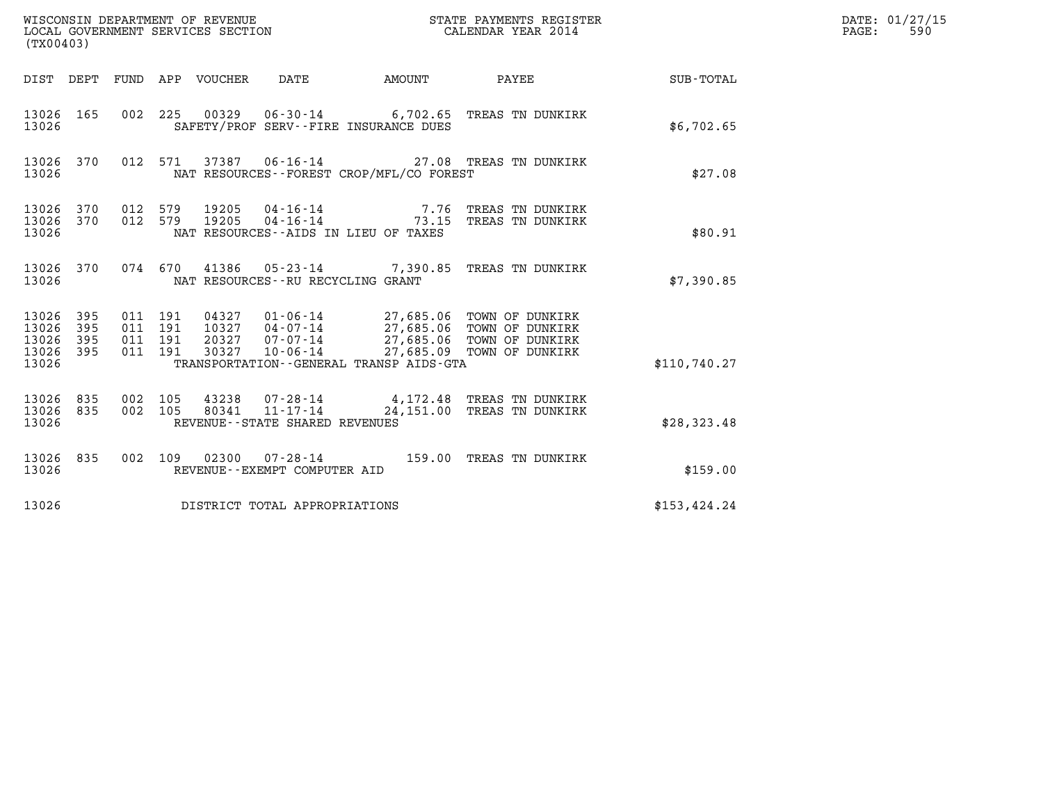WISCONSIN DEPARTMENT OF REVENUE
LOCAL GOVERNMENT SERVICES SECTION
(TX00403)

STATE PAYMENTS REGISTER
CALENDAR YEAR 2014

DATE: 01/27/15
PAGE: 590

| DIST | DEPT | FUND | APP | VOUCHER | DATE | AMOUNT | PAYEE | SUB-TOTAL |
|---|---|---|---|---|---|---|---|---|
| 13026 | 165 | 002 | 225 | 00329 | 06-30-14 | 6,702.65 | TREAS TN DUNKIRK | |
| 13026 | | | | SAFETY/PROF SERV--FIRE INSURANCE DUES | | | | $6,702.65 |
| 13026 | 370 | 012 | 571 | 37387 | 06-16-14 | 27.08 | TREAS TN DUNKIRK | |
| 13026 | | | | NAT RESOURCES--FOREST CROP/MFL/CO FOREST | | | | $27.08 |
| 13026 | 370 | 012 | 579 | 19205 | 04-16-14 | 7.76 | TREAS TN DUNKIRK | |
| 13026 | 370 | 012 | 579 | 19205 | 04-16-14 | 73.15 | TREAS TN DUNKIRK | |
| 13026 | | | | NAT RESOURCES--AIDS IN LIEU OF TAXES | | | | $80.91 |
| 13026 | 370 | 074 | 670 | 41386 | 05-23-14 | 7,390.85 | TREAS TN DUNKIRK | |
| 13026 | | | | NAT RESOURCES--RU RECYCLING GRANT | | | | $7,390.85 |
| 13026 | 395 | 011 | 191 | 04327 | 01-06-14 | 27,685.06 | TOWN OF DUNKIRK | |
| 13026 | 395 | 011 | 191 | 10327 | 04-07-14 | 27,685.06 | TOWN OF DUNKIRK | |
| 13026 | 395 | 011 | 191 | 20327 | 07-07-14 | 27,685.06 | TOWN OF DUNKIRK | |
| 13026 | 395 | 011 | 191 | 30327 | 10-06-14 | 27,685.09 | TOWN OF DUNKIRK | |
| 13026 | | | | TRANSPORTATION--GENERAL TRANSP AIDS-GTA | | | | $110,740.27 |
| 13026 | 835 | 002 | 105 | 43238 | 07-28-14 | 4,172.48 | TREAS TN DUNKIRK | |
| 13026 | 835 | 002 | 105 | 80341 | 11-17-14 | 24,151.00 | TREAS TN DUNKIRK | |
| 13026 | | | | REVENUE--STATE SHARED REVENUES | | | | $28,323.48 |
| 13026 | 835 | 002 | 109 | 02300 | 07-28-14 | 159.00 | TREAS TN DUNKIRK | |
| 13026 | | | | REVENUE--EXEMPT COMPUTER AID | | | | $159.00 |
| 13026 | | | | DISTRICT TOTAL APPROPRIATIONS | | | | $153,424.24 |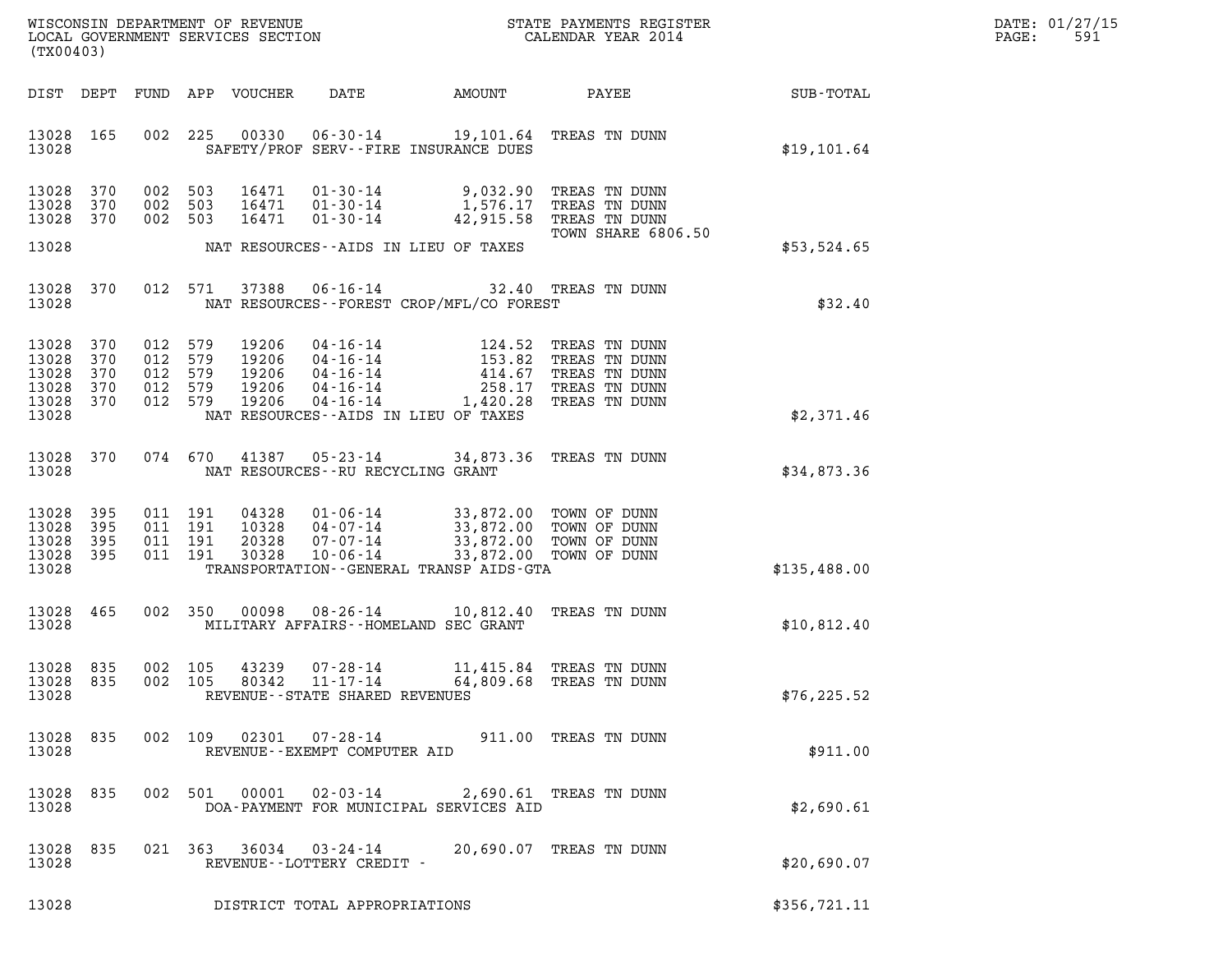WISCONSIN DEPARTMENT OF REVENUE
LOCAL GOVERNMENT SERVICES SECTION
(TX00403)

STATE PAYMENTS REGISTER
CALENDAR YEAR 2014

DATE: 01/27/15
PAGE: 591

| DIST | DEPT | FUND | APP | VOUCHER | DATE | AMOUNT | PAYEE | SUB-TOTAL |
|---|---|---|---|---|---|---|---|---|
| 13028 | 165 | 002 | 225 | 00330 | 06-30-14 | 19,101.64 | TREAS TN DUNN | |
| 13028 | | | | | SAFETY/PROF SERV--FIRE INSURANCE DUES | | | $19,101.64 |
| 13028 | 370 | 002 | 503 | 16471 | 01-30-14 | 9,032.90 | TREAS TN DUNN | |
| 13028 | 370 | 002 | 503 | 16471 | 01-30-14 | 1,576.17 | TREAS TN DUNN | |
| 13028 | 370 | 002 | 503 | 16471 | 01-30-14 | 42,915.58 | TREAS TN DUNN TOWN SHARE 6806.50 | |
| 13028 | | | | | NAT RESOURCES--AIDS IN LIEU OF TAXES | | | $53,524.65 |
| 13028 | 370 | 012 | 571 | 37388 | 06-16-14 | 32.40 | TREAS TN DUNN | |
| 13028 | | | | | NAT RESOURCES--FOREST CROP/MFL/CO FOREST | | | $32.40 |
| 13028 | 370 | 012 | 579 | 19206 | 04-16-14 | 124.52 | TREAS TN DUNN | |
| 13028 | 370 | 012 | 579 | 19206 | 04-16-14 | 153.82 | TREAS TN DUNN | |
| 13028 | 370 | 012 | 579 | 19206 | 04-16-14 | 414.67 | TREAS TN DUNN | |
| 13028 | 370 | 012 | 579 | 19206 | 04-16-14 | 258.17 | TREAS TN DUNN | |
| 13028 | 370 | 012 | 579 | 19206 | 04-16-14 | 1,420.28 | TREAS TN DUNN | |
| 13028 | | | | | NAT RESOURCES--AIDS IN LIEU OF TAXES | | | $2,371.46 |
| 13028 | 370 | 074 | 670 | 41387 | 05-23-14 | 34,873.36 | TREAS TN DUNN | |
| 13028 | | | | | NAT RESOURCES--RU RECYCLING GRANT | | | $34,873.36 |
| 13028 | 395 | 011 | 191 | 04328 | 01-06-14 | 33,872.00 | TOWN OF DUNN | |
| 13028 | 395 | 011 | 191 | 10328 | 04-07-14 | 33,872.00 | TOWN OF DUNN | |
| 13028 | 395 | 011 | 191 | 20328 | 07-07-14 | 33,872.00 | TOWN OF DUNN | |
| 13028 | 395 | 011 | 191 | 30328 | 10-06-14 | 33,872.00 | TOWN OF DUNN | |
| 13028 | | | | | TRANSPORTATION--GENERAL TRANSP AIDS-GTA | | | $135,488.00 |
| 13028 | 465 | 002 | 350 | 00098 | 08-26-14 | 10,812.40 | TREAS TN DUNN | |
| 13028 | | | | | MILITARY AFFAIRS--HOMELAND SEC GRANT | | | $10,812.40 |
| 13028 | 835 | 002 | 105 | 43239 | 07-28-14 | 11,415.84 | TREAS TN DUNN | |
| 13028 | 835 | 002 | 105 | 80342 | 11-17-14 | 64,809.68 | TREAS TN DUNN | |
| 13028 | | | | | REVENUE--STATE SHARED REVENUES | | | $76,225.52 |
| 13028 | 835 | 002 | 109 | 02301 | 07-28-14 | 911.00 | TREAS TN DUNN | |
| 13028 | | | | | REVENUE--EXEMPT COMPUTER AID | | | $911.00 |
| 13028 | 835 | 002 | 501 | 00001 | 02-03-14 | 2,690.61 | TREAS TN DUNN | |
| 13028 | | | | | DOA-PAYMENT FOR MUNICIPAL SERVICES AID | | | $2,690.61 |
| 13028 | 835 | 021 | 363 | 36034 | 03-24-14 | 20,690.07 | TREAS TN DUNN | |
| 13028 | | | | | REVENUE--LOTTERY CREDIT - | | | $20,690.07 |
| 13028 | | | | | DISTRICT TOTAL APPROPRIATIONS | | | $356,721.11 |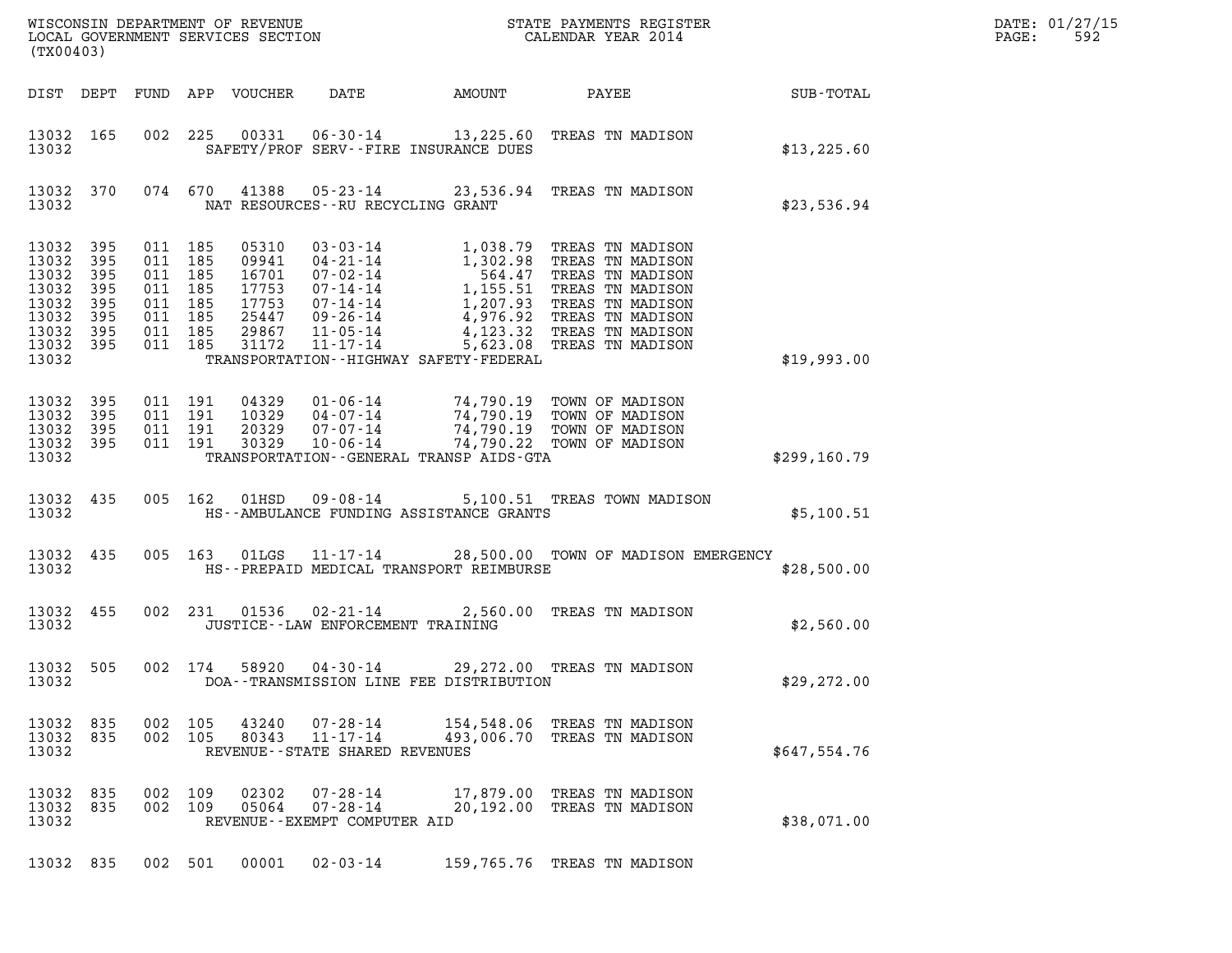WISCONSIN DEPARTMENT OF REVENUE
LOCAL GOVERNMENT SERVICES SECTION
(TX00403)

STATE PAYMENTS REGISTER
CALENDAR YEAR 2014

DATE: 01/27/15
PAGE: 592

| DIST | DEPT | FUND | APP | VOUCHER | DATE | AMOUNT | PAYEE | SUB-TOTAL |
|---|---|---|---|---|---|---|---|---|
| 13032 | 165 | 002 | 225 | 00331 | 06-30-14 | 13,225.60 | TREAS TN MADISON | |
| 13032 | | | | | SAFETY/PROF SERV--FIRE INSURANCE DUES | | | $13,225.60 |
| 13032 | 370 | 074 | 670 | 41388 | 05-23-14 | 23,536.94 | TREAS TN MADISON | |
| 13032 | | | | | NAT RESOURCES--RU RECYCLING GRANT | | | $23,536.94 |
| 13032 | 395 | 011 | 185 | 05310 | 03-03-14 | 1,038.79 | TREAS TN MADISON | |
| 13032 | 395 | 011 | 185 | 09941 | 04-21-14 | 1,302.98 | TREAS TN MADISON | |
| 13032 | 395 | 011 | 185 | 16701 | 07-02-14 | 564.47 | TREAS TN MADISON | |
| 13032 | 395 | 011 | 185 | 17753 | 07-14-14 | 1,155.51 | TREAS TN MADISON | |
| 13032 | 395 | 011 | 185 | 17753 | 07-14-14 | 1,207.93 | TREAS TN MADISON | |
| 13032 | 395 | 011 | 185 | 25447 | 09-26-14 | 4,976.92 | TREAS TN MADISON | |
| 13032 | 395 | 011 | 185 | 29867 | 11-05-14 | 4,123.32 | TREAS TN MADISON | |
| 13032 | 395 | 011 | 185 | 31172 | 11-17-14 | 5,623.08 | TREAS TN MADISON | |
| 13032 | | | | | TRANSPORTATION--HIGHWAY SAFETY-FEDERAL | | | $19,993.00 |
| 13032 | 395 | 011 | 191 | 04329 | 01-06-14 | 74,790.19 | TOWN OF MADISON | |
| 13032 | 395 | 011 | 191 | 10329 | 04-07-14 | 74,790.19 | TOWN OF MADISON | |
| 13032 | 395 | 011 | 191 | 20329 | 07-07-14 | 74,790.19 | TOWN OF MADISON | |
| 13032 | 395 | 011 | 191 | 30329 | 10-06-14 | 74,790.22 | TOWN OF MADISON | |
| 13032 | | | | | TRANSPORTATION--GENERAL TRANSP AIDS-GTA | | | $299,160.79 |
| 13032 | 435 | 005 | 162 | 01HSD | 09-08-14 | 5,100.51 | TREAS TOWN MADISON | |
| 13032 | | | | | HS--AMBULANCE FUNDING ASSISTANCE GRANTS | | | $5,100.51 |
| 13032 | 435 | 005 | 163 | 01LGS | 11-17-14 | 28,500.00 | TOWN OF MADISON EMERGENCY | |
| 13032 | | | | | HS--PREPAID MEDICAL TRANSPORT REIMBURSE | | | $28,500.00 |
| 13032 | 455 | 002 | 231 | 01536 | 02-21-14 | 2,560.00 | TREAS TN MADISON | |
| 13032 | | | | | JUSTICE--LAW ENFORCEMENT TRAINING | | | $2,560.00 |
| 13032 | 505 | 002 | 174 | 58920 | 04-30-14 | 29,272.00 | TREAS TN MADISON | |
| 13032 | | | | | DOA--TRANSMISSION LINE FEE DISTRIBUTION | | | $29,272.00 |
| 13032 | 835 | 002 | 105 | 43240 | 07-28-14 | 154,548.06 | TREAS TN MADISON | |
| 13032 | 835 | 002 | 105 | 80343 | 11-17-14 | 493,006.70 | TREAS TN MADISON | |
| 13032 | | | | | REVENUE--STATE SHARED REVENUES | | | $647,554.76 |
| 13032 | 835 | 002 | 109 | 02302 | 07-28-14 | 17,879.00 | TREAS TN MADISON | |
| 13032 | 835 | 002 | 109 | 05064 | 07-28-14 | 20,192.00 | TREAS TN MADISON | |
| 13032 | | | | | REVENUE--EXEMPT COMPUTER AID | | | $38,071.00 |
| 13032 | 835 | 002 | 501 | 00001 | 02-03-14 | 159,765.76 | TREAS TN MADISON | |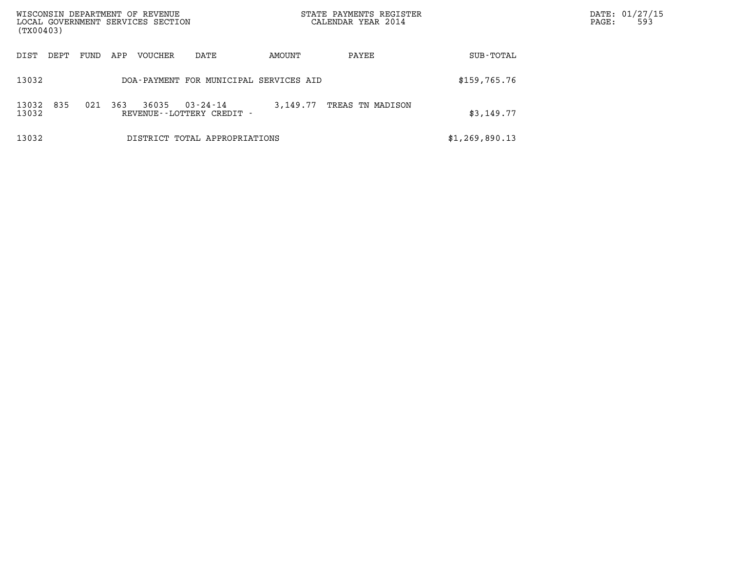WISCONSIN DEPARTMENT OF REVENUE
LOCAL GOVERNMENT SERVICES SECTION
(TX00403)

STATE PAYMENTS REGISTER
CALENDAR YEAR 2014

DATE: 01/27/15
PAGE: 593

| DIST | DEPT | FUND | APP | VOUCHER | DATE | AMOUNT | PAYEE | SUB-TOTAL |
|---|---|---|---|---|---|---|---|---|
| 13032 | | | | DOA-PAYMENT FOR MUNICIPAL SERVICES AID | | | | $159,765.76 |
| 13032 | 835 | 021 | 363 | 36035 | 03-24-14 | 3,149.77 | TREAS TN MADISON | |
| 13032 | | | | REVENUE--LOTTERY CREDIT - | | | | $3,149.77 |
| 13032 | | | | DISTRICT TOTAL APPROPRIATIONS | | | | $1,269,890.13 |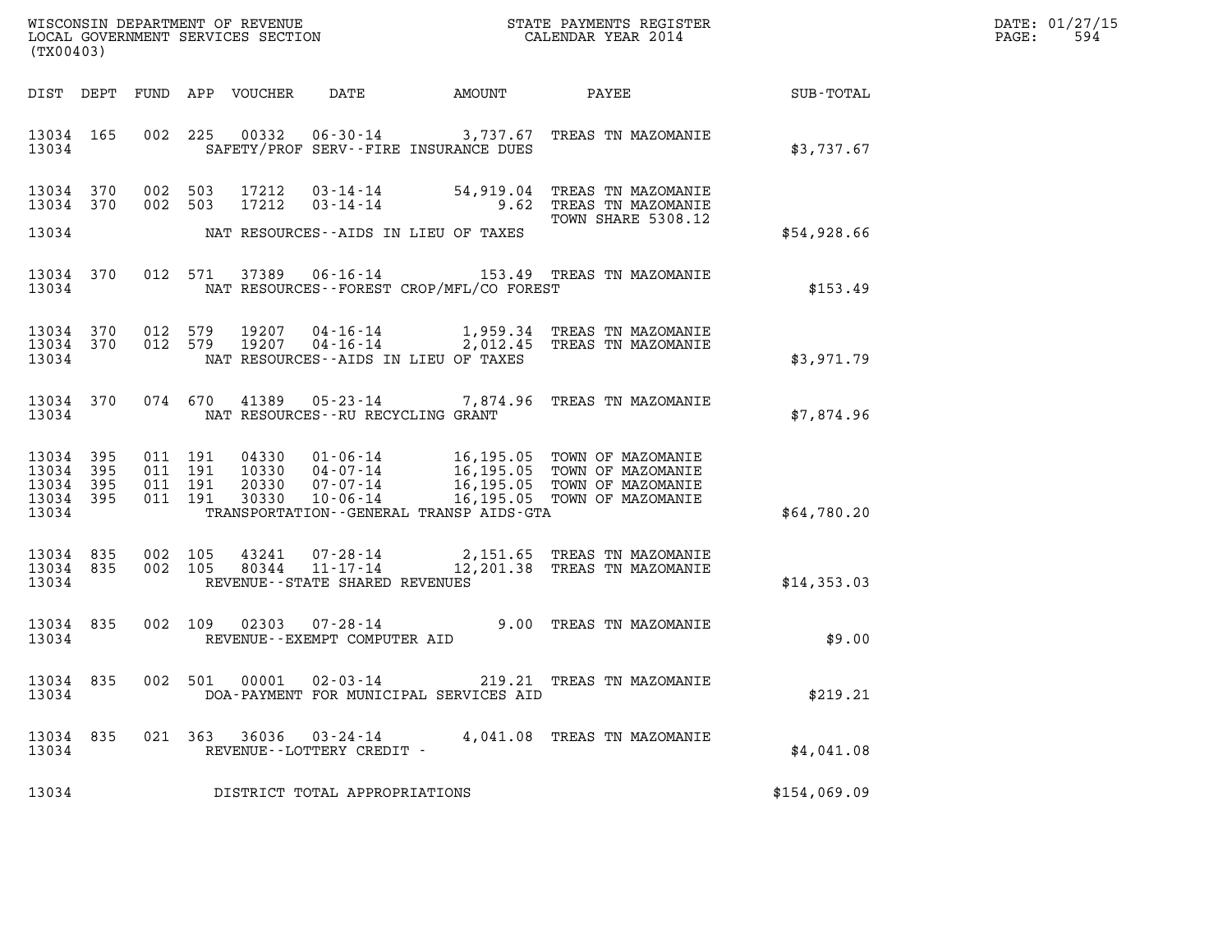WISCONSIN DEPARTMENT OF REVENUE
LOCAL GOVERNMENT SERVICES SECTION
(TX00403)

STATE PAYMENTS REGISTER
CALENDAR YEAR 2014

| DIST | DEPT | FUND | APP | VOUCHER | DATE | AMOUNT | PAYEE | SUB-TOTAL |
|---|---|---|---|---|---|---|---|---|
| 13034 | 165 | 002 | 225 | 00332 | 06-30-14 | 3,737.67 | TREAS TN MAZOMANIE | |
| 13034 | | | | | SAFETY/PROF SERV--FIRE INSURANCE DUES | | | $3,737.67 |
| 13034 | 370 | 002 | 503 | 17212 | 03-14-14 | 54,919.04 | TREAS TN MAZOMANIE | |
| 13034 | 370 | 002 | 503 | 17212 | 03-14-14 | 9.62 | TREAS TN MAZOMANIE TOWN SHARE 5308.12 | |
| 13034 | | | | | NAT RESOURCES--AIDS IN LIEU OF TAXES | | | $54,928.66 |
| 13034 | 370 | 012 | 571 | 37389 | 06-16-14 | 153.49 | TREAS TN MAZOMANIE | |
| 13034 | | | | | NAT RESOURCES--FOREST CROP/MFL/CO FOREST | | | $153.49 |
| 13034 | 370 | 012 | 579 | 19207 | 04-16-14 | 1,959.34 | TREAS TN MAZOMANIE | |
| 13034 | 370 | 012 | 579 | 19207 | 04-16-14 | 2,012.45 | TREAS TN MAZOMANIE | |
| 13034 | | | | | NAT RESOURCES--AIDS IN LIEU OF TAXES | | | $3,971.79 |
| 13034 | 370 | 074 | 670 | 41389 | 05-23-14 | 7,874.96 | TREAS TN MAZOMANIE | |
| 13034 | | | | | NAT RESOURCES--RU RECYCLING GRANT | | | $7,874.96 |
| 13034 | 395 | 011 | 191 | 04330 | 01-06-14 | 16,195.05 | TOWN OF MAZOMANIE | |
| 13034 | 395 | 011 | 191 | 10330 | 04-07-14 | 16,195.05 | TOWN OF MAZOMANIE | |
| 13034 | 395 | 011 | 191 | 20330 | 07-07-14 | 16,195.05 | TOWN OF MAZOMANIE | |
| 13034 | 395 | 011 | 191 | 30330 | 10-06-14 | 16,195.05 | TOWN OF MAZOMANIE | |
| 13034 | | | | | TRANSPORTATION--GENERAL TRANSP AIDS-GTA | | | $64,780.20 |
| 13034 | 835 | 002 | 105 | 43241 | 07-28-14 | 2,151.65 | TREAS TN MAZOMANIE | |
| 13034 | 835 | 002 | 105 | 80344 | 11-17-14 | 12,201.38 | TREAS TN MAZOMANIE | |
| 13034 | | | | | REVENUE--STATE SHARED REVENUES | | | $14,353.03 |
| 13034 | 835 | 002 | 109 | 02303 | 07-28-14 | 9.00 | TREAS TN MAZOMANIE | |
| 13034 | | | | | REVENUE--EXEMPT COMPUTER AID | | | $9.00 |
| 13034 | 835 | 002 | 501 | 00001 | 02-03-14 | 219.21 | TREAS TN MAZOMANIE | |
| 13034 | | | | | DOA-PAYMENT FOR MUNICIPAL SERVICES AID | | | $219.21 |
| 13034 | 835 | 021 | 363 | 36036 | 03-24-14 | 4,041.08 | TREAS TN MAZOMANIE | |
| 13034 | | | | | REVENUE--LOTTERY CREDIT - | | | $4,041.08 |
| 13034 | | | | | DISTRICT TOTAL APPROPRIATIONS | | | $154,069.09 |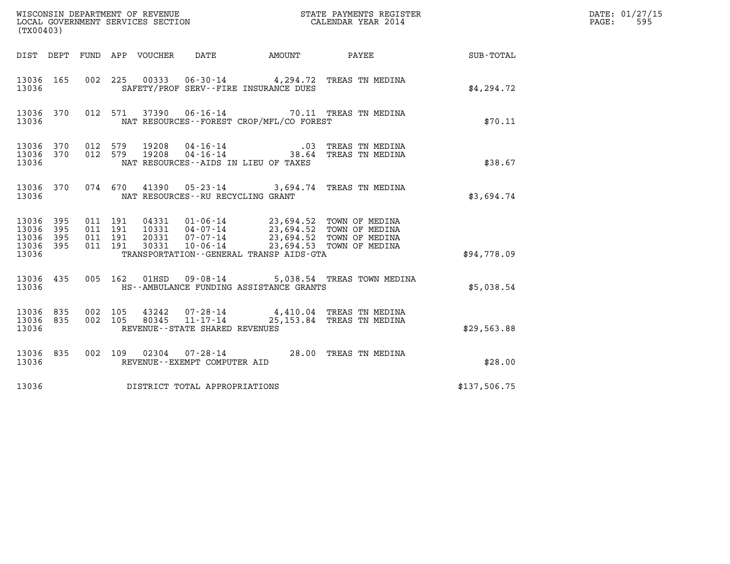WISCONSIN DEPARTMENT OF REVENUE
LOCAL GOVERNMENT SERVICES SECTION
(TX00403)

STATE PAYMENTS REGISTER
CALENDAR YEAR 2014

DATE: 01/27/15
PAGE: 595

| DIST | DEPT | FUND | APP | VOUCHER | DATE | AMOUNT | PAYEE | SUB-TOTAL |
|---|---|---|---|---|---|---|---|---|
| 13036 | 165 | 002 | 225 | 00333 | 06-30-14 | 4,294.72 | TREAS TN MEDINA | |
| 13036 | | | | | SAFETY/PROF SERV--FIRE INSURANCE DUES | | | $4,294.72 |
| 13036 | 370 | 012 | 571 | 37390 | 06-16-14 | 70.11 | TREAS TN MEDINA | |
| 13036 | | | | | NAT RESOURCES--FOREST CROP/MFL/CO FOREST | | | $70.11 |
| 13036 | 370 | 012 | 579 | 19208 | 04-16-14 | .03 | TREAS TN MEDINA | |
| 13036 | 370 | 012 | 579 | 19208 | 04-16-14 | 38.64 | TREAS TN MEDINA | |
| 13036 | | | | | NAT RESOURCES--AIDS IN LIEU OF TAXES | | | $38.67 |
| 13036 | 370 | 074 | 670 | 41390 | 05-23-14 | 3,694.74 | TREAS TN MEDINA | |
| 13036 | | | | | NAT RESOURCES--RU RECYCLING GRANT | | | $3,694.74 |
| 13036 | 395 | 011 | 191 | 04331 | 01-06-14 | 23,694.52 | TOWN OF MEDINA | |
| 13036 | 395 | 011 | 191 | 10331 | 04-07-14 | 23,694.52 | TOWN OF MEDINA | |
| 13036 | 395 | 011 | 191 | 20331 | 07-07-14 | 23,694.52 | TOWN OF MEDINA | |
| 13036 | 395 | 011 | 191 | 30331 | 10-06-14 | 23,694.53 | TOWN OF MEDINA | |
| 13036 | | | | | TRANSPORTATION--GENERAL TRANSP AIDS-GTA | | | $94,778.09 |
| 13036 | 435 | 005 | 162 | 01HSD | 09-08-14 | 5,038.54 | TREAS TOWN MEDINA | |
| 13036 | | | | | HS--AMBULANCE FUNDING ASSISTANCE GRANTS | | | $5,038.54 |
| 13036 | 835 | 002 | 105 | 43242 | 07-28-14 | 4,410.04 | TREAS TN MEDINA | |
| 13036 | 835 | 002 | 105 | 80345 | 11-17-14 | 25,153.84 | TREAS TN MEDINA | |
| 13036 | | | | | REVENUE--STATE SHARED REVENUES | | | $29,563.88 |
| 13036 | 835 | 002 | 109 | 02304 | 07-28-14 | 28.00 | TREAS TN MEDINA | |
| 13036 | | | | | REVENUE--EXEMPT COMPUTER AID | | | $28.00 |
| 13036 | | | | | DISTRICT TOTAL APPROPRIATIONS | | | $137,506.75 |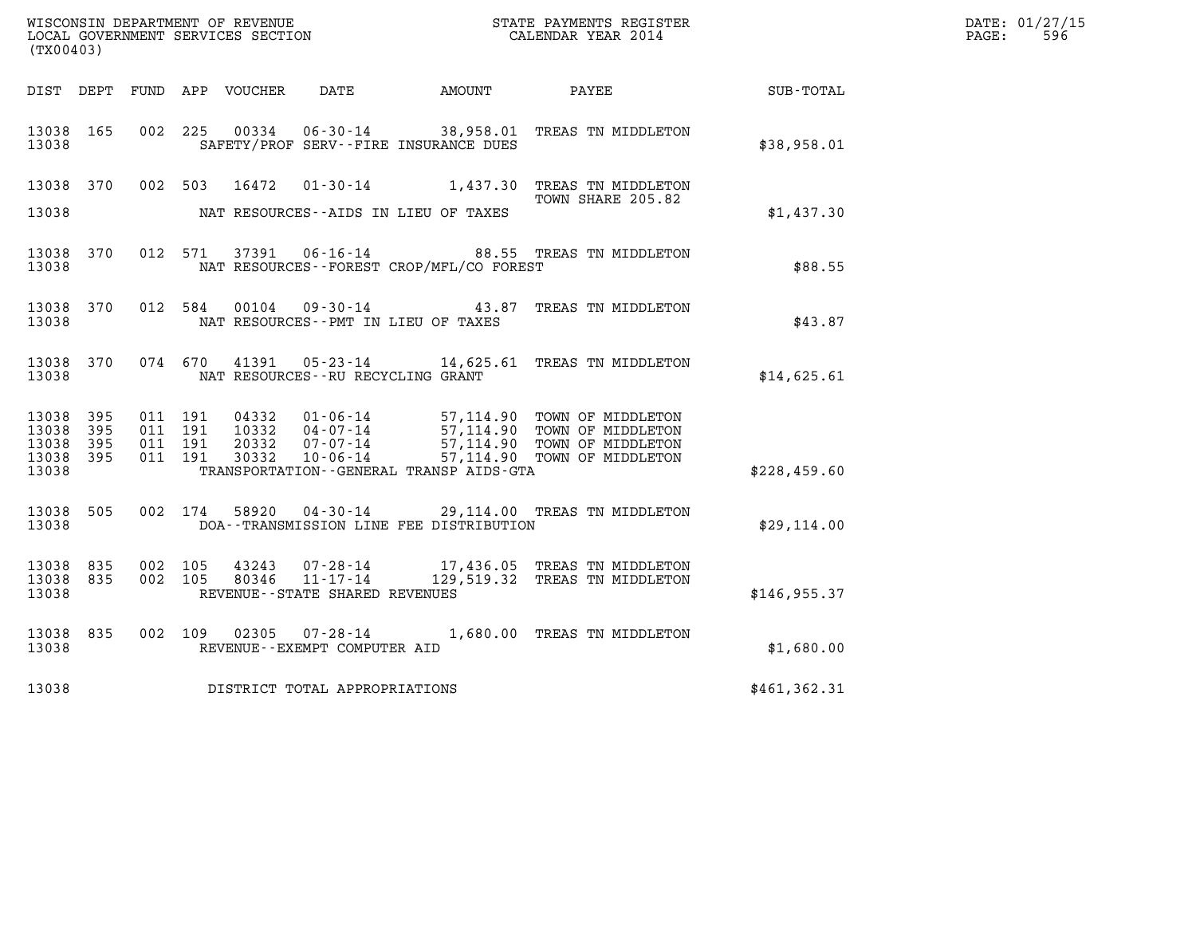WISCONSIN DEPARTMENT OF REVENUE
LOCAL GOVERNMENT SERVICES SECTION
(TX00403)

STATE PAYMENTS REGISTER
CALENDAR YEAR 2014

DATE: 01/27/15
PAGE: 596

| DIST | DEPT | FUND | APP | VOUCHER | DATE | AMOUNT | PAYEE | SUB-TOTAL |
|---|---|---|---|---|---|---|---|---|
| 13038 | 165 | 002 | 225 | 00334 | 06-30-14 | 38,958.01 | TREAS TN MIDDLETON | |
| 13038 | | | | | SAFETY/PROF SERV--FIRE INSURANCE DUES | | | $38,958.01 |
| 13038 | 370 | 002 | 503 | 16472 | 01-30-14 | 1,437.30 | TREAS TN MIDDLETON TOWN SHARE 205.82 | |
| 13038 | | | | | NAT RESOURCES--AIDS IN LIEU OF TAXES | | | $1,437.30 |
| 13038 | 370 | 012 | 571 | 37391 | 06-16-14 | 88.55 | TREAS TN MIDDLETON | |
| 13038 | | | | | NAT RESOURCES--FOREST CROP/MFL/CO FOREST | | | $88.55 |
| 13038 | 370 | 012 | 584 | 00104 | 09-30-14 | 43.87 | TREAS TN MIDDLETON | |
| 13038 | | | | | NAT RESOURCES--PMT IN LIEU OF TAXES | | | $43.87 |
| 13038 | 370 | 074 | 670 | 41391 | 05-23-14 | 14,625.61 | TREAS TN MIDDLETON | |
| 13038 | | | | | NAT RESOURCES--RU RECYCLING GRANT | | | $14,625.61 |
| 13038 | 395 | 011 | 191 | 04332 | 01-06-14 | 57,114.90 | TOWN OF MIDDLETON | |
| 13038 | 395 | 011 | 191 | 10332 | 04-07-14 | 57,114.90 | TOWN OF MIDDLETON | |
| 13038 | 395 | 011 | 191 | 20332 | 07-07-14 | 57,114.90 | TOWN OF MIDDLETON | |
| 13038 | 395 | 011 | 191 | 30332 | 10-06-14 | 57,114.90 | TOWN OF MIDDLETON | |
| 13038 | | | | | TRANSPORTATION--GENERAL TRANSP AIDS-GTA | | | $228,459.60 |
| 13038 | 505 | 002 | 174 | 58920 | 04-30-14 | 29,114.00 | TREAS TN MIDDLETON | |
| 13038 | | | | | DOA--TRANSMISSION LINE FEE DISTRIBUTION | | | $29,114.00 |
| 13038 | 835 | 002 | 105 | 43243 | 07-28-14 | 17,436.05 | TREAS TN MIDDLETON | |
| 13038 | 835 | 002 | 105 | 80346 | 11-17-14 | 129,519.32 | TREAS TN MIDDLETON | |
| 13038 | | | | | REVENUE--STATE SHARED REVENUES | | | $146,955.37 |
| 13038 | 835 | 002 | 109 | 02305 | 07-28-14 | 1,680.00 | TREAS TN MIDDLETON | |
| 13038 | | | | | REVENUE--EXEMPT COMPUTER AID | | | $1,680.00 |
| 13038 | | | | | DISTRICT TOTAL APPROPRIATIONS | | | $461,362.31 |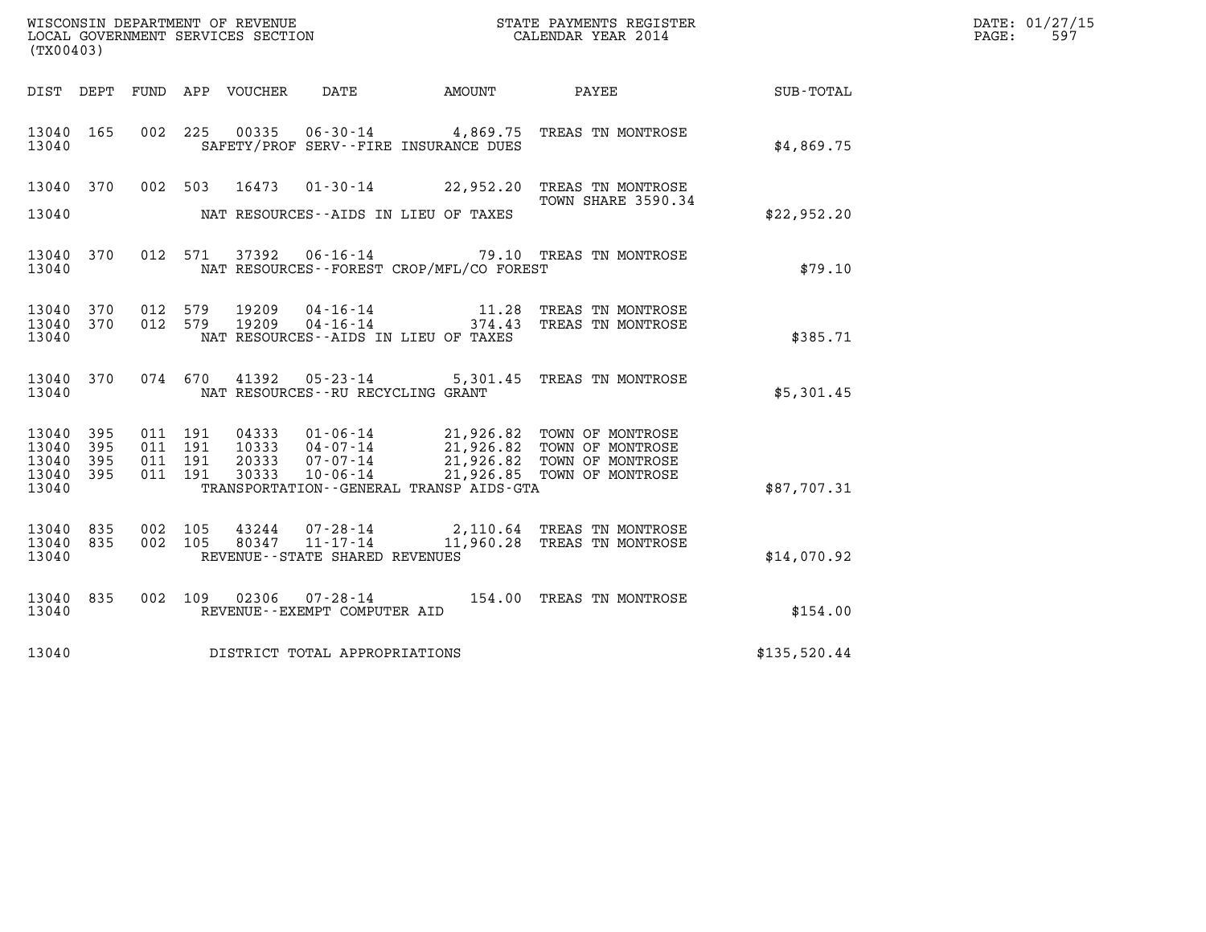WISCONSIN DEPARTMENT OF REVENUE
LOCAL GOVERNMENT SERVICES SECTION
(TX00403)

STATE PAYMENTS REGISTER
CALENDAR YEAR 2014

DATE: 01/27/15

| DIST | DEPT | FUND | APP | VOUCHER | DATE | AMOUNT | PAYEE | SUB-TOTAL |
|---|---|---|---|---|---|---|---|---|
| 13040 | 165 | 002 | 225 | 00335 | 06-30-14 | 4,869.75 | TREAS TN MONTROSE | |
| 13040 | | | | | SAFETY/PROF SERV--FIRE INSURANCE DUES | | | $4,869.75 |
| 13040 | 370 | 002 | 503 | 16473 | 01-30-14 | 22,952.20 | TREAS TN MONTROSE TOWN SHARE 3590.34 | |
| 13040 | | | | | NAT RESOURCES--AIDS IN LIEU OF TAXES | | | $22,952.20 |
| 13040 | 370 | 012 | 571 | 37392 | 06-16-14 | 79.10 | TREAS TN MONTROSE | |
| 13040 | | | | | NAT RESOURCES--FOREST CROP/MFL/CO FOREST | | | $79.10 |
| 13040 | 370 | 012 | 579 | 19209 | 04-16-14 | 11.28 | TREAS TN MONTROSE | |
| 13040 | 370 | 012 | 579 | 19209 | 04-16-14 | 374.43 | TREAS TN MONTROSE | |
| 13040 | | | | | NAT RESOURCES--AIDS IN LIEU OF TAXES | | | $385.71 |
| 13040 | 370 | 074 | 670 | 41392 | 05-23-14 | 5,301.45 | TREAS TN MONTROSE | |
| 13040 | | | | | NAT RESOURCES--RU RECYCLING GRANT | | | $5,301.45 |
| 13040 | 395 | 011 | 191 | 04333 | 01-06-14 | 21,926.82 | TOWN OF MONTROSE | |
| 13040 | 395 | 011 | 191 | 10333 | 04-07-14 | 21,926.82 | TOWN OF MONTROSE | |
| 13040 | 395 | 011 | 191 | 20333 | 07-07-14 | 21,926.82 | TOWN OF MONTROSE | |
| 13040 | 395 | 011 | 191 | 30333 | 10-06-14 | 21,926.85 | TOWN OF MONTROSE | |
| 13040 | | | | | TRANSPORTATION--GENERAL TRANSP AIDS-GTA | | | $87,707.31 |
| 13040 | 835 | 002 | 105 | 43244 | 07-28-14 | 2,110.64 | TREAS TN MONTROSE | |
| 13040 | 835 | 002 | 105 | 80347 | 11-17-14 | 11,960.28 | TREAS TN MONTROSE | |
| 13040 | | | | | REVENUE--STATE SHARED REVENUES | | | $14,070.92 |
| 13040 | 835 | 002 | 109 | 02306 | 07-28-14 | 154.00 | TREAS TN MONTROSE | |
| 13040 | | | | | REVENUE--EXEMPT COMPUTER AID | | | $154.00 |
| 13040 | | | | | DISTRICT TOTAL APPROPRIATIONS | | | $135,520.44 |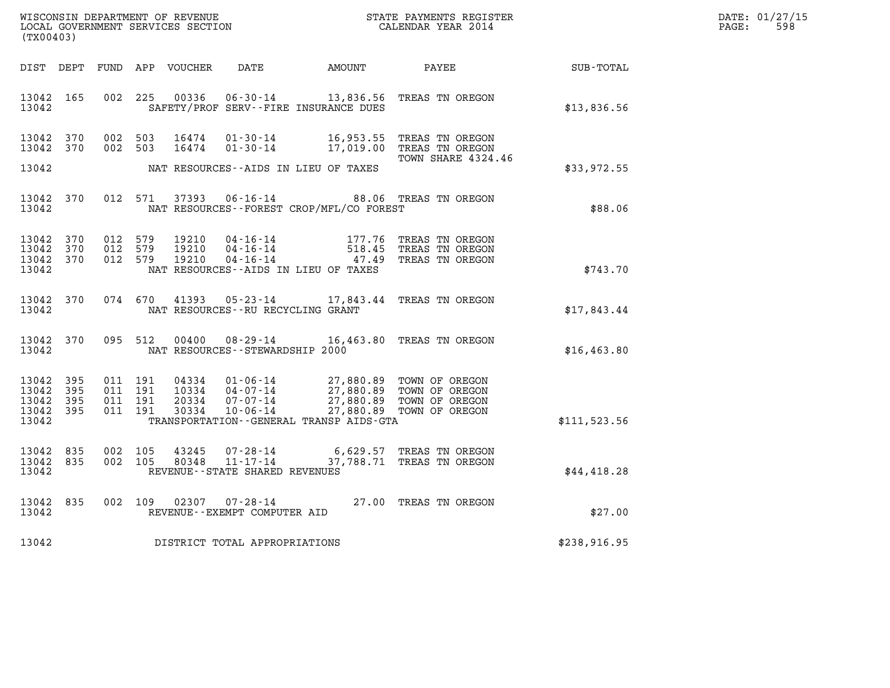WISCONSIN DEPARTMENT OF REVENUE
LOCAL GOVERNMENT SERVICES SECTION
(TX00403)

STATE PAYMENTS REGISTER
CALENDAR YEAR 2014

DATE: 01/27/15

| DIST | DEPT | FUND | APP | VOUCHER | DATE | AMOUNT | PAYEE | SUB-TOTAL |
|---|---|---|---|---|---|---|---|---|
| 13042 | 165 | 002 | 225 | 00336 | 06-30-14 | 13,836.56 | TREAS TN OREGON | |
| 13042 | | | | | SAFETY/PROF SERV--FIRE INSURANCE DUES | | | $13,836.56 |
| 13042 | 370 | 002 | 503 | 16474 | 01-30-14 | 16,953.55 | TREAS TN OREGON | |
| 13042 | 370 | 002 | 503 | 16474 | 01-30-14 | 17,019.00 | TREAS TN OREGON | |
| | | | | | | | TOWN SHARE 4324.46 | |
| 13042 | | | | | NAT RESOURCES--AIDS IN LIEU OF TAXES | | | $33,972.55 |
| 13042 | 370 | 012 | 571 | 37393 | 06-16-14 | 88.06 | TREAS TN OREGON | |
| 13042 | | | | | NAT RESOURCES--FOREST CROP/MFL/CO FOREST | | | $88.06 |
| 13042 | 370 | 012 | 579 | 19210 | 04-16-14 | 177.76 | TREAS TN OREGON | |
| 13042 | 370 | 012 | 579 | 19210 | 04-16-14 | 518.45 | TREAS TN OREGON | |
| 13042 | 370 | 012 | 579 | 19210 | 04-16-14 | 47.49 | TREAS TN OREGON | |
| 13042 | | | | | NAT RESOURCES--AIDS IN LIEU OF TAXES | | | $743.70 |
| 13042 | 370 | 074 | 670 | 41393 | 05-23-14 | 17,843.44 | TREAS TN OREGON | |
| 13042 | | | | | NAT RESOURCES--RU RECYCLING GRANT | | | $17,843.44 |
| 13042 | 370 | 095 | 512 | 00400 | 08-29-14 | 16,463.80 | TREAS TN OREGON | |
| 13042 | | | | | NAT RESOURCES--STEWARDSHIP 2000 | | | $16,463.80 |
| 13042 | 395 | 011 | 191 | 04334 | 01-06-14 | 27,880.89 | TOWN OF OREGON | |
| 13042 | 395 | 011 | 191 | 10334 | 04-07-14 | 27,880.89 | TOWN OF OREGON | |
| 13042 | 395 | 011 | 191 | 20334 | 07-07-14 | 27,880.89 | TOWN OF OREGON | |
| 13042 | 395 | 011 | 191 | 30334 | 10-06-14 | 27,880.89 | TOWN OF OREGON | |
| 13042 | | | | | TRANSPORTATION--GENERAL TRANSP AIDS-GTA | | | $111,523.56 |
| 13042 | 835 | 002 | 105 | 43245 | 07-28-14 | 6,629.57 | TREAS TN OREGON | |
| 13042 | 835 | 002 | 105 | 80348 | 11-17-14 | 37,788.71 | TREAS TN OREGON | |
| 13042 | | | | | REVENUE--STATE SHARED REVENUES | | | $44,418.28 |
| 13042 | 835 | 002 | 109 | 02307 | 07-28-14 | 27.00 | TREAS TN OREGON | |
| 13042 | | | | | REVENUE--EXEMPT COMPUTER AID | | | $27.00 |
| 13042 | | | | | DISTRICT TOTAL APPROPRIATIONS | | | $238,916.95 |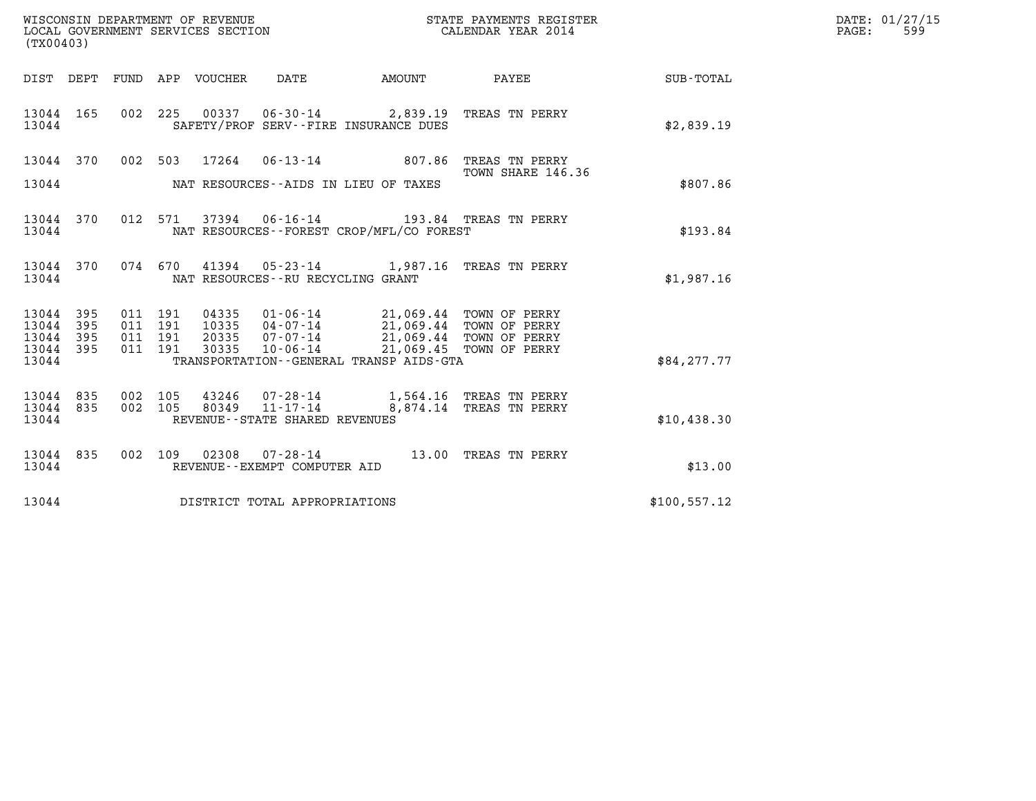WISCONSIN DEPARTMENT OF REVENUE
LOCAL GOVERNMENT SERVICES SECTION
(TX00403)

STATE PAYMENTS REGISTER
CALENDAR YEAR 2014

DATE: 01/27/15

| DIST | DEPT | FUND | APP | VOUCHER | DATE | AMOUNT | PAYEE | SUB-TOTAL |
|---|---|---|---|---|---|---|---|---|
| 13044 | 165 | 002 | 225 | 00337 | 06-30-14 | 2,839.19 | TREAS TN PERRY | |
| 13044 | | | | | SAFETY/PROF SERV--FIRE INSURANCE DUES | | | $2,839.19 |
| 13044 | 370 | 002 | 503 | 17264 | 06-13-14 | 807.86 | TREAS TN PERRY TOWN SHARE 146.36 | |
| 13044 | | | | | NAT RESOURCES--AIDS IN LIEU OF TAXES | | | $807.86 |
| 13044 | 370 | 012 | 571 | 37394 | 06-16-14 | 193.84 | TREAS TN PERRY | |
| 13044 | | | | | NAT RESOURCES--FOREST CROP/MFL/CO FOREST | | | $193.84 |
| 13044 | 370 | 074 | 670 | 41394 | 05-23-14 | 1,987.16 | TREAS TN PERRY | |
| 13044 | | | | | NAT RESOURCES--RU RECYCLING GRANT | | | $1,987.16 |
| 13044 | 395 | 011 | 191 | 04335 | 01-06-14 | 21,069.44 | TOWN OF PERRY | |
| 13044 | 395 | 011 | 191 | 10335 | 04-07-14 | 21,069.44 | TOWN OF PERRY | |
| 13044 | 395 | 011 | 191 | 20335 | 07-07-14 | 21,069.44 | TOWN OF PERRY | |
| 13044 | 395 | 011 | 191 | 30335 | 10-06-14 | 21,069.45 | TOWN OF PERRY | |
| 13044 | | | | | TRANSPORTATION--GENERAL TRANSP AIDS-GTA | | | $84,277.77 |
| 13044 | 835 | 002 | 105 | 43246 | 07-28-14 | 1,564.16 | TREAS TN PERRY | |
| 13044 | 835 | 002 | 105 | 80349 | 11-17-14 | 8,874.14 | TREAS TN PERRY | |
| 13044 | | | | | REVENUE--STATE SHARED REVENUES | | | $10,438.30 |
| 13044 | 835 | 002 | 109 | 02308 | 07-28-14 | 13.00 | TREAS TN PERRY | |
| 13044 | | | | | REVENUE--EXEMPT COMPUTER AID | | | $13.00 |
| 13044 | | | | | DISTRICT TOTAL APPROPRIATIONS | | | $100,557.12 |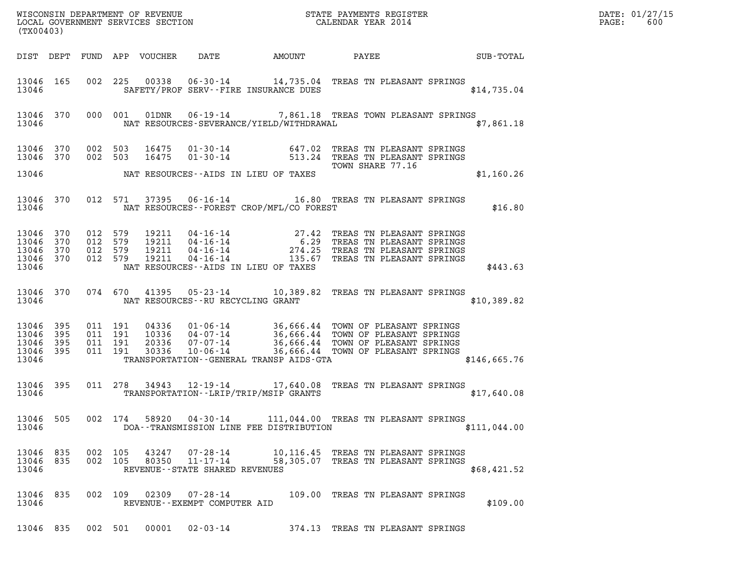WISCONSIN DEPARTMENT OF REVENUE
LOCAL GOVERNMENT SERVICES SECTION
(TX00403)

STATE PAYMENTS REGISTER
CALENDAR YEAR 2014

DATE: 01/27/15
PAGE: 600

| DIST | DEPT | FUND | APP | VOUCHER | DATE | AMOUNT | PAYEE | SUB-TOTAL |
|---|---|---|---|---|---|---|---|---|
| 13046 | 165 | 002 | 225 | 00338 | 06-30-14 | 14,735.04 | TREAS TN PLEASANT SPRINGS | |
| 13046 | | | | | SAFETY/PROF SERV--FIRE INSURANCE DUES | | | $14,735.04 |
| 13046 | 370 | 000 | 001 | 01DNR | 06-19-14 | 7,861.18 | TREAS TOWN PLEASANT SPRINGS | |
| 13046 | | | | | NAT RESOURCES-SEVERANCE/YIELD/WITHDRAWAL | | | $7,861.18 |
| 13046 | 370 | 002 | 503 | 16475 | 01-30-14 | 647.02 | TREAS TN PLEASANT SPRINGS | |
| 13046 | 370 | 002 | 503 | 16475 | 01-30-14 | 513.24 | TREAS TN PLEASANT SPRINGS TOWN SHARE 77.16 | |
| 13046 | | | | | NAT RESOURCES--AIDS IN LIEU OF TAXES | | | $1,160.26 |
| 13046 | 370 | 012 | 571 | 37395 | 06-16-14 | 16.80 | TREAS TN PLEASANT SPRINGS | |
| 13046 | | | | | NAT RESOURCES--FOREST CROP/MFL/CO FOREST | | | $16.80 |
| 13046 | 370 | 012 | 579 | 19211 | 04-16-14 | 27.42 | TREAS TN PLEASANT SPRINGS | |
| 13046 | 370 | 012 | 579 | 19211 | 04-16-14 | 6.29 | TREAS TN PLEASANT SPRINGS | |
| 13046 | 370 | 012 | 579 | 19211 | 04-16-14 | 274.25 | TREAS TN PLEASANT SPRINGS | |
| 13046 | 370 | 012 | 579 | 19211 | 04-16-14 | 135.67 | TREAS TN PLEASANT SPRINGS | |
| 13046 | | | | | NAT RESOURCES--AIDS IN LIEU OF TAXES | | | $443.63 |
| 13046 | 370 | 074 | 670 | 41395 | 05-23-14 | 10,389.82 | TREAS TN PLEASANT SPRINGS | |
| 13046 | | | | | NAT RESOURCES--RU RECYCLING GRANT | | | $10,389.82 |
| 13046 | 395 | 011 | 191 | 04336 | 01-06-14 | 36,666.44 | TOWN OF PLEASANT SPRINGS | |
| 13046 | 395 | 011 | 191 | 10336 | 04-07-14 | 36,666.44 | TOWN OF PLEASANT SPRINGS | |
| 13046 | 395 | 011 | 191 | 20336 | 07-07-14 | 36,666.44 | TOWN OF PLEASANT SPRINGS | |
| 13046 | 395 | 011 | 191 | 30336 | 10-06-14 | 36,666.44 | TOWN OF PLEASANT SPRINGS | |
| 13046 | | | | | TRANSPORTATION--GENERAL TRANSP AIDS-GTA | | | $146,665.76 |
| 13046 | 395 | 011 | 278 | 34943 | 12-19-14 | 17,640.08 | TREAS TN PLEASANT SPRINGS | |
| 13046 | | | | | TRANSPORTATION--LRIP/TRIP/MSIP GRANTS | | | $17,640.08 |
| 13046 | 505 | 002 | 174 | 58920 | 04-30-14 | 111,044.00 | TREAS TN PLEASANT SPRINGS | |
| 13046 | | | | | DOA--TRANSMISSION LINE FEE DISTRIBUTION | | | $111,044.00 |
| 13046 | 835 | 002 | 105 | 43247 | 07-28-14 | 10,116.45 | TREAS TN PLEASANT SPRINGS | |
| 13046 | 835 | 002 | 105 | 80350 | 11-17-14 | 58,305.07 | TREAS TN PLEASANT SPRINGS | |
| 13046 | | | | | REVENUE--STATE SHARED REVENUES | | | $68,421.52 |
| 13046 | 835 | 002 | 109 | 02309 | 07-28-14 | 109.00 | TREAS TN PLEASANT SPRINGS | |
| 13046 | | | | | REVENUE--EXEMPT COMPUTER AID | | | $109.00 |
| 13046 | 835 | 002 | 501 | 00001 | 02-03-14 | 374.13 | TREAS TN PLEASANT SPRINGS | |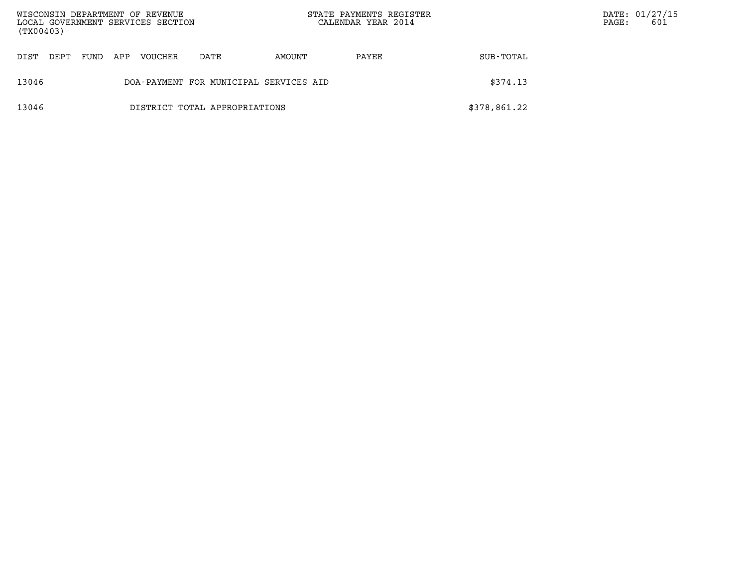| DIST | DEPT | FUND | APP | VOUCHER | DATE | AMOUNT | PAYEE | SUB-TOTAL |
|---|---|---|---|---|---|---|---|---|
| 13046 | | | | DOA-PAYMENT FOR MUNICIPAL SERVICES AID | | | | $374.13 |
| 13046 | | | | DISTRICT TOTAL APPROPRIATIONS | | | | $378,861.22 |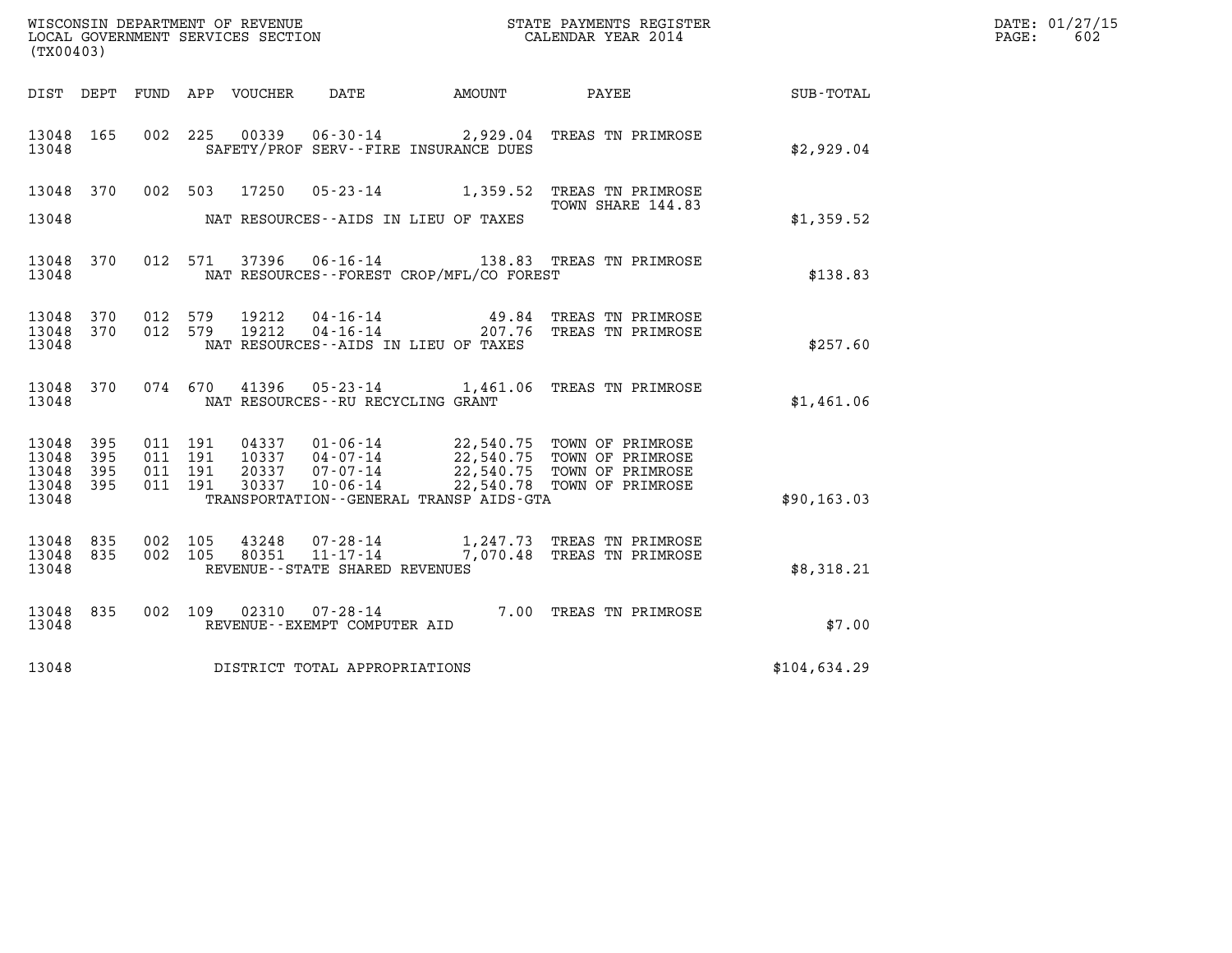WISCONSIN DEPARTMENT OF REVENUE
LOCAL GOVERNMENT SERVICES SECTION
(TX00403)

STATE PAYMENTS REGISTER
CALENDAR YEAR 2014

DATE: 01/27/15
PAGE: 602

| DIST | DEPT | FUND | APP | VOUCHER | DATE | AMOUNT | PAYEE | SUB-TOTAL |
|---|---|---|---|---|---|---|---|---|
| 13048 | 165 | 002 | 225 | 00339 | 06-30-14 | 2,929.04 | TREAS TN PRIMROSE | |
| 13048 | | | | | SAFETY/PROF SERV--FIRE INSURANCE DUES | | | $2,929.04 |
| 13048 | 370 | 002 | 503 | 17250 | 05-23-14 | 1,359.52 | TREAS TN PRIMROSE TOWN SHARE 144.83 | |
| 13048 | | | | | NAT RESOURCES--AIDS IN LIEU OF TAXES | | | $1,359.52 |
| 13048 | 370 | 012 | 571 | 37396 | 06-16-14 | 138.83 | TREAS TN PRIMROSE | |
| 13048 | | | | | NAT RESOURCES--FOREST CROP/MFL/CO FOREST | | | $138.83 |
| 13048 | 370 | 012 | 579 | 19212 | 04-16-14 | 49.84 | TREAS TN PRIMROSE | |
| 13048 | 370 | 012 | 579 | 19212 | 04-16-14 | 207.76 | TREAS TN PRIMROSE | |
| 13048 | | | | | NAT RESOURCES--AIDS IN LIEU OF TAXES | | | $257.60 |
| 13048 | 370 | 074 | 670 | 41396 | 05-23-14 | 1,461.06 | TREAS TN PRIMROSE | |
| 13048 | | | | | NAT RESOURCES--RU RECYCLING GRANT | | | $1,461.06 |
| 13048 | 395 | 011 | 191 | 04337 | 01-06-14 | 22,540.75 | TOWN OF PRIMROSE | |
| 13048 | 395 | 011 | 191 | 10337 | 04-07-14 | 22,540.75 | TOWN OF PRIMROSE | |
| 13048 | 395 | 011 | 191 | 20337 | 07-07-14 | 22,540.75 | TOWN OF PRIMROSE | |
| 13048 | 395 | 011 | 191 | 30337 | 10-06-14 | 22,540.78 | TOWN OF PRIMROSE | |
| 13048 | | | | | TRANSPORTATION--GENERAL TRANSP AIDS-GTA | | | $90,163.03 |
| 13048 | 835 | 002 | 105 | 43248 | 07-28-14 | 1,247.73 | TREAS TN PRIMROSE | |
| 13048 | 835 | 002 | 105 | 80351 | 11-17-14 | 7,070.48 | TREAS TN PRIMROSE | |
| 13048 | | | | | REVENUE--STATE SHARED REVENUES | | | $8,318.21 |
| 13048 | 835 | 002 | 109 | 02310 | 07-28-14 | 7.00 | TREAS TN PRIMROSE | |
| 13048 | | | | | REVENUE--EXEMPT COMPUTER AID | | | $7.00 |
| 13048 | | | | | DISTRICT TOTAL APPROPRIATIONS | | | $104,634.29 |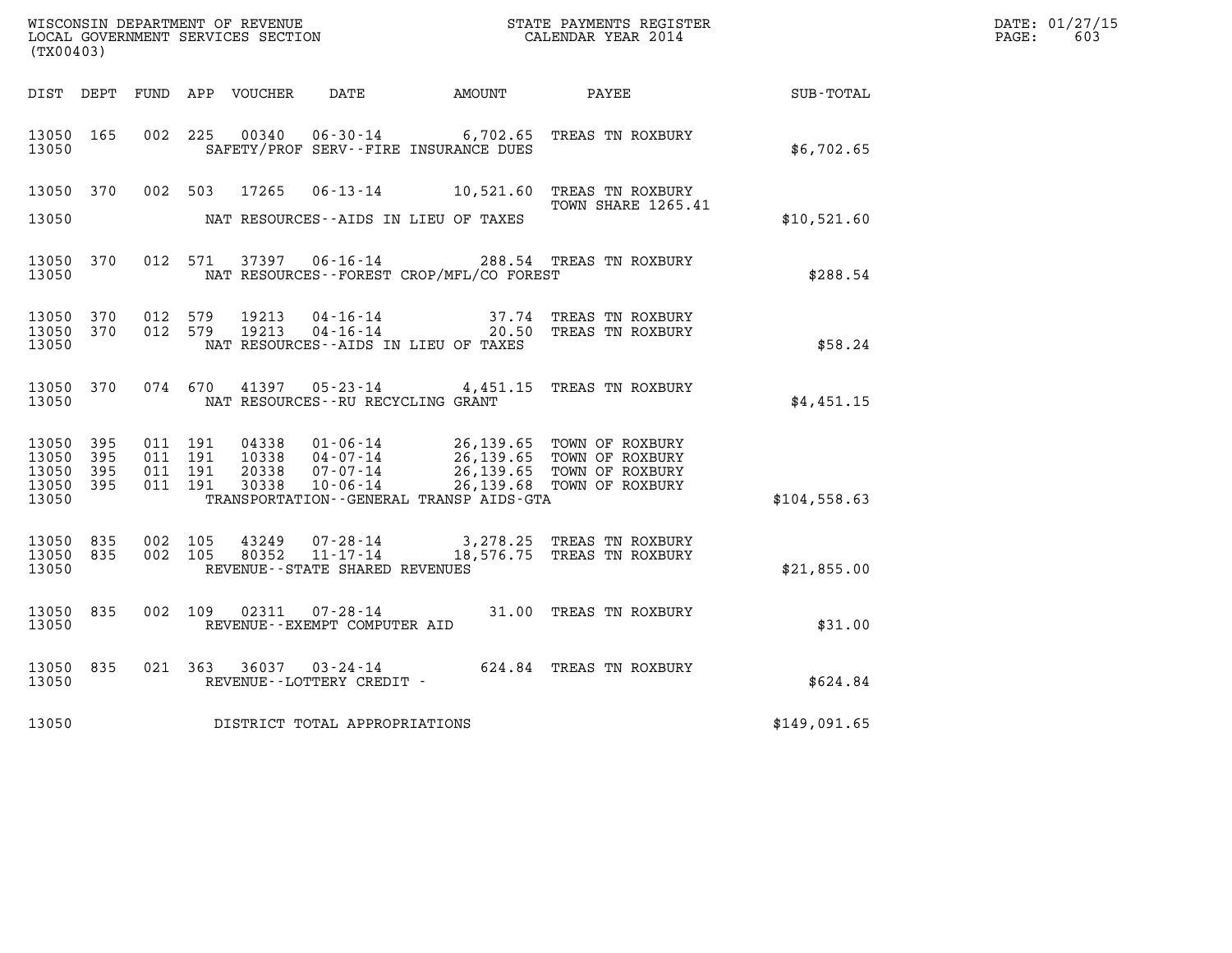WISCONSIN DEPARTMENT OF REVENUE
LOCAL GOVERNMENT SERVICES SECTION
(TX00403)

STATE PAYMENTS REGISTER
CALENDAR YEAR 2014

DATE: 01/27/15
PAGE: 603

| DIST | DEPT | FUND | APP | VOUCHER | DATE | AMOUNT | PAYEE | SUB-TOTAL |
|---|---|---|---|---|---|---|---|---|
| 13050 | 165 | 002 | 225 | 00340 | 06-30-14 | 6,702.65 | TREAS TN ROXBURY | |
| 13050 | | | | | SAFETY/PROF SERV--FIRE INSURANCE DUES | | | $6,702.65 |
| 13050 | 370 | 002 | 503 | 17265 | 06-13-14 | 10,521.60 | TREAS TN ROXBURY | |
| | | | | | | | TOWN SHARE 1265.41 | |
| 13050 | | | | | NAT RESOURCES--AIDS IN LIEU OF TAXES | | | $10,521.60 |
| 13050 | 370 | 012 | 571 | 37397 | 06-16-14 | 288.54 | TREAS TN ROXBURY | |
| 13050 | | | | | NAT RESOURCES--FOREST CROP/MFL/CO FOREST | | | $288.54 |
| 13050 | 370 | 012 | 579 | 19213 | 04-16-14 | 37.74 | TREAS TN ROXBURY | |
| 13050 | 370 | 012 | 579 | 19213 | 04-16-14 | 20.50 | TREAS TN ROXBURY | |
| 13050 | | | | | NAT RESOURCES--AIDS IN LIEU OF TAXES | | | $58.24 |
| 13050 | 370 | 074 | 670 | 41397 | 05-23-14 | 4,451.15 | TREAS TN ROXBURY | |
| 13050 | | | | | NAT RESOURCES--RU RECYCLING GRANT | | | $4,451.15 |
| 13050 | 395 | 011 | 191 | 04338 | 01-06-14 | 26,139.65 | TOWN OF ROXBURY | |
| 13050 | 395 | 011 | 191 | 10338 | 04-07-14 | 26,139.65 | TOWN OF ROXBURY | |
| 13050 | 395 | 011 | 191 | 20338 | 07-07-14 | 26,139.65 | TOWN OF ROXBURY | |
| 13050 | 395 | 011 | 191 | 30338 | 10-06-14 | 26,139.68 | TOWN OF ROXBURY | |
| 13050 | | | | | TRANSPORTATION--GENERAL TRANSP AIDS-GTA | | | $104,558.63 |
| 13050 | 835 | 002 | 105 | 43249 | 07-28-14 | 3,278.25 | TREAS TN ROXBURY | |
| 13050 | 835 | 002 | 105 | 80352 | 11-17-14 | 18,576.75 | TREAS TN ROXBURY | |
| 13050 | | | | | REVENUE--STATE SHARED REVENUES | | | $21,855.00 |
| 13050 | 835 | 002 | 109 | 02311 | 07-28-14 | 31.00 | TREAS TN ROXBURY | |
| 13050 | | | | | REVENUE--EXEMPT COMPUTER AID | | | $31.00 |
| 13050 | 835 | 021 | 363 | 36037 | 03-24-14 | 624.84 | TREAS TN ROXBURY | |
| 13050 | | | | | REVENUE--LOTTERY CREDIT - | | | $624.84 |
| 13050 | | | | | DISTRICT TOTAL APPROPRIATIONS | | | $149,091.65 |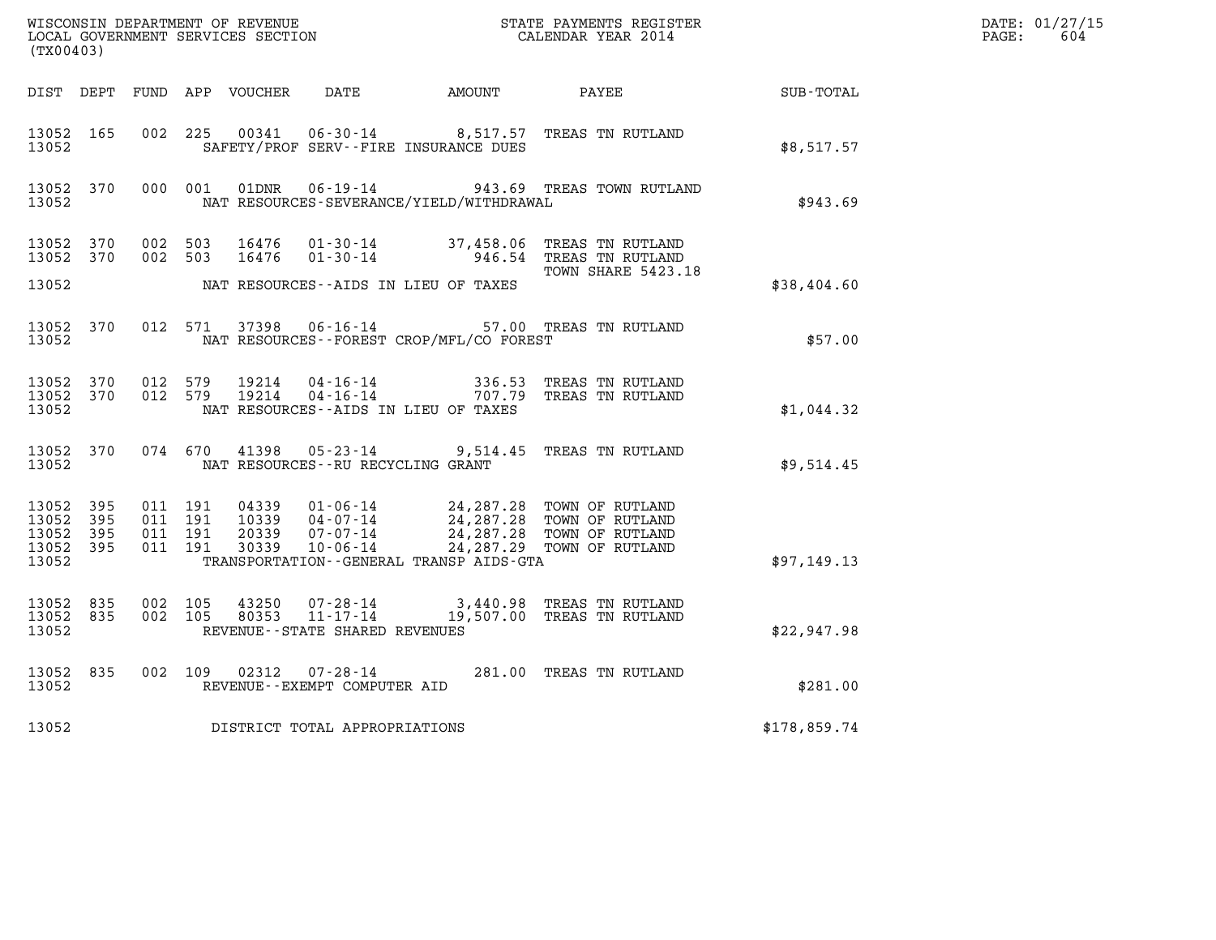WISCONSIN DEPARTMENT OF REVENUE
LOCAL GOVERNMENT SERVICES SECTION
(TX00403)

STATE PAYMENTS REGISTER
CALENDAR YEAR 2014

DATE: 01/27/15
PAGE: 604

| DIST | DEPT | FUND | APP | VOUCHER | DATE | AMOUNT | PAYEE | SUB-TOTAL |
|---|---|---|---|---|---|---|---|---|
| 13052 | 165 | 002 | 225 | 00341 | 06-30-14 | 8,517.57 | TREAS TN RUTLAND | |
| 13052 | | | | | SAFETY/PROF SERV--FIRE INSURANCE DUES | | | $8,517.57 |
| 13052 | 370 | 000 | 001 | 01DNR | 06-19-14 | 943.69 | TREAS TOWN RUTLAND | |
| 13052 | | | | | NAT RESOURCES-SEVERANCE/YIELD/WITHDRAWAL | | | $943.69 |
| 13052 | 370 | 002 | 503 | 16476 | 01-30-14 | 37,458.06 | TREAS TN RUTLAND | |
| 13052 | 370 | 002 | 503 | 16476 | 01-30-14 | 946.54 | TREAS TN RUTLAND TOWN SHARE 5423.18 | |
| 13052 | | | | | NAT RESOURCES--AIDS IN LIEU OF TAXES | | | $38,404.60 |
| 13052 | 370 | 012 | 571 | 37398 | 06-16-14 | 57.00 | TREAS TN RUTLAND | |
| 13052 | | | | | NAT RESOURCES--FOREST CROP/MFL/CO FOREST | | | $57.00 |
| 13052 | 370 | 012 | 579 | 19214 | 04-16-14 | 336.53 | TREAS TN RUTLAND | |
| 13052 | 370 | 012 | 579 | 19214 | 04-16-14 | 707.79 | TREAS TN RUTLAND | |
| 13052 | | | | | NAT RESOURCES--AIDS IN LIEU OF TAXES | | | $1,044.32 |
| 13052 | 370 | 074 | 670 | 41398 | 05-23-14 | 9,514.45 | TREAS TN RUTLAND | |
| 13052 | | | | | NAT RESOURCES--RU RECYCLING GRANT | | | $9,514.45 |
| 13052 | 395 | 011 | 191 | 04339 | 01-06-14 | 24,287.28 | TOWN OF RUTLAND | |
| 13052 | 395 | 011 | 191 | 10339 | 04-07-14 | 24,287.28 | TOWN OF RUTLAND | |
| 13052 | 395 | 011 | 191 | 20339 | 07-07-14 | 24,287.28 | TOWN OF RUTLAND | |
| 13052 | 395 | 011 | 191 | 30339 | 10-06-14 | 24,287.29 | TOWN OF RUTLAND | |
| 13052 | | | | | TRANSPORTATION--GENERAL TRANSP AIDS-GTA | | | $97,149.13 |
| 13052 | 835 | 002 | 105 | 43250 | 07-28-14 | 3,440.98 | TREAS TN RUTLAND | |
| 13052 | 835 | 002 | 105 | 80353 | 11-17-14 | 19,507.00 | TREAS TN RUTLAND | |
| 13052 | | | | | REVENUE--STATE SHARED REVENUES | | | $22,947.98 |
| 13052 | 835 | 002 | 109 | 02312 | 07-28-14 | 281.00 | TREAS TN RUTLAND | |
| 13052 | | | | | REVENUE--EXEMPT COMPUTER AID | | | $281.00 |
| 13052 | | | | | DISTRICT TOTAL APPROPRIATIONS | | | $178,859.74 |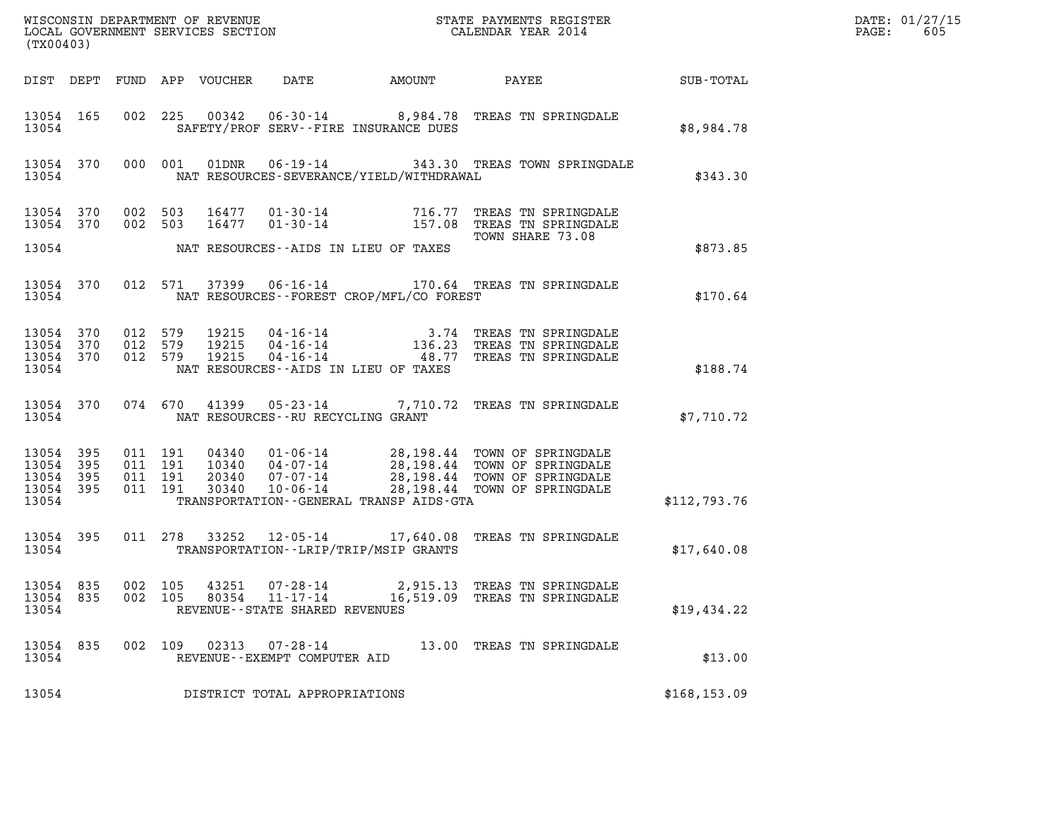WISCONSIN DEPARTMENT OF REVENUE
LOCAL GOVERNMENT SERVICES SECTION
(TX00403)

STATE PAYMENTS REGISTER
CALENDAR YEAR 2014

DATE: 01/27/15
PAGE: 605

| DIST | DEPT | FUND | APP | VOUCHER | DATE | AMOUNT | PAYEE | SUB-TOTAL |
|---|---|---|---|---|---|---|---|---|
| 13054 | 165 | 002 | 225 | 00342 | 06-30-14 | 8,984.78 | TREAS TN SPRINGDALE | |
| 13054 | | | | | SAFETY/PROF SERV--FIRE INSURANCE DUES | | | $8,984.78 |
| 13054 | 370 | 000 | 001 | 01DNR | 06-19-14 | 343.30 | TREAS TOWN SPRINGDALE | |
| 13054 | | | | | NAT RESOURCES-SEVERANCE/YIELD/WITHDRAWAL | | | $343.30 |
| 13054 | 370 | 002 | 503 | 16477 | 01-30-14 | 716.77 | TREAS TN SPRINGDALE | |
| 13054 | 370 | 002 | 503 | 16477 | 01-30-14 | 157.08 | TREAS TN SPRINGDALE TOWN SHARE 73.08 | |
| 13054 | | | | | NAT RESOURCES--AIDS IN LIEU OF TAXES | | | $873.85 |
| 13054 | 370 | 012 | 571 | 37399 | 06-16-14 | 170.64 | TREAS TN SPRINGDALE | |
| 13054 | | | | | NAT RESOURCES--FOREST CROP/MFL/CO FOREST | | | $170.64 |
| 13054 | 370 | 012 | 579 | 19215 | 04-16-14 | 3.74 | TREAS TN SPRINGDALE | |
| 13054 | 370 | 012 | 579 | 19215 | 04-16-14 | 136.23 | TREAS TN SPRINGDALE | |
| 13054 | 370 | 012 | 579 | 19215 | 04-16-14 | 48.77 | TREAS TN SPRINGDALE | |
| 13054 | | | | | NAT RESOURCES--AIDS IN LIEU OF TAXES | | | $188.74 |
| 13054 | 370 | 074 | 670 | 41399 | 05-23-14 | 7,710.72 | TREAS TN SPRINGDALE | |
| 13054 | | | | | NAT RESOURCES--RU RECYCLING GRANT | | | $7,710.72 |
| 13054 | 395 | 011 | 191 | 04340 | 01-06-14 | 28,198.44 | TOWN OF SPRINGDALE | |
| 13054 | 395 | 011 | 191 | 10340 | 04-07-14 | 28,198.44 | TOWN OF SPRINGDALE | |
| 13054 | 395 | 011 | 191 | 20340 | 07-07-14 | 28,198.44 | TOWN OF SPRINGDALE | |
| 13054 | 395 | 011 | 191 | 30340 | 10-06-14 | 28,198.44 | TOWN OF SPRINGDALE | |
| 13054 | | | | | TRANSPORTATION--GENERAL TRANSP AIDS-GTA | | | $112,793.76 |
| 13054 | 395 | 011 | 278 | 33252 | 12-05-14 | 17,640.08 | TREAS TN SPRINGDALE | |
| 13054 | | | | | TRANSPORTATION--LRIP/TRIP/MSIP GRANTS | | | $17,640.08 |
| 13054 | 835 | 002 | 105 | 43251 | 07-28-14 | 2,915.13 | TREAS TN SPRINGDALE | |
| 13054 | 835 | 002 | 105 | 80354 | 11-17-14 | 16,519.09 | TREAS TN SPRINGDALE | |
| 13054 | | | | | REVENUE--STATE SHARED REVENUES | | | $19,434.22 |
| 13054 | 835 | 002 | 109 | 02313 | 07-28-14 | 13.00 | TREAS TN SPRINGDALE | |
| 13054 | | | | | REVENUE--EXEMPT COMPUTER AID | | | $13.00 |
| 13054 | | | | | DISTRICT TOTAL APPROPRIATIONS | | | $168,153.09 |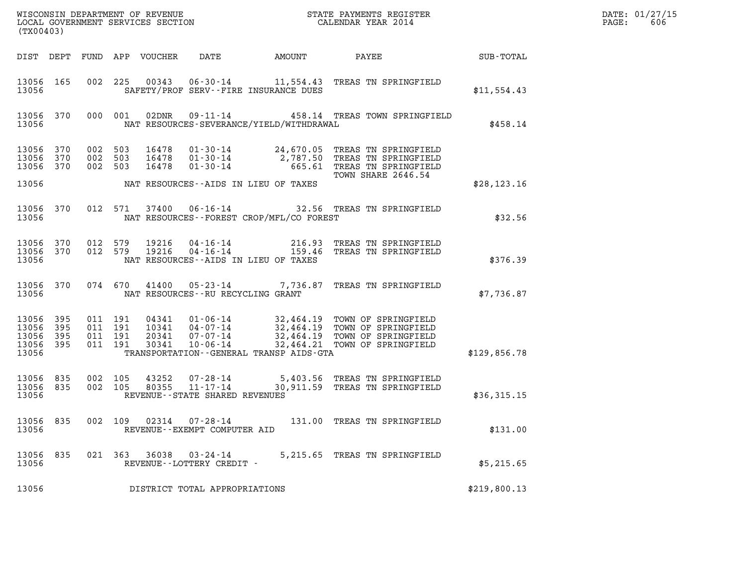WISCONSIN DEPARTMENT OF REVENUE
LOCAL GOVERNMENT SERVICES SECTION
(TX00403)

STATE PAYMENTS REGISTER
CALENDAR YEAR 2014

DATE: 01/27/15
PAGE: 606

| DIST | DEPT | FUND | APP | VOUCHER | DATE | AMOUNT | PAYEE | SUB-TOTAL |
|---|---|---|---|---|---|---|---|---|
| 13056 | 165 | 002 | 225 | 00343 | 06-30-14 | 11,554.43 | TREAS TN SPRINGFIELD | |
| 13056 | | | | | SAFETY/PROF SERV--FIRE INSURANCE DUES | | | $11,554.43 |
| 13056 | 370 | 000 | 001 | 02DNR | 09-11-14 | 458.14 | TREAS TOWN SPRINGFIELD | |
| 13056 | | | | | NAT RESOURCES-SEVERANCE/YIELD/WITHDRAWAL | | | $458.14 |
| 13056 | 370 | 002 | 503 | 16478 | 01-30-14 | 24,670.05 | TREAS TN SPRINGFIELD | |
| 13056 | 370 | 002 | 503 | 16478 | 01-30-14 | 2,787.50 | TREAS TN SPRINGFIELD | |
| 13056 | 370 | 002 | 503 | 16478 | 01-30-14 | 665.61 | TREAS TN SPRINGFIELD TOWN SHARE 2646.54 | |
| 13056 | | | | | NAT RESOURCES--AIDS IN LIEU OF TAXES | | | $28,123.16 |
| 13056 | 370 | 012 | 571 | 37400 | 06-16-14 | 32.56 | TREAS TN SPRINGFIELD | |
| 13056 | | | | | NAT RESOURCES--FOREST CROP/MFL/CO FOREST | | | $32.56 |
| 13056 | 370 | 012 | 579 | 19216 | 04-16-14 | 216.93 | TREAS TN SPRINGFIELD | |
| 13056 | 370 | 012 | 579 | 19216 | 04-16-14 | 159.46 | TREAS TN SPRINGFIELD | |
| 13056 | | | | | NAT RESOURCES--AIDS IN LIEU OF TAXES | | | $376.39 |
| 13056 | 370 | 074 | 670 | 41400 | 05-23-14 | 7,736.87 | TREAS TN SPRINGFIELD | |
| 13056 | | | | | NAT RESOURCES--RU RECYCLING GRANT | | | $7,736.87 |
| 13056 | 395 | 011 | 191 | 04341 | 01-06-14 | 32,464.19 | TOWN OF SPRINGFIELD | |
| 13056 | 395 | 011 | 191 | 10341 | 04-07-14 | 32,464.19 | TOWN OF SPRINGFIELD | |
| 13056 | 395 | 011 | 191 | 20341 | 07-07-14 | 32,464.19 | TOWN OF SPRINGFIELD | |
| 13056 | 395 | 011 | 191 | 30341 | 10-06-14 | 32,464.21 | TOWN OF SPRINGFIELD | |
| 13056 | | | | | TRANSPORTATION--GENERAL TRANSP AIDS-GTA | | | $129,856.78 |
| 13056 | 835 | 002 | 105 | 43252 | 07-28-14 | 5,403.56 | TREAS TN SPRINGFIELD | |
| 13056 | 835 | 002 | 105 | 80355 | 11-17-14 | 30,911.59 | TREAS TN SPRINGFIELD | |
| 13056 | | | | | REVENUE--STATE SHARED REVENUES | | | $36,315.15 |
| 13056 | 835 | 002 | 109 | 02314 | 07-28-14 | 131.00 | TREAS TN SPRINGFIELD | |
| 13056 | | | | | REVENUE--EXEMPT COMPUTER AID | | | $131.00 |
| 13056 | 835 | 021 | 363 | 36038 | 03-24-14 | 5,215.65 | TREAS TN SPRINGFIELD | |
| 13056 | | | | | REVENUE--LOTTERY CREDIT - | | | $5,215.65 |
| 13056 | | | | | DISTRICT TOTAL APPROPRIATIONS | | | $219,800.13 |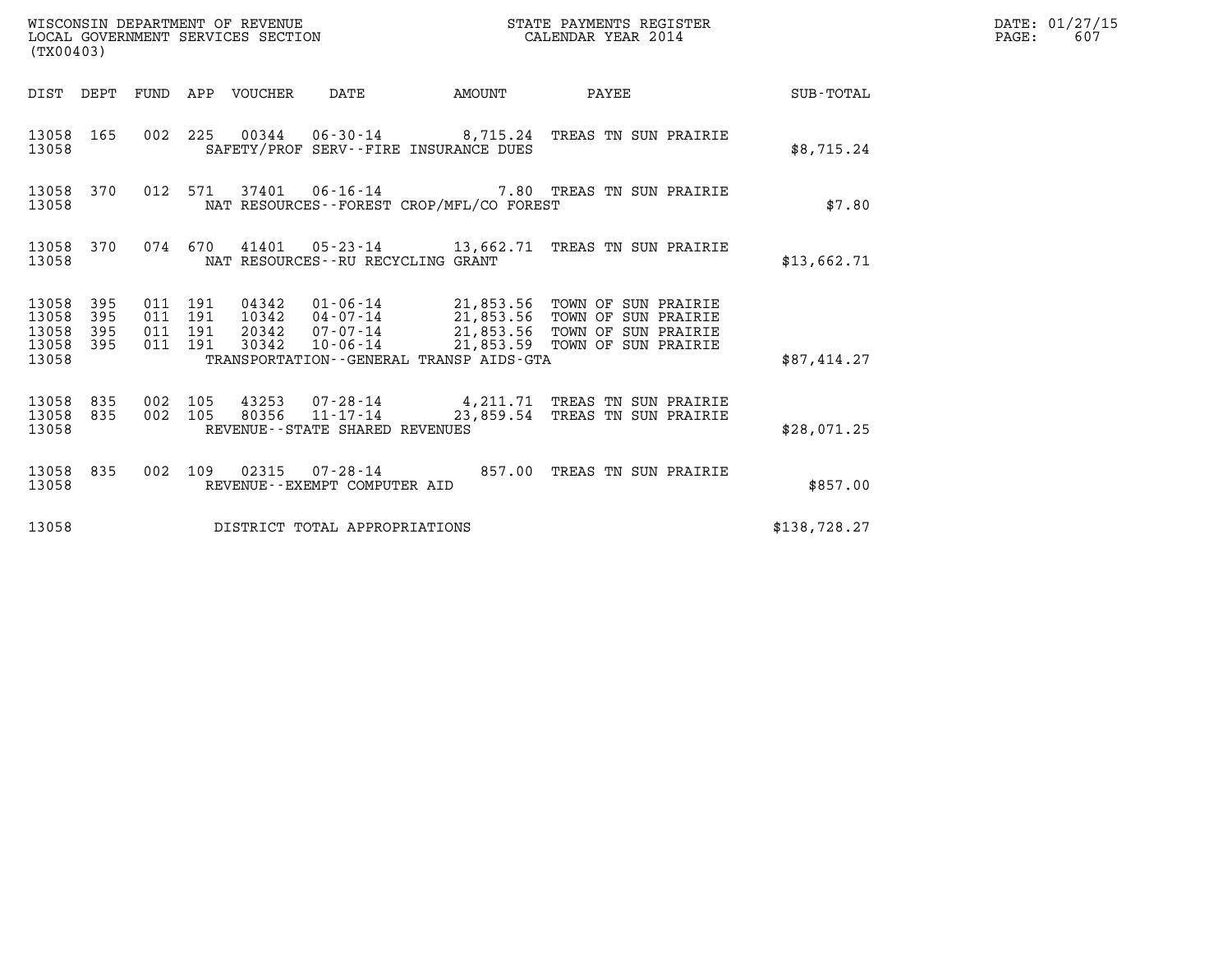WISCONSIN DEPARTMENT OF REVENUE
LOCAL GOVERNMENT SERVICES SECTION
(TX00403)

STATE PAYMENTS REGISTER
CALENDAR YEAR 2014

| DIST | DEPT | FUND | APP | VOUCHER | DATE | AMOUNT | PAYEE | SUB-TOTAL |
|---|---|---|---|---|---|---|---|---|
| 13058 | 165 | 002 | 225 | 00344 | 06-30-14 | 8,715.24 | TREAS TN SUN PRAIRIE | |
| 13058 | | | | | SAFETY/PROF SERV--FIRE INSURANCE DUES | | | $8,715.24 |
| 13058 | 370 | 012 | 571 | 37401 | 06-16-14 | 7.80 | TREAS TN SUN PRAIRIE | |
| 13058 | | | | | NAT RESOURCES--FOREST CROP/MFL/CO FOREST | | | $7.80 |
| 13058 | 370 | 074 | 670 | 41401 | 05-23-14 | 13,662.71 | TREAS TN SUN PRAIRIE | |
| 13058 | | | | | NAT RESOURCES--RU RECYCLING GRANT | | | $13,662.71 |
| 13058 | 395 | 011 | 191 | 04342 | 01-06-14 | 21,853.56 | TOWN OF SUN PRAIRIE | |
| 13058 | 395 | 011 | 191 | 10342 | 04-07-14 | 21,853.56 | TOWN OF SUN PRAIRIE | |
| 13058 | 395 | 011 | 191 | 20342 | 07-07-14 | 21,853.56 | TOWN OF SUN PRAIRIE | |
| 13058 | 395 | 011 | 191 | 30342 | 10-06-14 | 21,853.59 | TOWN OF SUN PRAIRIE | |
| 13058 | | | | | TRANSPORTATION--GENERAL TRANSP AIDS-GTA | | | $87,414.27 |
| 13058 | 835 | 002 | 105 | 43253 | 07-28-14 | 4,211.71 | TREAS TN SUN PRAIRIE | |
| 13058 | 835 | 002 | 105 | 80356 | 11-17-14 | 23,859.54 | TREAS TN SUN PRAIRIE | |
| 13058 | | | | | REVENUE--STATE SHARED REVENUES | | | $28,071.25 |
| 13058 | 835 | 002 | 109 | 02315 | 07-28-14 | 857.00 | TREAS TN SUN PRAIRIE | |
| 13058 | | | | | REVENUE--EXEMPT COMPUTER AID | | | $857.00 |
| 13058 | | | | | DISTRICT TOTAL APPROPRIATIONS | | | $138,728.27 |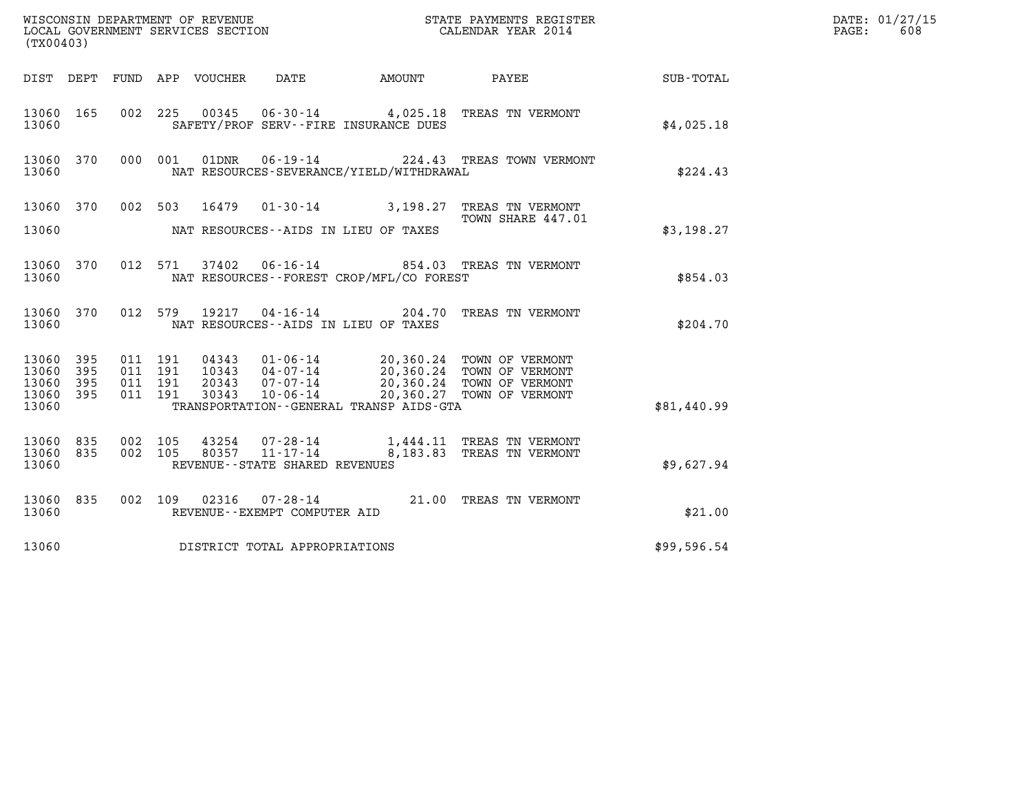WISCONSIN DEPARTMENT OF REVENUE
LOCAL GOVERNMENT SERVICES SECTION
(TX00403)

STATE PAYMENTS REGISTER
CALENDAR YEAR 2014

| DIST | DEPT | FUND | APP | VOUCHER | DATE | AMOUNT | PAYEE | SUB-TOTAL |
|---|---|---|---|---|---|---|---|---|
| 13060 | 165 | 002 | 225 | 00345 | 06-30-14 | 4,025.18 | TREAS TN VERMONT | |
| 13060 | | | | SAFETY/PROF SERV--FIRE INSURANCE DUES | | | | $4,025.18 |
| 13060 | 370 | 000 | 001 | 01DNR | 06-19-14 | 224.43 | TREAS TOWN VERMONT | |
| 13060 | | | | NAT RESOURCES-SEVERANCE/YIELD/WITHDRAWAL | | | | $224.43 |
| 13060 | 370 | 002 | 503 | 16479 | 01-30-14 | 3,198.27 | TREAS TN VERMONT TOWN SHARE 447.01 | |
| 13060 | | | | NAT RESOURCES--AIDS IN LIEU OF TAXES | | | | $3,198.27 |
| 13060 | 370 | 012 | 571 | 37402 | 06-16-14 | 854.03 | TREAS TN VERMONT | |
| 13060 | | | | NAT RESOURCES--FOREST CROP/MFL/CO FOREST | | | | $854.03 |
| 13060 | 370 | 012 | 579 | 19217 | 04-16-14 | 204.70 | TREAS TN VERMONT | |
| 13060 | | | | NAT RESOURCES--AIDS IN LIEU OF TAXES | | | | $204.70 |
| 13060 | 395 | 011 | 191 | 04343 | 01-06-14 | 20,360.24 | TOWN OF VERMONT | |
| 13060 | 395 | 011 | 191 | 10343 | 04-07-14 | 20,360.24 | TOWN OF VERMONT | |
| 13060 | 395 | 011 | 191 | 20343 | 07-07-14 | 20,360.24 | TOWN OF VERMONT | |
| 13060 | 395 | 011 | 191 | 30343 | 10-06-14 | 20,360.27 | TOWN OF VERMONT | |
| 13060 | | | | TRANSPORTATION--GENERAL TRANSP AIDS-GTA | | | | $81,440.99 |
| 13060 | 835 | 002 | 105 | 43254 | 07-28-14 | 1,444.11 | TREAS TN VERMONT | |
| 13060 | 835 | 002 | 105 | 80357 | 11-17-14 | 8,183.83 | TREAS TN VERMONT | |
| 13060 | | | | REVENUE--STATE SHARED REVENUES | | | | $9,627.94 |
| 13060 | 835 | 002 | 109 | 02316 | 07-28-14 | 21.00 | TREAS TN VERMONT | |
| 13060 | | | | REVENUE--EXEMPT COMPUTER AID | | | | $21.00 |
| 13060 | | | | DISTRICT TOTAL APPROPRIATIONS | | | | $99,596.54 |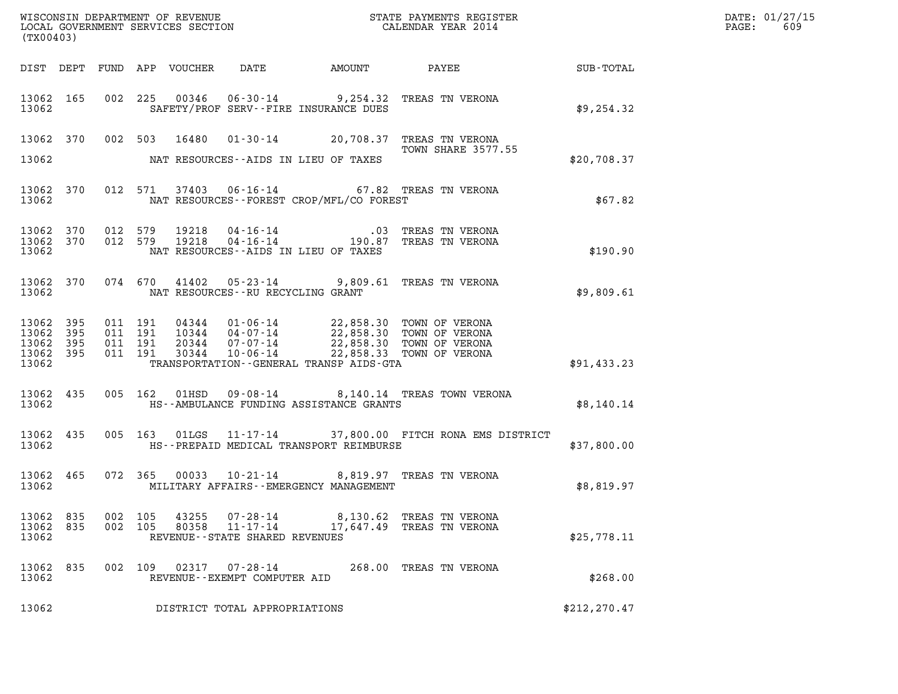WISCONSIN DEPARTMENT OF REVENUE
LOCAL GOVERNMENT SERVICES SECTION
(TX00403)

STATE PAYMENTS REGISTER
CALENDAR YEAR 2014

| DIST | DEPT | FUND | APP | VOUCHER | DATE | AMOUNT | PAYEE | SUB-TOTAL |
|---|---|---|---|---|---|---|---|---|
| 13062 | 165 | 002 | 225 | 00346 | 06-30-14 | 9,254.32 | TREAS TN VERONA | |
| 13062 | | | | | SAFETY/PROF SERV--FIRE INSURANCE DUES | | | $9,254.32 |
| 13062 | 370 | 002 | 503 | 16480 | 01-30-14 | 20,708.37 | TREAS TN VERONA TOWN SHARE 3577.55 | |
| 13062 | | | | | NAT RESOURCES--AIDS IN LIEU OF TAXES | | | $20,708.37 |
| 13062 | 370 | 012 | 571 | 37403 | 06-16-14 | 67.82 | TREAS TN VERONA | |
| 13062 | | | | | NAT RESOURCES--FOREST CROP/MFL/CO FOREST | | | $67.82 |
| 13062 | 370 | 012 | 579 | 19218 | 04-16-14 | .03 | TREAS TN VERONA | |
| 13062 | 370 | 012 | 579 | 19218 | 04-16-14 | 190.87 | TREAS TN VERONA | |
| 13062 | | | | | NAT RESOURCES--AIDS IN LIEU OF TAXES | | | $190.90 |
| 13062 | 370 | 074 | 670 | 41402 | 05-23-14 | 9,809.61 | TREAS TN VERONA | |
| 13062 | | | | | NAT RESOURCES--RU RECYCLING GRANT | | | $9,809.61 |
| 13062 | 395 | 011 | 191 | 04344 | 01-06-14 | 22,858.30 | TOWN OF VERONA | |
| 13062 | 395 | 011 | 191 | 10344 | 04-07-14 | 22,858.30 | TOWN OF VERONA | |
| 13062 | 395 | 011 | 191 | 20344 | 07-07-14 | 22,858.30 | TOWN OF VERONA | |
| 13062 | 395 | 011 | 191 | 30344 | 10-06-14 | 22,858.33 | TOWN OF VERONA | |
| 13062 | | | | | TRANSPORTATION--GENERAL TRANSP AIDS-GTA | | | $91,433.23 |
| 13062 | 435 | 005 | 162 | 01HSD | 09-08-14 | 8,140.14 | TREAS TOWN VERONA | |
| 13062 | | | | | HS--AMBULANCE FUNDING ASSISTANCE GRANTS | | | $8,140.14 |
| 13062 | 435 | 005 | 163 | 01LGS | 11-17-14 | 37,800.00 | FITCH RONA EMS DISTRICT | |
| 13062 | | | | | HS--PREPAID MEDICAL TRANSPORT REIMBURSE | | | $37,800.00 |
| 13062 | 465 | 072 | 365 | 00033 | 10-21-14 | 8,819.97 | TREAS TN VERONA | |
| 13062 | | | | | MILITARY AFFAIRS--EMERGENCY MANAGEMENT | | | $8,819.97 |
| 13062 | 835 | 002 | 105 | 43255 | 07-28-14 | 8,130.62 | TREAS TN VERONA | |
| 13062 | 835 | 002 | 105 | 80358 | 11-17-14 | 17,647.49 | TREAS TN VERONA | |
| 13062 | | | | | REVENUE--STATE SHARED REVENUES | | | $25,778.11 |
| 13062 | 835 | 002 | 109 | 02317 | 07-28-14 | 268.00 | TREAS TN VERONA | |
| 13062 | | | | | REVENUE--EXEMPT COMPUTER AID | | | $268.00 |
| 13062 | | | | | DISTRICT TOTAL APPROPRIATIONS | | | $212,270.47 |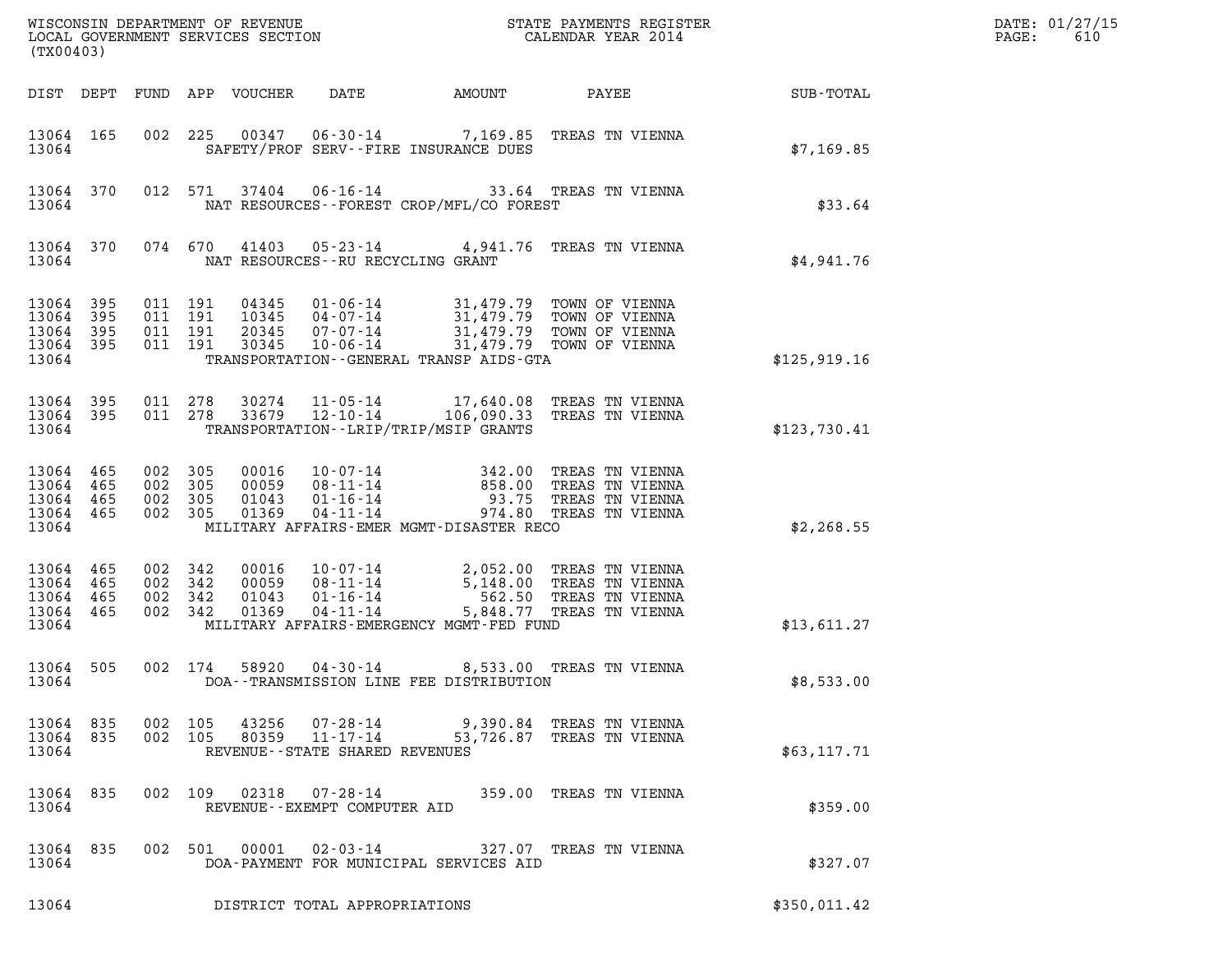WISCONSIN DEPARTMENT OF REVENUE
LOCAL GOVERNMENT SERVICES SECTION
(TX00403)

STATE PAYMENTS REGISTER
CALENDAR YEAR 2014

DATE: 01/27/15
PAGE: 610

| DIST | DEPT | FUND | APP | VOUCHER | DATE | AMOUNT | PAYEE | SUB-TOTAL |
|---|---|---|---|---|---|---|---|---|
| 13064 | 165 | 002 | 225 | 00347 | 06-30-14 | 7,169.85 | TREAS TN VIENNA | |
| 13064 | | | | SAFETY/PROF SERV--FIRE INSURANCE DUES | | | | $7,169.85 |
| 13064 | 370 | 012 | 571 | 37404 | 06-16-14 | 33.64 | TREAS TN VIENNA | |
| 13064 | | | | NAT RESOURCES--FOREST CROP/MFL/CO FOREST | | | | $33.64 |
| 13064 | 370 | 074 | 670 | 41403 | 05-23-14 | 4,941.76 | TREAS TN VIENNA | |
| 13064 | | | | NAT RESOURCES--RU RECYCLING GRANT | | | | $4,941.76 |
| 13064 | 395 | 011 | 191 | 04345 | 01-06-14 | 31,479.79 | TOWN OF VIENNA | |
| 13064 | 395 | 011 | 191 | 10345 | 04-07-14 | 31,479.79 | TOWN OF VIENNA | |
| 13064 | 395 | 011 | 191 | 20345 | 07-07-14 | 31,479.79 | TOWN OF VIENNA | |
| 13064 | 395 | 011 | 191 | 30345 | 10-06-14 | 31,479.79 | TOWN OF VIENNA | |
| 13064 | | | | TRANSPORTATION--GENERAL TRANSP AIDS-GTA | | | | $125,919.16 |
| 13064 | 395 | 011 | 278 | 30274 | 11-05-14 | 17,640.08 | TREAS TN VIENNA | |
| 13064 | 395 | 011 | 278 | 33679 | 12-10-14 | 106,090.33 | TREAS TN VIENNA | |
| 13064 | | | | TRANSPORTATION--LRIP/TRIP/MSIP GRANTS | | | | $123,730.41 |
| 13064 | 465 | 002 | 305 | 00016 | 10-07-14 | 342.00 | TREAS TN VIENNA | |
| 13064 | 465 | 002 | 305 | 00059 | 08-11-14 | 858.00 | TREAS TN VIENNA | |
| 13064 | 465 | 002 | 305 | 01043 | 01-16-14 | 93.75 | TREAS TN VIENNA | |
| 13064 | 465 | 002 | 305 | 01369 | 04-11-14 | 974.80 | TREAS TN VIENNA | |
| 13064 | | | | MILITARY AFFAIRS-EMER MGMT-DISASTER RECO | | | | $2,268.55 |
| 13064 | 465 | 002 | 342 | 00016 | 10-07-14 | 2,052.00 | TREAS TN VIENNA | |
| 13064 | 465 | 002 | 342 | 00059 | 08-11-14 | 5,148.00 | TREAS TN VIENNA | |
| 13064 | 465 | 002 | 342 | 01043 | 01-16-14 | 562.50 | TREAS TN VIENNA | |
| 13064 | 465 | 002 | 342 | 01369 | 04-11-14 | 5,848.77 | TREAS TN VIENNA | |
| 13064 | | | | MILITARY AFFAIRS-EMERGENCY MGMT-FED FUND | | | | $13,611.27 |
| 13064 | 505 | 002 | 174 | 58920 | 04-30-14 | 8,533.00 | TREAS TN VIENNA | |
| 13064 | | | | DOA--TRANSMISSION LINE FEE DISTRIBUTION | | | | $8,533.00 |
| 13064 | 835 | 002 | 105 | 43256 | 07-28-14 | 9,390.84 | TREAS TN VIENNA | |
| 13064 | 835 | 002 | 105 | 80359 | 11-17-14 | 53,726.87 | TREAS TN VIENNA | |
| 13064 | | | | REVENUE--STATE SHARED REVENUES | | | | $63,117.71 |
| 13064 | 835 | 002 | 109 | 02318 | 07-28-14 | 359.00 | TREAS TN VIENNA | |
| 13064 | | | | REVENUE--EXEMPT COMPUTER AID | | | | $359.00 |
| 13064 | 835 | 002 | 501 | 00001 | 02-03-14 | 327.07 | TREAS TN VIENNA | |
| 13064 | | | | DOA-PAYMENT FOR MUNICIPAL SERVICES AID | | | | $327.07 |
| 13064 | | | | DISTRICT TOTAL APPROPRIATIONS | | | | $350,011.42 |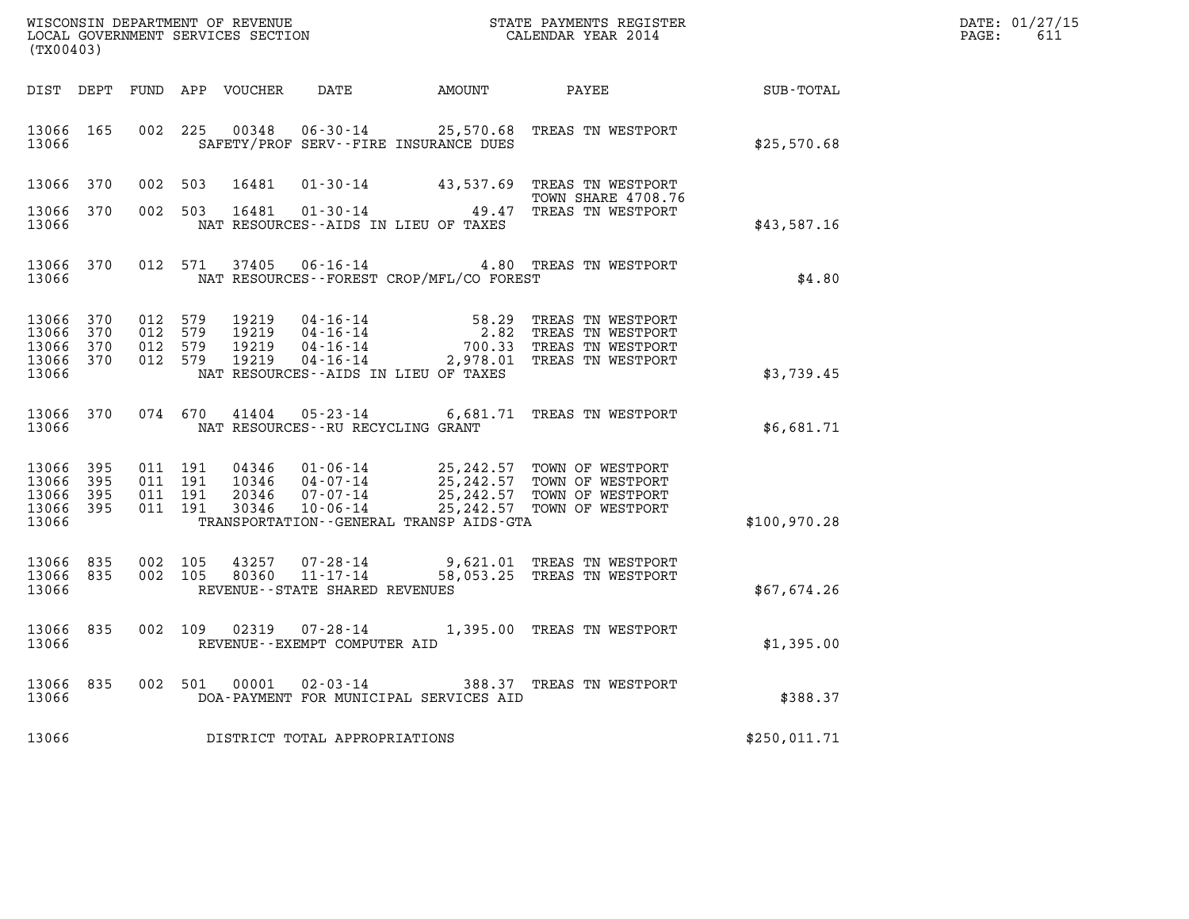WISCONSIN DEPARTMENT OF REVENUE
LOCAL GOVERNMENT SERVICES SECTION
(TX00403)

STATE PAYMENTS REGISTER
CALENDAR YEAR 2014

DATE: 01/27/15
PAGE: 611

| DIST | DEPT | FUND | APP | VOUCHER | DATE | AMOUNT | PAYEE | SUB-TOTAL |
|---|---|---|---|---|---|---|---|---|
| 13066 | 165 | 002 | 225 | 00348 | 06-30-14 | 25,570.68 | TREAS TN WESTPORT | |
| 13066 | | | | | SAFETY/PROF SERV--FIRE INSURANCE DUES | | | $25,570.68 |
| 13066 | 370 | 002 | 503 | 16481 | 01-30-14 | 43,537.69 | TREAS TN WESTPORT TOWN SHARE 4708.76 | |
| 13066 | 370 | 002 | 503 | 16481 | 01-30-14 | 49.47 | TREAS TN WESTPORT | |
| 13066 | | | | | NAT RESOURCES--AIDS IN LIEU OF TAXES | | | $43,587.16 |
| 13066 | 370 | 012 | 571 | 37405 | 06-16-14 | 4.80 | TREAS TN WESTPORT | |
| 13066 | | | | | NAT RESOURCES--FOREST CROP/MFL/CO FOREST | | | $4.80 |
| 13066 | 370 | 012 | 579 | 19219 | 04-16-14 | 58.29 | TREAS TN WESTPORT | |
| 13066 | 370 | 012 | 579 | 19219 | 04-16-14 | 2.82 | TREAS TN WESTPORT | |
| 13066 | 370 | 012 | 579 | 19219 | 04-16-14 | 700.33 | TREAS TN WESTPORT | |
| 13066 | 370 | 012 | 579 | 19219 | 04-16-14 | 2,978.01 | TREAS TN WESTPORT | |
| 13066 | | | | | NAT RESOURCES--AIDS IN LIEU OF TAXES | | | $3,739.45 |
| 13066 | 370 | 074 | 670 | 41404 | 05-23-14 | 6,681.71 | TREAS TN WESTPORT | |
| 13066 | | | | | NAT RESOURCES--RU RECYCLING GRANT | | | $6,681.71 |
| 13066 | 395 | 011 | 191 | 04346 | 01-06-14 | 25,242.57 | TOWN OF WESTPORT | |
| 13066 | 395 | 011 | 191 | 10346 | 04-07-14 | 25,242.57 | TOWN OF WESTPORT | |
| 13066 | 395 | 011 | 191 | 20346 | 07-07-14 | 25,242.57 | TOWN OF WESTPORT | |
| 13066 | 395 | 011 | 191 | 30346 | 10-06-14 | 25,242.57 | TOWN OF WESTPORT | |
| 13066 | | | | | TRANSPORTATION--GENERAL TRANSP AIDS-GTA | | | $100,970.28 |
| 13066 | 835 | 002 | 105 | 43257 | 07-28-14 | 9,621.01 | TREAS TN WESTPORT | |
| 13066 | 835 | 002 | 105 | 80360 | 11-17-14 | 58,053.25 | TREAS TN WESTPORT | |
| 13066 | | | | | REVENUE--STATE SHARED REVENUES | | | $67,674.26 |
| 13066 | 835 | 002 | 109 | 02319 | 07-28-14 | 1,395.00 | TREAS TN WESTPORT | |
| 13066 | | | | | REVENUE--EXEMPT COMPUTER AID | | | $1,395.00 |
| 13066 | 835 | 002 | 501 | 00001 | 02-03-14 | 388.37 | TREAS TN WESTPORT | |
| 13066 | | | | | DOA-PAYMENT FOR MUNICIPAL SERVICES AID | | | $388.37 |
| 13066 | | | | | DISTRICT TOTAL APPROPRIATIONS | | | $250,011.71 |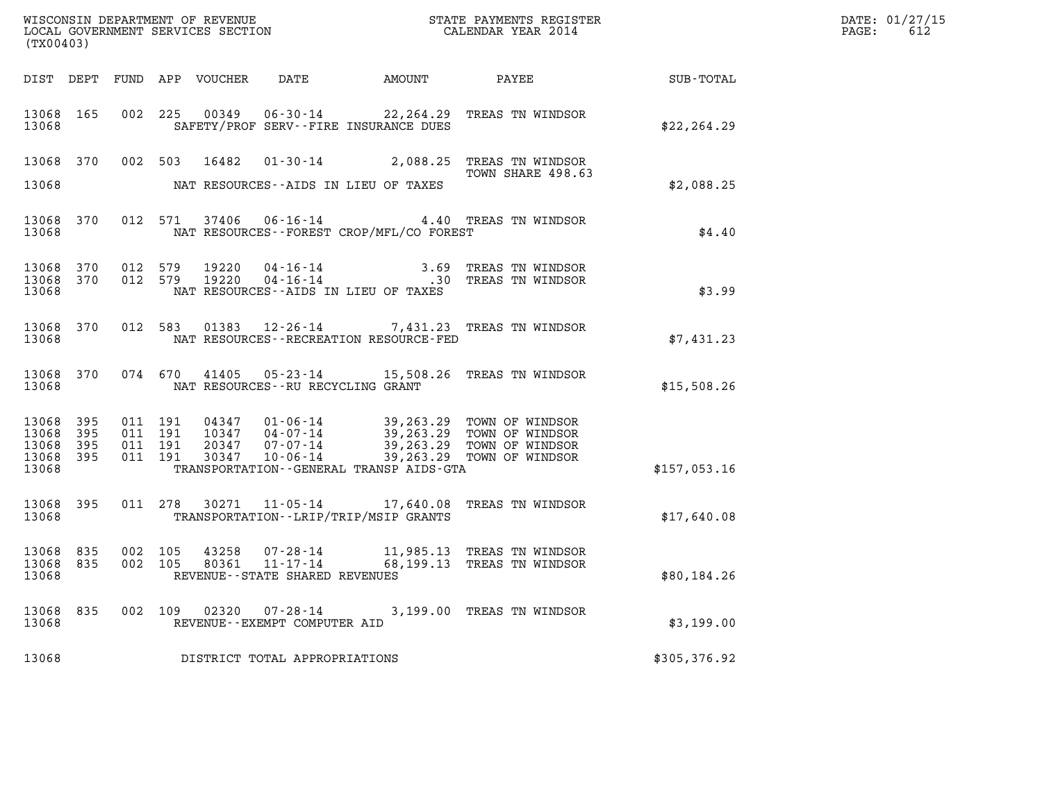WISCONSIN DEPARTMENT OF REVENUE
LOCAL GOVERNMENT SERVICES SECTION
(TX00403)

STATE PAYMENTS REGISTER
CALENDAR YEAR 2014

DATE: 01/27/15
PAGE: 612

| DIST | DEPT | FUND | APP | VOUCHER | DATE | AMOUNT | PAYEE | SUB-TOTAL |
|---|---|---|---|---|---|---|---|---|
| 13068 | 165 | 002 | 225 | 00349 | 06-30-14 | 22,264.29 | TREAS TN WINDSOR | |
| 13068 | | | | SAFETY/PROF SERV--FIRE INSURANCE DUES | | | | $22,264.29 |
| 13068 | 370 | 002 | 503 | 16482 | 01-30-14 | 2,088.25 | TREAS TN WINDSOR TOWN SHARE 498.63 | |
| 13068 | | | | NAT RESOURCES--AIDS IN LIEU OF TAXES | | | | $2,088.25 |
| 13068 | 370 | 012 | 571 | 37406 | 06-16-14 | 4.40 | TREAS TN WINDSOR | |
| 13068 | | | | NAT RESOURCES--FOREST CROP/MFL/CO FOREST | | | | $4.40 |
| 13068 | 370 | 012 | 579 | 19220 | 04-16-14 | 3.69 | TREAS TN WINDSOR | |
| 13068 | 370 | 012 | 579 | 19220 | 04-16-14 | .30 | TREAS TN WINDSOR | |
| 13068 | | | | NAT RESOURCES--AIDS IN LIEU OF TAXES | | | | $3.99 |
| 13068 | 370 | 012 | 583 | 01383 | 12-26-14 | 7,431.23 | TREAS TN WINDSOR | |
| 13068 | | | | NAT RESOURCES--RECREATION RESOURCE-FED | | | | $7,431.23 |
| 13068 | 370 | 074 | 670 | 41405 | 05-23-14 | 15,508.26 | TREAS TN WINDSOR | |
| 13068 | | | | NAT RESOURCES--RU RECYCLING GRANT | | | | $15,508.26 |
| 13068 | 395 | 011 | 191 | 04347 | 01-06-14 | 39,263.29 | TOWN OF WINDSOR | |
| 13068 | 395 | 011 | 191 | 10347 | 04-07-14 | 39,263.29 | TOWN OF WINDSOR | |
| 13068 | 395 | 011 | 191 | 20347 | 07-07-14 | 39,263.29 | TOWN OF WINDSOR | |
| 13068 | 395 | 011 | 191 | 30347 | 10-06-14 | 39,263.29 | TOWN OF WINDSOR | |
| 13068 | | | | TRANSPORTATION--GENERAL TRANSP AIDS-GTA | | | | $157,053.16 |
| 13068 | 395 | 011 | 278 | 30271 | 11-05-14 | 17,640.08 | TREAS TN WINDSOR | |
| 13068 | | | | TRANSPORTATION--LRIP/TRIP/MSIP GRANTS | | | | $17,640.08 |
| 13068 | 835 | 002 | 105 | 43258 | 07-28-14 | 11,985.13 | TREAS TN WINDSOR | |
| 13068 | 835 | 002 | 105 | 80361 | 11-17-14 | 68,199.13 | TREAS TN WINDSOR | |
| 13068 | | | | REVENUE--STATE SHARED REVENUES | | | | $80,184.26 |
| 13068 | 835 | 002 | 109 | 02320 | 07-28-14 | 3,199.00 | TREAS TN WINDSOR | |
| 13068 | | | | REVENUE--EXEMPT COMPUTER AID | | | | $3,199.00 |
| 13068 | | | | DISTRICT TOTAL APPROPRIATIONS | | | | $305,376.92 |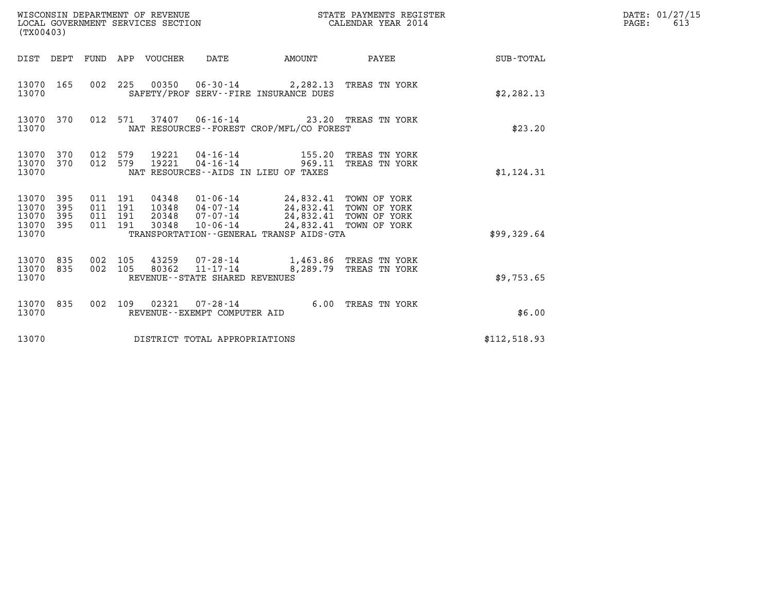WISCONSIN DEPARTMENT OF REVENUE
LOCAL GOVERNMENT SERVICES SECTION
(TX00403)

STATE PAYMENTS REGISTER
CALENDAR YEAR 2014

DATE: 01/27/15
PAGE: 613

| DIST | DEPT | FUND | APP | VOUCHER | DATE | AMOUNT | PAYEE | SUB-TOTAL |
|---|---|---|---|---|---|---|---|---|
| 13070 | 165 | 002 | 225 | 00350 | 06-30-14 | 2,282.13 | TREAS TN YORK | |
| 13070 | | | | SAFETY/PROF SERV--FIRE INSURANCE DUES | | | | $2,282.13 |
| 13070 | 370 | 012 | 571 | 37407 | 06-16-14 | 23.20 | TREAS TN YORK | |
| 13070 | | | | NAT RESOURCES--FOREST CROP/MFL/CO FOREST | | | | $23.20 |
| 13070 | 370 | 012 | 579 | 19221 | 04-16-14 | 155.20 | TREAS TN YORK | |
| 13070 | 370 | 012 | 579 | 19221 | 04-16-14 | 969.11 | TREAS TN YORK | |
| 13070 | | | | NAT RESOURCES--AIDS IN LIEU OF TAXES | | | | $1,124.31 |
| 13070 | 395 | 011 | 191 | 04348 | 01-06-14 | 24,832.41 | TOWN OF YORK | |
| 13070 | 395 | 011 | 191 | 10348 | 04-07-14 | 24,832.41 | TOWN OF YORK | |
| 13070 | 395 | 011 | 191 | 20348 | 07-07-14 | 24,832.41 | TOWN OF YORK | |
| 13070 | 395 | 011 | 191 | 30348 | 10-06-14 | 24,832.41 | TOWN OF YORK | |
| 13070 | | | | TRANSPORTATION--GENERAL TRANSP AIDS-GTA | | | | $99,329.64 |
| 13070 | 835 | 002 | 105 | 43259 | 07-28-14 | 1,463.86 | TREAS TN YORK | |
| 13070 | 835 | 002 | 105 | 80362 | 11-17-14 | 8,289.79 | TREAS TN YORK | |
| 13070 | | | | REVENUE--STATE SHARED REVENUES | | | | $9,753.65 |
| 13070 | 835 | 002 | 109 | 02321 | 07-28-14 | 6.00 | TREAS TN YORK | |
| 13070 | | | | REVENUE--EXEMPT COMPUTER AID | | | | $6.00 |
| 13070 | | | | DISTRICT TOTAL APPROPRIATIONS | | | | $112,518.93 |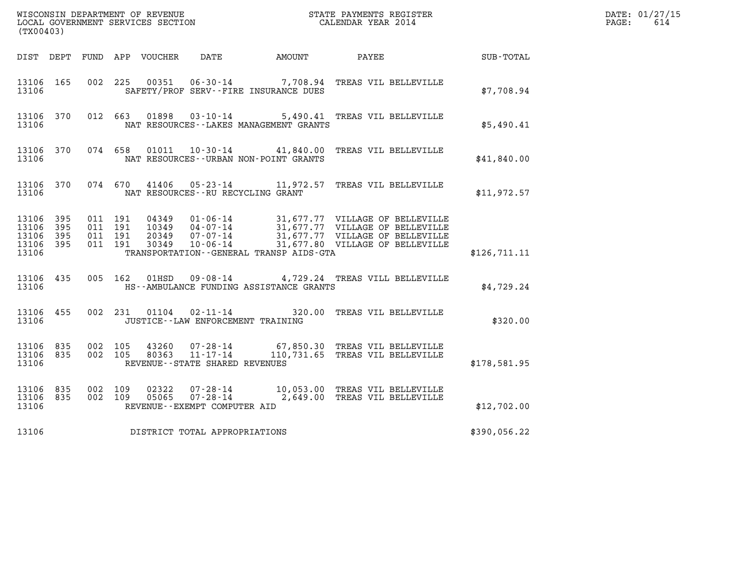WISCONSIN DEPARTMENT OF REVENUE
LOCAL GOVERNMENT SERVICES SECTION
(TX00403)

STATE PAYMENTS REGISTER
CALENDAR YEAR 2014

DATE: 01/27/15
PAGE: 614

| DIST | DEPT | FUND | APP | VOUCHER | DATE | AMOUNT | PAYEE | SUB-TOTAL |
|---|---|---|---|---|---|---|---|---|
| 13106 | 165 | 002 | 225 | 00351 | 06-30-14 | 7,708.94 | TREAS VIL BELLEVILLE | |
| 13106 | | | | | SAFETY/PROF SERV--FIRE INSURANCE DUES | | | $7,708.94 |
| 13106 | 370 | 012 | 663 | 01898 | 03-10-14 | 5,490.41 | TREAS VIL BELLEVILLE | |
| 13106 | | | | | NAT RESOURCES--LAKES MANAGEMENT GRANTS | | | $5,490.41 |
| 13106 | 370 | 074 | 658 | 01011 | 10-30-14 | 41,840.00 | TREAS VIL BELLEVILLE | |
| 13106 | | | | | NAT RESOURCES--URBAN NON-POINT GRANTS | | | $41,840.00 |
| 13106 | 370 | 074 | 670 | 41406 | 05-23-14 | 11,972.57 | TREAS VIL BELLEVILLE | |
| 13106 | | | | | NAT RESOURCES--RU RECYCLING GRANT | | | $11,972.57 |
| 13106 | 395 | 011 | 191 | 04349 | 01-06-14 | 31,677.77 | VILLAGE OF BELLEVILLE | |
| 13106 | 395 | 011 | 191 | 10349 | 04-07-14 | 31,677.77 | VILLAGE OF BELLEVILLE | |
| 13106 | 395 | 011 | 191 | 20349 | 07-07-14 | 31,677.77 | VILLAGE OF BELLEVILLE | |
| 13106 | 395 | 011 | 191 | 30349 | 10-06-14 | 31,677.80 | VILLAGE OF BELLEVILLE | |
| 13106 | | | | | TRANSPORTATION--GENERAL TRANSP AIDS-GTA | | | $126,711.11 |
| 13106 | 435 | 005 | 162 | 01HSD | 09-08-14 | 4,729.24 | TREAS VILL BELLEVILLE | |
| 13106 | | | | | HS--AMBULANCE FUNDING ASSISTANCE GRANTS | | | $4,729.24 |
| 13106 | 455 | 002 | 231 | 01104 | 02-11-14 | 320.00 | TREAS VIL BELLEVILLE | |
| 13106 | | | | | JUSTICE--LAW ENFORCEMENT TRAINING | | | $320.00 |
| 13106 | 835 | 002 | 105 | 43260 | 07-28-14 | 67,850.30 | TREAS VIL BELLEVILLE | |
| 13106 | 835 | 002 | 105 | 80363 | 11-17-14 | 110,731.65 | TREAS VIL BELLEVILLE | |
| 13106 | | | | | REVENUE--STATE SHARED REVENUES | | | $178,581.95 |
| 13106 | 835 | 002 | 109 | 02322 | 07-28-14 | 10,053.00 | TREAS VIL BELLEVILLE | |
| 13106 | 835 | 002 | 109 | 05065 | 07-28-14 | 2,649.00 | TREAS VIL BELLEVILLE | |
| 13106 | | | | | REVENUE--EXEMPT COMPUTER AID | | | $12,702.00 |
| 13106 | | | | | DISTRICT TOTAL APPROPRIATIONS | | | $390,056.22 |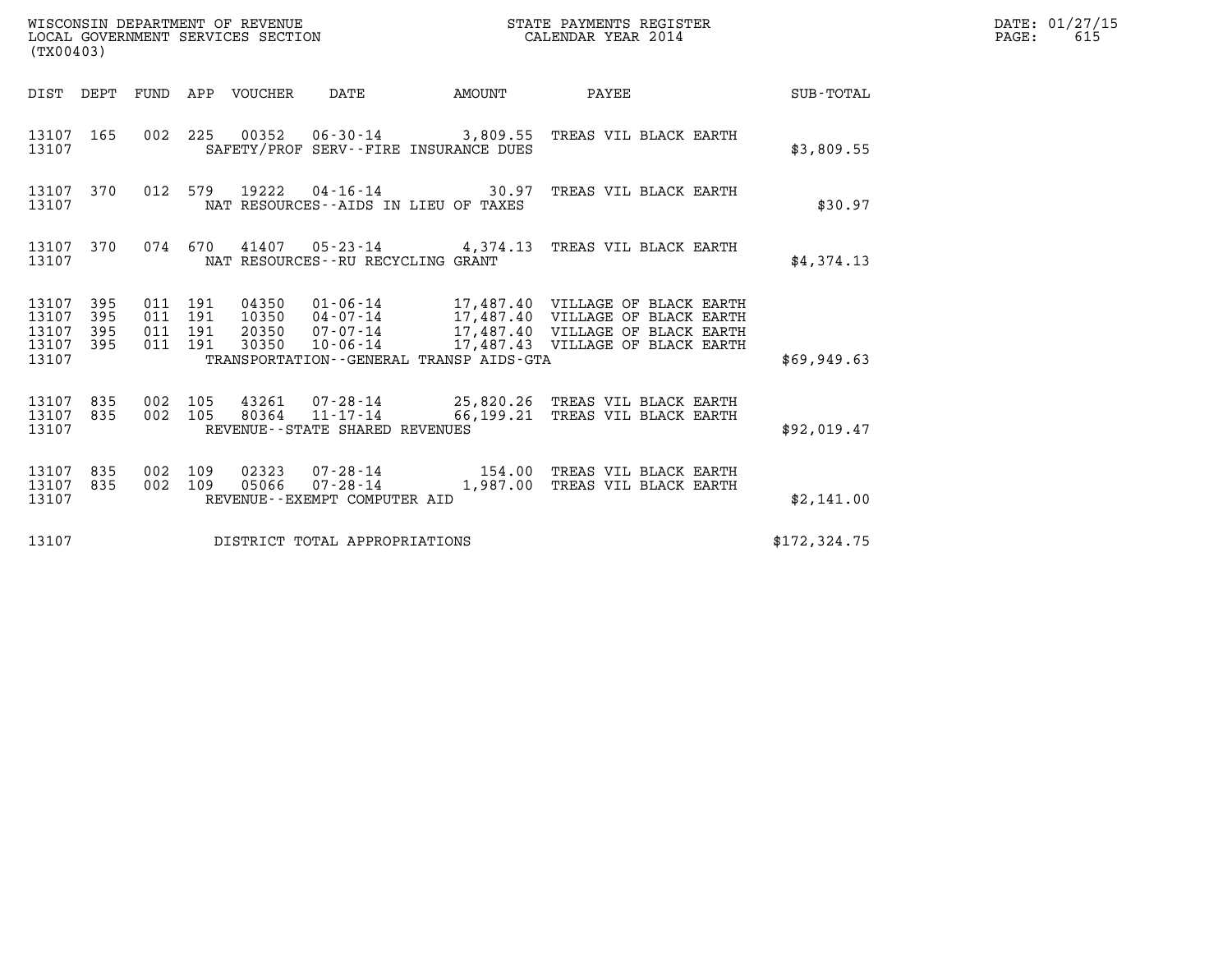WISCONSIN DEPARTMENT OF REVENUE
LOCAL GOVERNMENT SERVICES SECTION
(TX00403)

STATE PAYMENTS REGISTER
CALENDAR YEAR 2014

DATE: 01/27/15

| DIST | DEPT | FUND | APP | VOUCHER | DATE | AMOUNT | PAYEE | SUB-TOTAL |
|---|---|---|---|---|---|---|---|---|
| 13107 | 165 | 002 | 225 | 00352 | 06-30-14 | 3,809.55 | TREAS VIL BLACK EARTH | |
| 13107 | | | | | SAFETY/PROF SERV--FIRE INSURANCE DUES | | | $3,809.55 |
| 13107 | 370 | 012 | 579 | 19222 | 04-16-14 | 30.97 | TREAS VIL BLACK EARTH | |
| 13107 | | | | | NAT RESOURCES--AIDS IN LIEU OF TAXES | | | $30.97 |
| 13107 | 370 | 074 | 670 | 41407 | 05-23-14 | 4,374.13 | TREAS VIL BLACK EARTH | |
| 13107 | | | | | NAT RESOURCES--RU RECYCLING GRANT | | | $4,374.13 |
| 13107 | 395 | 011 | 191 | 04350 | 01-06-14 | 17,487.40 | VILLAGE OF BLACK EARTH | |
| 13107 | 395 | 011 | 191 | 10350 | 04-07-14 | 17,487.40 | VILLAGE OF BLACK EARTH | |
| 13107 | 395 | 011 | 191 | 20350 | 07-07-14 | 17,487.40 | VILLAGE OF BLACK EARTH | |
| 13107 | 395 | 011 | 191 | 30350 | 10-06-14 | 17,487.43 | VILLAGE OF BLACK EARTH | |
| 13107 | | | | | TRANSPORTATION--GENERAL TRANSP AIDS-GTA | | | $69,949.63 |
| 13107 | 835 | 002 | 105 | 43261 | 07-28-14 | 25,820.26 | TREAS VIL BLACK EARTH | |
| 13107 | 835 | 002 | 105 | 80364 | 11-17-14 | 66,199.21 | TREAS VIL BLACK EARTH | |
| 13107 | | | | | REVENUE--STATE SHARED REVENUES | | | $92,019.47 |
| 13107 | 835 | 002 | 109 | 02323 | 07-28-14 | 154.00 | TREAS VIL BLACK EARTH | |
| 13107 | 835 | 002 | 109 | 05066 | 07-28-14 | 1,987.00 | TREAS VIL BLACK EARTH | |
| 13107 | | | | | REVENUE--EXEMPT COMPUTER AID | | | $2,141.00 |
| 13107 | | | | | DISTRICT TOTAL APPROPRIATIONS | | | $172,324.75 |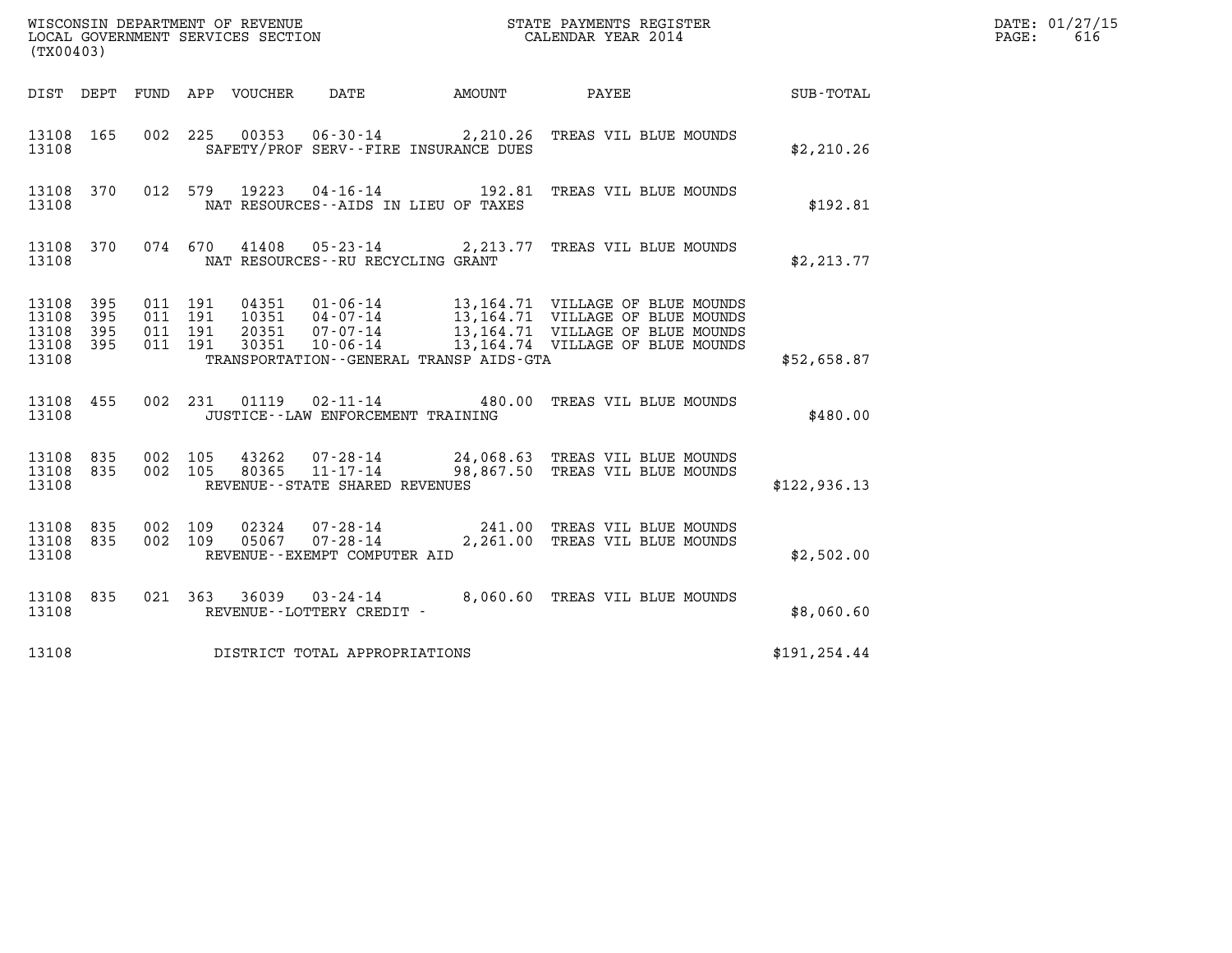WISCONSIN DEPARTMENT OF REVENUE
LOCAL GOVERNMENT SERVICES SECTION
(TX00403)

STATE PAYMENTS REGISTER
CALENDAR YEAR 2014

DATE: 01/27/15
PAGE: 616

| DIST | DEPT | FUND | APP | VOUCHER | DATE | AMOUNT | PAYEE | SUB-TOTAL |
|---|---|---|---|---|---|---|---|---|
| 13108 | 165 | 002 | 225 | 00353 | 06-30-14 | 2,210.26 | TREAS VIL BLUE MOUNDS | |
| 13108 | | | | | SAFETY/PROF SERV--FIRE INSURANCE DUES | | | $2,210.26 |
| 13108 | 370 | 012 | 579 | 19223 | 04-16-14 | 192.81 | TREAS VIL BLUE MOUNDS | |
| 13108 | | | | | NAT RESOURCES--AIDS IN LIEU OF TAXES | | | $192.81 |
| 13108 | 370 | 074 | 670 | 41408 | 05-23-14 | 2,213.77 | TREAS VIL BLUE MOUNDS | |
| 13108 | | | | | NAT RESOURCES--RU RECYCLING GRANT | | | $2,213.77 |
| 13108 | 395 | 011 | 191 | 04351 | 01-06-14 | 13,164.71 | VILLAGE OF BLUE MOUNDS | |
| 13108 | 395 | 011 | 191 | 10351 | 04-07-14 | 13,164.71 | VILLAGE OF BLUE MOUNDS | |
| 13108 | 395 | 011 | 191 | 20351 | 07-07-14 | 13,164.71 | VILLAGE OF BLUE MOUNDS | |
| 13108 | 395 | 011 | 191 | 30351 | 10-06-14 | 13,164.74 | VILLAGE OF BLUE MOUNDS | |
| 13108 | | | | | TRANSPORTATION--GENERAL TRANSP AIDS-GTA | | | $52,658.87 |
| 13108 | 455 | 002 | 231 | 01119 | 02-11-14 | 480.00 | TREAS VIL BLUE MOUNDS | |
| 13108 | | | | | JUSTICE--LAW ENFORCEMENT TRAINING | | | $480.00 |
| 13108 | 835 | 002 | 105 | 43262 | 07-28-14 | 24,068.63 | TREAS VIL BLUE MOUNDS | |
| 13108 | 835 | 002 | 105 | 80365 | 11-17-14 | 98,867.50 | TREAS VIL BLUE MOUNDS | |
| 13108 | | | | | REVENUE--STATE SHARED REVENUES | | | $122,936.13 |
| 13108 | 835 | 002 | 109 | 02324 | 07-28-14 | 241.00 | TREAS VIL BLUE MOUNDS | |
| 13108 | 835 | 002 | 109 | 05067 | 07-28-14 | 2,261.00 | TREAS VIL BLUE MOUNDS | |
| 13108 | | | | | REVENUE--EXEMPT COMPUTER AID | | | $2,502.00 |
| 13108 | 835 | 021 | 363 | 36039 | 03-24-14 | 8,060.60 | TREAS VIL BLUE MOUNDS | |
| 13108 | | | | | REVENUE--LOTTERY CREDIT - | | | $8,060.60 |
| 13108 | | | | | DISTRICT TOTAL APPROPRIATIONS | | | $191,254.44 |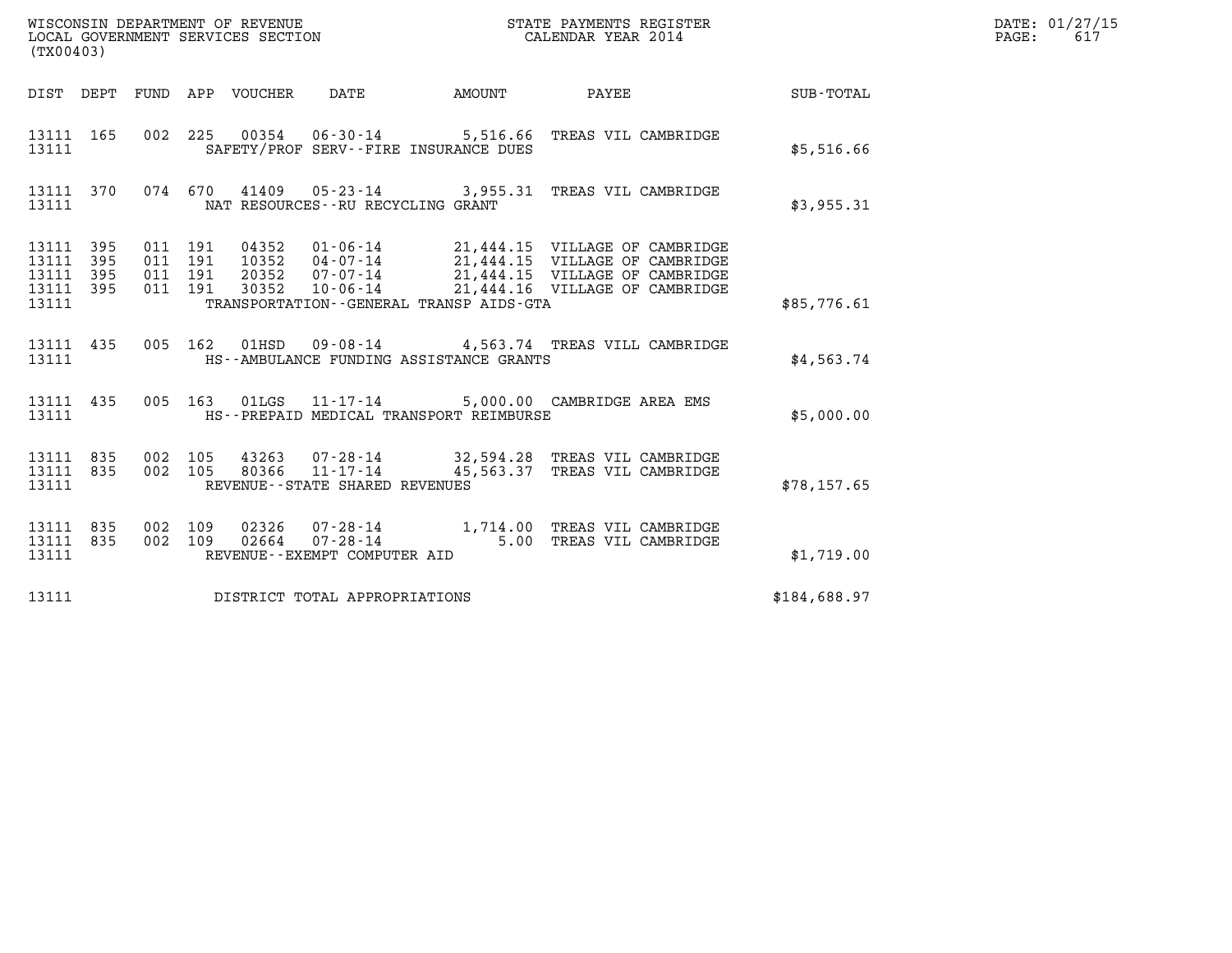WISCONSIN DEPARTMENT OF REVENUE
LOCAL GOVERNMENT SERVICES SECTION
(TX00403)

STATE PAYMENTS REGISTER
CALENDAR YEAR 2014

DATE: 01/27/15

| DIST | DEPT | FUND | APP | VOUCHER | DATE | AMOUNT | PAYEE | SUB-TOTAL |
|---|---|---|---|---|---|---|---|---|
| 13111 | 165 | 002 | 225 | 00354 | 06-30-14 | 5,516.66 | TREAS VIL CAMBRIDGE | |
| 13111 | | | | SAFETY/PROF SERV--FIRE INSURANCE DUES | | | | $5,516.66 |
| 13111 | 370 | 074 | 670 | 41409 | 05-23-14 | 3,955.31 | TREAS VIL CAMBRIDGE | |
| 13111 | | | | NAT RESOURCES--RU RECYCLING GRANT | | | | $3,955.31 |
| 13111 | 395 | 011 | 191 | 04352 | 01-06-14 | 21,444.15 | VILLAGE OF CAMBRIDGE | |
| 13111 | 395 | 011 | 191 | 10352 | 04-07-14 | 21,444.15 | VILLAGE OF CAMBRIDGE | |
| 13111 | 395 | 011 | 191 | 20352 | 07-07-14 | 21,444.15 | VILLAGE OF CAMBRIDGE | |
| 13111 | 395 | 011 | 191 | 30352 | 10-06-14 | 21,444.16 | VILLAGE OF CAMBRIDGE | |
| 13111 | | | | TRANSPORTATION--GENERAL TRANSP AIDS-GTA | | | | $85,776.61 |
| 13111 | 435 | 005 | 162 | 01HSD | 09-08-14 | 4,563.74 | TREAS VILL CAMBRIDGE | |
| 13111 | | | | HS--AMBULANCE FUNDING ASSISTANCE GRANTS | | | | $4,563.74 |
| 13111 | 435 | 005 | 163 | 01LGS | 11-17-14 | 5,000.00 | CAMBRIDGE AREA EMS | |
| 13111 | | | | HS--PREPAID MEDICAL TRANSPORT REIMBURSE | | | | $5,000.00 |
| 13111 | 835 | 002 | 105 | 43263 | 07-28-14 | 32,594.28 | TREAS VIL CAMBRIDGE | |
| 13111 | 835 | 002 | 105 | 80366 | 11-17-14 | 45,563.37 | TREAS VIL CAMBRIDGE | |
| 13111 | | | | REVENUE--STATE SHARED REVENUES | | | | $78,157.65 |
| 13111 | 835 | 002 | 109 | 02326 | 07-28-14 | 1,714.00 | TREAS VIL CAMBRIDGE | |
| 13111 | 835 | 002 | 109 | 02664 | 07-28-14 | 5.00 | TREAS VIL CAMBRIDGE | |
| 13111 | | | | REVENUE--EXEMPT COMPUTER AID | | | | $1,719.00 |
| 13111 | | | | DISTRICT TOTAL APPROPRIATIONS | | | | $184,688.97 |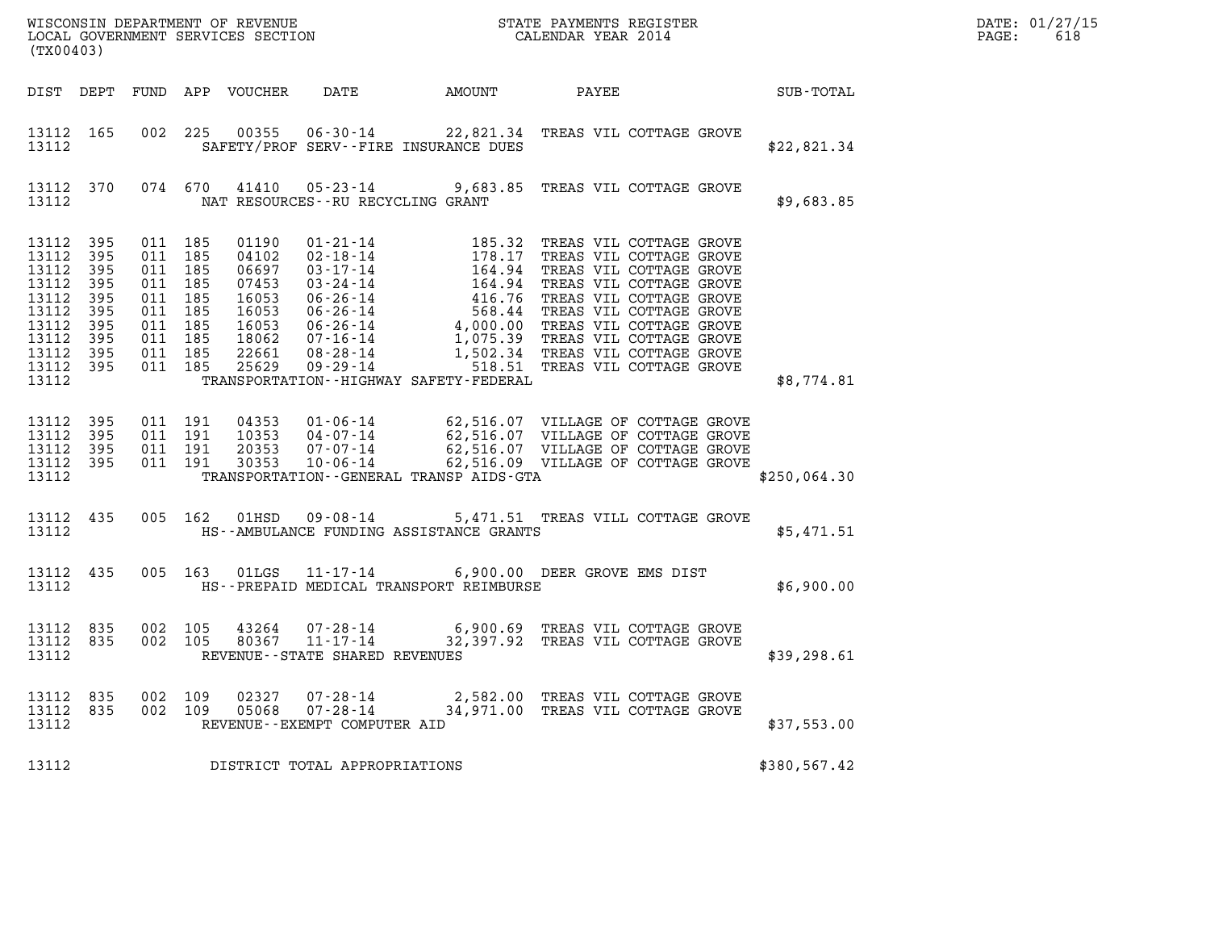WISCONSIN DEPARTMENT OF REVENUE
LOCAL GOVERNMENT SERVICES SECTION
(TX00403)

STATE PAYMENTS REGISTER
CALENDAR YEAR 2014

| DIST | DEPT | FUND | APP | VOUCHER | DATE | AMOUNT | PAYEE | SUB-TOTAL |
|---|---|---|---|---|---|---|---|---|
| 13112 | 165 | 002 | 225 | 00355 | 06-30-14 | 22,821.34 | TREAS VIL COTTAGE GROVE | |
| 13112 | | | | | SAFETY/PROF SERV--FIRE INSURANCE DUES | | | $22,821.34 |
| 13112 | 370 | 074 | 670 | 41410 | 05-23-14 | 9,683.85 | TREAS VIL COTTAGE GROVE | |
| 13112 | | | | | NAT RESOURCES--RU RECYCLING GRANT | | | $9,683.85 |
| 13112 | 395 | 011 | 185 | 01190 | 01-21-14 | 185.32 | TREAS VIL COTTAGE GROVE | |
| 13112 | 395 | 011 | 185 | 04102 | 02-18-14 | 178.17 | TREAS VIL COTTAGE GROVE | |
| 13112 | 395 | 011 | 185 | 06697 | 03-17-14 | 164.94 | TREAS VIL COTTAGE GROVE | |
| 13112 | 395 | 011 | 185 | 07453 | 03-24-14 | 164.94 | TREAS VIL COTTAGE GROVE | |
| 13112 | 395 | 011 | 185 | 16053 | 06-26-14 | 416.76 | TREAS VIL COTTAGE GROVE | |
| 13112 | 395 | 011 | 185 | 16053 | 06-26-14 | 568.44 | TREAS VIL COTTAGE GROVE | |
| 13112 | 395 | 011 | 185 | 16053 | 06-26-14 | 4,000.00 | TREAS VIL COTTAGE GROVE | |
| 13112 | 395 | 011 | 185 | 18062 | 07-16-14 | 1,075.39 | TREAS VIL COTTAGE GROVE | |
| 13112 | 395 | 011 | 185 | 22661 | 08-28-14 | 1,502.34 | TREAS VIL COTTAGE GROVE | |
| 13112 | 395 | 011 | 185 | 25629 | 09-29-14 | 518.51 | TREAS VIL COTTAGE GROVE | |
| 13112 | | | | | TRANSPORTATION--HIGHWAY SAFETY-FEDERAL | | | $8,774.81 |
| 13112 | 395 | 011 | 191 | 04353 | 01-06-14 | 62,516.07 | VILLAGE OF COTTAGE GROVE | |
| 13112 | 395 | 011 | 191 | 10353 | 04-07-14 | 62,516.07 | VILLAGE OF COTTAGE GROVE | |
| 13112 | 395 | 011 | 191 | 20353 | 07-07-14 | 62,516.07 | VILLAGE OF COTTAGE GROVE | |
| 13112 | 395 | 011 | 191 | 30353 | 10-06-14 | 62,516.09 | VILLAGE OF COTTAGE GROVE | |
| 13112 | | | | | TRANSPORTATION--GENERAL TRANSP AIDS-GTA | | | $250,064.30 |
| 13112 | 435 | 005 | 162 | 01HSD | 09-08-14 | 5,471.51 | TREAS VILL COTTAGE GROVE | |
| 13112 | | | | | HS--AMBULANCE FUNDING ASSISTANCE GRANTS | | | $5,471.51 |
| 13112 | 435 | 005 | 163 | 01LGS | 11-17-14 | 6,900.00 | DEER GROVE EMS DIST | |
| 13112 | | | | | HS--PREPAID MEDICAL TRANSPORT REIMBURSE | | | $6,900.00 |
| 13112 | 835 | 002 | 105 | 43264 | 07-28-14 | 6,900.69 | TREAS VIL COTTAGE GROVE | |
| 13112 | 835 | 002 | 105 | 80367 | 11-17-14 | 32,397.92 | TREAS VIL COTTAGE GROVE | |
| 13112 | | | | | REVENUE--STATE SHARED REVENUES | | | $39,298.61 |
| 13112 | 835 | 002 | 109 | 02327 | 07-28-14 | 2,582.00 | TREAS VIL COTTAGE GROVE | |
| 13112 | 835 | 002 | 109 | 05068 | 07-28-14 | 34,971.00 | TREAS VIL COTTAGE GROVE | |
| 13112 | | | | | REVENUE--EXEMPT COMPUTER AID | | | $37,553.00 |
| 13112 | | | | | DISTRICT TOTAL APPROPRIATIONS | | | $380,567.42 |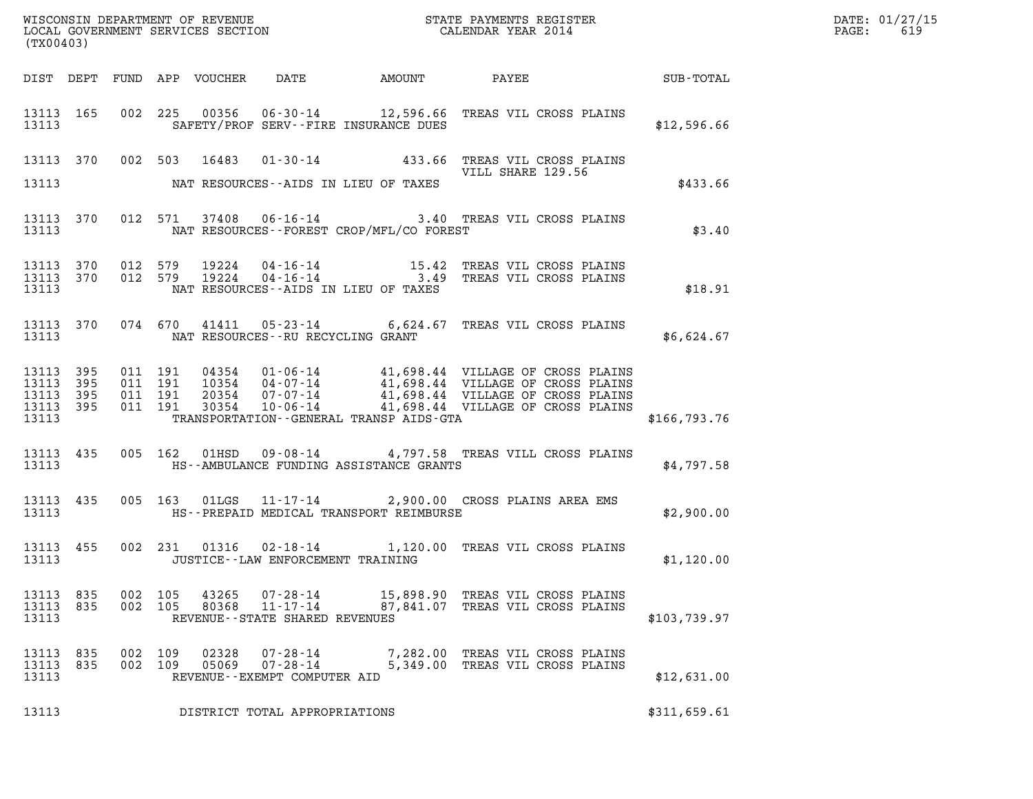WISCONSIN DEPARTMENT OF REVENUE
LOCAL GOVERNMENT SERVICES SECTION
(TX00403)

STATE PAYMENTS REGISTER
CALENDAR YEAR 2014

DATE: 01/27/15
PAGE: 619

| DIST | DEPT | FUND | APP | VOUCHER | DATE | AMOUNT | PAYEE | SUB-TOTAL |
|---|---|---|---|---|---|---|---|---|
| 13113 | 165 | 002 | 225 | 00356 | 06-30-14 | 12,596.66 | TREAS VIL CROSS PLAINS | |
| 13113 | | | | | SAFETY/PROF SERV--FIRE INSURANCE DUES | | | $12,596.66 |
| 13113 | 370 | 002 | 503 | 16483 | 01-30-14 | 433.66 | TREAS VIL CROSS PLAINS VILL SHARE 129.56 | |
| 13113 | | | | | NAT RESOURCES--AIDS IN LIEU OF TAXES | | | $433.66 |
| 13113 | 370 | 012 | 571 | 37408 | 06-16-14 | 3.40 | TREAS VIL CROSS PLAINS | |
| 13113 | | | | | NAT RESOURCES--FOREST CROP/MFL/CO FOREST | | | $3.40 |
| 13113 | 370 | 012 | 579 | 19224 | 04-16-14 | 15.42 | TREAS VIL CROSS PLAINS | |
| 13113 | 370 | 012 | 579 | 19224 | 04-16-14 | 3.49 | TREAS VIL CROSS PLAINS | |
| 13113 | | | | | NAT RESOURCES--AIDS IN LIEU OF TAXES | | | $18.91 |
| 13113 | 370 | 074 | 670 | 41411 | 05-23-14 | 6,624.67 | TREAS VIL CROSS PLAINS | |
| 13113 | | | | | NAT RESOURCES--RU RECYCLING GRANT | | | $6,624.67 |
| 13113 | 395 | 011 | 191 | 04354 | 01-06-14 | 41,698.44 | VILLAGE OF CROSS PLAINS | |
| 13113 | 395 | 011 | 191 | 10354 | 04-07-14 | 41,698.44 | VILLAGE OF CROSS PLAINS | |
| 13113 | 395 | 011 | 191 | 20354 | 07-07-14 | 41,698.44 | VILLAGE OF CROSS PLAINS | |
| 13113 | 395 | 011 | 191 | 30354 | 10-06-14 | 41,698.44 | VILLAGE OF CROSS PLAINS | |
| 13113 | | | | | TRANSPORTATION--GENERAL TRANSP AIDS-GTA | | | $166,793.76 |
| 13113 | 435 | 005 | 162 | 01HSD | 09-08-14 | 4,797.58 | TREAS VILL CROSS PLAINS | |
| 13113 | | | | | HS--AMBULANCE FUNDING ASSISTANCE GRANTS | | | $4,797.58 |
| 13113 | 435 | 005 | 163 | 01LGS | 11-17-14 | 2,900.00 | CROSS PLAINS AREA EMS | |
| 13113 | | | | | HS--PREPAID MEDICAL TRANSPORT REIMBURSE | | | $2,900.00 |
| 13113 | 455 | 002 | 231 | 01316 | 02-18-14 | 1,120.00 | TREAS VIL CROSS PLAINS | |
| 13113 | | | | | JUSTICE--LAW ENFORCEMENT TRAINING | | | $1,120.00 |
| 13113 | 835 | 002 | 105 | 43265 | 07-28-14 | 15,898.90 | TREAS VIL CROSS PLAINS | |
| 13113 | 835 | 002 | 105 | 80368 | 11-17-14 | 87,841.07 | TREAS VIL CROSS PLAINS | |
| 13113 | | | | | REVENUE--STATE SHARED REVENUES | | | $103,739.97 |
| 13113 | 835 | 002 | 109 | 02328 | 07-28-14 | 7,282.00 | TREAS VIL CROSS PLAINS | |
| 13113 | 835 | 002 | 109 | 05069 | 07-28-14 | 5,349.00 | TREAS VIL CROSS PLAINS | |
| 13113 | | | | | REVENUE--EXEMPT COMPUTER AID | | | $12,631.00 |
| 13113 | | | | | DISTRICT TOTAL APPROPRIATIONS | | | $311,659.61 |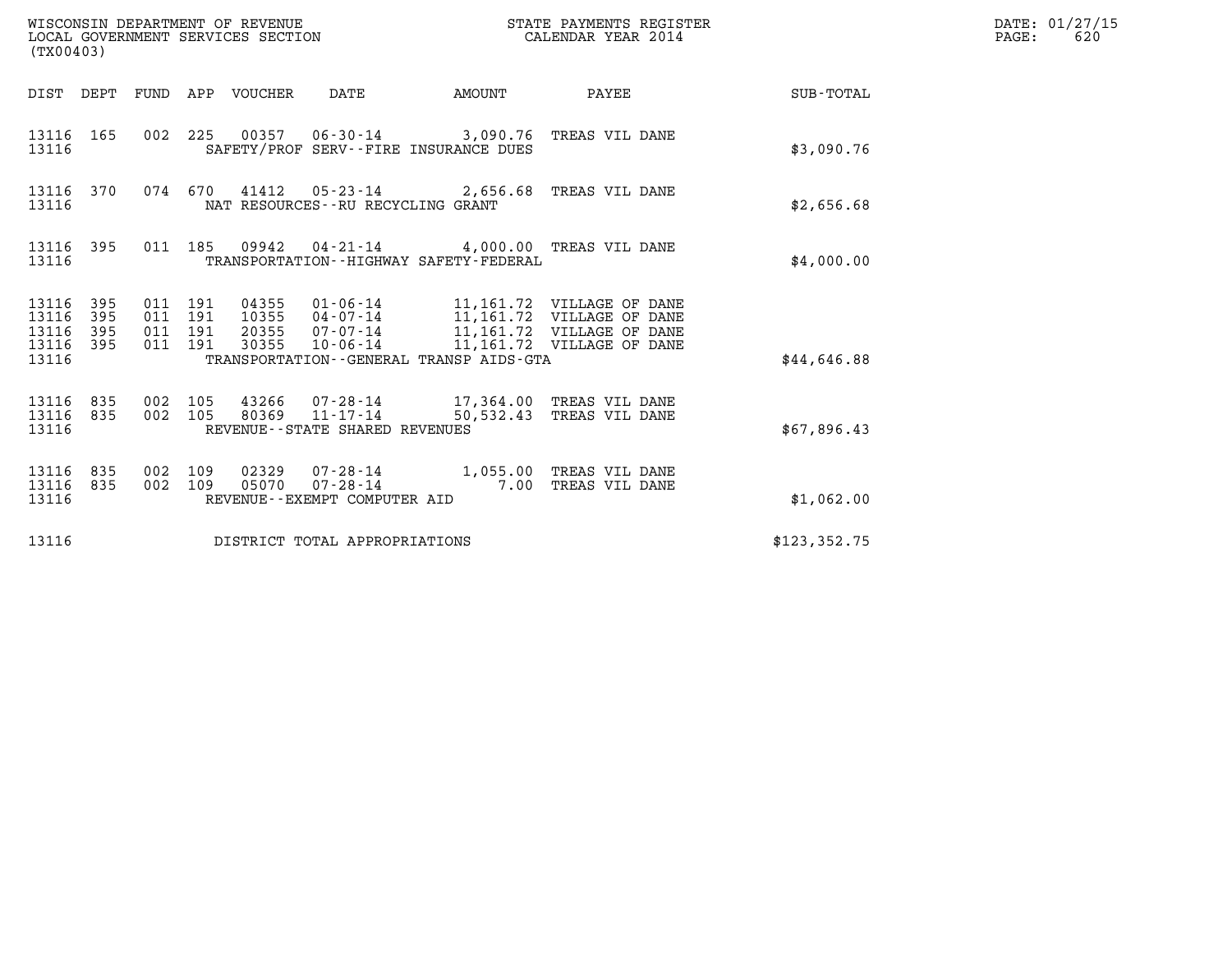WISCONSIN DEPARTMENT OF REVENUE
LOCAL GOVERNMENT SERVICES SECTION
(TX00403)

STATE PAYMENTS REGISTER
CALENDAR YEAR 2014

DATE: 01/27/15
PAGE: 620

| DIST | DEPT | FUND | APP | VOUCHER | DATE | AMOUNT | PAYEE | SUB-TOTAL |
|---|---|---|---|---|---|---|---|---|
| 13116 | 165 | 002 | 225 | 00357 | 06-30-14 | 3,090.76 | TREAS VIL DANE | |
| 13116 | | | | | SAFETY/PROF SERV--FIRE INSURANCE DUES | | | $3,090.76 |
| 13116 | 370 | 074 | 670 | 41412 | 05-23-14 | 2,656.68 | TREAS VIL DANE | |
| 13116 | | | | | NAT RESOURCES--RU RECYCLING GRANT | | | $2,656.68 |
| 13116 | 395 | 011 | 185 | 09942 | 04-21-14 | 4,000.00 | TREAS VIL DANE | |
| 13116 | | | | | TRANSPORTATION--HIGHWAY SAFETY-FEDERAL | | | $4,000.00 |
| 13116 | 395 | 011 | 191 | 04355 | 01-06-14 | 11,161.72 | VILLAGE OF DANE | |
| 13116 | 395 | 011 | 191 | 10355 | 04-07-14 | 11,161.72 | VILLAGE OF DANE | |
| 13116 | 395 | 011 | 191 | 20355 | 07-07-14 | 11,161.72 | VILLAGE OF DANE | |
| 13116 | 395 | 011 | 191 | 30355 | 10-06-14 | 11,161.72 | VILLAGE OF DANE | |
| 13116 | | | | | TRANSPORTATION--GENERAL TRANSP AIDS-GTA | | | $44,646.88 |
| 13116 | 835 | 002 | 105 | 43266 | 07-28-14 | 17,364.00 | TREAS VIL DANE | |
| 13116 | 835 | 002 | 105 | 80369 | 11-17-14 | 50,532.43 | TREAS VIL DANE | |
| 13116 | | | | | REVENUE--STATE SHARED REVENUES | | | $67,896.43 |
| 13116 | 835 | 002 | 109 | 02329 | 07-28-14 | 1,055.00 | TREAS VIL DANE | |
| 13116 | 835 | 002 | 109 | 05070 | 07-28-14 | 7.00 | TREAS VIL DANE | |
| 13116 | | | | | REVENUE--EXEMPT COMPUTER AID | | | $1,062.00 |
| 13116 | | | | | DISTRICT TOTAL APPROPRIATIONS | | | $123,352.75 |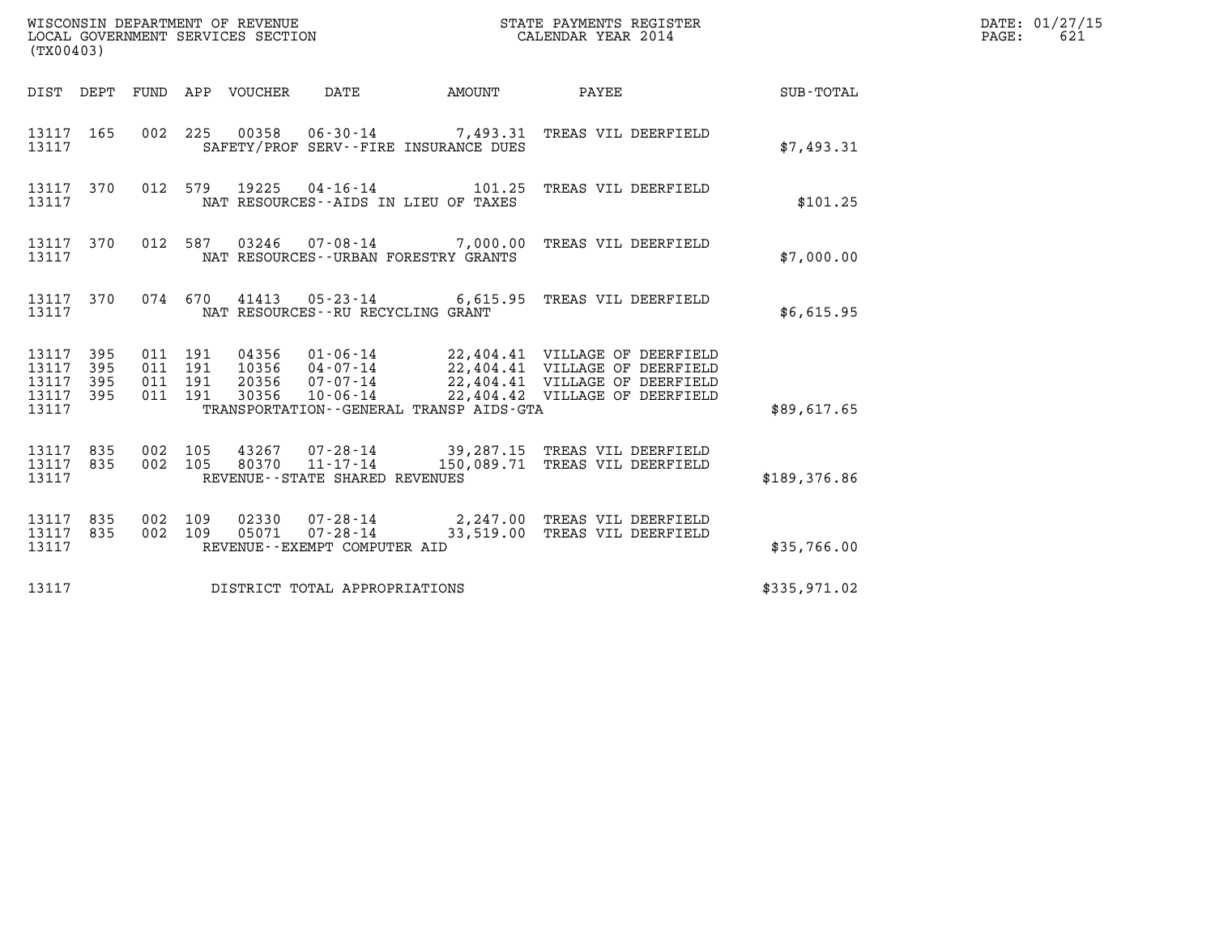WISCONSIN DEPARTMENT OF REVENUE
LOCAL GOVERNMENT SERVICES SECTION
(TX00403)

STATE PAYMENTS REGISTER
CALENDAR YEAR 2014

DATE: 01/27/15
PAGE: 621

| DIST | DEPT | FUND | APP | VOUCHER | DATE | AMOUNT | PAYEE | SUB-TOTAL |
|---|---|---|---|---|---|---|---|---|
| 13117 | 165 | 002 | 225 | 00358 | 06-30-14 | 7,493.31 | TREAS VIL DEERFIELD | |
| 13117 | | | | | SAFETY/PROF SERV--FIRE INSURANCE DUES | | | $7,493.31 |
| 13117 | 370 | 012 | 579 | 19225 | 04-16-14 | 101.25 | TREAS VIL DEERFIELD | |
| 13117 | | | | | NAT RESOURCES--AIDS IN LIEU OF TAXES | | | $101.25 |
| 13117 | 370 | 012 | 587 | 03246 | 07-08-14 | 7,000.00 | TREAS VIL DEERFIELD | |
| 13117 | | | | | NAT RESOURCES--URBAN FORESTRY GRANTS | | | $7,000.00 |
| 13117 | 370 | 074 | 670 | 41413 | 05-23-14 | 6,615.95 | TREAS VIL DEERFIELD | |
| 13117 | | | | | NAT RESOURCES--RU RECYCLING GRANT | | | $6,615.95 |
| 13117 | 395 | 011 | 191 | 04356 | 01-06-14 | 22,404.41 | VILLAGE OF DEERFIELD | |
| 13117 | 395 | 011 | 191 | 10356 | 04-07-14 | 22,404.41 | VILLAGE OF DEERFIELD | |
| 13117 | 395 | 011 | 191 | 20356 | 07-07-14 | 22,404.41 | VILLAGE OF DEERFIELD | |
| 13117 | 395 | 011 | 191 | 30356 | 10-06-14 | 22,404.42 | VILLAGE OF DEERFIELD | |
| 13117 | | | | | TRANSPORTATION--GENERAL TRANSP AIDS-GTA | | | $89,617.65 |
| 13117 | 835 | 002 | 105 | 43267 | 07-28-14 | 39,287.15 | TREAS VIL DEERFIELD | |
| 13117 | 835 | 002 | 105 | 80370 | 11-17-14 | 150,089.71 | TREAS VIL DEERFIELD | |
| 13117 | | | | | REVENUE--STATE SHARED REVENUES | | | $189,376.86 |
| 13117 | 835 | 002 | 109 | 02330 | 07-28-14 | 2,247.00 | TREAS VIL DEERFIELD | |
| 13117 | 835 | 002 | 109 | 05071 | 07-28-14 | 33,519.00 | TREAS VIL DEERFIELD | |
| 13117 | | | | | REVENUE--EXEMPT COMPUTER AID | | | $35,766.00 |
| 13117 | | | | | DISTRICT TOTAL APPROPRIATIONS | | | $335,971.02 |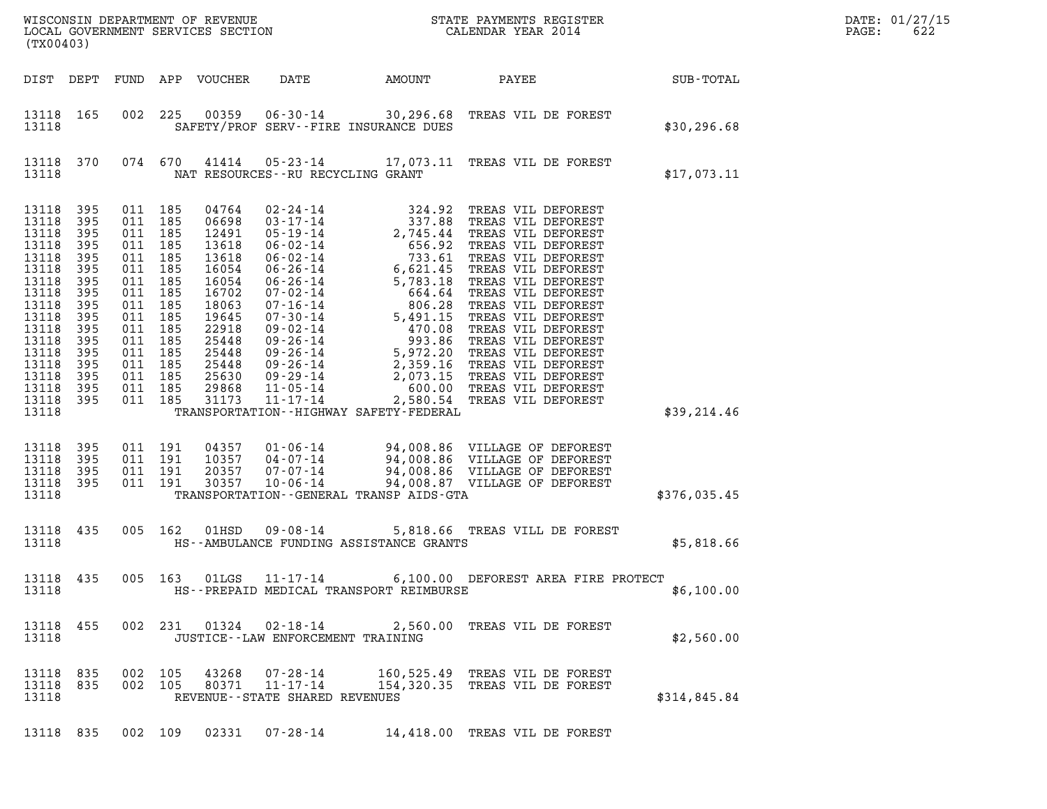WISCONSIN DEPARTMENT OF REVENUE
LOCAL GOVERNMENT SERVICES SECTION
(TX00403)

STATE PAYMENTS REGISTER
CALENDAR YEAR 2014

DATE: 01/27/15
PAGE: 622

| DIST | DEPT | FUND | APP | VOUCHER | DATE | AMOUNT | PAYEE | SUB-TOTAL |
|---|---|---|---|---|---|---|---|---|
| 13118 | 165 | 002 | 225 | 00359 | 06-30-14 | 30,296.68 | TREAS VIL DE FOREST | |
| 13118 | | | | | SAFETY/PROF SERV--FIRE INSURANCE DUES | | | $30,296.68 |
| 13118 | 370 | 074 | 670 | 41414 | 05-23-14 | 17,073.11 | TREAS VIL DE FOREST | |
| 13118 | | | | | NAT RESOURCES--RU RECYCLING GRANT | | | $17,073.11 |
| 13118 | 395 | 011 | 185 | 04764 | 02-24-14 | 324.92 | TREAS VIL DEFOREST | |
| 13118 | 395 | 011 | 185 | 06698 | 03-17-14 | 337.88 | TREAS VIL DEFOREST | |
| 13118 | 395 | 011 | 185 | 12491 | 05-19-14 | 2,745.44 | TREAS VIL DEFOREST | |
| 13118 | 395 | 011 | 185 | 13618 | 06-02-14 | 656.92 | TREAS VIL DEFOREST | |
| 13118 | 395 | 011 | 185 | 13618 | 06-02-14 | 733.61 | TREAS VIL DEFOREST | |
| 13118 | 395 | 011 | 185 | 16054 | 06-26-14 | 6,621.45 | TREAS VIL DEFOREST | |
| 13118 | 395 | 011 | 185 | 16054 | 06-26-14 | 5,783.18 | TREAS VIL DEFOREST | |
| 13118 | 395 | 011 | 185 | 16702 | 07-02-14 | 664.64 | TREAS VIL DEFOREST | |
| 13118 | 395 | 011 | 185 | 18063 | 07-16-14 | 806.28 | TREAS VIL DEFOREST | |
| 13118 | 395 | 011 | 185 | 19645 | 07-30-14 | 5,491.15 | TREAS VIL DEFOREST | |
| 13118 | 395 | 011 | 185 | 22918 | 09-02-14 | 470.08 | TREAS VIL DEFOREST | |
| 13118 | 395 | 011 | 185 | 25448 | 09-26-14 | 993.86 | TREAS VIL DEFOREST | |
| 13118 | 395 | 011 | 185 | 25448 | 09-26-14 | 5,972.20 | TREAS VIL DEFOREST | |
| 13118 | 395 | 011 | 185 | 25448 | 09-26-14 | 2,359.16 | TREAS VIL DEFOREST | |
| 13118 | 395 | 011 | 185 | 25630 | 09-29-14 | 2,073.15 | TREAS VIL DEFOREST | |
| 13118 | 395 | 011 | 185 | 29868 | 11-05-14 | 600.00 | TREAS VIL DEFOREST | |
| 13118 | 395 | 011 | 185 | 31173 | 11-17-14 | 2,580.54 | TREAS VIL DEFOREST | |
| 13118 | | | | | TRANSPORTATION--HIGHWAY SAFETY-FEDERAL | | | $39,214.46 |
| 13118 | 395 | 011 | 191 | 04357 | 01-06-14 | 94,008.86 | VILLAGE OF DEFOREST | |
| 13118 | 395 | 011 | 191 | 10357 | 04-07-14 | 94,008.86 | VILLAGE OF DEFOREST | |
| 13118 | 395 | 011 | 191 | 20357 | 07-07-14 | 94,008.86 | VILLAGE OF DEFOREST | |
| 13118 | 395 | 011 | 191 | 30357 | 10-06-14 | 94,008.87 | VILLAGE OF DEFOREST | |
| 13118 | | | | | TRANSPORTATION--GENERAL TRANSP AIDS-GTA | | | $376,035.45 |
| 13118 | 435 | 005 | 162 | 01HSD | 09-08-14 | 5,818.66 | TREAS VILL DE FOREST | |
| 13118 | | | | | HS--AMBULANCE FUNDING ASSISTANCE GRANTS | | | $5,818.66 |
| 13118 | 435 | 005 | 163 | 01LGS | 11-17-14 | 6,100.00 | DEFOREST AREA FIRE PROTECT | |
| 13118 | | | | | HS--PREPAID MEDICAL TRANSPORT REIMBURSE | | | $6,100.00 |
| 13118 | 455 | 002 | 231 | 01324 | 02-18-14 | 2,560.00 | TREAS VIL DE FOREST | |
| 13118 | | | | | JUSTICE--LAW ENFORCEMENT TRAINING | | | $2,560.00 |
| 13118 | 835 | 002 | 105 | 43268 | 07-28-14 | 160,525.49 | TREAS VIL DE FOREST | |
| 13118 | 835 | 002 | 105 | 80371 | 11-17-14 | 154,320.35 | TREAS VIL DE FOREST | |
| 13118 | | | | | REVENUE--STATE SHARED REVENUES | | | $314,845.84 |
| 13118 | 835 | 002 | 109 | 02331 | 07-28-14 | 14,418.00 | TREAS VIL DE FOREST | |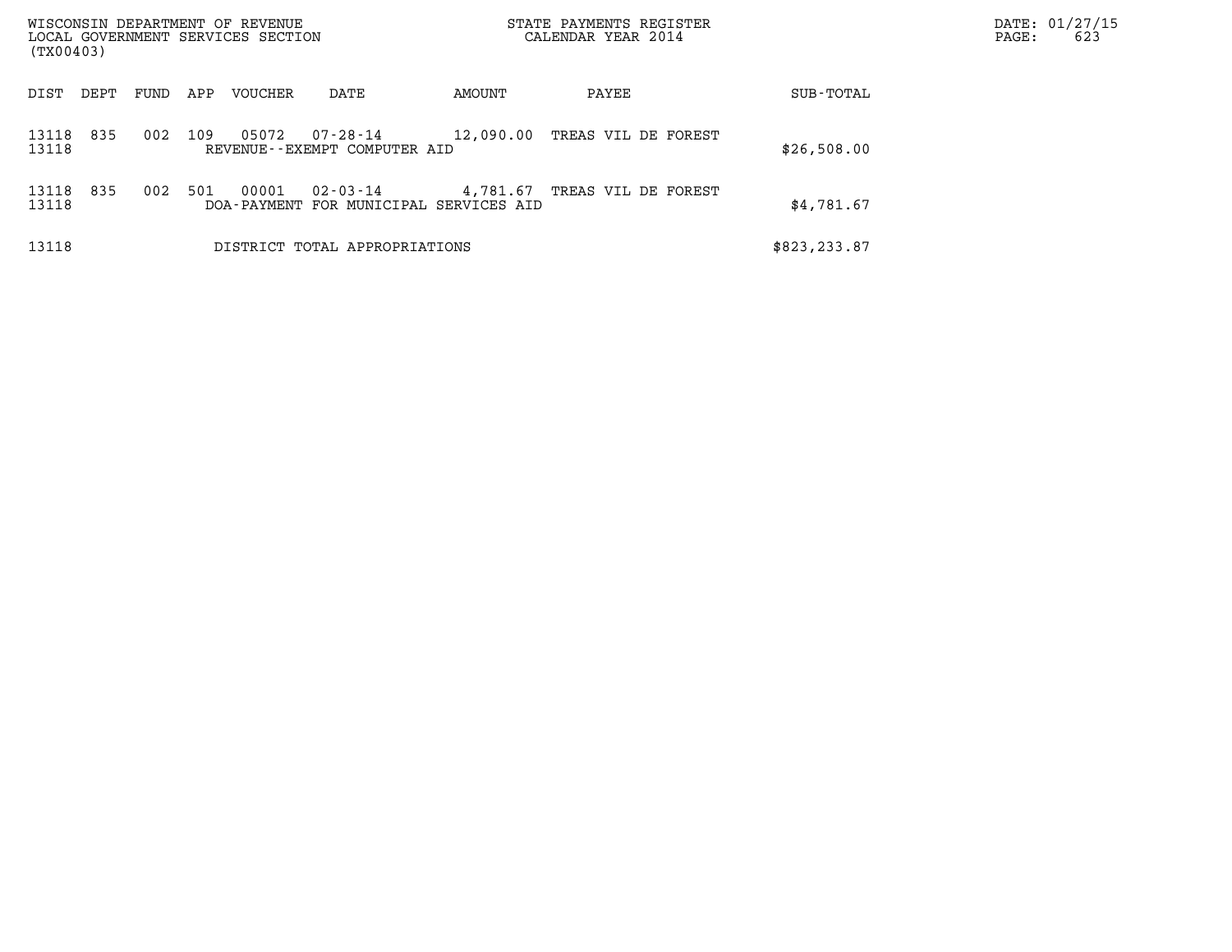| DIST | DEPT | FUND | APP | VOUCHER | DATE | AMOUNT | PAYEE | SUB-TOTAL |
|---|---|---|---|---|---|---|---|---|
| 13118 | 835 | 002 | 109 | 05072 | 07-28-14 | 12,090.00 | TREAS VIL DE FOREST | |
| 13118 | | | | REVENUE--EXEMPT COMPUTER AID | | | | $26,508.00 |
| 13118 | 835 | 002 | 501 | 00001 | 02-03-14 | 4,781.67 | TREAS VIL DE FOREST | |
| 13118 | | | | DOA-PAYMENT FOR MUNICIPAL SERVICES AID | | | | $4,781.67 |
| 13118 | | | | DISTRICT TOTAL APPROPRIATIONS | | | | $823,233.87 |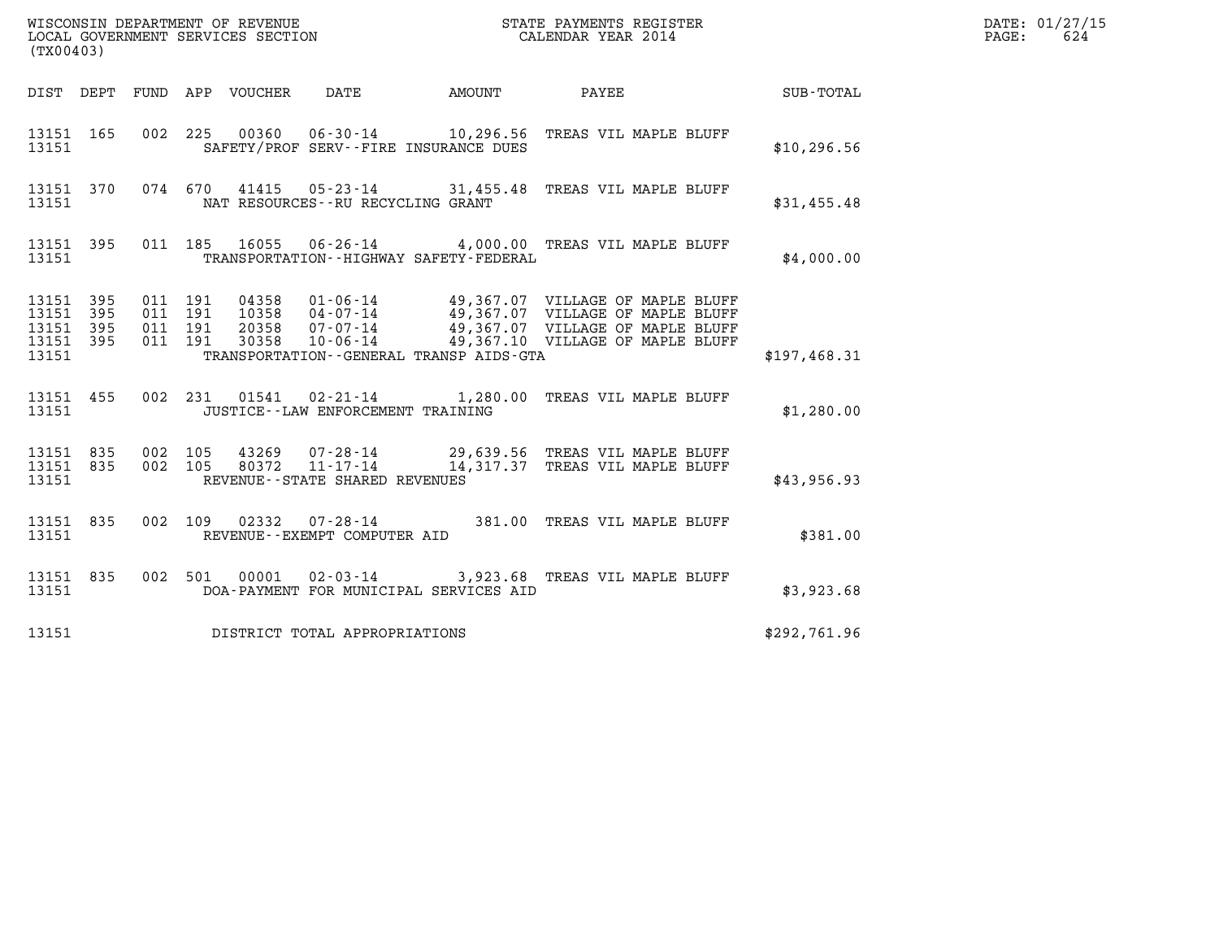WISCONSIN DEPARTMENT OF REVENUE
LOCAL GOVERNMENT SERVICES SECTION
(TX00403)

STATE PAYMENTS REGISTER
CALENDAR YEAR 2014

DATE: 01/27/15
PAGE: 624

| DIST | DEPT | FUND | APP | VOUCHER | DATE | AMOUNT | PAYEE | SUB-TOTAL |
|---|---|---|---|---|---|---|---|---|
| 13151 | 165 | 002 | 225 | 00360 | 06-30-14 | 10,296.56 | TREAS VIL MAPLE BLUFF | |
| 13151 | | | | | SAFETY/PROF SERV--FIRE INSURANCE DUES | | | $10,296.56 |
| 13151 | 370 | 074 | 670 | 41415 | 05-23-14 | 31,455.48 | TREAS VIL MAPLE BLUFF | |
| 13151 | | | | | NAT RESOURCES--RU RECYCLING GRANT | | | $31,455.48 |
| 13151 | 395 | 011 | 185 | 16055 | 06-26-14 | 4,000.00 | TREAS VIL MAPLE BLUFF | |
| 13151 | | | | | TRANSPORTATION--HIGHWAY SAFETY-FEDERAL | | | $4,000.00 |
| 13151 | 395 | 011 | 191 | 04358 | 01-06-14 | 49,367.07 | VILLAGE OF MAPLE BLUFF | |
| 13151 | 395 | 011 | 191 | 10358 | 04-07-14 | 49,367.07 | VILLAGE OF MAPLE BLUFF | |
| 13151 | 395 | 011 | 191 | 20358 | 07-07-14 | 49,367.07 | VILLAGE OF MAPLE BLUFF | |
| 13151 | 395 | 011 | 191 | 30358 | 10-06-14 | 49,367.10 | VILLAGE OF MAPLE BLUFF | |
| 13151 | | | | | TRANSPORTATION--GENERAL TRANSP AIDS-GTA | | | $197,468.31 |
| 13151 | 455 | 002 | 231 | 01541 | 02-21-14 | 1,280.00 | TREAS VIL MAPLE BLUFF | |
| 13151 | | | | | JUSTICE--LAW ENFORCEMENT TRAINING | | | $1,280.00 |
| 13151 | 835 | 002 | 105 | 43269 | 07-28-14 | 29,639.56 | TREAS VIL MAPLE BLUFF | |
| 13151 | 835 | 002 | 105 | 80372 | 11-17-14 | 14,317.37 | TREAS VIL MAPLE BLUFF | |
| 13151 | | | | | REVENUE--STATE SHARED REVENUES | | | $43,956.93 |
| 13151 | 835 | 002 | 109 | 02332 | 07-28-14 | 381.00 | TREAS VIL MAPLE BLUFF | |
| 13151 | | | | | REVENUE--EXEMPT COMPUTER AID | | | $381.00 |
| 13151 | 835 | 002 | 501 | 00001 | 02-03-14 | 3,923.68 | TREAS VIL MAPLE BLUFF | |
| 13151 | | | | | DOA-PAYMENT FOR MUNICIPAL SERVICES AID | | | $3,923.68 |
| 13151 | | | | | DISTRICT TOTAL APPROPRIATIONS | | | $292,761.96 |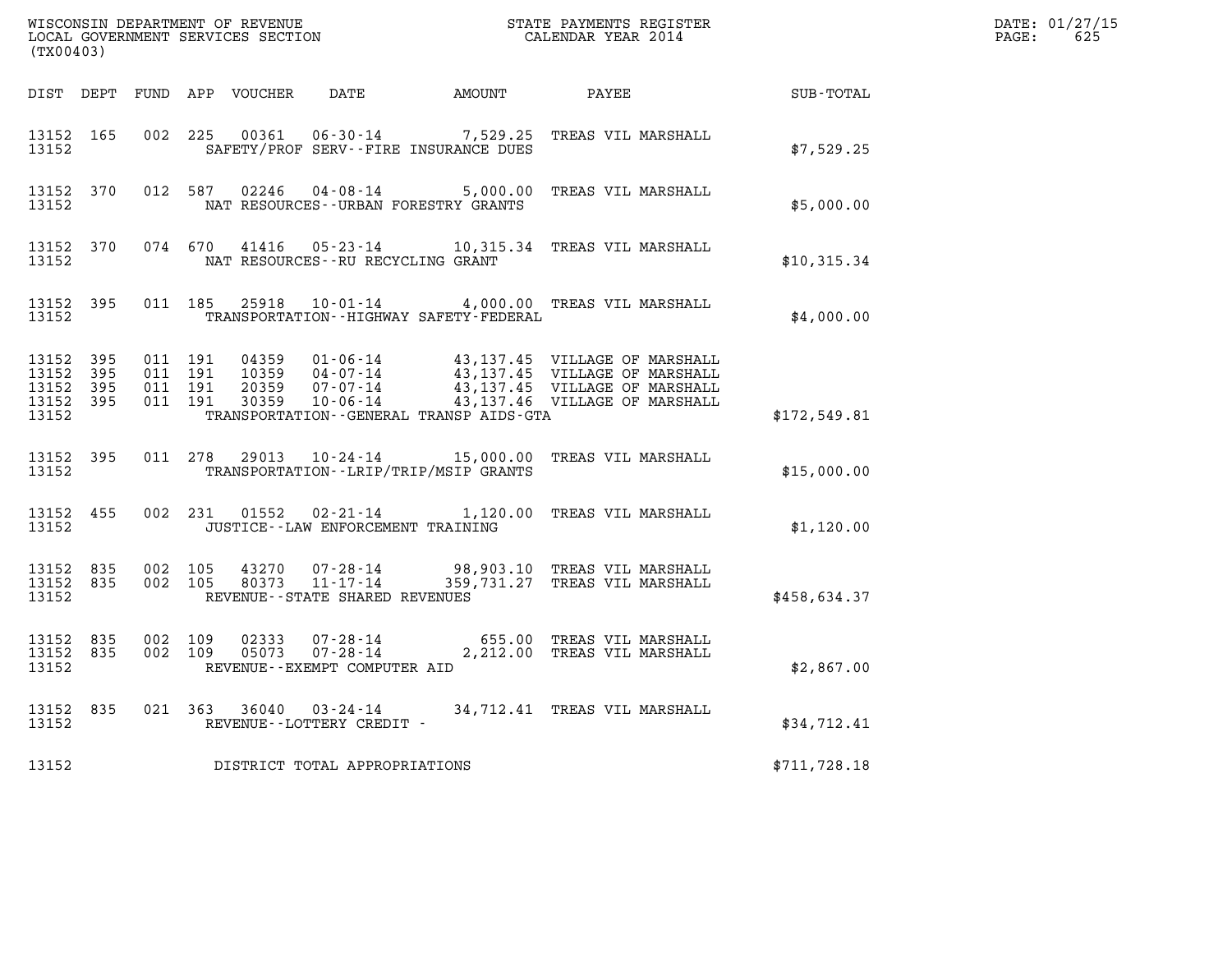WISCONSIN DEPARTMENT OF REVENUE
LOCAL GOVERNMENT SERVICES SECTION
(TX00403)

STATE PAYMENTS REGISTER
CALENDAR YEAR 2014

DATE: 01/27/15
PAGE: 625

| DIST | DEPT | FUND | APP | VOUCHER | DATE | AMOUNT | PAYEE | SUB-TOTAL |
|---|---|---|---|---|---|---|---|---|
| 13152 | 165 | 002 | 225 | 00361 | 06-30-14 | 7,529.25 | TREAS VIL MARSHALL | |
| 13152 | | | | SAFETY/PROF SERV--FIRE INSURANCE DUES | | | | $7,529.25 |
| 13152 | 370 | 012 | 587 | 02246 | 04-08-14 | 5,000.00 | TREAS VIL MARSHALL | |
| 13152 | | | | NAT RESOURCES--URBAN FORESTRY GRANTS | | | | $5,000.00 |
| 13152 | 370 | 074 | 670 | 41416 | 05-23-14 | 10,315.34 | TREAS VIL MARSHALL | |
| 13152 | | | | NAT RESOURCES--RU RECYCLING GRANT | | | | $10,315.34 |
| 13152 | 395 | 011 | 185 | 25918 | 10-01-14 | 4,000.00 | TREAS VIL MARSHALL | |
| 13152 | | | | TRANSPORTATION--HIGHWAY SAFETY-FEDERAL | | | | $4,000.00 |
| 13152 | 395 | 011 | 191 | 04359 | 01-06-14 | 43,137.45 | VILLAGE OF MARSHALL | |
| 13152 | 395 | 011 | 191 | 10359 | 04-07-14 | 43,137.45 | VILLAGE OF MARSHALL | |
| 13152 | 395 | 011 | 191 | 20359 | 07-07-14 | 43,137.45 | VILLAGE OF MARSHALL | |
| 13152 | 395 | 011 | 191 | 30359 | 10-06-14 | 43,137.46 | VILLAGE OF MARSHALL | |
| 13152 | | | | TRANSPORTATION--GENERAL TRANSP AIDS-GTA | | | | $172,549.81 |
| 13152 | 395 | 011 | 278 | 29013 | 10-24-14 | 15,000.00 | TREAS VIL MARSHALL | |
| 13152 | | | | TRANSPORTATION--LRIP/TRIP/MSIP GRANTS | | | | $15,000.00 |
| 13152 | 455 | 002 | 231 | 01552 | 02-21-14 | 1,120.00 | TREAS VIL MARSHALL | |
| 13152 | | | | JUSTICE--LAW ENFORCEMENT TRAINING | | | | $1,120.00 |
| 13152 | 835 | 002 | 105 | 43270 | 07-28-14 | 98,903.10 | TREAS VIL MARSHALL | |
| 13152 | 835 | 002 | 105 | 80373 | 11-17-14 | 359,731.27 | TREAS VIL MARSHALL | |
| 13152 | | | | REVENUE--STATE SHARED REVENUES | | | | $458,634.37 |
| 13152 | 835 | 002 | 109 | 02333 | 07-28-14 | 655.00 | TREAS VIL MARSHALL | |
| 13152 | 835 | 002 | 109 | 05073 | 07-28-14 | 2,212.00 | TREAS VIL MARSHALL | |
| 13152 | | | | REVENUE--EXEMPT COMPUTER AID | | | | $2,867.00 |
| 13152 | 835 | 021 | 363 | 36040 | 03-24-14 | 34,712.41 | TREAS VIL MARSHALL | |
| 13152 | | | | REVENUE--LOTTERY CREDIT - | | | | $34,712.41 |
| 13152 | | | | DISTRICT TOTAL APPROPRIATIONS | | | | $711,728.18 |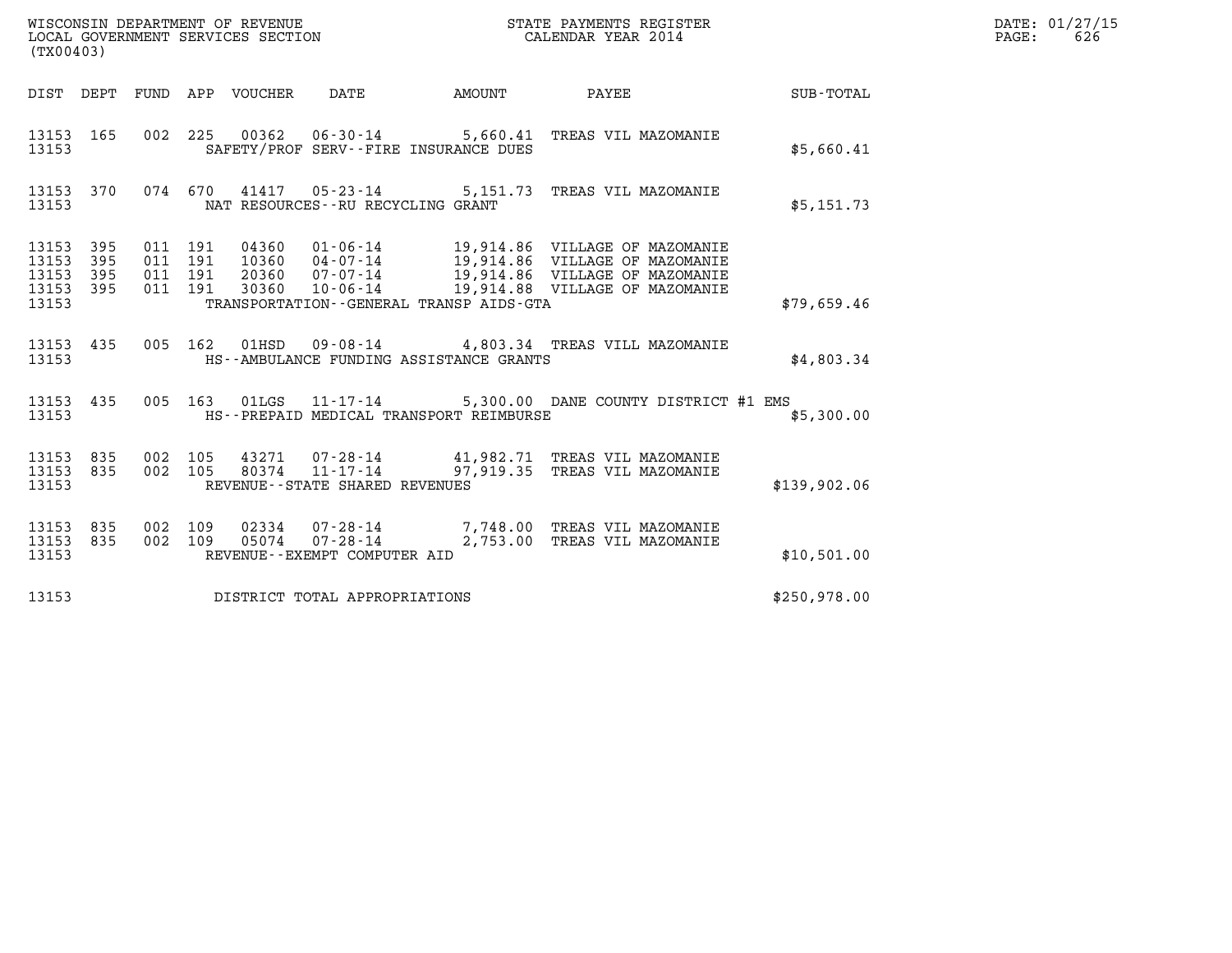WISCONSIN DEPARTMENT OF REVENUE
LOCAL GOVERNMENT SERVICES SECTION
(TX00403)

STATE PAYMENTS REGISTER
CALENDAR YEAR 2014

DATE: 01/27/15
PAGE: 626

| DIST | DEPT | FUND | APP | VOUCHER | DATE | AMOUNT | PAYEE | SUB-TOTAL |
|---|---|---|---|---|---|---|---|---|
| 13153 | 165 | 002 | 225 | 00362 | 06-30-14 | 5,660.41 | TREAS VIL MAZOMANIE | |
| 13153 | | | | SAFETY/PROF SERV--FIRE INSURANCE DUES | | | | $5,660.41 |
| 13153 | 370 | 074 | 670 | 41417 | 05-23-14 | 5,151.73 | TREAS VIL MAZOMANIE | |
| 13153 | | | | NAT RESOURCES--RU RECYCLING GRANT | | | | $5,151.73 |
| 13153 | 395 | 011 | 191 | 04360 | 01-06-14 | 19,914.86 | VILLAGE OF MAZOMANIE | |
| 13153 | 395 | 011 | 191 | 10360 | 04-07-14 | 19,914.86 | VILLAGE OF MAZOMANIE | |
| 13153 | 395 | 011 | 191 | 20360 | 07-07-14 | 19,914.86 | VILLAGE OF MAZOMANIE | |
| 13153 | 395 | 011 | 191 | 30360 | 10-06-14 | 19,914.88 | VILLAGE OF MAZOMANIE | |
| 13153 | | | | TRANSPORTATION--GENERAL TRANSP AIDS-GTA | | | | $79,659.46 |
| 13153 | 435 | 005 | 162 | 01HSD | 09-08-14 | 4,803.34 | TREAS VILL MAZOMANIE | |
| 13153 | | | | HS--AMBULANCE FUNDING ASSISTANCE GRANTS | | | | $4,803.34 |
| 13153 | 435 | 005 | 163 | 01LGS | 11-17-14 | 5,300.00 | DANE COUNTY DISTRICT #1 EMS | |
| 13153 | | | | HS--PREPAID MEDICAL TRANSPORT REIMBURSE | | | | $5,300.00 |
| 13153 | 835 | 002 | 105 | 43271 | 07-28-14 | 41,982.71 | TREAS VIL MAZOMANIE | |
| 13153 | 835 | 002 | 105 | 80374 | 11-17-14 | 97,919.35 | TREAS VIL MAZOMANIE | |
| 13153 | | | | REVENUE--STATE SHARED REVENUES | | | | $139,902.06 |
| 13153 | 835 | 002 | 109 | 02334 | 07-28-14 | 7,748.00 | TREAS VIL MAZOMANIE | |
| 13153 | 835 | 002 | 109 | 05074 | 07-28-14 | 2,753.00 | TREAS VIL MAZOMANIE | |
| 13153 | | | | REVENUE--EXEMPT COMPUTER AID | | | | $10,501.00 |
| 13153 | | | | DISTRICT TOTAL APPROPRIATIONS | | | | $250,978.00 |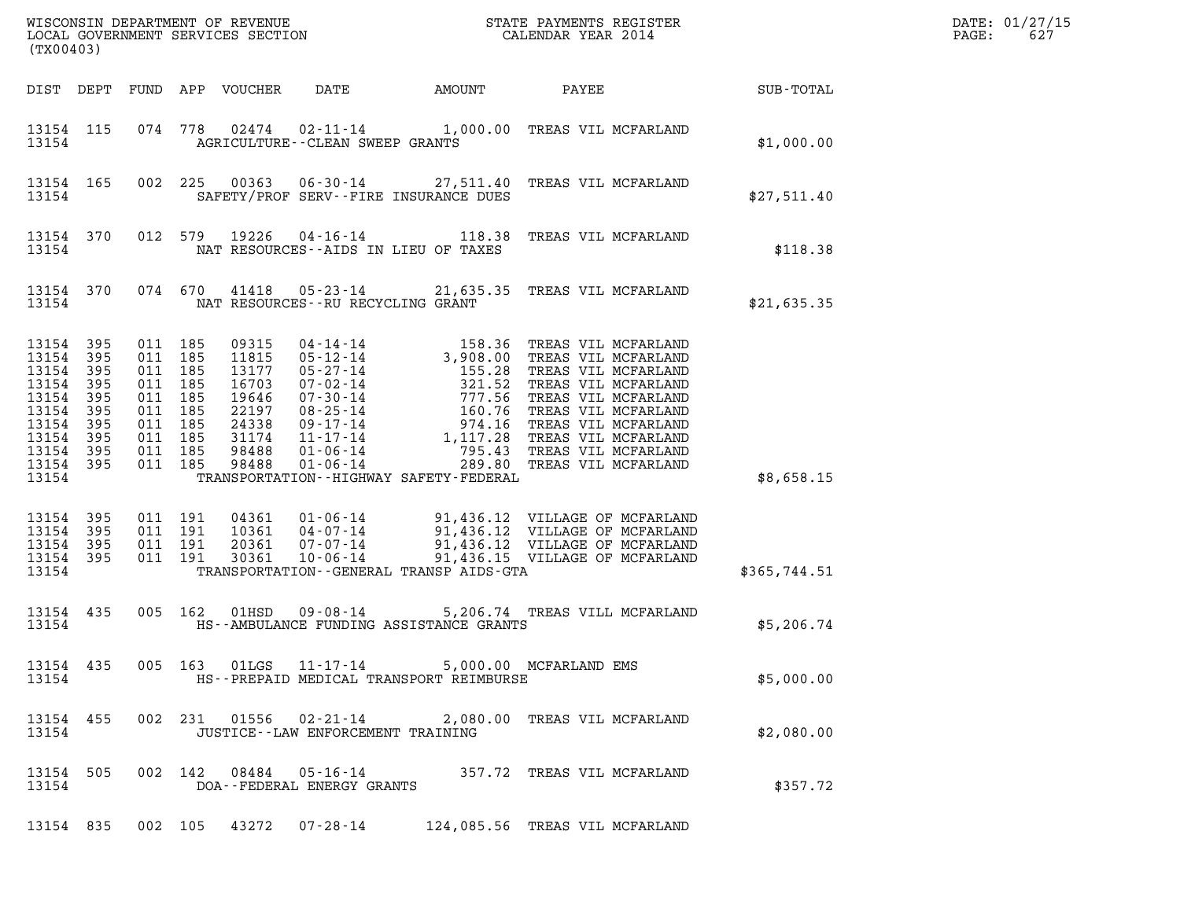WISCONSIN DEPARTMENT OF REVENUE
LOCAL GOVERNMENT SERVICES SECTION
(TX00403)

STATE PAYMENTS REGISTER
CALENDAR YEAR 2014

DATE: 01/27/15
PAGE: 627

| DIST | DEPT | FUND | APP | VOUCHER | DATE | AMOUNT | PAYEE | SUB-TOTAL |
|---|---|---|---|---|---|---|---|---|
| 13154 | 115 | 074 | 778 | 02474 | 02-11-14 | 1,000.00 | TREAS VIL MCFARLAND | |
| 13154 | | | | | AGRICULTURE--CLEAN SWEEP GRANTS | | | $1,000.00 |
| 13154 | 165 | 002 | 225 | 00363 | 06-30-14 | 27,511.40 | TREAS VIL MCFARLAND | |
| 13154 | | | | | SAFETY/PROF SERV--FIRE INSURANCE DUES | | | $27,511.40 |
| 13154 | 370 | 012 | 579 | 19226 | 04-16-14 | 118.38 | TREAS VIL MCFARLAND | |
| 13154 | | | | | NAT RESOURCES--AIDS IN LIEU OF TAXES | | | $118.38 |
| 13154 | 370 | 074 | 670 | 41418 | 05-23-14 | 21,635.35 | TREAS VIL MCFARLAND | |
| 13154 | | | | | NAT RESOURCES--RU RECYCLING GRANT | | | $21,635.35 |
| 13154 | 395 | 011 | 185 | 09315 | 04-14-14 | 158.36 | TREAS VIL MCFARLAND | |
| 13154 | 395 | 011 | 185 | 11815 | 05-12-14 | 3,908.00 | TREAS VIL MCFARLAND | |
| 13154 | 395 | 011 | 185 | 13177 | 05-27-14 | 155.28 | TREAS VIL MCFARLAND | |
| 13154 | 395 | 011 | 185 | 16703 | 07-02-14 | 321.52 | TREAS VIL MCFARLAND | |
| 13154 | 395 | 011 | 185 | 19646 | 07-30-14 | 777.56 | TREAS VIL MCFARLAND | |
| 13154 | 395 | 011 | 185 | 22197 | 08-25-14 | 160.76 | TREAS VIL MCFARLAND | |
| 13154 | 395 | 011 | 185 | 24338 | 09-17-14 | 974.16 | TREAS VIL MCFARLAND | |
| 13154 | 395 | 011 | 185 | 31174 | 11-17-14 | 1,117.28 | TREAS VIL MCFARLAND | |
| 13154 | 395 | 011 | 185 | 98488 | 01-06-14 | 795.43 | TREAS VIL MCFARLAND | |
| 13154 | 395 | 011 | 185 | 98488 | 01-06-14 | 289.80 | TREAS VIL MCFARLAND | |
| 13154 | | | | | TRANSPORTATION--HIGHWAY SAFETY-FEDERAL | | | $8,658.15 |
| 13154 | 395 | 011 | 191 | 04361 | 01-06-14 | 91,436.12 | VILLAGE OF MCFARLAND | |
| 13154 | 395 | 011 | 191 | 10361 | 04-07-14 | 91,436.12 | VILLAGE OF MCFARLAND | |
| 13154 | 395 | 011 | 191 | 20361 | 07-07-14 | 91,436.12 | VILLAGE OF MCFARLAND | |
| 13154 | 395 | 011 | 191 | 30361 | 10-06-14 | 91,436.15 | VILLAGE OF MCFARLAND | |
| 13154 | | | | | TRANSPORTATION--GENERAL TRANSP AIDS-GTA | | | $365,744.51 |
| 13154 | 435 | 005 | 162 | 01HSD | 09-08-14 | 5,206.74 | TREAS VILL MCFARLAND | |
| 13154 | | | | | HS--AMBULANCE FUNDING ASSISTANCE GRANTS | | | $5,206.74 |
| 13154 | 435 | 005 | 163 | 01LGS | 11-17-14 | 5,000.00 | MCFARLAND EMS | |
| 13154 | | | | | HS--PREPAID MEDICAL TRANSPORT REIMBURSE | | | $5,000.00 |
| 13154 | 455 | 002 | 231 | 01556 | 02-21-14 | 2,080.00 | TREAS VIL MCFARLAND | |
| 13154 | | | | | JUSTICE--LAW ENFORCEMENT TRAINING | | | $2,080.00 |
| 13154 | 505 | 002 | 142 | 08484 | 05-16-14 | 357.72 | TREAS VIL MCFARLAND | |
| 13154 | | | | | DOA--FEDERAL ENERGY GRANTS | | | $357.72 |
| 13154 | 835 | 002 | 105 | 43272 | 07-28-14 | 124,085.56 | TREAS VIL MCFARLAND | |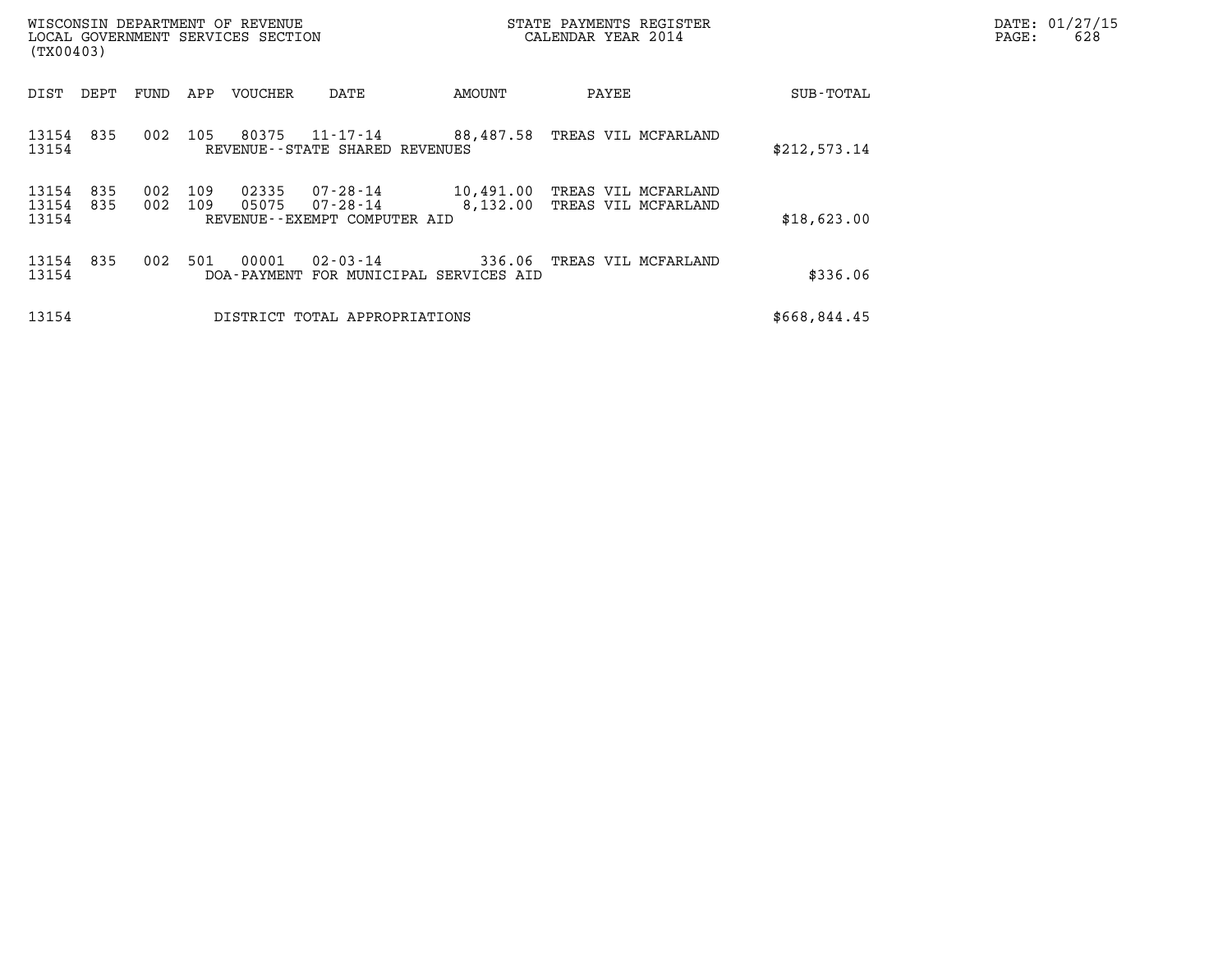WISCONSIN DEPARTMENT OF REVENUE
LOCAL GOVERNMENT SERVICES SECTION
(TX00403)

STATE PAYMENTS REGISTER
CALENDAR YEAR 2014

DATE: 01/27/15

| DIST | DEPT | FUND | APP | VOUCHER | DATE | AMOUNT | PAYEE | SUB-TOTAL |
|---|---|---|---|---|---|---|---|---|
| 13154 | 835 | 002 | 105 | 80375 | 11-17-14 | 88,487.58 | TREAS VIL MCFARLAND | |
| 13154 | | | | REVENUE--STATE SHARED REVENUES | | | | $212,573.14 |
| 13154 | 835 | 002 | 109 | 02335 | 07-28-14 | 10,491.00 | TREAS VIL MCFARLAND | |
| 13154 | 835 | 002 | 109 | 05075 | 07-28-14 | 8,132.00 | TREAS VIL MCFARLAND | |
| 13154 | | | | REVENUE--EXEMPT COMPUTER AID | | | | $18,623.00 |
| 13154 | 835 | 002 | 501 | 00001 | 02-03-14 | 336.06 | TREAS VIL MCFARLAND | |
| 13154 | | | | DOA-PAYMENT FOR MUNICIPAL SERVICES AID | | | | $336.06 |
| 13154 | | | | DISTRICT TOTAL APPROPRIATIONS | | | | $668,844.45 |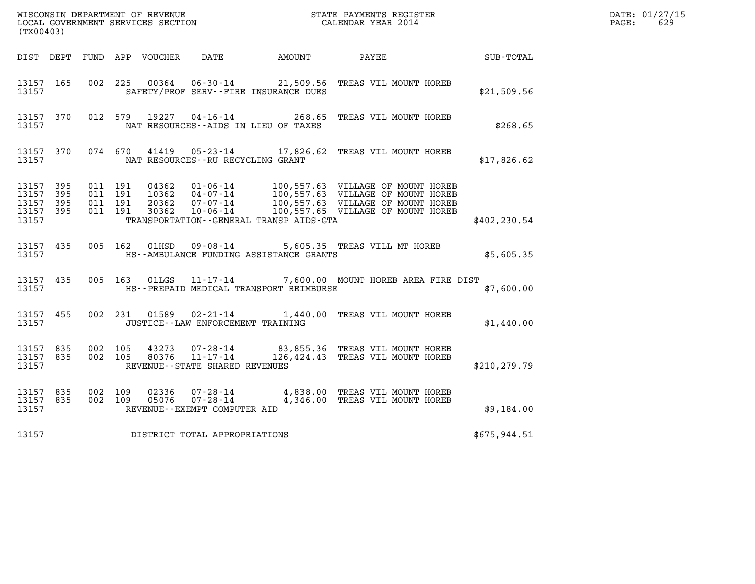WISCONSIN DEPARTMENT OF REVENUE
LOCAL GOVERNMENT SERVICES SECTION
(TX00403)

STATE PAYMENTS REGISTER
CALENDAR YEAR 2014

DATE: 01/27/15
PAGE: 629

| DIST | DEPT | FUND | APP | VOUCHER | DATE | AMOUNT | PAYEE | SUB-TOTAL |
|---|---|---|---|---|---|---|---|---|
| 13157 | 165 | 002 | 225 | 00364 | 06-30-14 | 21,509.56 | TREAS VIL MOUNT HOREB | |
| 13157 | | | | | SAFETY/PROF SERV--FIRE INSURANCE DUES | | | $21,509.56 |
| 13157 | 370 | 012 | 579 | 19227 | 04-16-14 | 268.65 | TREAS VIL MOUNT HOREB | |
| 13157 | | | | | NAT RESOURCES--AIDS IN LIEU OF TAXES | | | $268.65 |
| 13157 | 370 | 074 | 670 | 41419 | 05-23-14 | 17,826.62 | TREAS VIL MOUNT HOREB | |
| 13157 | | | | | NAT RESOURCES--RU RECYCLING GRANT | | | $17,826.62 |
| 13157 | 395 | 011 | 191 | 04362 | 01-06-14 | 100,557.63 | VILLAGE OF MOUNT HOREB | |
| 13157 | 395 | 011 | 191 | 10362 | 04-07-14 | 100,557.63 | VILLAGE OF MOUNT HOREB | |
| 13157 | 395 | 011 | 191 | 20362 | 07-07-14 | 100,557.63 | VILLAGE OF MOUNT HOREB | |
| 13157 | 395 | 011 | 191 | 30362 | 10-06-14 | 100,557.65 | VILLAGE OF MOUNT HOREB | |
| 13157 | | | | | TRANSPORTATION--GENERAL TRANSP AIDS-GTA | | | $402,230.54 |
| 13157 | 435 | 005 | 162 | 01HSD | 09-08-14 | 5,605.35 | TREAS VILL MT HOREB | |
| 13157 | | | | | HS--AMBULANCE FUNDING ASSISTANCE GRANTS | | | $5,605.35 |
| 13157 | 435 | 005 | 163 | 01LGS | 11-17-14 | 7,600.00 | MOUNT HOREB AREA FIRE DIST | |
| 13157 | | | | | HS--PREPAID MEDICAL TRANSPORT REIMBURSE | | | $7,600.00 |
| 13157 | 455 | 002 | 231 | 01589 | 02-21-14 | 1,440.00 | TREAS VIL MOUNT HOREB | |
| 13157 | | | | | JUSTICE--LAW ENFORCEMENT TRAINING | | | $1,440.00 |
| 13157 | 835 | 002 | 105 | 43273 | 07-28-14 | 83,855.36 | TREAS VIL MOUNT HOREB | |
| 13157 | 835 | 002 | 105 | 80376 | 11-17-14 | 126,424.43 | TREAS VIL MOUNT HOREB | |
| 13157 | | | | | REVENUE--STATE SHARED REVENUES | | | $210,279.79 |
| 13157 | 835 | 002 | 109 | 02336 | 07-28-14 | 4,838.00 | TREAS VIL MOUNT HOREB | |
| 13157 | 835 | 002 | 109 | 05076 | 07-28-14 | 4,346.00 | TREAS VIL MOUNT HOREB | |
| 13157 | | | | | REVENUE--EXEMPT COMPUTER AID | | | $9,184.00 |
| 13157 | | | | | DISTRICT TOTAL APPROPRIATIONS | | | $675,944.51 |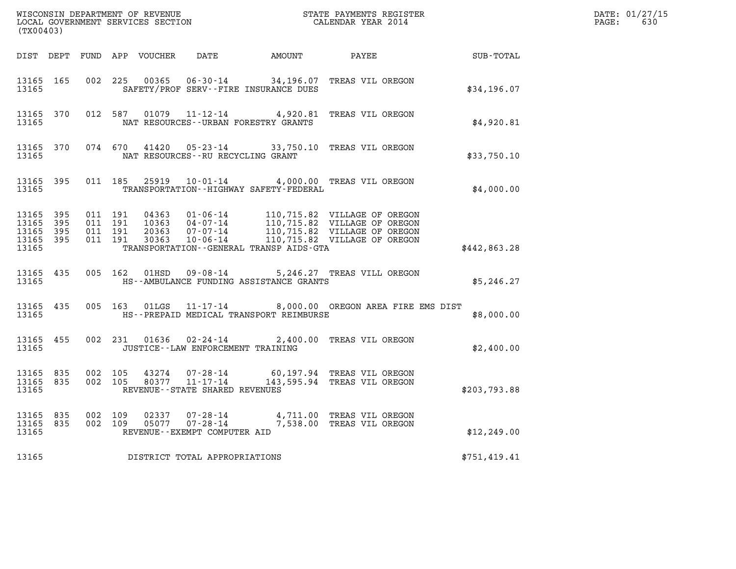WISCONSIN DEPARTMENT OF REVENUE
LOCAL GOVERNMENT SERVICES SECTION
(TX00403)

STATE PAYMENTS REGISTER
CALENDAR YEAR 2014

DATE: 01/27/15

| DIST | DEPT | FUND | APP | VOUCHER | DATE | AMOUNT | PAYEE | SUB-TOTAL |
|---|---|---|---|---|---|---|---|---|
| 13165 | 165 | 002 | 225 | 00365 | 06-30-14 | 34,196.07 | TREAS VIL OREGON | |
| 13165 | | | | SAFETY/PROF SERV--FIRE INSURANCE DUES | | | | $34,196.07 |
| 13165 | 370 | 012 | 587 | 01079 | 11-12-14 | 4,920.81 | TREAS VIL OREGON | |
| 13165 | | | | NAT RESOURCES--URBAN FORESTRY GRANTS | | | | $4,920.81 |
| 13165 | 370 | 074 | 670 | 41420 | 05-23-14 | 33,750.10 | TREAS VIL OREGON | |
| 13165 | | | | NAT RESOURCES--RU RECYCLING GRANT | | | | $33,750.10 |
| 13165 | 395 | 011 | 185 | 25919 | 10-01-14 | 4,000.00 | TREAS VIL OREGON | |
| 13165 | | | | TRANSPORTATION--HIGHWAY SAFETY-FEDERAL | | | | $4,000.00 |
| 13165 | 395 | 011 | 191 | 04363 | 01-06-14 | 110,715.82 | VILLAGE OF OREGON | |
| 13165 | 395 | 011 | 191 | 10363 | 04-07-14 | 110,715.82 | VILLAGE OF OREGON | |
| 13165 | 395 | 011 | 191 | 20363 | 07-07-14 | 110,715.82 | VILLAGE OF OREGON | |
| 13165 | 395 | 011 | 191 | 30363 | 10-06-14 | 110,715.82 | VILLAGE OF OREGON | |
| 13165 | | | | TRANSPORTATION--GENERAL TRANSP AIDS-GTA | | | | $442,863.28 |
| 13165 | 435 | 005 | 162 | 01HSD | 09-08-14 | 5,246.27 | TREAS VILL OREGON | |
| 13165 | | | | HS--AMBULANCE FUNDING ASSISTANCE GRANTS | | | | $5,246.27 |
| 13165 | 435 | 005 | 163 | 01LGS | 11-17-14 | 8,000.00 | OREGON AREA FIRE EMS DIST | |
| 13165 | | | | HS--PREPAID MEDICAL TRANSPORT REIMBURSE | | | | $8,000.00 |
| 13165 | 455 | 002 | 231 | 01636 | 02-24-14 | 2,400.00 | TREAS VIL OREGON | |
| 13165 | | | | JUSTICE--LAW ENFORCEMENT TRAINING | | | | $2,400.00 |
| 13165 | 835 | 002 | 105 | 43274 | 07-28-14 | 60,197.94 | TREAS VIL OREGON | |
| 13165 | 835 | 002 | 105 | 80377 | 11-17-14 | 143,595.94 | TREAS VIL OREGON | |
| 13165 | | | | REVENUE--STATE SHARED REVENUES | | | | $203,793.88 |
| 13165 | 835 | 002 | 109 | 02337 | 07-28-14 | 4,711.00 | TREAS VIL OREGON | |
| 13165 | 835 | 002 | 109 | 05077 | 07-28-14 | 7,538.00 | TREAS VIL OREGON | |
| 13165 | | | | REVENUE--EXEMPT COMPUTER AID | | | | $12,249.00 |
| 13165 | | | | DISTRICT TOTAL APPROPRIATIONS | | | | $751,419.41 |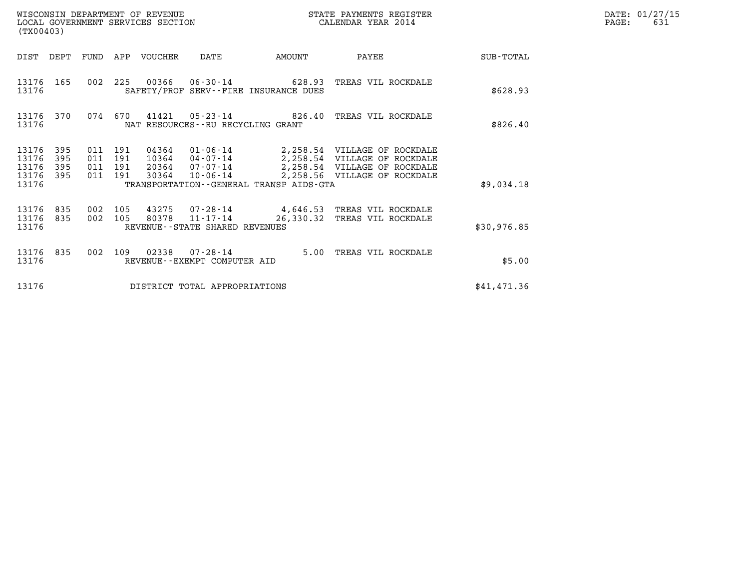WISCONSIN DEPARTMENT OF REVENUE
LOCAL GOVERNMENT SERVICES SECTION
(TX00403)

STATE PAYMENTS REGISTER
CALENDAR YEAR 2014

| DIST | DEPT | FUND | APP | VOUCHER | DATE | AMOUNT | PAYEE | SUB-TOTAL |
|---|---|---|---|---|---|---|---|---|
| 13176 | 165 | 002 | 225 | 00366 | 06-30-14 | 628.93 | TREAS VIL ROCKDALE | |
| 13176 | | | | SAFETY/PROF SERV--FIRE INSURANCE DUES | | | | $628.93 |
| 13176 | 370 | 074 | 670 | 41421 | 05-23-14 | 826.40 | TREAS VIL ROCKDALE | |
| 13176 | | | | NAT RESOURCES--RU RECYCLING GRANT | | | | $826.40 |
| 13176 | 395 | 011 | 191 | 04364 | 01-06-14 | 2,258.54 | VILLAGE OF ROCKDALE | |
| 13176 | 395 | 011 | 191 | 10364 | 04-07-14 | 2,258.54 | VILLAGE OF ROCKDALE | |
| 13176 | 395 | 011 | 191 | 20364 | 07-07-14 | 2,258.54 | VILLAGE OF ROCKDALE | |
| 13176 | 395 | 011 | 191 | 30364 | 10-06-14 | 2,258.56 | VILLAGE OF ROCKDALE | |
| 13176 | | | | TRANSPORTATION--GENERAL TRANSP AIDS-GTA | | | | $9,034.18 |
| 13176 | 835 | 002 | 105 | 43275 | 07-28-14 | 4,646.53 | TREAS VIL ROCKDALE | |
| 13176 | 835 | 002 | 105 | 80378 | 11-17-14 | 26,330.32 | TREAS VIL ROCKDALE | |
| 13176 | | | | REVENUE--STATE SHARED REVENUES | | | | $30,976.85 |
| 13176 | 835 | 002 | 109 | 02338 | 07-28-14 | 5.00 | TREAS VIL ROCKDALE | |
| 13176 | | | | REVENUE--EXEMPT COMPUTER AID | | | | $5.00 |
| 13176 | | | | DISTRICT TOTAL APPROPRIATIONS | | | | $41,471.36 |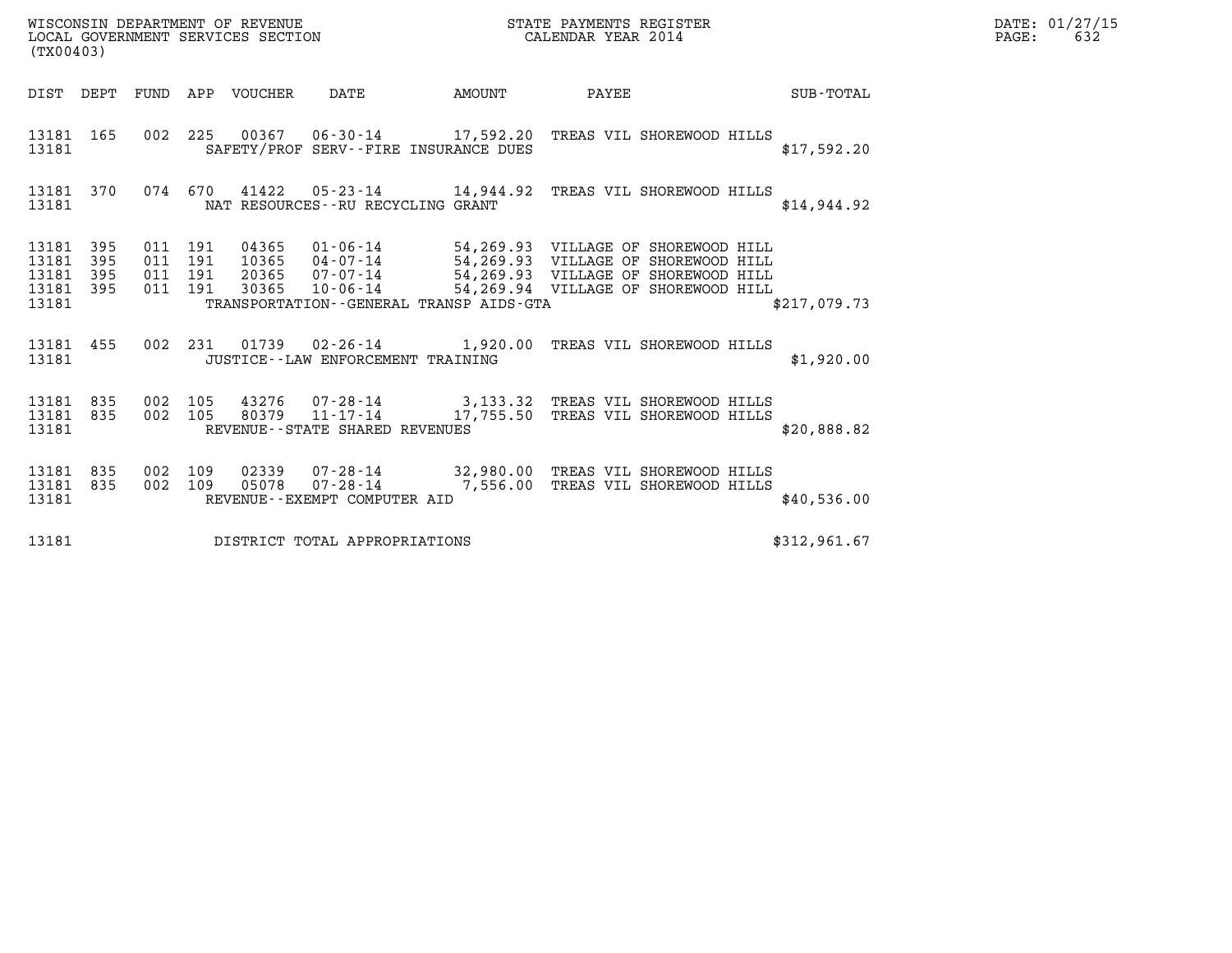WISCONSIN DEPARTMENT OF REVENUE
LOCAL GOVERNMENT SERVICES SECTION
(TX00403)

STATE PAYMENTS REGISTER
CALENDAR YEAR 2014

DATE: 01/27/15

| DIST | DEPT | FUND | APP | VOUCHER | DATE | AMOUNT | PAYEE | SUB-TOTAL |
|---|---|---|---|---|---|---|---|---|
| 13181 | 165 | 002 | 225 | 00367 | 06-30-14 | 17,592.20 | TREAS VIL SHOREWOOD HILLS | |
| 13181 | | | | | SAFETY/PROF SERV--FIRE INSURANCE DUES | | | $17,592.20 |
| 13181 | 370 | 074 | 670 | 41422 | 05-23-14 | 14,944.92 | TREAS VIL SHOREWOOD HILLS | |
| 13181 | | | | | NAT RESOURCES--RU RECYCLING GRANT | | | $14,944.92 |
| 13181 | 395 | 011 | 191 | 04365 | 01-06-14 | 54,269.93 | VILLAGE OF SHOREWOOD HILL | |
| 13181 | 395 | 011 | 191 | 10365 | 04-07-14 | 54,269.93 | VILLAGE OF SHOREWOOD HILL | |
| 13181 | 395 | 011 | 191 | 20365 | 07-07-14 | 54,269.93 | VILLAGE OF SHOREWOOD HILL | |
| 13181 | 395 | 011 | 191 | 30365 | 10-06-14 | 54,269.94 | VILLAGE OF SHOREWOOD HILL | |
| 13181 | | | | | TRANSPORTATION--GENERAL TRANSP AIDS-GTA | | | $217,079.73 |
| 13181 | 455 | 002 | 231 | 01739 | 02-26-14 | 1,920.00 | TREAS VIL SHOREWOOD HILLS | |
| 13181 | | | | | JUSTICE--LAW ENFORCEMENT TRAINING | | | $1,920.00 |
| 13181 | 835 | 002 | 105 | 43276 | 07-28-14 | 3,133.32 | TREAS VIL SHOREWOOD HILLS | |
| 13181 | 835 | 002 | 105 | 80379 | 11-17-14 | 17,755.50 | TREAS VIL SHOREWOOD HILLS | |
| 13181 | | | | | REVENUE--STATE SHARED REVENUES | | | $20,888.82 |
| 13181 | 835 | 002 | 109 | 02339 | 07-28-14 | 32,980.00 | TREAS VIL SHOREWOOD HILLS | |
| 13181 | 835 | 002 | 109 | 05078 | 07-28-14 | 7,556.00 | TREAS VIL SHOREWOOD HILLS | |
| 13181 | | | | | REVENUE--EXEMPT COMPUTER AID | | | $40,536.00 |
| 13181 | | | | | DISTRICT TOTAL APPROPRIATIONS | | | $312,961.67 |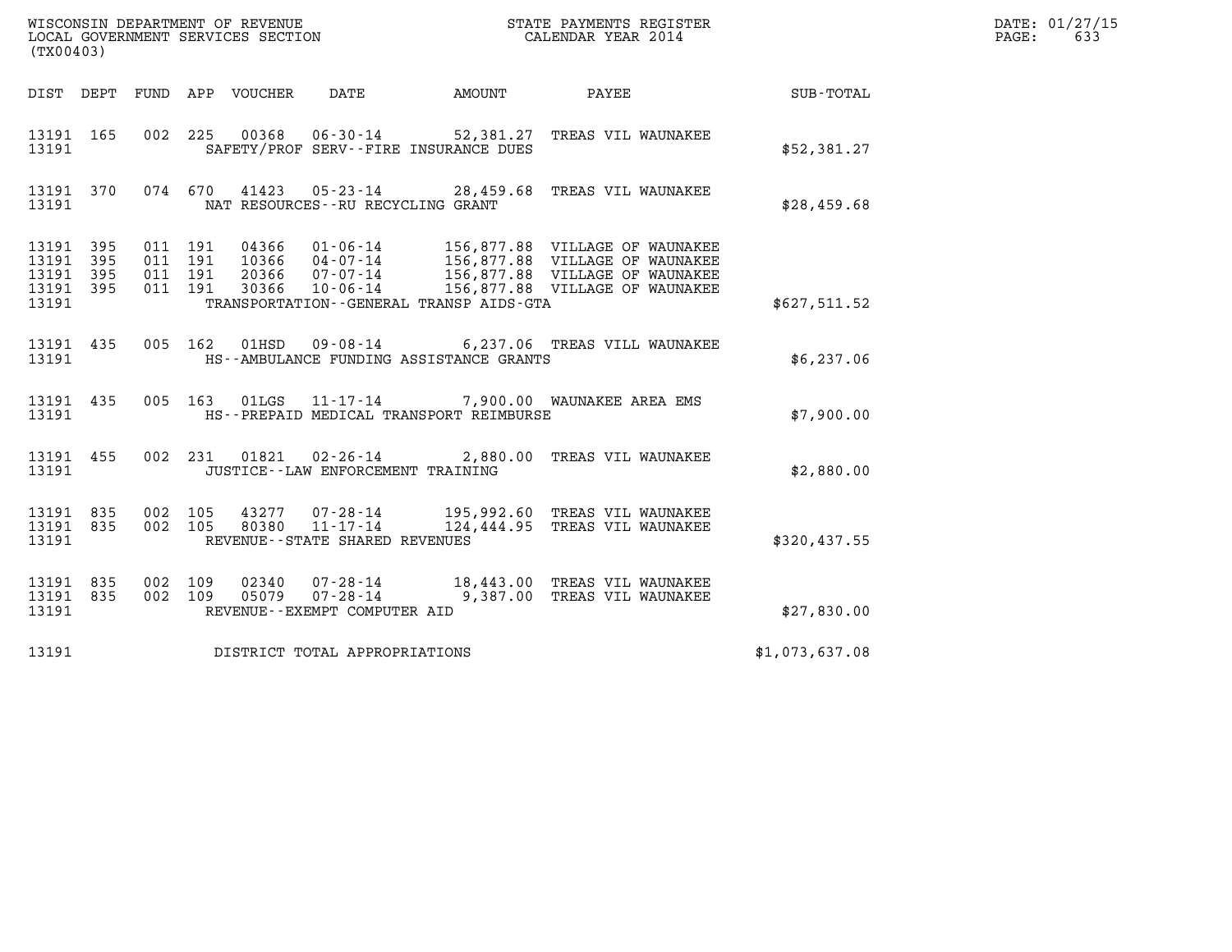WISCONSIN DEPARTMENT OF REVENUE
LOCAL GOVERNMENT SERVICES SECTION
(TX00403)

STATE PAYMENTS REGISTER
CALENDAR YEAR 2014

DATE: 01/27/15
PAGE: 633

| DIST | DEPT | FUND | APP | VOUCHER | DATE | AMOUNT | PAYEE | SUB-TOTAL |
|---|---|---|---|---|---|---|---|---|
| 13191 | 165 | 002 | 225 | 00368 | 06-30-14 | 52,381.27 | TREAS VIL WAUNAKEE | |
| 13191 | | | | | SAFETY/PROF SERV--FIRE INSURANCE DUES | | | $52,381.27 |
| 13191 | 370 | 074 | 670 | 41423 | 05-23-14 | 28,459.68 | TREAS VIL WAUNAKEE | |
| 13191 | | | | | NAT RESOURCES--RU RECYCLING GRANT | | | $28,459.68 |
| 13191 | 395 | 011 | 191 | 04366 | 01-06-14 | 156,877.88 | VILLAGE OF WAUNAKEE | |
| 13191 | 395 | 011 | 191 | 10366 | 04-07-14 | 156,877.88 | VILLAGE OF WAUNAKEE | |
| 13191 | 395 | 011 | 191 | 20366 | 07-07-14 | 156,877.88 | VILLAGE OF WAUNAKEE | |
| 13191 | 395 | 011 | 191 | 30366 | 10-06-14 | 156,877.88 | VILLAGE OF WAUNAKEE | |
| 13191 | | | | | TRANSPORTATION--GENERAL TRANSP AIDS-GTA | | | $627,511.52 |
| 13191 | 435 | 005 | 162 | 01HSD | 09-08-14 | 6,237.06 | TREAS VILL WAUNAKEE | |
| 13191 | | | | | HS--AMBULANCE FUNDING ASSISTANCE GRANTS | | | $6,237.06 |
| 13191 | 435 | 005 | 163 | 01LGS | 11-17-14 | 7,900.00 | WAUNAKEE AREA EMS | |
| 13191 | | | | | HS--PREPAID MEDICAL TRANSPORT REIMBURSE | | | $7,900.00 |
| 13191 | 455 | 002 | 231 | 01821 | 02-26-14 | 2,880.00 | TREAS VIL WAUNAKEE | |
| 13191 | | | | | JUSTICE--LAW ENFORCEMENT TRAINING | | | $2,880.00 |
| 13191 | 835 | 002 | 105 | 43277 | 07-28-14 | 195,992.60 | TREAS VIL WAUNAKEE | |
| 13191 | 835 | 002 | 105 | 80380 | 11-17-14 | 124,444.95 | TREAS VIL WAUNAKEE | |
| 13191 | | | | | REVENUE--STATE SHARED REVENUES | | | $320,437.55 |
| 13191 | 835 | 002 | 109 | 02340 | 07-28-14 | 18,443.00 | TREAS VIL WAUNAKEE | |
| 13191 | 835 | 002 | 109 | 05079 | 07-28-14 | 9,387.00 | TREAS VIL WAUNAKEE | |
| 13191 | | | | | REVENUE--EXEMPT COMPUTER AID | | | $27,830.00 |
| 13191 | | | | | DISTRICT TOTAL APPROPRIATIONS | | | $1,073,637.08 |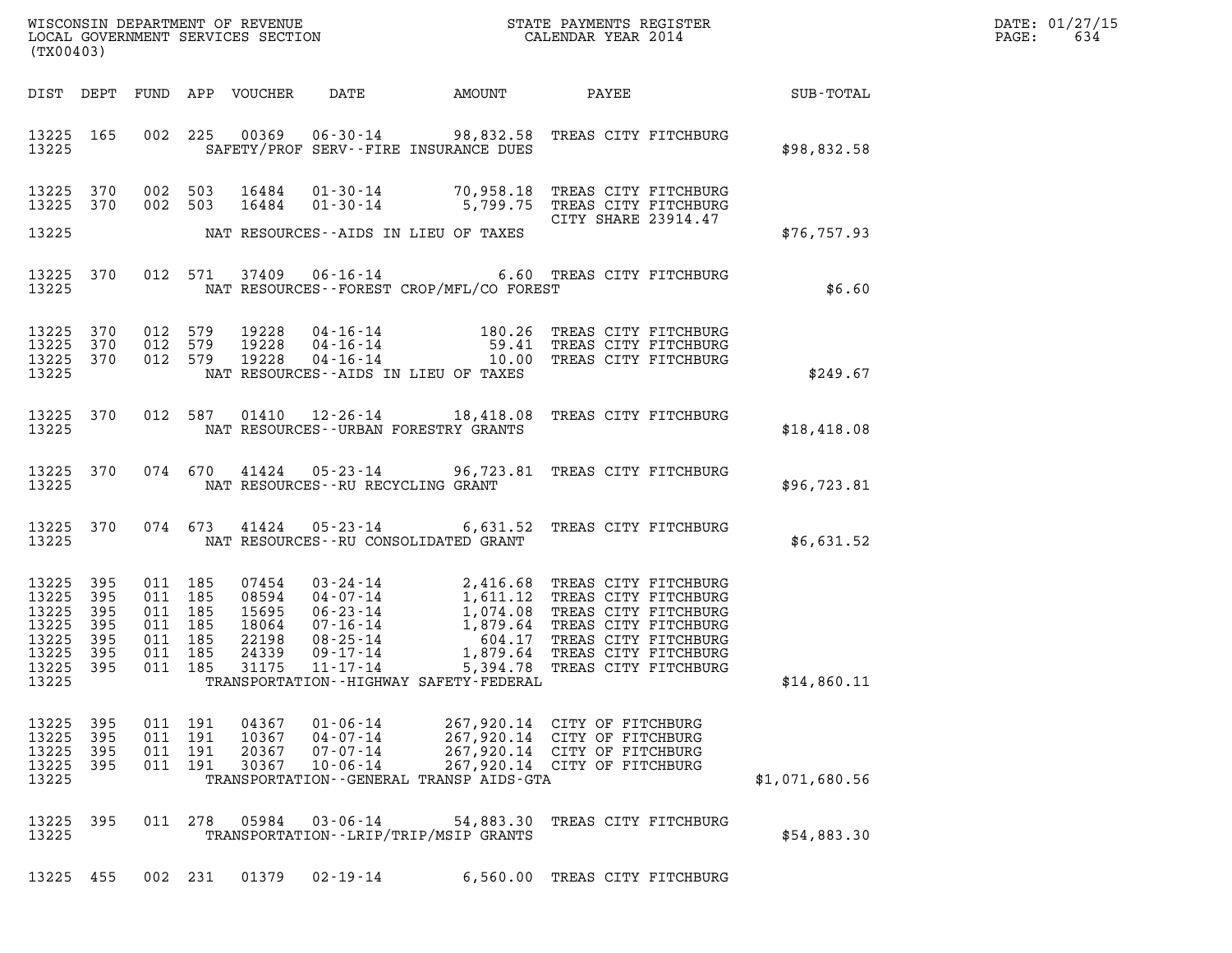WISCONSIN DEPARTMENT OF REVENUE
LOCAL GOVERNMENT SERVICES SECTION
(TX00403)

STATE PAYMENTS REGISTER
CALENDAR YEAR 2014

DATE: 01/27/15
PAGE: 634

| DIST | DEPT | FUND | APP | VOUCHER | DATE | AMOUNT | PAYEE | SUB-TOTAL |
|---|---|---|---|---|---|---|---|---|
| 13225 | 165 | 002 | 225 | 00369 | 06-30-14 | 98,832.58 | TREAS CITY FITCHBURG | |
| 13225 | | | | | SAFETY/PROF SERV--FIRE INSURANCE DUES | | | $98,832.58 |
| 13225 | 370 | 002 | 503 | 16484 | 01-30-14 | 70,958.18 | TREAS CITY FITCHBURG | |
| 13225 | 370 | 002 | 503 | 16484 | 01-30-14 | 5,799.75 | TREAS CITY FITCHBURG | |
| | | | | | | | CITY SHARE 23914.47 | |
| 13225 | | | | | NAT RESOURCES--AIDS IN LIEU OF TAXES | | | $76,757.93 |
| 13225 | 370 | 012 | 571 | 37409 | 06-16-14 | 6.60 | TREAS CITY FITCHBURG | |
| 13225 | | | | | NAT RESOURCES--FOREST CROP/MFL/CO FOREST | | | $6.60 |
| 13225 | 370 | 012 | 579 | 19228 | 04-16-14 | 180.26 | TREAS CITY FITCHBURG | |
| 13225 | 370 | 012 | 579 | 19228 | 04-16-14 | 59.41 | TREAS CITY FITCHBURG | |
| 13225 | 370 | 012 | 579 | 19228 | 04-16-14 | 10.00 | TREAS CITY FITCHBURG | |
| 13225 | | | | | NAT RESOURCES--AIDS IN LIEU OF TAXES | | | $249.67 |
| 13225 | 370 | 012 | 587 | 01410 | 12-26-14 | 18,418.08 | TREAS CITY FITCHBURG | |
| 13225 | | | | | NAT RESOURCES--URBAN FORESTRY GRANTS | | | $18,418.08 |
| 13225 | 370 | 074 | 670 | 41424 | 05-23-14 | 96,723.81 | TREAS CITY FITCHBURG | |
| 13225 | | | | | NAT RESOURCES--RU RECYCLING GRANT | | | $96,723.81 |
| 13225 | 370 | 074 | 673 | 41424 | 05-23-14 | 6,631.52 | TREAS CITY FITCHBURG | |
| 13225 | | | | | NAT RESOURCES--RU CONSOLIDATED GRANT | | | $6,631.52 |
| 13225 | 395 | 011 | 185 | 07454 | 03-24-14 | 2,416.68 | TREAS CITY FITCHBURG | |
| 13225 | 395 | 011 | 185 | 08594 | 04-07-14 | 1,611.12 | TREAS CITY FITCHBURG | |
| 13225 | 395 | 011 | 185 | 15695 | 06-23-14 | 1,074.08 | TREAS CITY FITCHBURG | |
| 13225 | 395 | 011 | 185 | 18064 | 07-16-14 | 1,879.64 | TREAS CITY FITCHBURG | |
| 13225 | 395 | 011 | 185 | 22198 | 08-25-14 | 604.17 | TREAS CITY FITCHBURG | |
| 13225 | 395 | 011 | 185 | 24339 | 09-17-14 | 1,879.64 | TREAS CITY FITCHBURG | |
| 13225 | 395 | 011 | 185 | 31175 | 11-17-14 | 5,394.78 | TREAS CITY FITCHBURG | |
| 13225 | | | | | TRANSPORTATION--HIGHWAY SAFETY-FEDERAL | | | $14,860.11 |
| 13225 | 395 | 011 | 191 | 04367 | 01-06-14 | 267,920.14 | CITY OF FITCHBURG | |
| 13225 | 395 | 011 | 191 | 10367 | 04-07-14 | 267,920.14 | CITY OF FITCHBURG | |
| 13225 | 395 | 011 | 191 | 20367 | 07-07-14 | 267,920.14 | CITY OF FITCHBURG | |
| 13225 | 395 | 011 | 191 | 30367 | 10-06-14 | 267,920.14 | CITY OF FITCHBURG | |
| 13225 | | | | | TRANSPORTATION--GENERAL TRANSP AIDS-GTA | | | $1,071,680.56 |
| 13225 | 395 | 011 | 278 | 05984 | 03-06-14 | 54,883.30 | TREAS CITY FITCHBURG | |
| 13225 | | | | | TRANSPORTATION--LRIP/TRIP/MSIP GRANTS | | | $54,883.30 |
| 13225 | 455 | 002 | 231 | 01379 | 02-19-14 | 6,560.00 | TREAS CITY FITCHBURG | |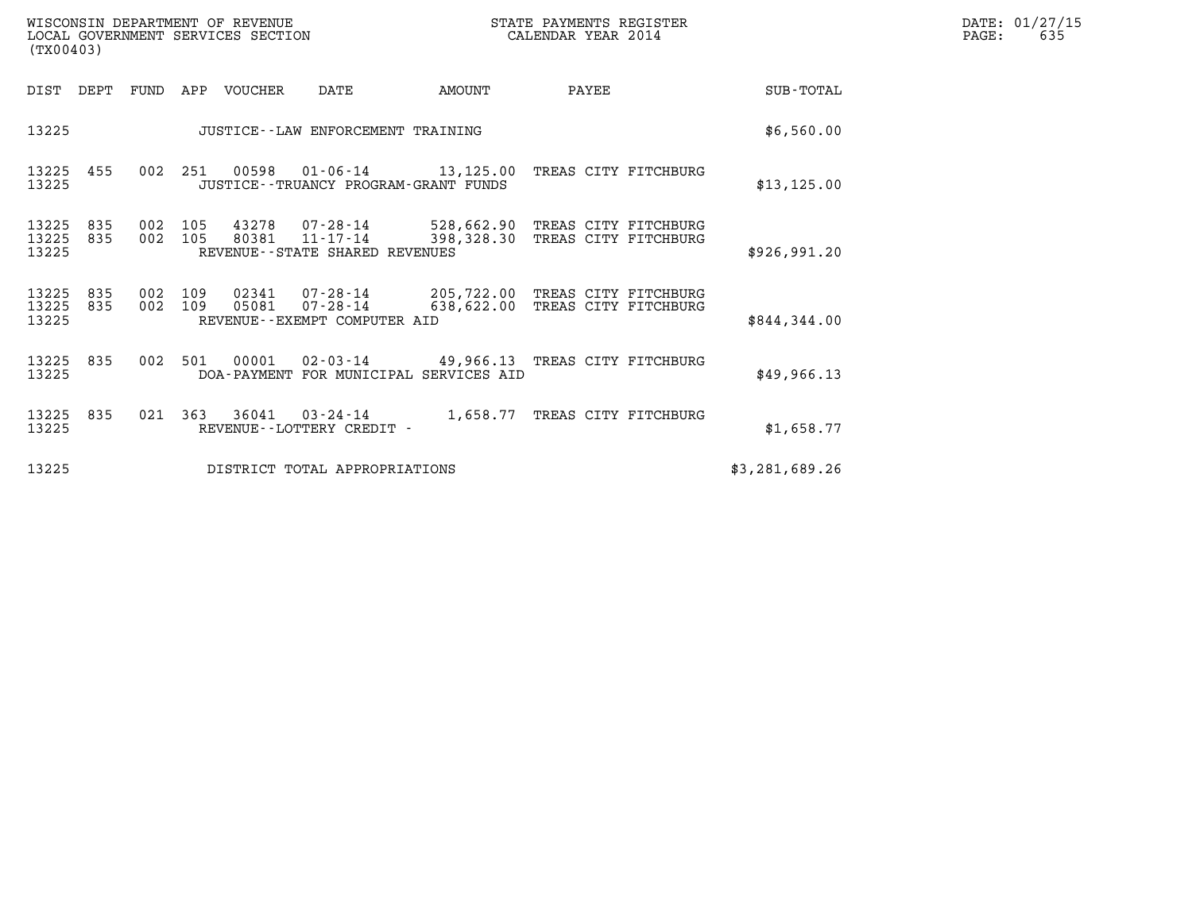WISCONSIN DEPARTMENT OF REVENUE
LOCAL GOVERNMENT SERVICES SECTION
(TX00403)

STATE PAYMENTS REGISTER
CALENDAR YEAR 2014

| DIST | DEPT | FUND | APP | VOUCHER | DATE | AMOUNT | PAYEE | SUB-TOTAL |
|---|---|---|---|---|---|---|---|---|
| 13225 | | | | | JUSTICE--LAW ENFORCEMENT TRAINING | | | $6,560.00 |
| 13225 | 455 | 002 | 251 | 00598 | 01-06-14 | 13,125.00 | TREAS CITY FITCHBURG | |
| 13225 | | | | | JUSTICE--TRUANCY PROGRAM-GRANT FUNDS | | | $13,125.00 |
| 13225 | 835 | 002 | 105 | 43278 | 07-28-14 | 528,662.90 | TREAS CITY FITCHBURG | |
| 13225 | 835 | 002 | 105 | 80381 | 11-17-14 | 398,328.30 | TREAS CITY FITCHBURG | |
| 13225 | | | | | REVENUE--STATE SHARED REVENUES | | | $926,991.20 |
| 13225 | 835 | 002 | 109 | 02341 | 07-28-14 | 205,722.00 | TREAS CITY FITCHBURG | |
| 13225 | 835 | 002 | 109 | 05081 | 07-28-14 | 638,622.00 | TREAS CITY FITCHBURG | |
| 13225 | | | | | REVENUE--EXEMPT COMPUTER AID | | | $844,344.00 |
| 13225 | 835 | 002 | 501 | 00001 | 02-03-14 | 49,966.13 | TREAS CITY FITCHBURG | |
| 13225 | | | | | DOA-PAYMENT FOR MUNICIPAL SERVICES AID | | | $49,966.13 |
| 13225 | 835 | 021 | 363 | 36041 | 03-24-14 | 1,658.77 | TREAS CITY FITCHBURG | |
| 13225 | | | | | REVENUE--LOTTERY CREDIT - | | | $1,658.77 |
| 13225 | | | | | DISTRICT TOTAL APPROPRIATIONS | | | $3,281,689.26 |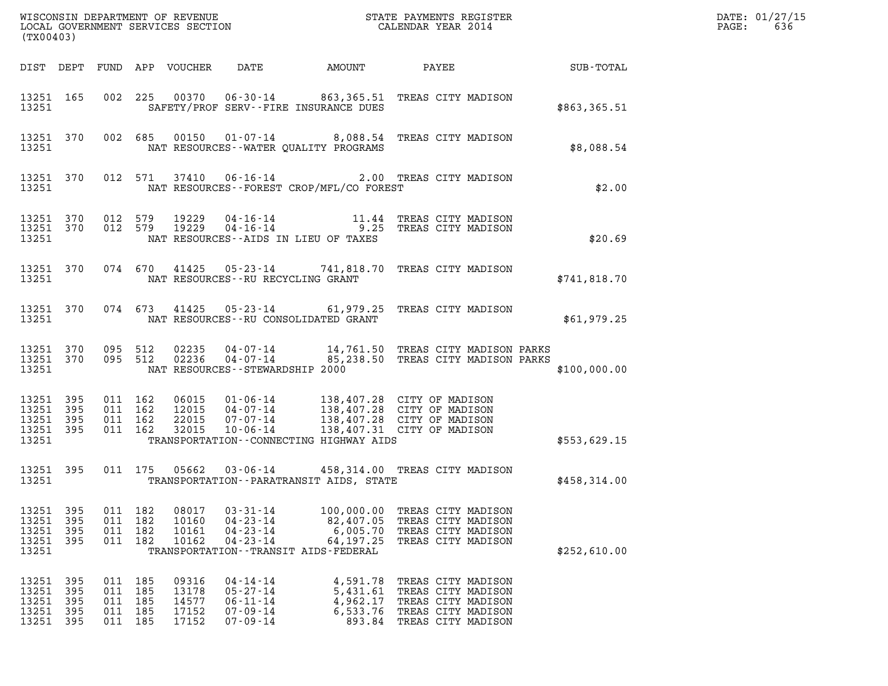WISCONSIN DEPARTMENT OF REVENUE
LOCAL GOVERNMENT SERVICES SECTION
(TX00403)

STATE PAYMENTS REGISTER
CALENDAR YEAR 2014

DATE: 01/27/15
PAGE: 636

| DIST | DEPT | FUND | APP | VOUCHER | DATE | AMOUNT | PAYEE | SUB-TOTAL |
|---|---|---|---|---|---|---|---|---|
| 13251 | 165 | 002 | 225 | 00370 | 06-30-14 | 863,365.51 | TREAS CITY MADISON | |
| 13251 | | | | | SAFETY/PROF SERV--FIRE INSURANCE DUES | | | $863,365.51 |
| 13251 | 370 | 002 | 685 | 00150 | 01-07-14 | 8,088.54 | TREAS CITY MADISON | |
| 13251 | | | | | NAT RESOURCES--WATER QUALITY PROGRAMS | | | $8,088.54 |
| 13251 | 370 | 012 | 571 | 37410 | 06-16-14 | 2.00 | TREAS CITY MADISON | |
| 13251 | | | | | NAT RESOURCES--FOREST CROP/MFL/CO FOREST | | | $2.00 |
| 13251 | 370 | 012 | 579 | 19229 | 04-16-14 | 11.44 | TREAS CITY MADISON | |
| 13251 | 370 | 012 | 579 | 19229 | 04-16-14 | 9.25 | TREAS CITY MADISON | |
| 13251 | | | | | NAT RESOURCES--AIDS IN LIEU OF TAXES | | | $20.69 |
| 13251 | 370 | 074 | 670 | 41425 | 05-23-14 | 741,818.70 | TREAS CITY MADISON | |
| 13251 | | | | | NAT RESOURCES--RU RECYCLING GRANT | | | $741,818.70 |
| 13251 | 370 | 074 | 673 | 41425 | 05-23-14 | 61,979.25 | TREAS CITY MADISON | |
| 13251 | | | | | NAT RESOURCES--RU CONSOLIDATED GRANT | | | $61,979.25 |
| 13251 | 370 | 095 | 512 | 02235 | 04-07-14 | 14,761.50 | TREAS CITY MADISON PARKS | |
| 13251 | 370 | 095 | 512 | 02236 | 04-07-14 | 85,238.50 | TREAS CITY MADISON PARKS | |
| 13251 | | | | | NAT RESOURCES--STEWARDSHIP 2000 | | | $100,000.00 |
| 13251 | 395 | 011 | 162 | 06015 | 01-06-14 | 138,407.28 | CITY OF MADISON | |
| 13251 | 395 | 011 | 162 | 12015 | 04-07-14 | 138,407.28 | CITY OF MADISON | |
| 13251 | 395 | 011 | 162 | 22015 | 07-07-14 | 138,407.28 | CITY OF MADISON | |
| 13251 | 395 | 011 | 162 | 32015 | 10-06-14 | 138,407.31 | CITY OF MADISON | |
| 13251 | | | | | TRANSPORTATION--CONNECTING HIGHWAY AIDS | | | $553,629.15 |
| 13251 | 395 | 011 | 175 | 05662 | 03-06-14 | 458,314.00 | TREAS CITY MADISON | |
| 13251 | | | | | TRANSPORTATION--PARATRANSIT AIDS, STATE | | | $458,314.00 |
| 13251 | 395 | 011 | 182 | 08017 | 03-31-14 | 100,000.00 | TREAS CITY MADISON | |
| 13251 | 395 | 011 | 182 | 10160 | 04-23-14 | 82,407.05 | TREAS CITY MADISON | |
| 13251 | 395 | 011 | 182 | 10161 | 04-23-14 | 6,005.70 | TREAS CITY MADISON | |
| 13251 | 395 | 011 | 182 | 10162 | 04-23-14 | 64,197.25 | TREAS CITY MADISON | |
| 13251 | | | | | TRANSPORTATION--TRANSIT AIDS-FEDERAL | | | $252,610.00 |
| 13251 | 395 | 011 | 185 | 09316 | 04-14-14 | 4,591.78 | TREAS CITY MADISON | |
| 13251 | 395 | 011 | 185 | 13178 | 05-27-14 | 5,431.61 | TREAS CITY MADISON | |
| 13251 | 395 | 011 | 185 | 14577 | 06-11-14 | 4,962.17 | TREAS CITY MADISON | |
| 13251 | 395 | 011 | 185 | 17152 | 07-09-14 | 6,533.76 | TREAS CITY MADISON | |
| 13251 | 395 | 011 | 185 | 17152 | 07-09-14 | 893.84 | TREAS CITY MADISON | |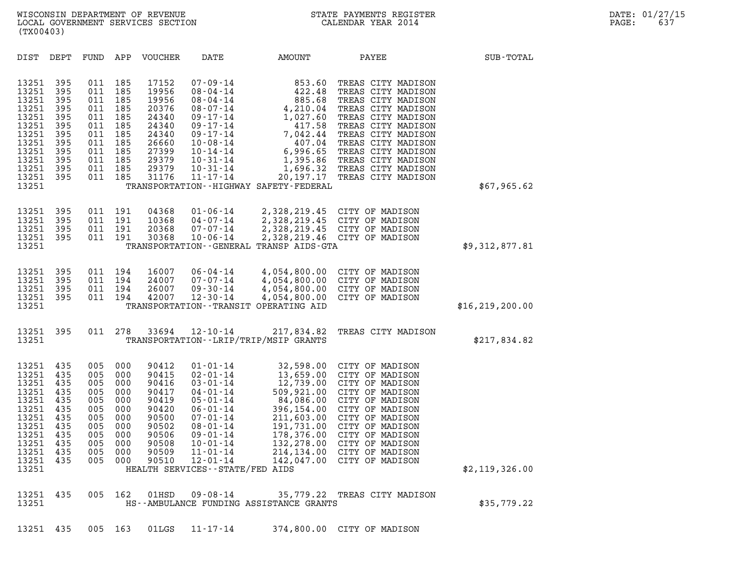WISCONSIN DEPARTMENT OF REVENUE
LOCAL GOVERNMENT SERVICES SECTION
(TX00403)

STATE PAYMENTS REGISTER
CALENDAR YEAR 2014

DATE: 01/27/15
PAGE: 637

| DIST | DEPT | FUND | APP | VOUCHER | DATE | AMOUNT | PAYEE | SUB-TOTAL |
|---|---|---|---|---|---|---|---|---|
| 13251 | 395 | 011 | 185 | 17152 | 07-09-14 | 853.60 | TREAS CITY MADISON | |
| 13251 | 395 | 011 | 185 | 19956 | 08-04-14 | 422.48 | TREAS CITY MADISON | |
| 13251 | 395 | 011 | 185 | 19956 | 08-04-14 | 885.68 | TREAS CITY MADISON | |
| 13251 | 395 | 011 | 185 | 20376 | 08-07-14 | 4,210.04 | TREAS CITY MADISON | |
| 13251 | 395 | 011 | 185 | 24340 | 09-17-14 | 1,027.60 | TREAS CITY MADISON | |
| 13251 | 395 | 011 | 185 | 24340 | 09-17-14 | 417.58 | TREAS CITY MADISON | |
| 13251 | 395 | 011 | 185 | 24340 | 09-17-14 | 7,042.44 | TREAS CITY MADISON | |
| 13251 | 395 | 011 | 185 | 26660 | 10-08-14 | 407.04 | TREAS CITY MADISON | |
| 13251 | 395 | 011 | 185 | 27399 | 10-14-14 | 6,996.65 | TREAS CITY MADISON | |
| 13251 | 395 | 011 | 185 | 29379 | 10-31-14 | 1,395.86 | TREAS CITY MADISON | |
| 13251 | 395 | 011 | 185 | 29379 | 10-31-14 | 1,696.32 | TREAS CITY MADISON | |
| 13251 | 395 | 011 | 185 | 31176 | 11-17-14 | 20,197.17 | TREAS CITY MADISON | |
| 13251 | | | | | TRANSPORTATION--HIGHWAY SAFETY-FEDERAL | | | $67,965.62 |
| 13251 | 395 | 011 | 191 | 04368 | 01-06-14 | 2,328,219.45 | CITY OF MADISON | |
| 13251 | 395 | 011 | 191 | 10368 | 04-07-14 | 2,328,219.45 | CITY OF MADISON | |
| 13251 | 395 | 011 | 191 | 20368 | 07-07-14 | 2,328,219.45 | CITY OF MADISON | |
| 13251 | 395 | 011 | 191 | 30368 | 10-06-14 | 2,328,219.46 | CITY OF MADISON | |
| 13251 | | | | | TRANSPORTATION--GENERAL TRANSP AIDS-GTA | | | $9,312,877.81 |
| 13251 | 395 | 011 | 194 | 16007 | 06-04-14 | 4,054,800.00 | CITY OF MADISON | |
| 13251 | 395 | 011 | 194 | 24007 | 07-07-14 | 4,054,800.00 | CITY OF MADISON | |
| 13251 | 395 | 011 | 194 | 26007 | 09-30-14 | 4,054,800.00 | CITY OF MADISON | |
| 13251 | 395 | 011 | 194 | 42007 | 12-30-14 | 4,054,800.00 | CITY OF MADISON | |
| 13251 | | | | | TRANSPORTATION--TRANSIT OPERATING AID | | | $16,219,200.00 |
| 13251 | 395 | 011 | 278 | 33694 | 12-10-14 | 217,834.82 | TREAS CITY MADISON | |
| 13251 | | | | | TRANSPORTATION--LRIP/TRIP/MSIP GRANTS | | | $217,834.82 |
| 13251 | 435 | 005 | 000 | 90412 | 01-01-14 | 32,598.00 | CITY OF MADISON | |
| 13251 | 435 | 005 | 000 | 90415 | 02-01-14 | 13,659.00 | CITY OF MADISON | |
| 13251 | 435 | 005 | 000 | 90416 | 03-01-14 | 12,739.00 | CITY OF MADISON | |
| 13251 | 435 | 005 | 000 | 90417 | 04-01-14 | 509,921.00 | CITY OF MADISON | |
| 13251 | 435 | 005 | 000 | 90419 | 05-01-14 | 84,086.00 | CITY OF MADISON | |
| 13251 | 435 | 005 | 000 | 90420 | 06-01-14 | 396,154.00 | CITY OF MADISON | |
| 13251 | 435 | 005 | 000 | 90500 | 07-01-14 | 211,603.00 | CITY OF MADISON | |
| 13251 | 435 | 005 | 000 | 90502 | 08-01-14 | 191,731.00 | CITY OF MADISON | |
| 13251 | 435 | 005 | 000 | 90506 | 09-01-14 | 178,376.00 | CITY OF MADISON | |
| 13251 | 435 | 005 | 000 | 90508 | 10-01-14 | 132,278.00 | CITY OF MADISON | |
| 13251 | 435 | 005 | 000 | 90509 | 11-01-14 | 214,134.00 | CITY OF MADISON | |
| 13251 | 435 | 005 | 000 | 90510 | 12-01-14 | 142,047.00 | CITY OF MADISON | |
| 13251 | | | | | HEALTH SERVICES--STATE/FED AIDS | | | $2,119,326.00 |
| 13251 | 435 | 005 | 162 | 01HSD | 09-08-14 | 35,779.22 | TREAS CITY MADISON | |
| 13251 | | | | | HS--AMBULANCE FUNDING ASSISTANCE GRANTS | | | $35,779.22 |
| 13251 | 435 | 005 | 163 | 01LGS | 11-17-14 | 374,800.00 | CITY OF MADISON | |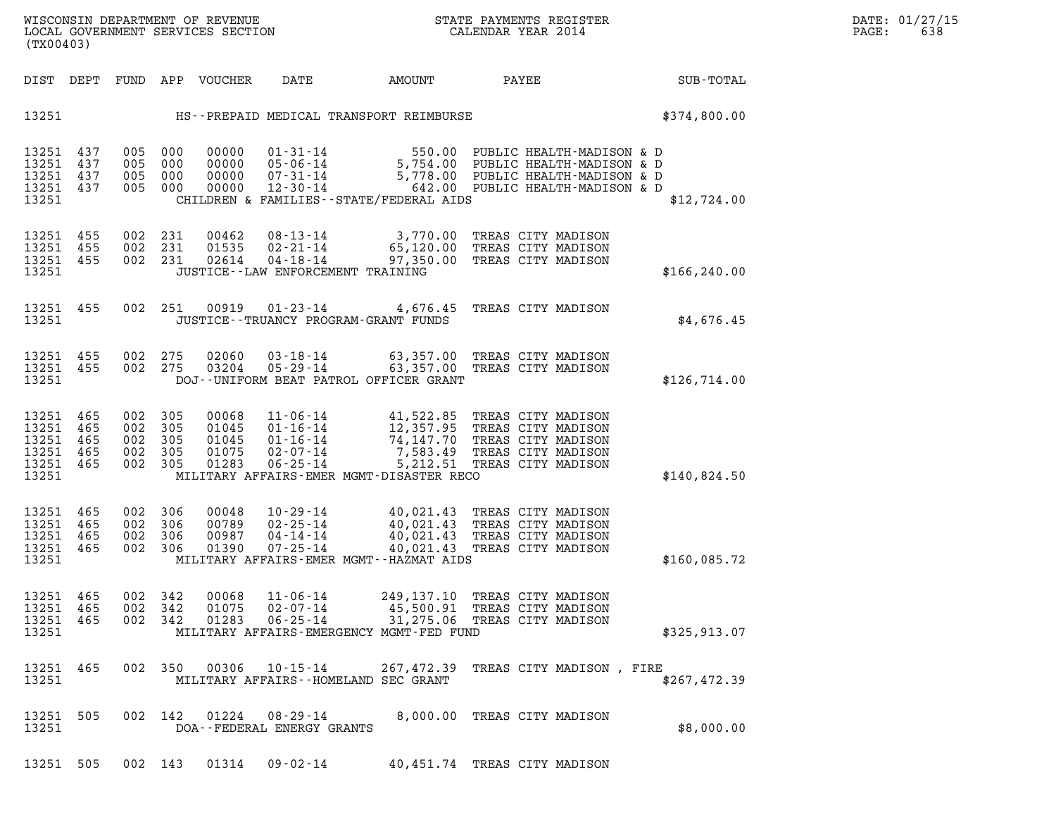WISCONSIN DEPARTMENT OF REVENUE
LOCAL GOVERNMENT SERVICES SECTION
(TX00403)

STATE PAYMENTS REGISTER
CALENDAR YEAR 2014

DATE: 01/27/15

| DIST | DEPT | FUND | APP | VOUCHER | DATE | AMOUNT | PAYEE | SUB-TOTAL |
|---|---|---|---|---|---|---|---|---|
| 13251 | | | | | HS--PREPAID MEDICAL TRANSPORT REIMBURSE | | | $374,800.00 |
| 13251 | 437 | 005 | 000 | 00000 | 01-31-14 | 550.00 | PUBLIC HEALTH-MADISON & D | |
| 13251 | 437 | 005 | 000 | 00000 | 05-06-14 | 5,754.00 | PUBLIC HEALTH-MADISON & D | |
| 13251 | 437 | 005 | 000 | 00000 | 07-31-14 | 5,778.00 | PUBLIC HEALTH-MADISON & D | |
| 13251 | 437 | 005 | 000 | 00000 | 12-30-14 | 642.00 | PUBLIC HEALTH-MADISON & D | |
| 13251 | | | | | CHILDREN & FAMILIES--STATE/FEDERAL AIDS | | | $12,724.00 |
| 13251 | 455 | 002 | 231 | 00462 | 08-13-14 | 3,770.00 | TREAS CITY MADISON | |
| 13251 | 455 | 002 | 231 | 01535 | 02-21-14 | 65,120.00 | TREAS CITY MADISON | |
| 13251 | 455 | 002 | 231 | 02614 | 04-18-14 | 97,350.00 | TREAS CITY MADISON | |
| 13251 | | | | | JUSTICE--LAW ENFORCEMENT TRAINING | | | $166,240.00 |
| 13251 | 455 | 002 | 251 | 00919 | 01-23-14 | 4,676.45 | TREAS CITY MADISON | |
| 13251 | | | | | JUSTICE--TRUANCY PROGRAM-GRANT FUNDS | | | $4,676.45 |
| 13251 | 455 | 002 | 275 | 02060 | 03-18-14 | 63,357.00 | TREAS CITY MADISON | |
| 13251 | 455 | 002 | 275 | 03204 | 05-29-14 | 63,357.00 | TREAS CITY MADISON | |
| 13251 | | | | | DOJ--UNIFORM BEAT PATROL OFFICER GRANT | | | $126,714.00 |
| 13251 | 465 | 002 | 305 | 00068 | 11-06-14 | 41,522.85 | TREAS CITY MADISON | |
| 13251 | 465 | 002 | 305 | 01045 | 01-16-14 | 12,357.95 | TREAS CITY MADISON | |
| 13251 | 465 | 002 | 305 | 01045 | 01-16-14 | 74,147.70 | TREAS CITY MADISON | |
| 13251 | 465 | 002 | 305 | 01075 | 02-07-14 | 7,583.49 | TREAS CITY MADISON | |
| 13251 | 465 | 002 | 305 | 01283 | 06-25-14 | 5,212.51 | TREAS CITY MADISON | |
| 13251 | | | | | MILITARY AFFAIRS-EMER MGMT-DISASTER RECO | | | $140,824.50 |
| 13251 | 465 | 002 | 306 | 00048 | 10-29-14 | 40,021.43 | TREAS CITY MADISON | |
| 13251 | 465 | 002 | 306 | 00789 | 02-25-14 | 40,021.43 | TREAS CITY MADISON | |
| 13251 | 465 | 002 | 306 | 00987 | 04-14-14 | 40,021.43 | TREAS CITY MADISON | |
| 13251 | 465 | 002 | 306 | 01390 | 07-25-14 | 40,021.43 | TREAS CITY MADISON | |
| 13251 | | | | | MILITARY AFFAIRS-EMER MGMT--HAZMAT AIDS | | | $160,085.72 |
| 13251 | 465 | 002 | 342 | 00068 | 11-06-14 | 249,137.10 | TREAS CITY MADISON | |
| 13251 | 465 | 002 | 342 | 01075 | 02-07-14 | 45,500.91 | TREAS CITY MADISON | |
| 13251 | 465 | 002 | 342 | 01283 | 06-25-14 | 31,275.06 | TREAS CITY MADISON | |
| 13251 | | | | | MILITARY AFFAIRS-EMERGENCY MGMT-FED FUND | | | $325,913.07 |
| 13251 | 465 | 002 | 350 | 00306 | 10-15-14 | 267,472.39 | TREAS CITY MADISON , FIRE | |
| 13251 | | | | | MILITARY AFFAIRS--HOMELAND SEC GRANT | | | $267,472.39 |
| 13251 | 505 | 002 | 142 | 01224 | 08-29-14 | 8,000.00 | TREAS CITY MADISON | |
| 13251 | | | | | DOA--FEDERAL ENERGY GRANTS | | | $8,000.00 |
| 13251 | 505 | 002 | 143 | 01314 | 09-02-14 | 40,451.74 | TREAS CITY MADISON | |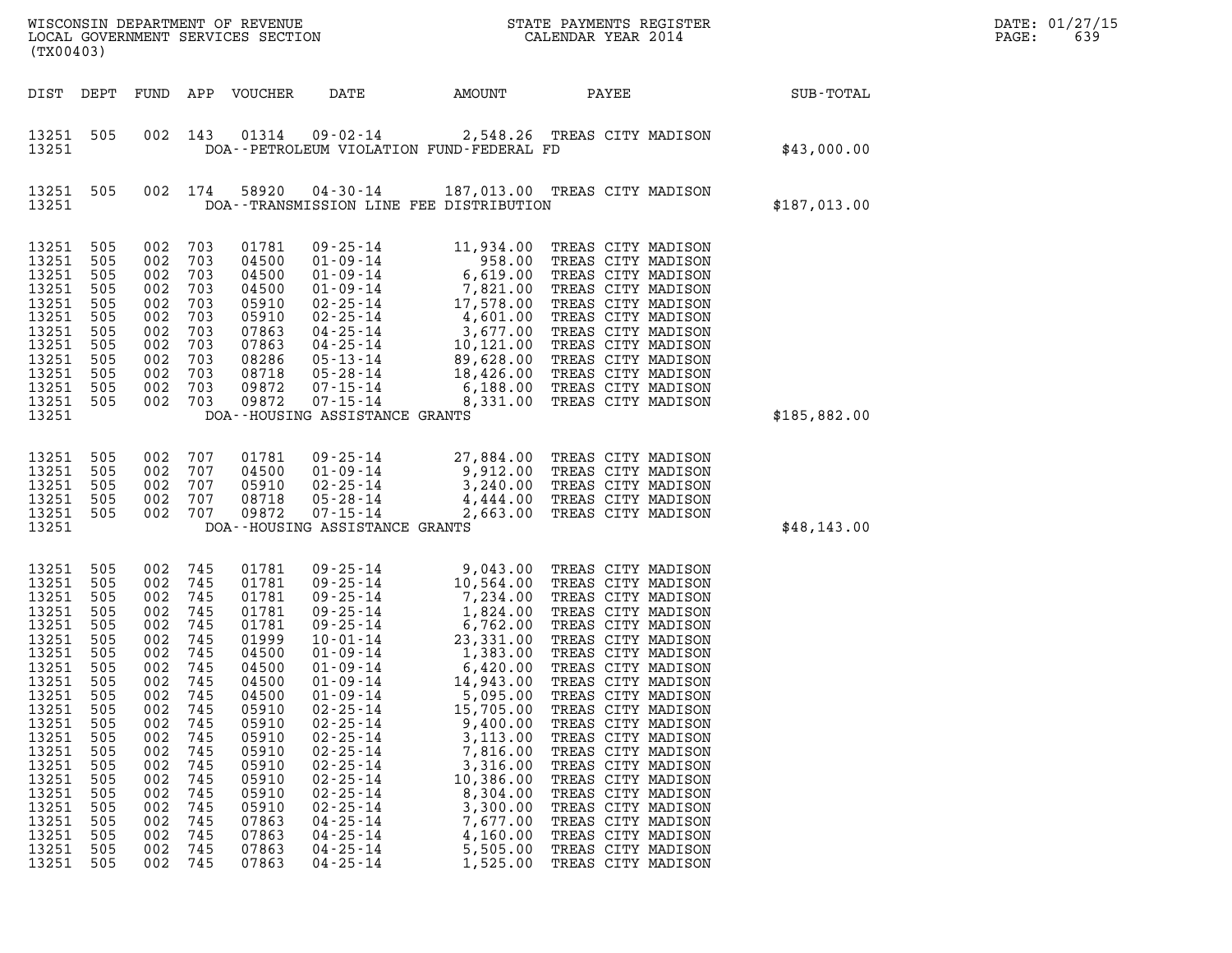WISCONSIN DEPARTMENT OF REVENUE
LOCAL GOVERNMENT SERVICES SECTION
(TX00403)

STATE PAYMENTS REGISTER
CALENDAR YEAR 2014

DATE: 01/27/15
PAGE: 639

| DIST | DEPT | FUND | APP | VOUCHER | DATE | AMOUNT | PAYEE | SUB-TOTAL |
|---|---|---|---|---|---|---|---|---|
| 13251 | 505 | 002 | 143 | 01314 | 09-02-14 | 2,548.26 | TREAS CITY MADISON | |
| 13251 | | | | | DOA--PETROLEUM VIOLATION FUND-FEDERAL FD | | | $43,000.00 |
| 13251 | 505 | 002 | 174 | 58920 | 04-30-14 | 187,013.00 | TREAS CITY MADISON | |
| 13251 | | | | | DOA--TRANSMISSION LINE FEE DISTRIBUTION | | | $187,013.00 |
| 13251 | 505 | 002 | 703 | 01781 | 09-25-14 | 11,934.00 | TREAS CITY MADISON | |
| 13251 | 505 | 002 | 703 | 04500 | 01-09-14 | 958.00 | TREAS CITY MADISON | |
| 13251 | 505 | 002 | 703 | 04500 | 01-09-14 | 6,619.00 | TREAS CITY MADISON | |
| 13251 | 505 | 002 | 703 | 04500 | 01-09-14 | 7,821.00 | TREAS CITY MADISON | |
| 13251 | 505 | 002 | 703 | 05910 | 02-25-14 | 17,578.00 | TREAS CITY MADISON | |
| 13251 | 505 | 002 | 703 | 05910 | 02-25-14 | 4,601.00 | TREAS CITY MADISON | |
| 13251 | 505 | 002 | 703 | 07863 | 04-25-14 | 3,677.00 | TREAS CITY MADISON | |
| 13251 | 505 | 002 | 703 | 07863 | 04-25-14 | 10,121.00 | TREAS CITY MADISON | |
| 13251 | 505 | 002 | 703 | 08286 | 05-13-14 | 89,628.00 | TREAS CITY MADISON | |
| 13251 | 505 | 002 | 703 | 08718 | 05-28-14 | 18,426.00 | TREAS CITY MADISON | |
| 13251 | 505 | 002 | 703 | 09872 | 07-15-14 | 6,188.00 | TREAS CITY MADISON | |
| 13251 | 505 | 002 | 703 | 09872 | 07-15-14 | 8,331.00 | TREAS CITY MADISON | |
| 13251 | | | | | DOA--HOUSING ASSISTANCE GRANTS | | | $185,882.00 |
| 13251 | 505 | 002 | 707 | 01781 | 09-25-14 | 27,884.00 | TREAS CITY MADISON | |
| 13251 | 505 | 002 | 707 | 04500 | 01-09-14 | 9,912.00 | TREAS CITY MADISON | |
| 13251 | 505 | 002 | 707 | 05910 | 02-25-14 | 3,240.00 | TREAS CITY MADISON | |
| 13251 | 505 | 002 | 707 | 08718 | 05-28-14 | 4,444.00 | TREAS CITY MADISON | |
| 13251 | 505 | 002 | 707 | 09872 | 07-15-14 | 2,663.00 | TREAS CITY MADISON | |
| 13251 | | | | | DOA--HOUSING ASSISTANCE GRANTS | | | $48,143.00 |
| 13251 | 505 | 002 | 745 | 01781 | 09-25-14 | 9,043.00 | TREAS CITY MADISON | |
| 13251 | 505 | 002 | 745 | 01781 | 09-25-14 | 10,564.00 | TREAS CITY MADISON | |
| 13251 | 505 | 002 | 745 | 01781 | 09-25-14 | 7,234.00 | TREAS CITY MADISON | |
| 13251 | 505 | 002 | 745 | 01781 | 09-25-14 | 1,824.00 | TREAS CITY MADISON | |
| 13251 | 505 | 002 | 745 | 01781 | 09-25-14 | 6,762.00 | TREAS CITY MADISON | |
| 13251 | 505 | 002 | 745 | 01999 | 10-01-14 | 23,331.00 | TREAS CITY MADISON | |
| 13251 | 505 | 002 | 745 | 04500 | 01-09-14 | 1,383.00 | TREAS CITY MADISON | |
| 13251 | 505 | 002 | 745 | 04500 | 01-09-14 | 6,420.00 | TREAS CITY MADISON | |
| 13251 | 505 | 002 | 745 | 04500 | 01-09-14 | 14,943.00 | TREAS CITY MADISON | |
| 13251 | 505 | 002 | 745 | 04500 | 01-09-14 | 5,095.00 | TREAS CITY MADISON | |
| 13251 | 505 | 002 | 745 | 05910 | 02-25-14 | 15,705.00 | TREAS CITY MADISON | |
| 13251 | 505 | 002 | 745 | 05910 | 02-25-14 | 9,400.00 | TREAS CITY MADISON | |
| 13251 | 505 | 002 | 745 | 05910 | 02-25-14 | 3,113.00 | TREAS CITY MADISON | |
| 13251 | 505 | 002 | 745 | 05910 | 02-25-14 | 7,816.00 | TREAS CITY MADISON | |
| 13251 | 505 | 002 | 745 | 05910 | 02-25-14 | 3,316.00 | TREAS CITY MADISON | |
| 13251 | 505 | 002 | 745 | 05910 | 02-25-14 | 10,386.00 | TREAS CITY MADISON | |
| 13251 | 505 | 002 | 745 | 05910 | 02-25-14 | 8,304.00 | TREAS CITY MADISON | |
| 13251 | 505 | 002 | 745 | 05910 | 02-25-14 | 3,300.00 | TREAS CITY MADISON | |
| 13251 | 505 | 002 | 745 | 07863 | 04-25-14 | 7,677.00 | TREAS CITY MADISON | |
| 13251 | 505 | 002 | 745 | 07863 | 04-25-14 | 4,160.00 | TREAS CITY MADISON | |
| 13251 | 505 | 002 | 745 | 07863 | 04-25-14 | 5,505.00 | TREAS CITY MADISON | |
| 13251 | 505 | 002 | 745 | 07863 | 04-25-14 | 1,525.00 | TREAS CITY MADISON | |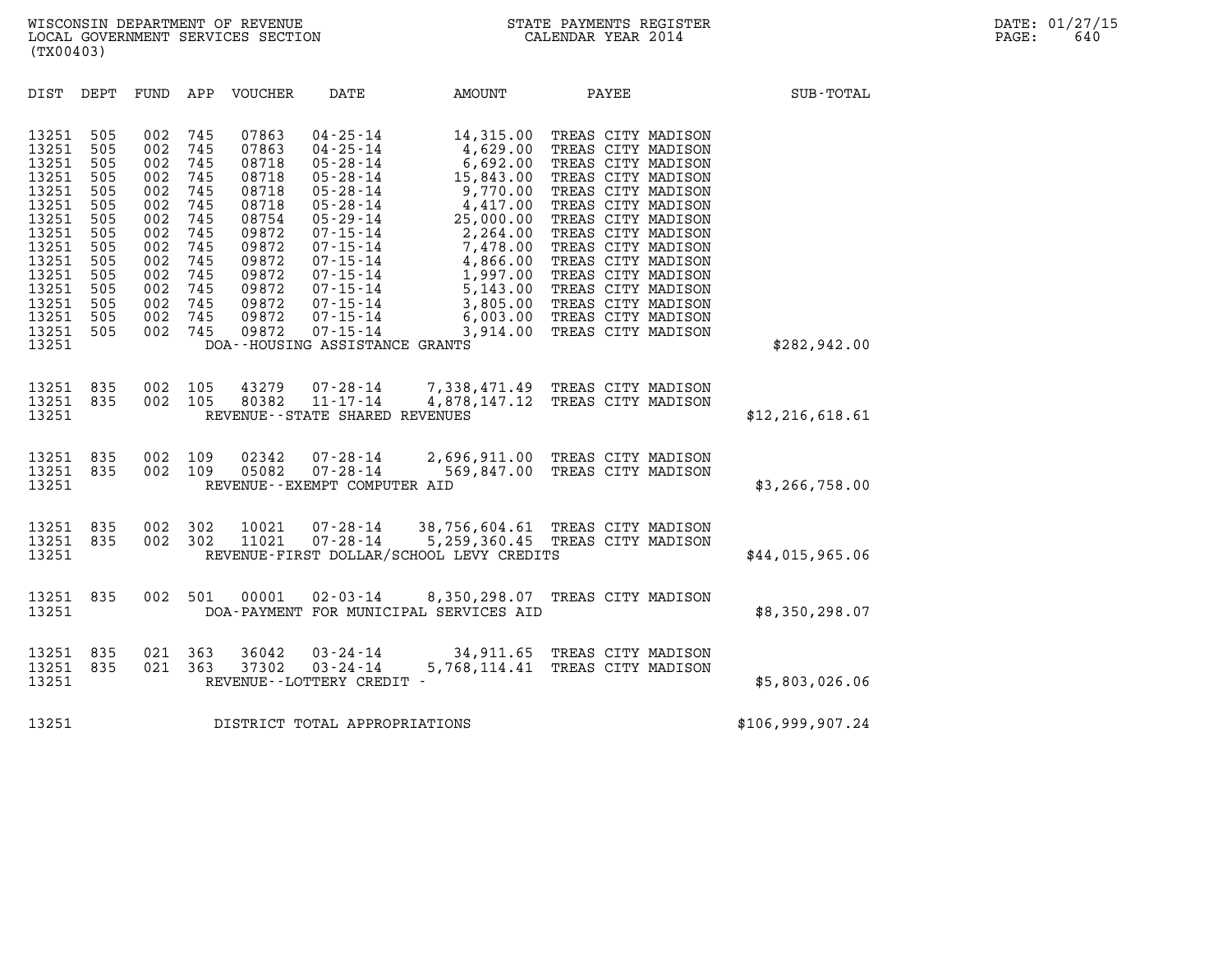WISCONSIN DEPARTMENT OF REVENUE
LOCAL GOVERNMENT SERVICES SECTION
(TX00403)

STATE PAYMENTS REGISTER
CALENDAR YEAR 2014

DATE: 01/27/15
PAGE: 640

| DIST | DEPT | FUND | APP | VOUCHER | DATE | AMOUNT | PAYEE | SUB-TOTAL |
|---|---|---|---|---|---|---|---|---|
| 13251 | 505 | 002 | 745 | 07863 | 04-25-14 | 14,315.00 | TREAS CITY MADISON | |
| 13251 | 505 | 002 | 745 | 07863 | 04-25-14 | 4,629.00 | TREAS CITY MADISON | |
| 13251 | 505 | 002 | 745 | 08718 | 05-28-14 | 6,692.00 | TREAS CITY MADISON | |
| 13251 | 505 | 002 | 745 | 08718 | 05-28-14 | 15,843.00 | TREAS CITY MADISON | |
| 13251 | 505 | 002 | 745 | 08718 | 05-28-14 | 9,770.00 | TREAS CITY MADISON | |
| 13251 | 505 | 002 | 745 | 08718 | 05-28-14 | 4,417.00 | TREAS CITY MADISON | |
| 13251 | 505 | 002 | 745 | 08754 | 05-29-14 | 25,000.00 | TREAS CITY MADISON | |
| 13251 | 505 | 002 | 745 | 09872 | 07-15-14 | 2,264.00 | TREAS CITY MADISON | |
| 13251 | 505 | 002 | 745 | 09872 | 07-15-14 | 7,478.00 | TREAS CITY MADISON | |
| 13251 | 505 | 002 | 745 | 09872 | 07-15-14 | 4,866.00 | TREAS CITY MADISON | |
| 13251 | 505 | 002 | 745 | 09872 | 07-15-14 | 1,997.00 | TREAS CITY MADISON | |
| 13251 | 505 | 002 | 745 | 09872 | 07-15-14 | 5,143.00 | TREAS CITY MADISON | |
| 13251 | 505 | 002 | 745 | 09872 | 07-15-14 | 3,805.00 | TREAS CITY MADISON | |
| 13251 | 505 | 002 | 745 | 09872 | 07-15-14 | 6,003.00 | TREAS CITY MADISON | |
| 13251 | 505 | 002 | 745 | 09872 | 07-15-14 | 3,914.00 | TREAS CITY MADISON | |
| 13251 | | | | | DOA--HOUSING ASSISTANCE GRANTS | | | $282,942.00 |
| 13251 | 835 | 002 | 105 | 43279 | 07-28-14 | 7,338,471.49 | TREAS CITY MADISON | |
| 13251 | 835 | 002 | 105 | 80382 | 11-17-14 | 4,878,147.12 | TREAS CITY MADISON | |
| 13251 | | | | | REVENUE--STATE SHARED REVENUES | | | $12,216,618.61 |
| 13251 | 835 | 002 | 109 | 02342 | 07-28-14 | 2,696,911.00 | TREAS CITY MADISON | |
| 13251 | 835 | 002 | 109 | 05082 | 07-28-14 | 569,847.00 | TREAS CITY MADISON | |
| 13251 | | | | | REVENUE--EXEMPT COMPUTER AID | | | $3,266,758.00 |
| 13251 | 835 | 002 | 302 | 10021 | 07-28-14 | 38,756,604.61 | TREAS CITY MADISON | |
| 13251 | 835 | 002 | 302 | 11021 | 07-28-14 | 5,259,360.45 | TREAS CITY MADISON | |
| 13251 | | | | | REVENUE-FIRST DOLLAR/SCHOOL LEVY CREDITS | | | $44,015,965.06 |
| 13251 | 835 | 002 | 501 | 00001 | 02-03-14 | 8,350,298.07 | TREAS CITY MADISON | |
| 13251 | | | | | DOA-PAYMENT FOR MUNICIPAL SERVICES AID | | | $8,350,298.07 |
| 13251 | 835 | 021 | 363 | 36042 | 03-24-14 | 34,911.65 | TREAS CITY MADISON | |
| 13251 | 835 | 021 | 363 | 37302 | 03-24-14 | 5,768,114.41 | TREAS CITY MADISON | |
| 13251 | | | | | REVENUE--LOTTERY CREDIT - | | | $5,803,026.06 |
| 13251 | | | | | DISTRICT TOTAL APPROPRIATIONS | | | $106,999,907.24 |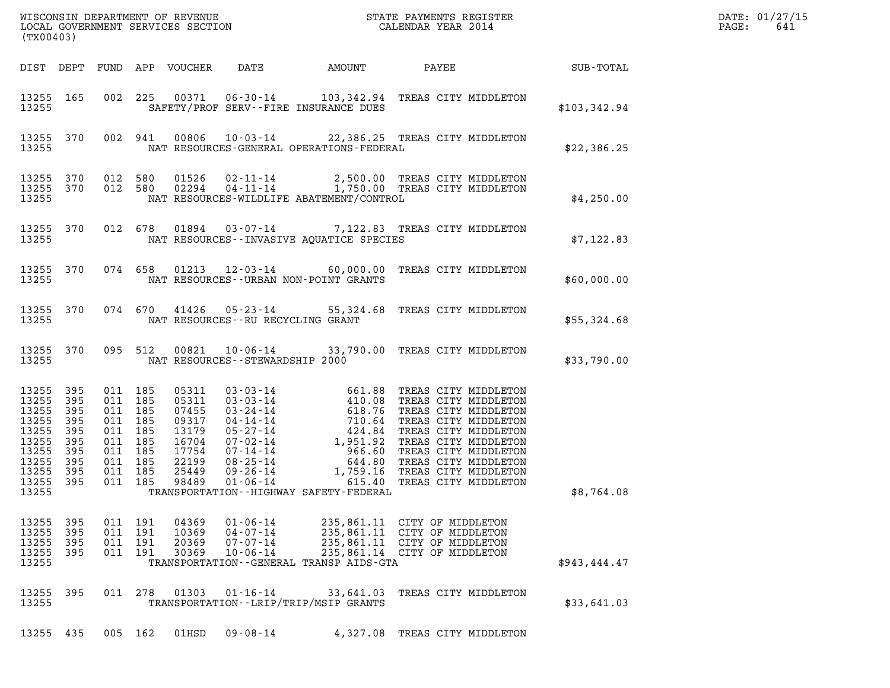WISCONSIN DEPARTMENT OF REVENUE
LOCAL GOVERNMENT SERVICES SECTION
(TX00403)

STATE PAYMENTS REGISTER
CALENDAR YEAR 2014

DATE: 01/27/15
PAGE: 641

| DIST | DEPT | FUND | APP | VOUCHER | DATE | AMOUNT | PAYEE | SUB-TOTAL |
|---|---|---|---|---|---|---|---|---|
| 13255 | 165 | 002 | 225 | 00371 | 06-30-14 | 103,342.94 | TREAS CITY MIDDLETON | |
| 13255 | | | | | SAFETY/PROF SERV--FIRE INSURANCE DUES | | | $103,342.94 |
| 13255 | 370 | 002 | 941 | 00806 | 10-03-14 | 22,386.25 | TREAS CITY MIDDLETON | |
| 13255 | | | | | NAT RESOURCES-GENERAL OPERATIONS-FEDERAL | | | $22,386.25 |
| 13255 | 370 | 012 | 580 | 01526 | 02-11-14 | 2,500.00 | TREAS CITY MIDDLETON | |
| 13255 | 370 | 012 | 580 | 02294 | 04-11-14 | 1,750.00 | TREAS CITY MIDDLETON | |
| 13255 | | | | | NAT RESOURCES-WILDLIFE ABATEMENT/CONTROL | | | $4,250.00 |
| 13255 | 370 | 012 | 678 | 01894 | 03-07-14 | 7,122.83 | TREAS CITY MIDDLETON | |
| 13255 | | | | | NAT RESOURCES--INVASIVE AQUATICE SPECIES | | | $7,122.83 |
| 13255 | 370 | 074 | 658 | 01213 | 12-03-14 | 60,000.00 | TREAS CITY MIDDLETON | |
| 13255 | | | | | NAT RESOURCES--URBAN NON-POINT GRANTS | | | $60,000.00 |
| 13255 | 370 | 074 | 670 | 41426 | 05-23-14 | 55,324.68 | TREAS CITY MIDDLETON | |
| 13255 | | | | | NAT RESOURCES--RU RECYCLING GRANT | | | $55,324.68 |
| 13255 | 370 | 095 | 512 | 00821 | 10-06-14 | 33,790.00 | TREAS CITY MIDDLETON | |
| 13255 | | | | | NAT RESOURCES--STEWARDSHIP 2000 | | | $33,790.00 |
| 13255 | 395 | 011 | 185 | 05311 | 03-03-14 | 661.88 | TREAS CITY MIDDLETON | |
| 13255 | 395 | 011 | 185 | 05311 | 03-03-14 | 410.08 | TREAS CITY MIDDLETON | |
| 13255 | 395 | 011 | 185 | 07455 | 03-24-14 | 618.76 | TREAS CITY MIDDLETON | |
| 13255 | 395 | 011 | 185 | 09317 | 04-14-14 | 710.64 | TREAS CITY MIDDLETON | |
| 13255 | 395 | 011 | 185 | 13179 | 05-27-14 | 424.84 | TREAS CITY MIDDLETON | |
| 13255 | 395 | 011 | 185 | 16704 | 07-02-14 | 1,951.92 | TREAS CITY MIDDLETON | |
| 13255 | 395 | 011 | 185 | 17754 | 07-14-14 | 966.60 | TREAS CITY MIDDLETON | |
| 13255 | 395 | 011 | 185 | 22199 | 08-25-14 | 644.80 | TREAS CITY MIDDLETON | |
| 13255 | 395 | 011 | 185 | 25449 | 09-26-14 | 1,759.16 | TREAS CITY MIDDLETON | |
| 13255 | 395 | 011 | 185 | 98489 | 01-06-14 | 615.40 | TREAS CITY MIDDLETON | |
| 13255 | | | | | TRANSPORTATION--HIGHWAY SAFETY-FEDERAL | | | $8,764.08 |
| 13255 | 395 | 011 | 191 | 04369 | 01-06-14 | 235,861.11 | CITY OF MIDDLETON | |
| 13255 | 395 | 011 | 191 | 10369 | 04-07-14 | 235,861.11 | CITY OF MIDDLETON | |
| 13255 | 395 | 011 | 191 | 20369 | 07-07-14 | 235,861.11 | CITY OF MIDDLETON | |
| 13255 | 395 | 011 | 191 | 30369 | 10-06-14 | 235,861.14 | CITY OF MIDDLETON | |
| 13255 | | | | | TRANSPORTATION--GENERAL TRANSP AIDS-GTA | | | $943,444.47 |
| 13255 | 395 | 011 | 278 | 01303 | 01-16-14 | 33,641.03 | TREAS CITY MIDDLETON | |
| 13255 | | | | | TRANSPORTATION--LRIP/TRIP/MSIP GRANTS | | | $33,641.03 |
| 13255 | 435 | 005 | 162 | 01HSD | 09-08-14 | 4,327.08 | TREAS CITY MIDDLETON | |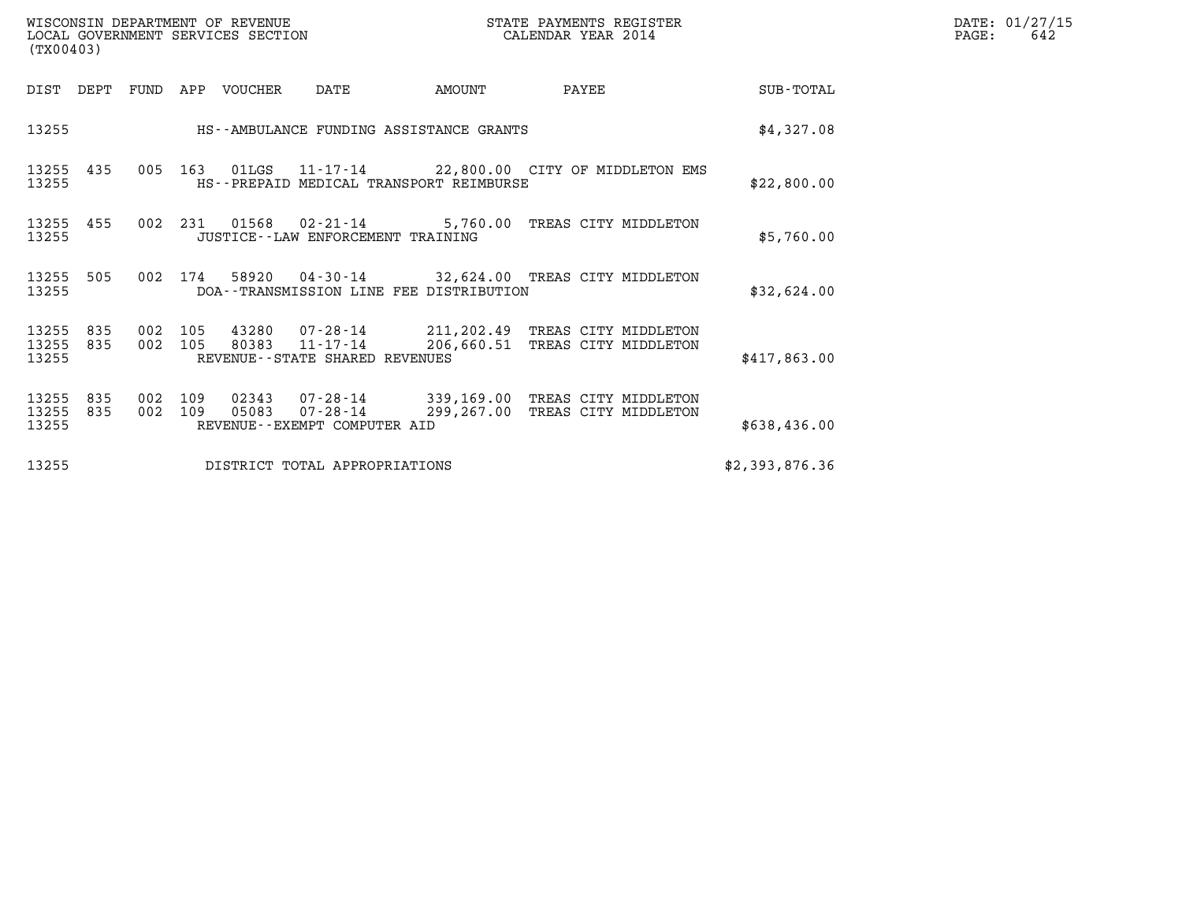WISCONSIN DEPARTMENT OF REVENUE
LOCAL GOVERNMENT SERVICES SECTION
(TX00403)

STATE PAYMENTS REGISTER
CALENDAR YEAR 2014

DATE: 01/27/15
PAGE: 642

| DIST | DEPT | FUND | APP | VOUCHER | DATE | AMOUNT | PAYEE | SUB-TOTAL |
|---|---|---|---|---|---|---|---|---|
| 13255 | | | | | HS--AMBULANCE FUNDING ASSISTANCE GRANTS | | | $4,327.08 |
| 13255 | 435 | 005 | 163 | 01LGS | 11-17-14 | 22,800.00 | CITY OF MIDDLETON EMS | |
| 13255 | | | | | HS--PREPAID MEDICAL TRANSPORT REIMBURSE | | | $22,800.00 |
| 13255 | 455 | 002 | 231 | 01568 | 02-21-14 | 5,760.00 | TREAS CITY MIDDLETON | |
| 13255 | | | | | JUSTICE--LAW ENFORCEMENT TRAINING | | | $5,760.00 |
| 13255 | 505 | 002 | 174 | 58920 | 04-30-14 | 32,624.00 | TREAS CITY MIDDLETON | |
| 13255 | | | | | DOA--TRANSMISSION LINE FEE DISTRIBUTION | | | $32,624.00 |
| 13255 | 835 | 002 | 105 | 43280 | 07-28-14 | 211,202.49 | TREAS CITY MIDDLETON | |
| 13255 | 835 | 002 | 105 | 80383 | 11-17-14 | 206,660.51 | TREAS CITY MIDDLETON | |
| 13255 | | | | | REVENUE--STATE SHARED REVENUES | | | $417,863.00 |
| 13255 | 835 | 002 | 109 | 02343 | 07-28-14 | 339,169.00 | TREAS CITY MIDDLETON | |
| 13255 | 835 | 002 | 109 | 05083 | 07-28-14 | 299,267.00 | TREAS CITY MIDDLETON | |
| 13255 | | | | | REVENUE--EXEMPT COMPUTER AID | | | $638,436.00 |
| 13255 | | | | | DISTRICT TOTAL APPROPRIATIONS | | | $2,393,876.36 |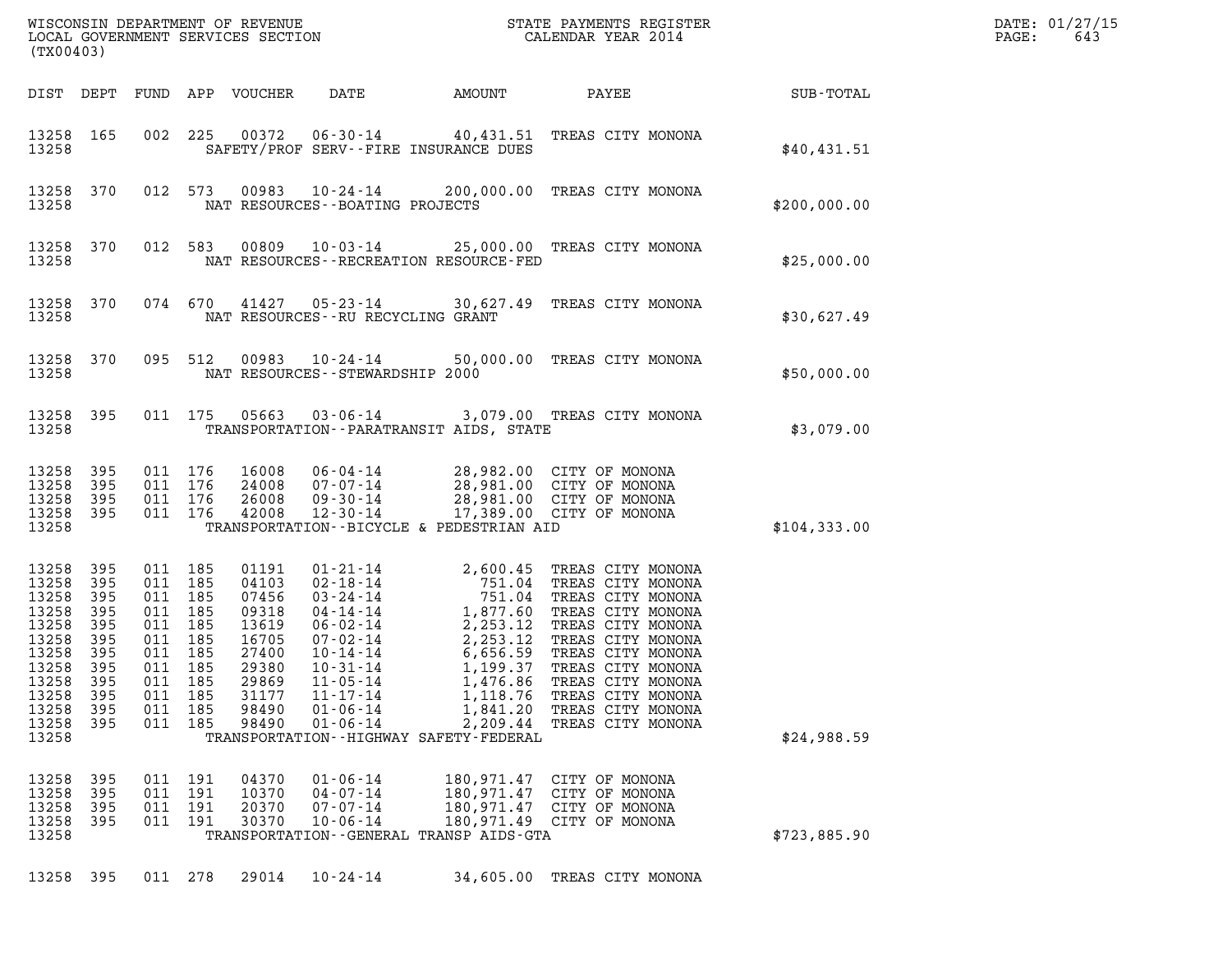WISCONSIN DEPARTMENT OF REVENUE
LOCAL GOVERNMENT SERVICES SECTION
(TX00403)

STATE PAYMENTS REGISTER
CALENDAR YEAR 2014

DATE: 01/27/15
PAGE: 643

| DIST | DEPT | FUND | APP | VOUCHER | DATE | AMOUNT | PAYEE | SUB-TOTAL |
|---|---|---|---|---|---|---|---|---|
| 13258 | 165 | 002 | 225 | 00372 | 06-30-14 | 40,431.51 | TREAS CITY MONONA | |
| 13258 | | | | | SAFETY/PROF SERV--FIRE INSURANCE DUES | | | $40,431.51 |
| 13258 | 370 | 012 | 573 | 00983 | 10-24-14 | 200,000.00 | TREAS CITY MONONA | |
| 13258 | | | | | NAT RESOURCES--BOATING PROJECTS | | | $200,000.00 |
| 13258 | 370 | 012 | 583 | 00809 | 10-03-14 | 25,000.00 | TREAS CITY MONONA | |
| 13258 | | | | | NAT RESOURCES--RECREATION RESOURCE-FED | | | $25,000.00 |
| 13258 | 370 | 074 | 670 | 41427 | 05-23-14 | 30,627.49 | TREAS CITY MONONA | |
| 13258 | | | | | NAT RESOURCES--RU RECYCLING GRANT | | | $30,627.49 |
| 13258 | 370 | 095 | 512 | 00983 | 10-24-14 | 50,000.00 | TREAS CITY MONONA | |
| 13258 | | | | | NAT RESOURCES--STEWARDSHIP 2000 | | | $50,000.00 |
| 13258 | 395 | 011 | 175 | 05663 | 03-06-14 | 3,079.00 | TREAS CITY MONONA | |
| 13258 | | | | | TRANSPORTATION--PARATRANSIT AIDS, STATE | | | $3,079.00 |
| 13258 | 395 | 011 | 176 | 16008 | 06-04-14 | 28,982.00 | CITY OF MONONA | |
| 13258 | 395 | 011 | 176 | 24008 | 07-07-14 | 28,981.00 | CITY OF MONONA | |
| 13258 | 395 | 011 | 176 | 26008 | 09-30-14 | 28,981.00 | CITY OF MONONA | |
| 13258 | 395 | 011 | 176 | 42008 | 12-30-14 | 17,389.00 | CITY OF MONONA | |
| 13258 | | | | | TRANSPORTATION--BICYCLE & PEDESTRIAN AID | | | $104,333.00 |
| 13258 | 395 | 011 | 185 | 01191 | 01-21-14 | 2,600.45 | TREAS CITY MONONA | |
| 13258 | 395 | 011 | 185 | 04103 | 02-18-14 | 751.04 | TREAS CITY MONONA | |
| 13258 | 395 | 011 | 185 | 07456 | 03-24-14 | 751.04 | TREAS CITY MONONA | |
| 13258 | 395 | 011 | 185 | 09318 | 04-14-14 | 1,877.60 | TREAS CITY MONONA | |
| 13258 | 395 | 011 | 185 | 13619 | 06-02-14 | 2,253.12 | TREAS CITY MONONA | |
| 13258 | 395 | 011 | 185 | 16705 | 07-02-14 | 2,253.12 | TREAS CITY MONONA | |
| 13258 | 395 | 011 | 185 | 27400 | 10-14-14 | 6,656.59 | TREAS CITY MONONA | |
| 13258 | 395 | 011 | 185 | 29380 | 10-31-14 | 1,199.37 | TREAS CITY MONONA | |
| 13258 | 395 | 011 | 185 | 29869 | 11-05-14 | 1,476.86 | TREAS CITY MONONA | |
| 13258 | 395 | 011 | 185 | 31177 | 11-17-14 | 1,118.76 | TREAS CITY MONONA | |
| 13258 | 395 | 011 | 185 | 98490 | 01-06-14 | 1,841.20 | TREAS CITY MONONA | |
| 13258 | 395 | 011 | 185 | 98490 | 01-06-14 | 2,209.44 | TREAS CITY MONONA | |
| 13258 | | | | | TRANSPORTATION--HIGHWAY SAFETY-FEDERAL | | | $24,988.59 |
| 13258 | 395 | 011 | 191 | 04370 | 01-06-14 | 180,971.47 | CITY OF MONONA | |
| 13258 | 395 | 011 | 191 | 10370 | 04-07-14 | 180,971.47 | CITY OF MONONA | |
| 13258 | 395 | 011 | 191 | 20370 | 07-07-14 | 180,971.47 | CITY OF MONONA | |
| 13258 | 395 | 011 | 191 | 30370 | 10-06-14 | 180,971.49 | CITY OF MONONA | |
| 13258 | | | | | TRANSPORTATION--GENERAL TRANSP AIDS-GTA | | | $723,885.90 |
| 13258 | 395 | 011 | 278 | 29014 | 10-24-14 | 34,605.00 | TREAS CITY MONONA | |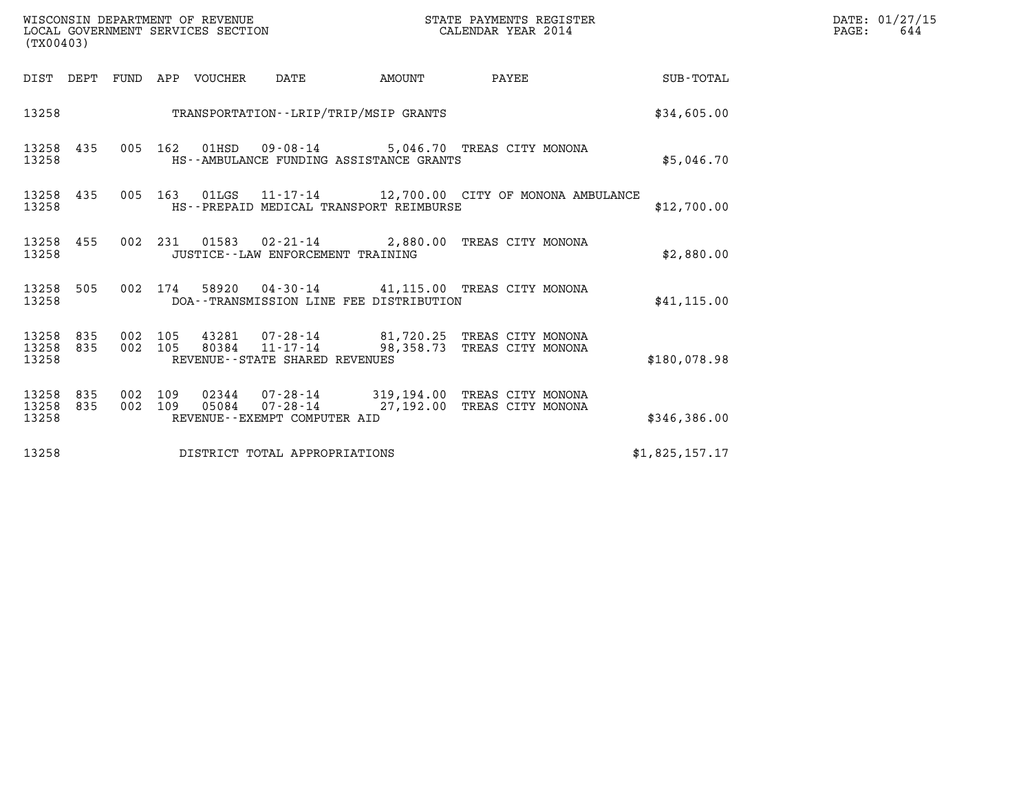WISCONSIN DEPARTMENT OF REVENUE
LOCAL GOVERNMENT SERVICES SECTION
(TX00403)

STATE PAYMENTS REGISTER
CALENDAR YEAR 2014

DATE: 01/27/15
PAGE: 644

| DIST | DEPT | FUND | APP | VOUCHER | DATE | AMOUNT | PAYEE | SUB-TOTAL |
|---|---|---|---|---|---|---|---|---|
| 13258 | | | | | TRANSPORTATION--LRIP/TRIP/MSIP GRANTS | | | $34,605.00 |
| 13258 | 435 | 005 | 162 | 01HSD | 09-08-14 | 5,046.70 | TREAS CITY MONONA | |
| 13258 | | | | | HS--AMBULANCE FUNDING ASSISTANCE GRANTS | | | $5,046.70 |
| 13258 | 435 | 005 | 163 | 01LGS | 11-17-14 | 12,700.00 | CITY OF MONONA AMBULANCE | |
| 13258 | | | | | HS--PREPAID MEDICAL TRANSPORT REIMBURSE | | | $12,700.00 |
| 13258 | 455 | 002 | 231 | 01583 | 02-21-14 | 2,880.00 | TREAS CITY MONONA | |
| 13258 | | | | | JUSTICE--LAW ENFORCEMENT TRAINING | | | $2,880.00 |
| 13258 | 505 | 002 | 174 | 58920 | 04-30-14 | 41,115.00 | TREAS CITY MONONA | |
| 13258 | | | | | DOA--TRANSMISSION LINE FEE DISTRIBUTION | | | $41,115.00 |
| 13258 | 835 | 002 | 105 | 43281 | 07-28-14 | 81,720.25 | TREAS CITY MONONA | |
| 13258 | 835 | 002 | 105 | 80384 | 11-17-14 | 98,358.73 | TREAS CITY MONONA | |
| 13258 | | | | | REVENUE--STATE SHARED REVENUES | | | $180,078.98 |
| 13258 | 835 | 002 | 109 | 02344 | 07-28-14 | 319,194.00 | TREAS CITY MONONA | |
| 13258 | 835 | 002 | 109 | 05084 | 07-28-14 | 27,192.00 | TREAS CITY MONONA | |
| 13258 | | | | | REVENUE--EXEMPT COMPUTER AID | | | $346,386.00 |
| 13258 | | | | | DISTRICT TOTAL APPROPRIATIONS | | | $1,825,157.17 |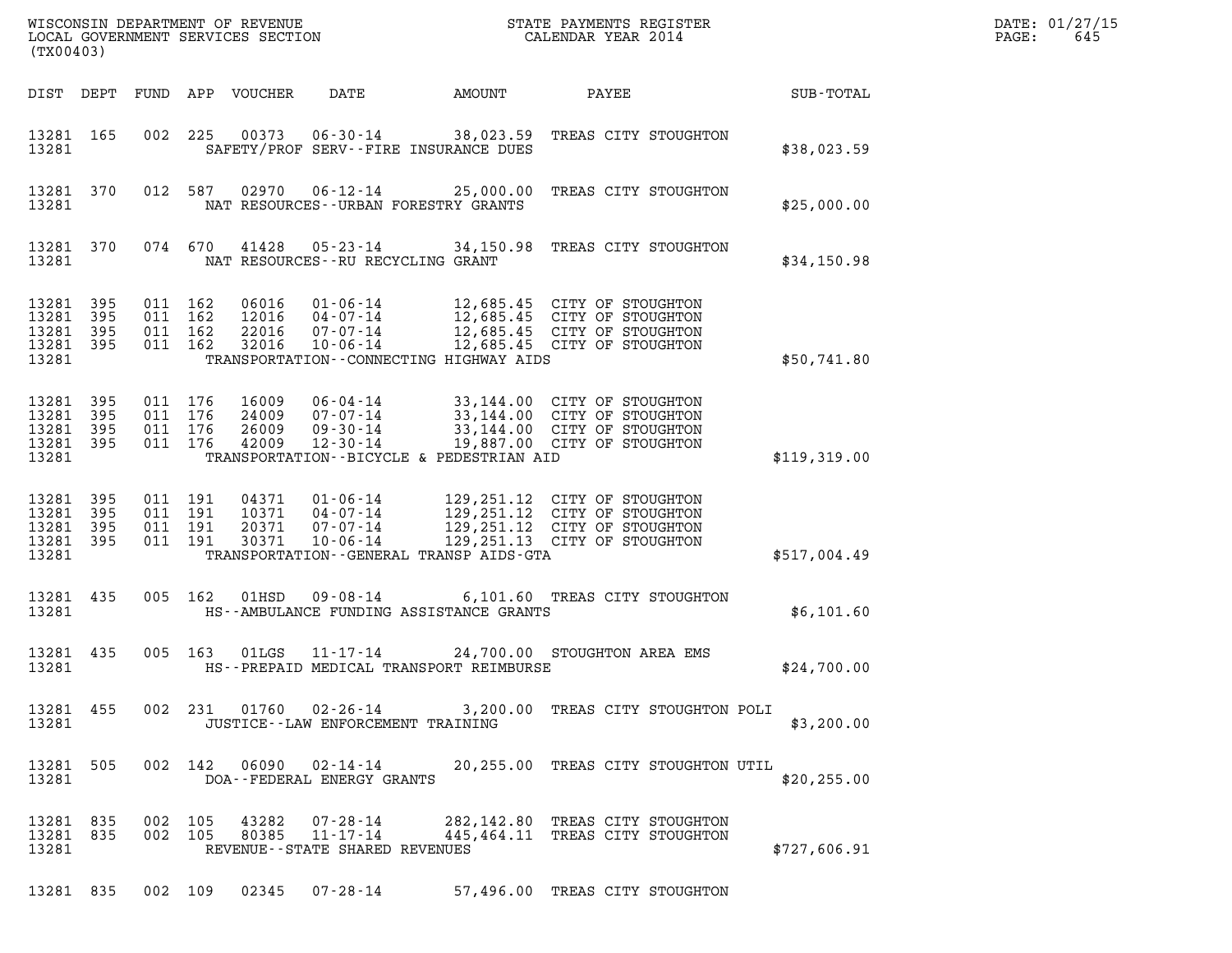WISCONSIN DEPARTMENT OF REVENUE
LOCAL GOVERNMENT SERVICES SECTION
(TX00403)

STATE PAYMENTS REGISTER
CALENDAR YEAR 2014

DATE: 01/27/15

| DIST | DEPT | FUND | APP | VOUCHER | DATE | AMOUNT | PAYEE | SUB-TOTAL |
|---|---|---|---|---|---|---|---|---|
| 13281 | 165 | 002 | 225 | 00373 | 06-30-14 | 38,023.59 | TREAS CITY STOUGHTON | |
| 13281 | | | | SAFETY/PROF SERV--FIRE INSURANCE DUES | | | | $38,023.59 |
| 13281 | 370 | 012 | 587 | 02970 | 06-12-14 | 25,000.00 | TREAS CITY STOUGHTON | |
| 13281 | | | | NAT RESOURCES--URBAN FORESTRY GRANTS | | | | $25,000.00 |
| 13281 | 370 | 074 | 670 | 41428 | 05-23-14 | 34,150.98 | TREAS CITY STOUGHTON | |
| 13281 | | | | NAT RESOURCES--RU RECYCLING GRANT | | | | $34,150.98 |
| 13281 | 395 | 011 | 162 | 06016 | 01-06-14 | 12,685.45 | CITY OF STOUGHTON | |
| 13281 | 395 | 011 | 162 | 12016 | 04-07-14 | 12,685.45 | CITY OF STOUGHTON | |
| 13281 | 395 | 011 | 162 | 22016 | 07-07-14 | 12,685.45 | CITY OF STOUGHTON | |
| 13281 | 395 | 011 | 162 | 32016 | 10-06-14 | 12,685.45 | CITY OF STOUGHTON | |
| 13281 | | | | TRANSPORTATION--CONNECTING HIGHWAY AIDS | | | | $50,741.80 |
| 13281 | 395 | 011 | 176 | 16009 | 06-04-14 | 33,144.00 | CITY OF STOUGHTON | |
| 13281 | 395 | 011 | 176 | 24009 | 07-07-14 | 33,144.00 | CITY OF STOUGHTON | |
| 13281 | 395 | 011 | 176 | 26009 | 09-30-14 | 33,144.00 | CITY OF STOUGHTON | |
| 13281 | 395 | 011 | 176 | 42009 | 12-30-14 | 19,887.00 | CITY OF STOUGHTON | |
| 13281 | | | | TRANSPORTATION--BICYCLE & PEDESTRIAN AID | | | | $119,319.00 |
| 13281 | 395 | 011 | 191 | 04371 | 01-06-14 | 129,251.12 | CITY OF STOUGHTON | |
| 13281 | 395 | 011 | 191 | 10371 | 04-07-14 | 129,251.12 | CITY OF STOUGHTON | |
| 13281 | 395 | 011 | 191 | 20371 | 07-07-14 | 129,251.12 | CITY OF STOUGHTON | |
| 13281 | 395 | 011 | 191 | 30371 | 10-06-14 | 129,251.13 | CITY OF STOUGHTON | |
| 13281 | | | | TRANSPORTATION--GENERAL TRANSP AIDS-GTA | | | | $517,004.49 |
| 13281 | 435 | 005 | 162 | 01HSD | 09-08-14 | 6,101.60 | TREAS CITY STOUGHTON | |
| 13281 | | | | HS--AMBULANCE FUNDING ASSISTANCE GRANTS | | | | $6,101.60 |
| 13281 | 435 | 005 | 163 | 01LGS | 11-17-14 | 24,700.00 | STOUGHTON AREA EMS | |
| 13281 | | | | HS--PREPAID MEDICAL TRANSPORT REIMBURSE | | | | $24,700.00 |
| 13281 | 455 | 002 | 231 | 01760 | 02-26-14 | 3,200.00 | TREAS CITY STOUGHTON POLI | |
| 13281 | | | | JUSTICE--LAW ENFORCEMENT TRAINING | | | | $3,200.00 |
| 13281 | 505 | 002 | 142 | 06090 | 02-14-14 | 20,255.00 | TREAS CITY STOUGHTON UTIL | |
| 13281 | | | | DOA--FEDERAL ENERGY GRANTS | | | | $20,255.00 |
| 13281 | 835 | 002 | 105 | 43282 | 07-28-14 | 282,142.80 | TREAS CITY STOUGHTON | |
| 13281 | 835 | 002 | 105 | 80385 | 11-17-14 | 445,464.11 | TREAS CITY STOUGHTON | |
| 13281 | | | | REVENUE--STATE SHARED REVENUES | | | | $727,606.91 |
| 13281 | 835 | 002 | 109 | 02345 | 07-28-14 | 57,496.00 | TREAS CITY STOUGHTON | |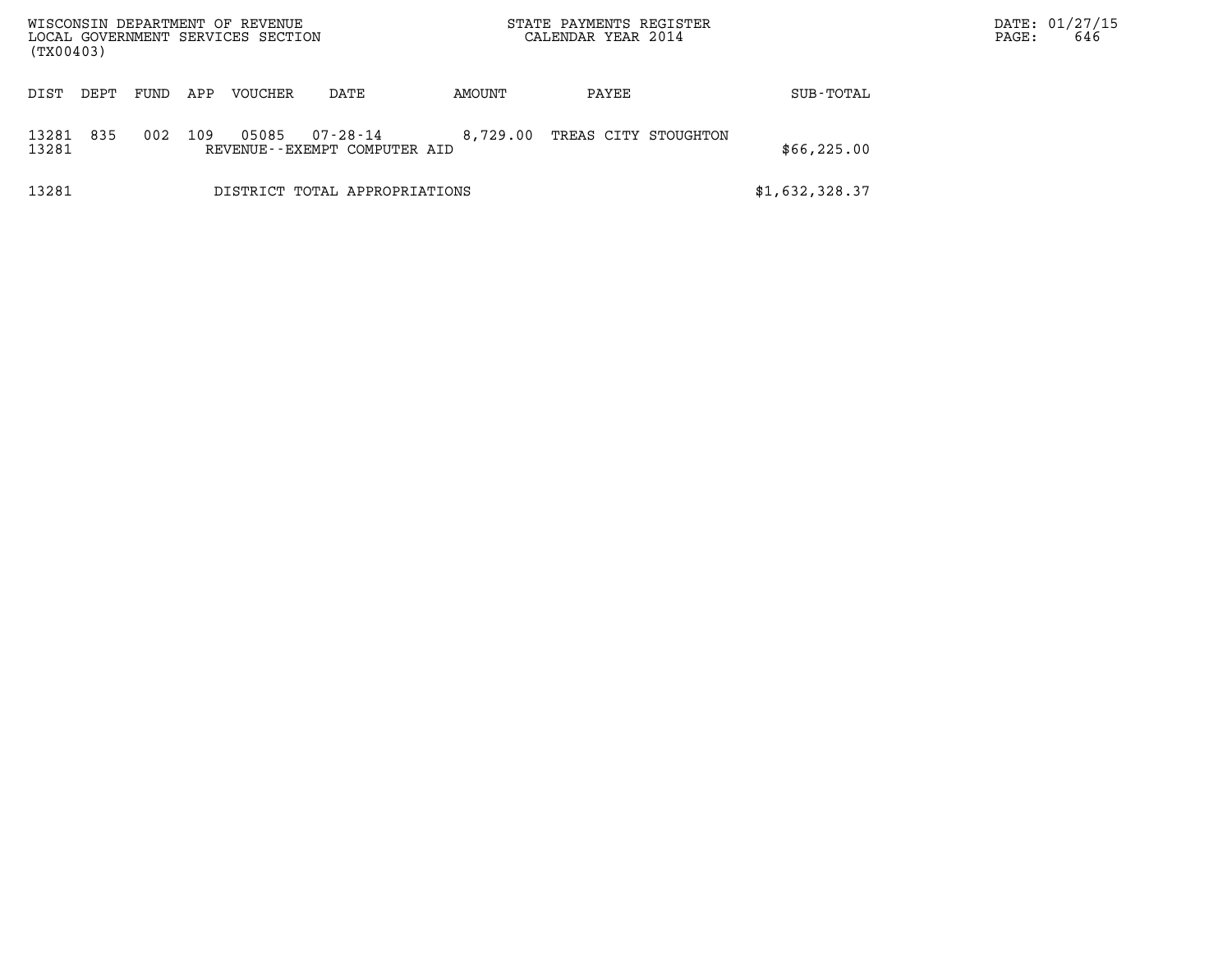WISCONSIN DEPARTMENT OF REVENUE
LOCAL GOVERNMENT SERVICES SECTION
(TX00403)

STATE PAYMENTS REGISTER
CALENDAR YEAR 2014

DATE: 01/27/15

| DIST | DEPT | FUND | APP | VOUCHER | DATE | AMOUNT | PAYEE | SUB-TOTAL |
|---|---|---|---|---|---|---|---|---|
| 13281 | 835 | 002 | 109 | 05085 | 07-28-14 | 8,729.00 | TREAS CITY STOUGHTON | |
| 13281 | | | | REVENUE--EXEMPT COMPUTER AID | | | | $66,225.00 |
| 13281 | | | | DISTRICT TOTAL APPROPRIATIONS | | | | $1,632,328.37 |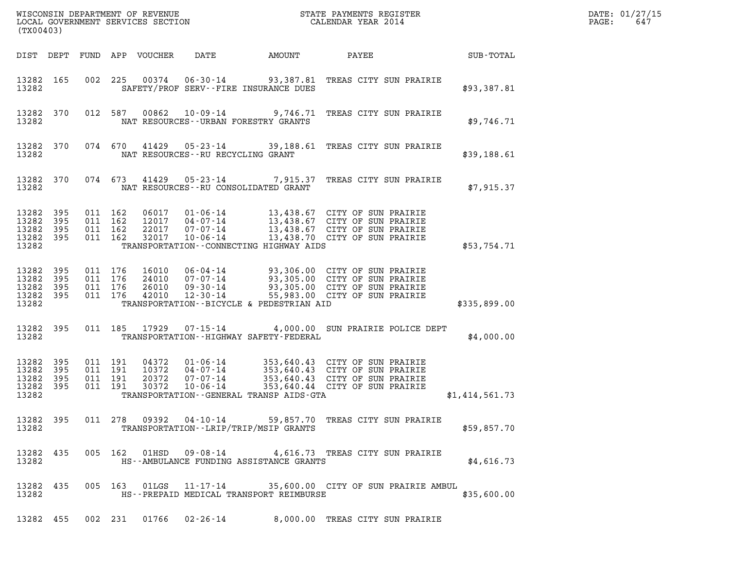WISCONSIN DEPARTMENT OF REVENUE
LOCAL GOVERNMENT SERVICES SECTION
(TX00403)

STATE PAYMENTS REGISTER
CALENDAR YEAR 2014

| DIST | DEPT | FUND | APP | VOUCHER | DATE | AMOUNT | PAYEE | SUB-TOTAL |
|---|---|---|---|---|---|---|---|---|
| 13282 | 165 | 002 | 225 | 00374 | 06-30-14 | 93,387.81 | TREAS CITY SUN PRAIRIE | |
| 13282 | | | | | SAFETY/PROF SERV--FIRE INSURANCE DUES | | | $93,387.81 |
| 13282 | 370 | 012 | 587 | 00862 | 10-09-14 | 9,746.71 | TREAS CITY SUN PRAIRIE | |
| 13282 | | | | | NAT RESOURCES--URBAN FORESTRY GRANTS | | | $9,746.71 |
| 13282 | 370 | 074 | 670 | 41429 | 05-23-14 | 39,188.61 | TREAS CITY SUN PRAIRIE | |
| 13282 | | | | | NAT RESOURCES--RU RECYCLING GRANT | | | $39,188.61 |
| 13282 | 370 | 074 | 673 | 41429 | 05-23-14 | 7,915.37 | TREAS CITY SUN PRAIRIE | |
| 13282 | | | | | NAT RESOURCES--RU CONSOLIDATED GRANT | | | $7,915.37 |
| 13282 | 395 | 011 | 162 | 06017 | 01-06-14 | 13,438.67 | CITY OF SUN PRAIRIE | |
| 13282 | 395 | 011 | 162 | 12017 | 04-07-14 | 13,438.67 | CITY OF SUN PRAIRIE | |
| 13282 | 395 | 011 | 162 | 22017 | 07-07-14 | 13,438.67 | CITY OF SUN PRAIRIE | |
| 13282 | 395 | 011 | 162 | 32017 | 10-06-14 | 13,438.70 | CITY OF SUN PRAIRIE | |
| 13282 | | | | | TRANSPORTATION--CONNECTING HIGHWAY AIDS | | | $53,754.71 |
| 13282 | 395 | 011 | 176 | 16010 | 06-04-14 | 93,306.00 | CITY OF SUN PRAIRIE | |
| 13282 | 395 | 011 | 176 | 24010 | 07-07-14 | 93,305.00 | CITY OF SUN PRAIRIE | |
| 13282 | 395 | 011 | 176 | 26010 | 09-30-14 | 93,305.00 | CITY OF SUN PRAIRIE | |
| 13282 | 395 | 011 | 176 | 42010 | 12-30-14 | 55,983.00 | CITY OF SUN PRAIRIE | |
| 13282 | | | | | TRANSPORTATION--BICYCLE & PEDESTRIAN AID | | | $335,899.00 |
| 13282 | 395 | 011 | 185 | 17929 | 07-15-14 | 4,000.00 | SUN PRAIRIE POLICE DEPT | |
| 13282 | | | | | TRANSPORTATION--HIGHWAY SAFETY-FEDERAL | | | $4,000.00 |
| 13282 | 395 | 011 | 191 | 04372 | 01-06-14 | 353,640.43 | CITY OF SUN PRAIRIE | |
| 13282 | 395 | 011 | 191 | 10372 | 04-07-14 | 353,640.43 | CITY OF SUN PRAIRIE | |
| 13282 | 395 | 011 | 191 | 20372 | 07-07-14 | 353,640.43 | CITY OF SUN PRAIRIE | |
| 13282 | 395 | 011 | 191 | 30372 | 10-06-14 | 353,640.44 | CITY OF SUN PRAIRIE | |
| 13282 | | | | | TRANSPORTATION--GENERAL TRANSP AIDS-GTA | | | $1,414,561.73 |
| 13282 | 395 | 011 | 278 | 09392 | 04-10-14 | 59,857.70 | TREAS CITY SUN PRAIRIE | |
| 13282 | | | | | TRANSPORTATION--LRIP/TRIP/MSIP GRANTS | | | $59,857.70 |
| 13282 | 435 | 005 | 162 | 01HSD | 09-08-14 | 4,616.73 | TREAS CITY SUN PRAIRIE | |
| 13282 | | | | | HS--AMBULANCE FUNDING ASSISTANCE GRANTS | | | $4,616.73 |
| 13282 | 435 | 005 | 163 | 01LGS | 11-17-14 | 35,600.00 | CITY OF SUN PRAIRIE AMBUL | |
| 13282 | | | | | HS--PREPAID MEDICAL TRANSPORT REIMBURSE | | | $35,600.00 |
| 13282 | 455 | 002 | 231 | 01766 | 02-26-14 | 8,000.00 | TREAS CITY SUN PRAIRIE | |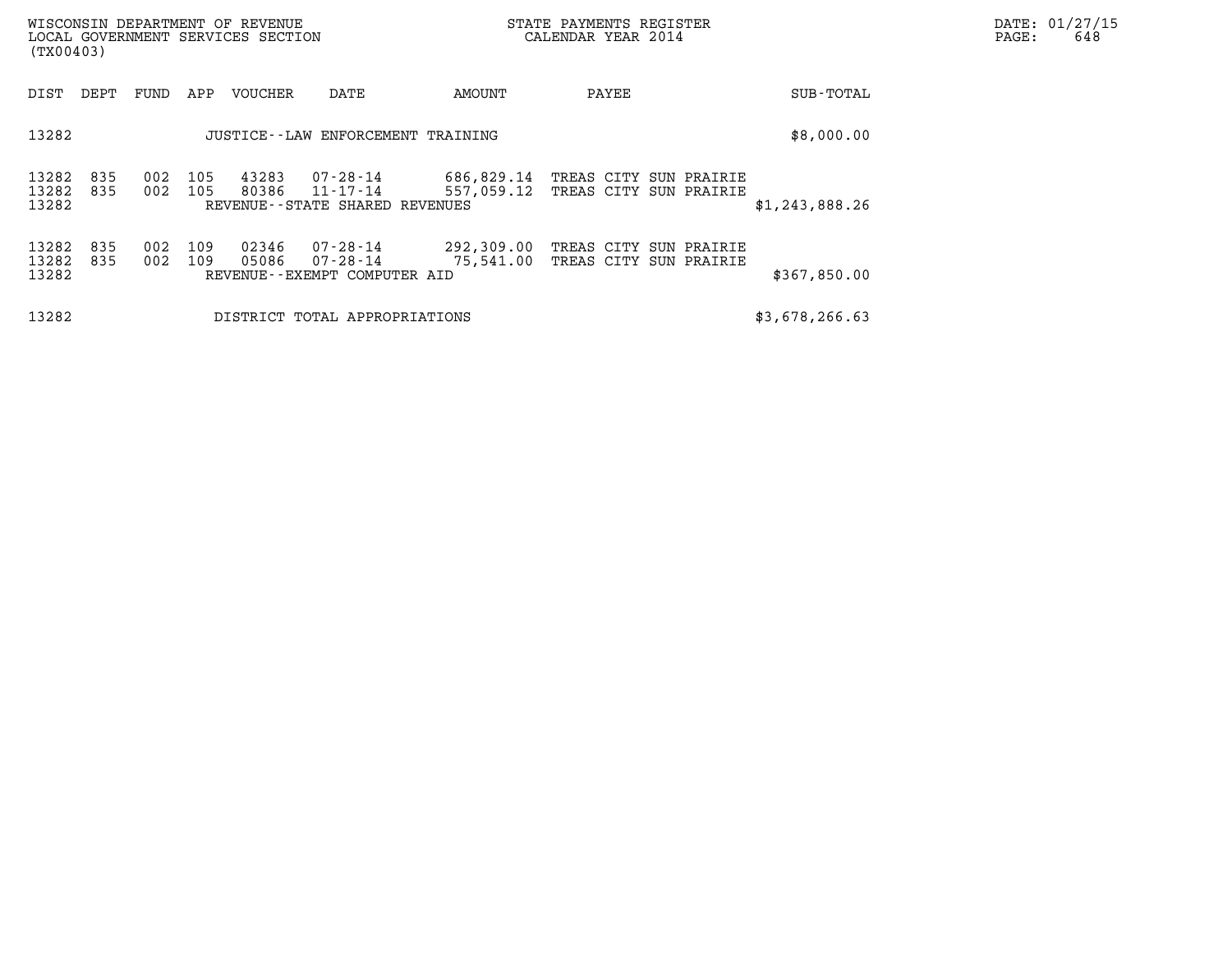| DIST | DEPT | FUND | APP | VOUCHER | DATE | AMOUNT | PAYEE | SUB-TOTAL |
|---|---|---|---|---|---|---|---|---|
| 13282 | | | | JUSTICE--LAW ENFORCEMENT TRAINING | | | | $8,000.00 |
| 13282 | 835 | 002 | 105 | 43283 | 07-28-14 | 686,829.14 | TREAS CITY SUN PRAIRIE | |
| 13282 | 835 | 002 | 105 | 80386 | 11-17-14 | 557,059.12 | TREAS CITY SUN PRAIRIE | |
| 13282 | | | | REVENUE--STATE SHARED REVENUES | | | | $1,243,888.26 |
| 13282 | 835 | 002 | 109 | 02346 | 07-28-14 | 292,309.00 | TREAS CITY SUN PRAIRIE | |
| 13282 | 835 | 002 | 109 | 05086 | 07-28-14 | 75,541.00 | TREAS CITY SUN PRAIRIE | |
| 13282 | | | | REVENUE--EXEMPT COMPUTER AID | | | | $367,850.00 |
| 13282 | | | | DISTRICT TOTAL APPROPRIATIONS | | | | $3,678,266.63 |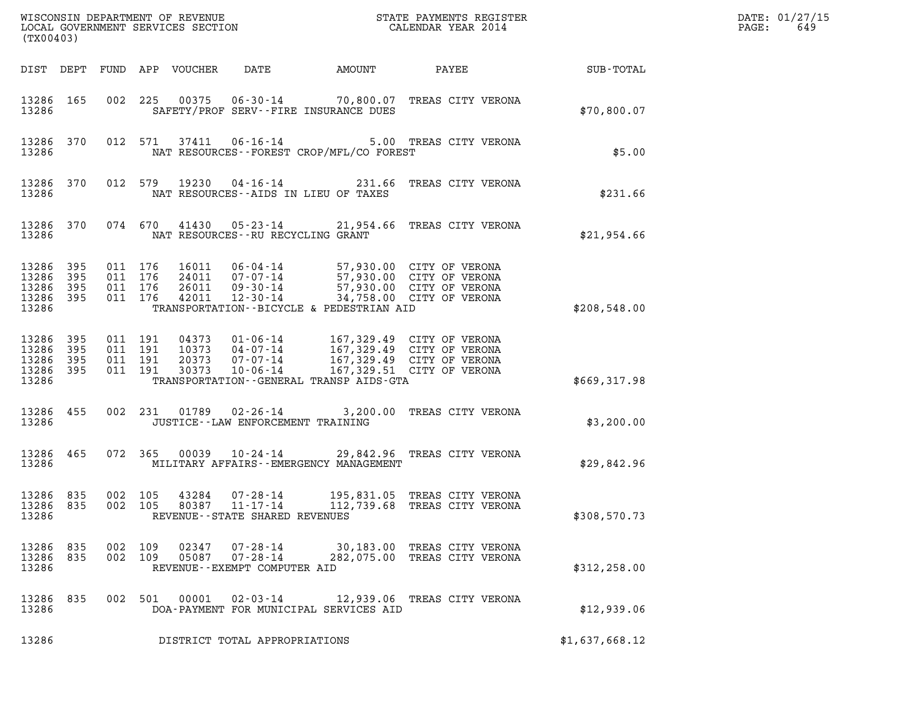WISCONSIN DEPARTMENT OF REVENUE
LOCAL GOVERNMENT SERVICES SECTION
(TX00403)

STATE PAYMENTS REGISTER
CALENDAR YEAR 2014

DATE: 01/27/15
PAGE: 649

| DIST | DEPT | FUND | APP | VOUCHER | DATE | AMOUNT | PAYEE | SUB-TOTAL |
|---|---|---|---|---|---|---|---|---|
| 13286 | 165 | 002 | 225 | 00375 | 06-30-14 | 70,800.07 | TREAS CITY VERONA | |
| 13286 | | | | SAFETY/PROF SERV--FIRE INSURANCE DUES | | | | $70,800.07 |
| 13286 | 370 | 012 | 571 | 37411 | 06-16-14 | 5.00 | TREAS CITY VERONA | |
| 13286 | | | | NAT RESOURCES--FOREST CROP/MFL/CO FOREST | | | | $5.00 |
| 13286 | 370 | 012 | 579 | 19230 | 04-16-14 | 231.66 | TREAS CITY VERONA | |
| 13286 | | | | NAT RESOURCES--AIDS IN LIEU OF TAXES | | | | $231.66 |
| 13286 | 370 | 074 | 670 | 41430 | 05-23-14 | 21,954.66 | TREAS CITY VERONA | |
| 13286 | | | | NAT RESOURCES--RU RECYCLING GRANT | | | | $21,954.66 |
| 13286 | 395 | 011 | 176 | 16011 | 06-04-14 | 57,930.00 | CITY OF VERONA | |
| 13286 | 395 | 011 | 176 | 24011 | 07-07-14 | 57,930.00 | CITY OF VERONA | |
| 13286 | 395 | 011 | 176 | 26011 | 09-30-14 | 57,930.00 | CITY OF VERONA | |
| 13286 | 395 | 011 | 176 | 42011 | 12-30-14 | 34,758.00 | CITY OF VERONA | |
| 13286 | | | | TRANSPORTATION--BICYCLE & PEDESTRIAN AID | | | | $208,548.00 |
| 13286 | 395 | 011 | 191 | 04373 | 01-06-14 | 167,329.49 | CITY OF VERONA | |
| 13286 | 395 | 011 | 191 | 10373 | 04-07-14 | 167,329.49 | CITY OF VERONA | |
| 13286 | 395 | 011 | 191 | 20373 | 07-07-14 | 167,329.49 | CITY OF VERONA | |
| 13286 | 395 | 011 | 191 | 30373 | 10-06-14 | 167,329.51 | CITY OF VERONA | |
| 13286 | | | | TRANSPORTATION--GENERAL TRANSP AIDS-GTA | | | | $669,317.98 |
| 13286 | 455 | 002 | 231 | 01789 | 02-26-14 | 3,200.00 | TREAS CITY VERONA | |
| 13286 | | | | JUSTICE--LAW ENFORCEMENT TRAINING | | | | $3,200.00 |
| 13286 | 465 | 072 | 365 | 00039 | 10-24-14 | 29,842.96 | TREAS CITY VERONA | |
| 13286 | | | | MILITARY AFFAIRS--EMERGENCY MANAGEMENT | | | | $29,842.96 |
| 13286 | 835 | 002 | 105 | 43284 | 07-28-14 | 195,831.05 | TREAS CITY VERONA | |
| 13286 | 835 | 002 | 105 | 80387 | 11-17-14 | 112,739.68 | TREAS CITY VERONA | |
| 13286 | | | | REVENUE--STATE SHARED REVENUES | | | | $308,570.73 |
| 13286 | 835 | 002 | 109 | 02347 | 07-28-14 | 30,183.00 | TREAS CITY VERONA | |
| 13286 | 835 | 002 | 109 | 05087 | 07-28-14 | 282,075.00 | TREAS CITY VERONA | |
| 13286 | | | | REVENUE--EXEMPT COMPUTER AID | | | | $312,258.00 |
| 13286 | 835 | 002 | 501 | 00001 | 02-03-14 | 12,939.06 | TREAS CITY VERONA | |
| 13286 | | | | DOA-PAYMENT FOR MUNICIPAL SERVICES AID | | | | $12,939.06 |
| 13286 | | | | DISTRICT TOTAL APPROPRIATIONS | | | | $1,637,668.12 |